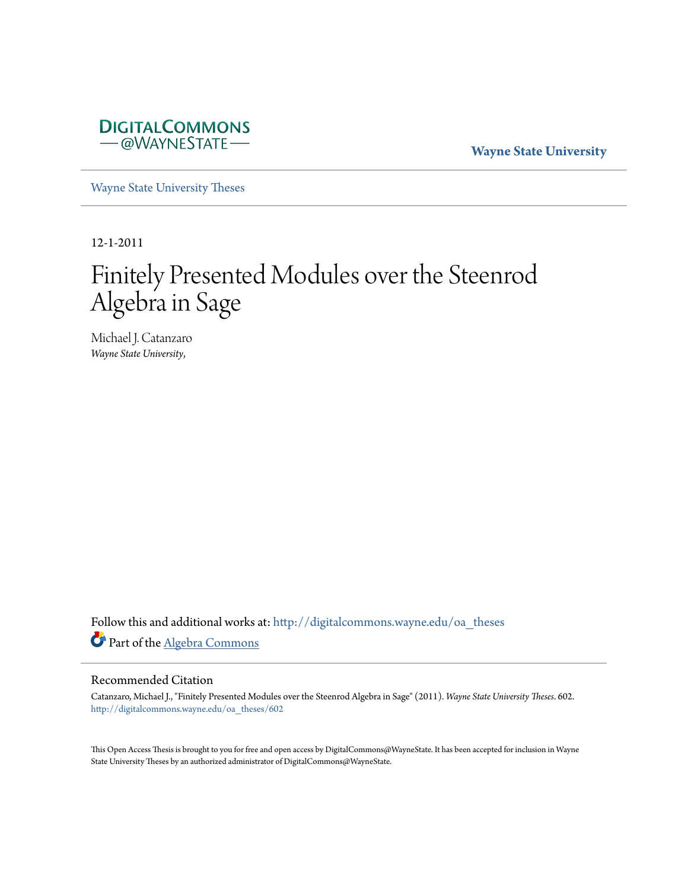DIGITALCOMMONS
— @WAYNESTATE —

**Wayne State University**

Wayne State University Theses

12-1-2011

# Finitely Presented Modules over the Steenrod Algebra in Sage

Michael J. Catanzaro
*Wayne State University,*

Follow this and additional works at: http://digitalcommons.wayne.edu/oa_theses

Part of the Algebra Commons

## Recommended Citation

Catanzaro, Michael J., "Finitely Presented Modules over the Steenrod Algebra in Sage" (2011). *Wayne State University Theses*. 602.
http://digitalcommons.wayne.edu/oa_theses/602

This Open Access Thesis is brought to you for free and open access by DigitalCommons@WayneState. It has been accepted for inclusion in Wayne State University Theses by an authorized administrator of DigitalCommons@WayneState.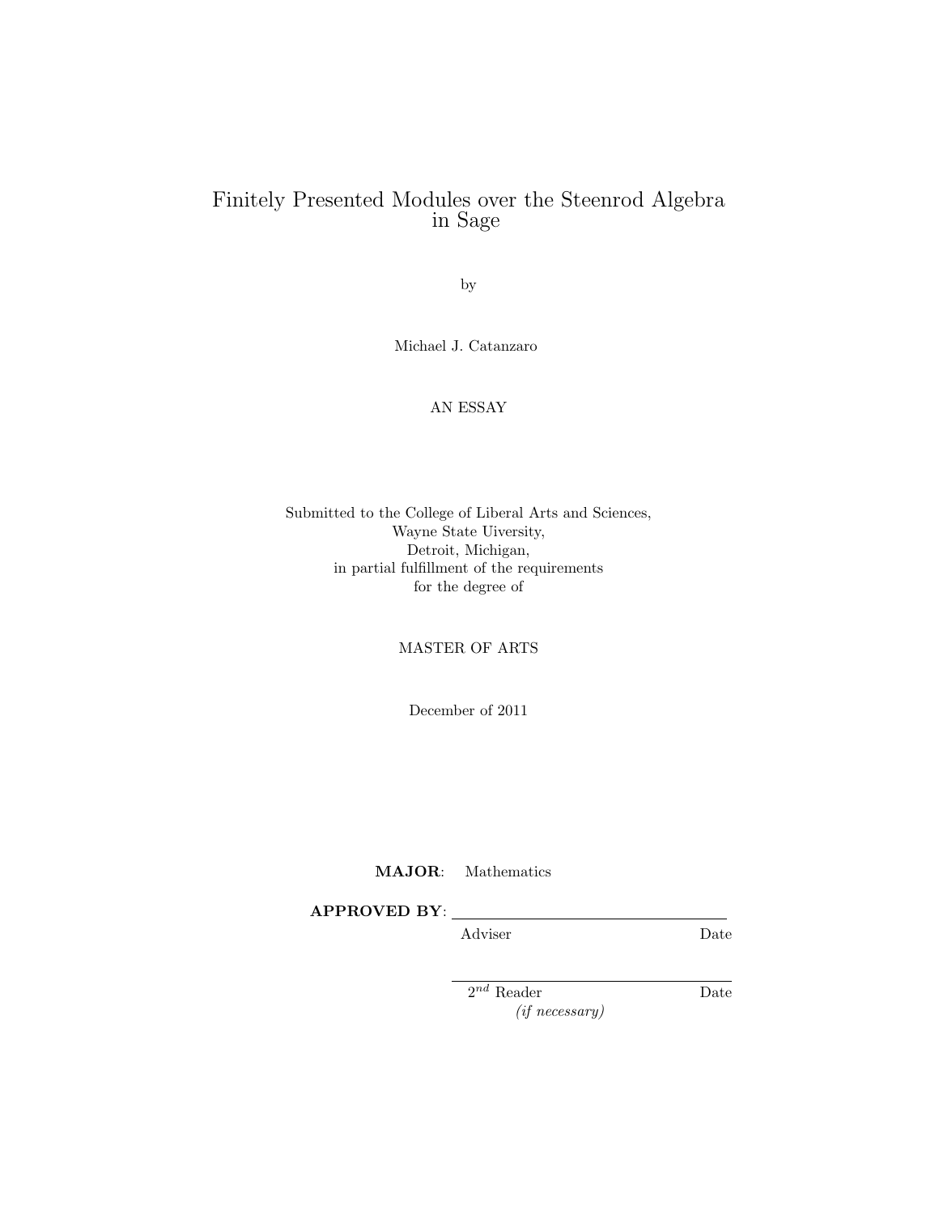# Finitely Presented Modules over the Steenrod Algebra in Sage

by

Michael J. Catanzaro

AN ESSAY

Submitted to the College of Liberal Arts and Sciences,
Wayne State Uiversity,
Detroit, Michigan,
in partial fulfillment of the requirements
for the degree of

MASTER OF ARTS

December of 2011

**MAJOR**: Mathematics

**APPROVED BY**: \_\_\_\_\_\_\_\_\_\_\_\_\_\_\_\_\_\_\_\_\_\_\_\_\_\_\_\_\_\_

Adviser Date

\_\_\_\_\_\_\_\_\_\_\_\_\_\_\_\_\_\_\_\_\_\_\_\_\_\_\_\_\_\_

$2^{nd}$ Reader Date
*(if necessary)*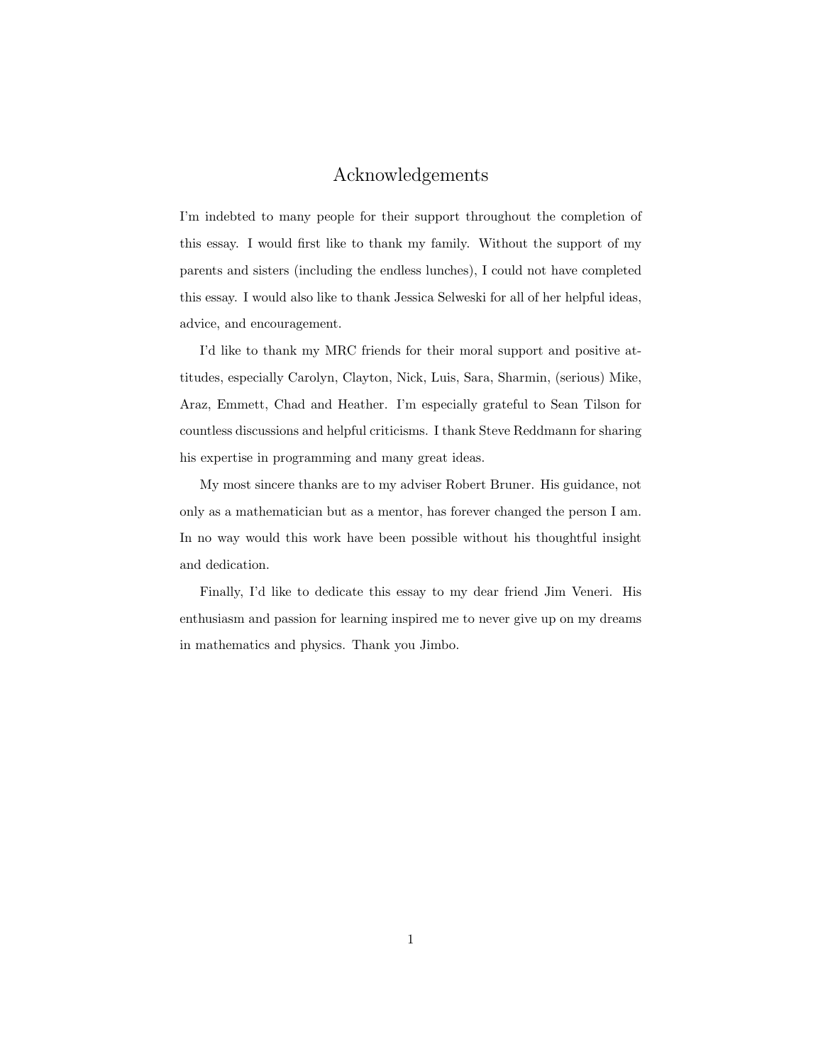# Acknowledgements

I'm indebted to many people for their support throughout the completion of this essay. I would first like to thank my family. Without the support of my parents and sisters (including the endless lunches), I could not have completed this essay. I would also like to thank Jessica Selweski for all of her helpful ideas, advice, and encouragement.

I'd like to thank my MRC friends for their moral support and positive attitudes, especially Carolyn, Clayton, Nick, Luis, Sara, Sharmin, (serious) Mike, Araz, Emmett, Chad and Heather. I'm especially grateful to Sean Tilson for countless discussions and helpful criticisms. I thank Steve Reddmann for sharing his expertise in programming and many great ideas.

My most sincere thanks are to my adviser Robert Bruner. His guidance, not only as a mathematician but as a mentor, has forever changed the person I am. In no way would this work have been possible without his thoughtful insight and dedication.

Finally, I'd like to dedicate this essay to my dear friend Jim Veneri. His enthusiasm and passion for learning inspired me to never give up on my dreams in mathematics and physics. Thank you Jimbo.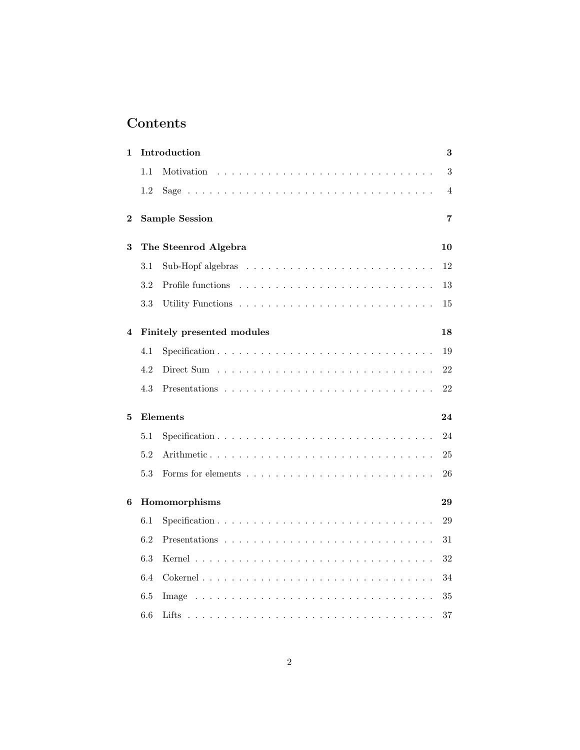# Contents

**1 Introduction** **3**

- 1.1 Motivation . . . . . . . . . . . . . . . . . . . . . . . . . . . . . . 3
- 1.2 Sage . . . . . . . . . . . . . . . . . . . . . . . . . . . . . . . . . 4

**2 Sample Session** **7**

**3 The Steenrod Algebra** **10**

- 3.1 Sub-Hopf algebras . . . . . . . . . . . . . . . . . . . . . . . . . . 12
- 3.2 Profile functions . . . . . . . . . . . . . . . . . . . . . . . . . . . 13
- 3.3 Utility Functions . . . . . . . . . . . . . . . . . . . . . . . . . . . 15

**4 Finitely presented modules** **18**

- 4.1 Specification . . . . . . . . . . . . . . . . . . . . . . . . . . . . . 19
- 4.2 Direct Sum . . . . . . . . . . . . . . . . . . . . . . . . . . . . . . 22
- 4.3 Presentations . . . . . . . . . . . . . . . . . . . . . . . . . . . . . 22

**5 Elements** **24**

- 5.1 Specification . . . . . . . . . . . . . . . . . . . . . . . . . . . . . 24
- 5.2 Arithmetic . . . . . . . . . . . . . . . . . . . . . . . . . . . . . . 25
- 5.3 Forms for elements . . . . . . . . . . . . . . . . . . . . . . . . . . 26

**6 Homomorphisms** **29**

- 6.1 Specification . . . . . . . . . . . . . . . . . . . . . . . . . . . . . 29
- 6.2 Presentations . . . . . . . . . . . . . . . . . . . . . . . . . . . . . 31
- 6.3 Kernel . . . . . . . . . . . . . . . . . . . . . . . . . . . . . . . . . 32
- 6.4 Cokernel . . . . . . . . . . . . . . . . . . . . . . . . . . . . . . . 34
- 6.5 Image . . . . . . . . . . . . . . . . . . . . . . . . . . . . . . . . . 35
- 6.6 Lifts . . . . . . . . . . . . . . . . . . . . . . . . . . . . . . . . . . 37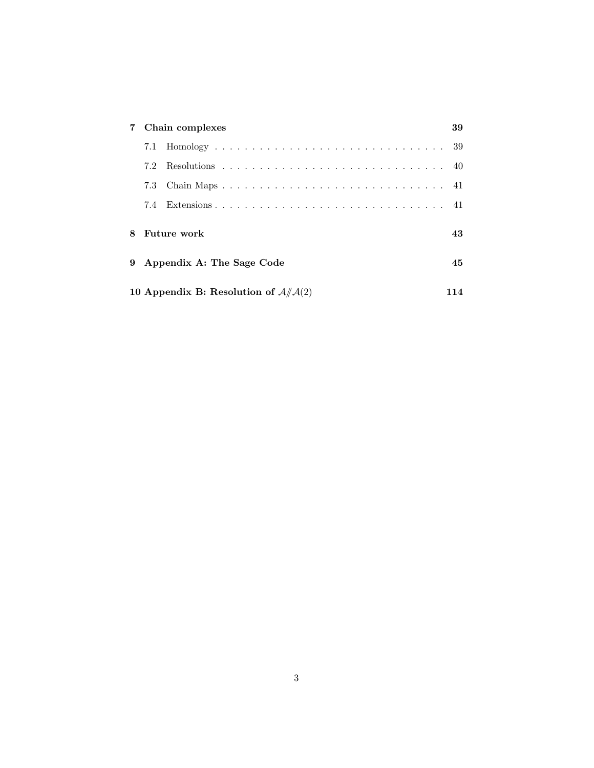**7 Chain complexes** — 39

- 7.1 Homology — 39
- 7.2 Resolutions — 40
- 7.3 Chain Maps — 41
- 7.4 Extensions — 41

**8 Future work** — 43

**9 Appendix A: The Sage Code** — 45

**10 Appendix B: Resolution of $\mathcal{A}/\!\!/\mathcal{A}(2)$** — 114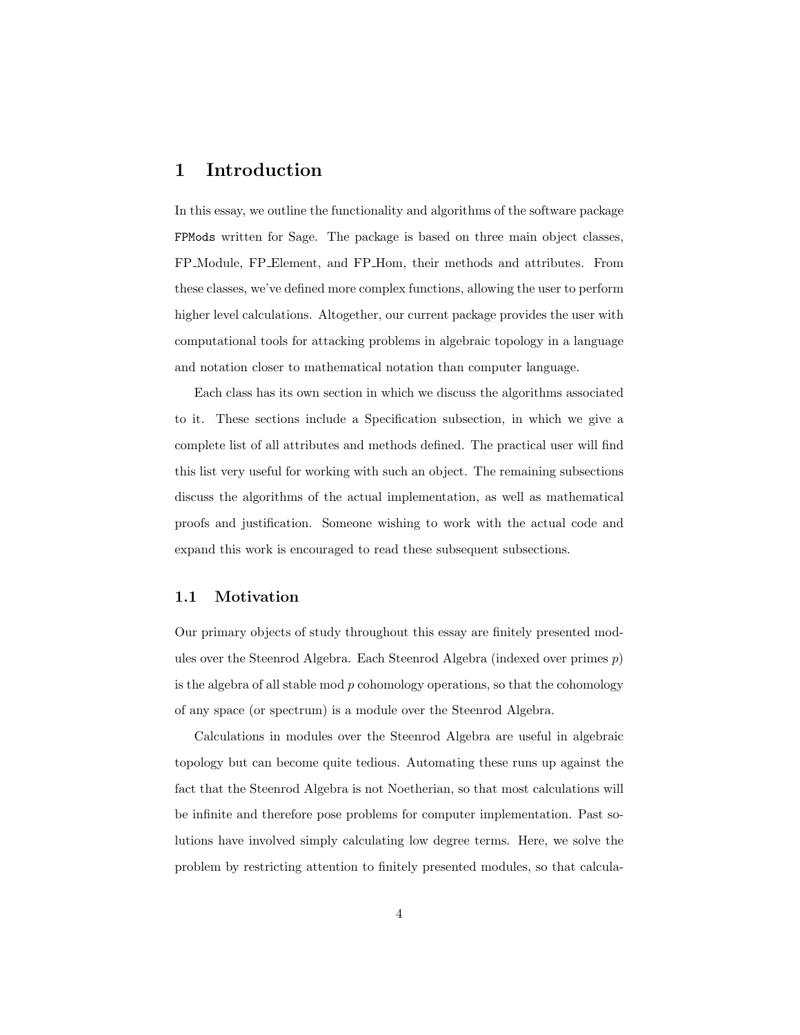# 1 Introduction

In this essay, we outline the functionality and algorithms of the software package `FPMods` written for Sage. The package is based on three main object classes, FP_Module, FP_Element, and FP_Hom, their methods and attributes. From these classes, we've defined more complex functions, allowing the user to perform higher level calculations. Altogether, our current package provides the user with computational tools for attacking problems in algebraic topology in a language and notation closer to mathematical notation than computer language.

Each class has its own section in which we discuss the algorithms associated to it. These sections include a Specification subsection, in which we give a complete list of all attributes and methods defined. The practical user will find this list very useful for working with such an object. The remaining subsections discuss the algorithms of the actual implementation, as well as mathematical proofs and justification. Someone wishing to work with the actual code and expand this work is encouraged to read these subsequent subsections.

## 1.1 Motivation

Our primary objects of study throughout this essay are finitely presented modules over the Steenrod Algebra. Each Steenrod Algebra (indexed over primes $p$) is the algebra of all stable mod $p$ cohomology operations, so that the cohomology of any space (or spectrum) is a module over the Steenrod Algebra.

Calculations in modules over the Steenrod Algebra are useful in algebraic topology but can become quite tedious. Automating these runs up against the fact that the Steenrod Algebra is not Noetherian, so that most calculations will be infinite and therefore pose problems for computer implementation. Past solutions have involved simply calculating low degree terms. Here, we solve the problem by restricting attention to finitely presented modules, so that calcula-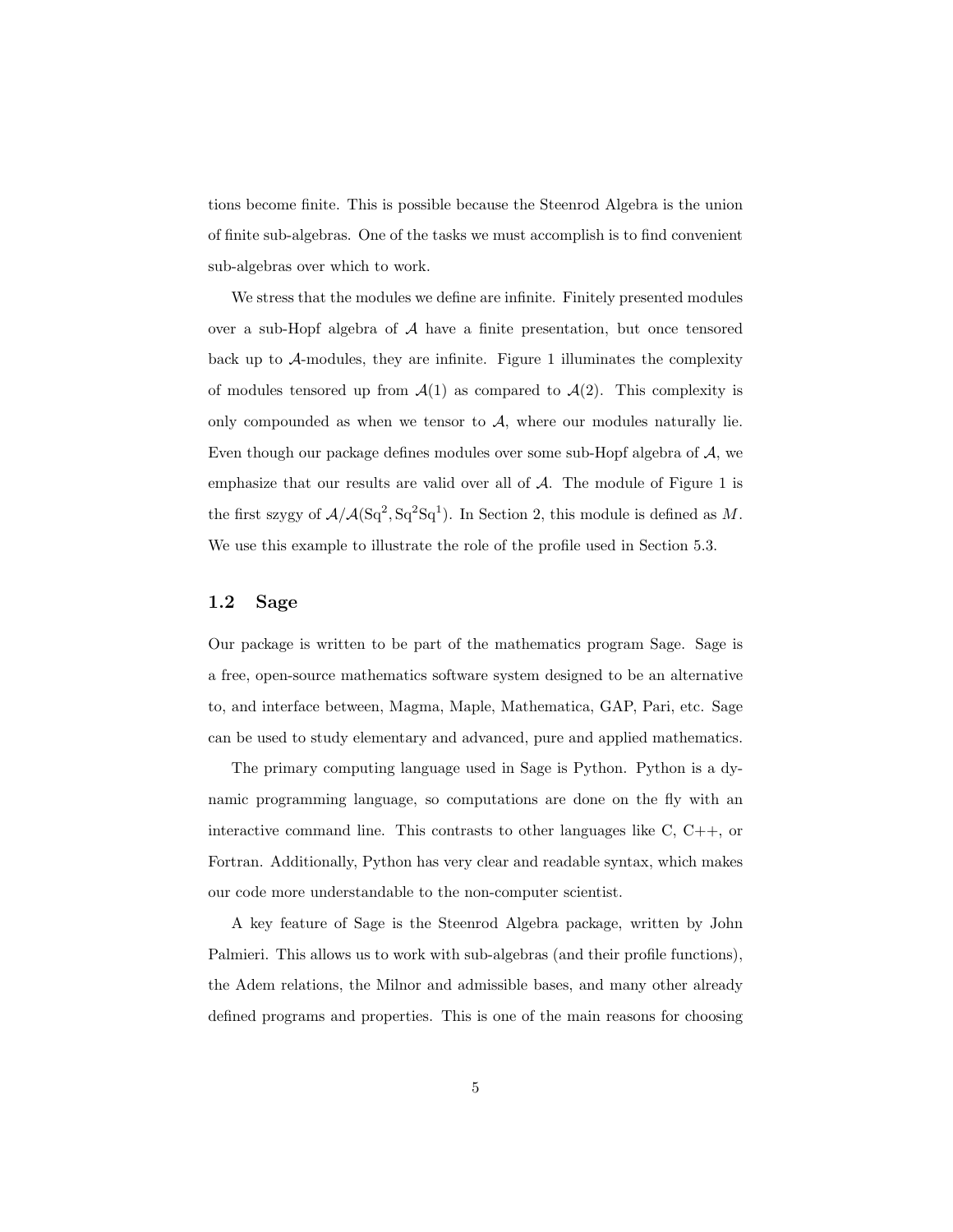tions become finite. This is possible because the Steenrod Algebra is the union of finite sub-algebras. One of the tasks we must accomplish is to find convenient sub-algebras over which to work.

We stress that the modules we define are infinite. Finitely presented modules over a sub-Hopf algebra of $\mathcal{A}$ have a finite presentation, but once tensored back up to $\mathcal{A}$-modules, they are infinite. Figure 1 illuminates the complexity of modules tensored up from $\mathcal{A}(1)$ as compared to $\mathcal{A}(2)$. This complexity is only compounded as when we tensor to $\mathcal{A}$, where our modules naturally lie. Even though our package defines modules over some sub-Hopf algebra of $\mathcal{A}$, we emphasize that our results are valid over all of $\mathcal{A}$. The module of Figure 1 is the first szygy of $\mathcal{A}/\mathcal{A}(\mathrm{Sq}^2, \mathrm{Sq}^2\mathrm{Sq}^1)$. In Section 2, this module is defined as $M$. We use this example to illustrate the role of the profile used in Section 5.3.

### 1.2 Sage

Our package is written to be part of the mathematics program Sage. Sage is a free, open-source mathematics software system designed to be an alternative to, and interface between, Magma, Maple, Mathematica, GAP, Pari, etc. Sage can be used to study elementary and advanced, pure and applied mathematics.

The primary computing language used in Sage is Python. Python is a dynamic programming language, so computations are done on the fly with an interactive command line. This contrasts to other languages like C, C++, or Fortran. Additionally, Python has very clear and readable syntax, which makes our code more understandable to the non-computer scientist.

A key feature of Sage is the Steenrod Algebra package, written by John Palmieri. This allows us to work with sub-algebras (and their profile functions), the Adem relations, the Milnor and admissible bases, and many other already defined programs and properties. This is one of the main reasons for choosing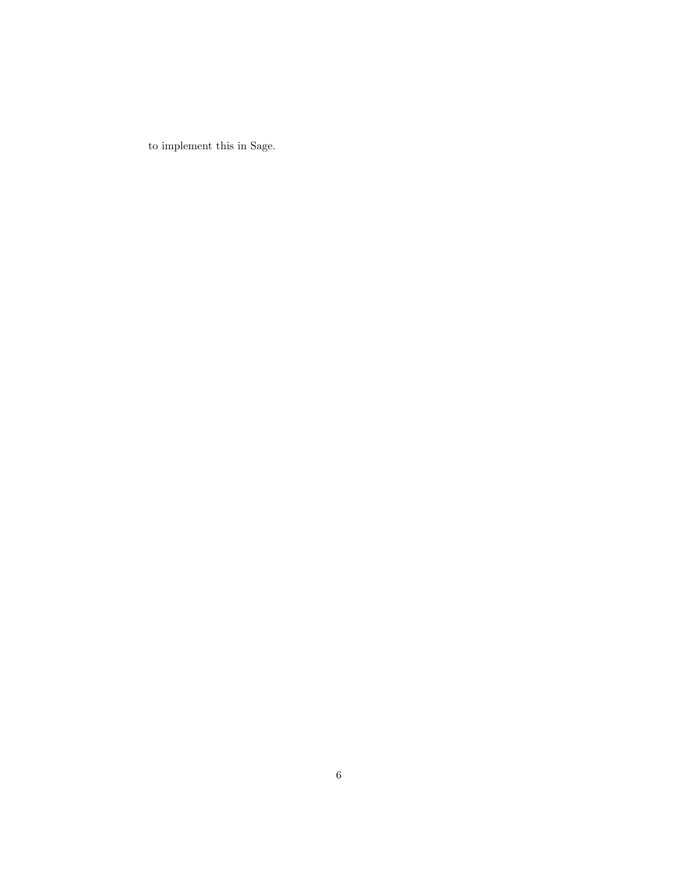to implement this in Sage.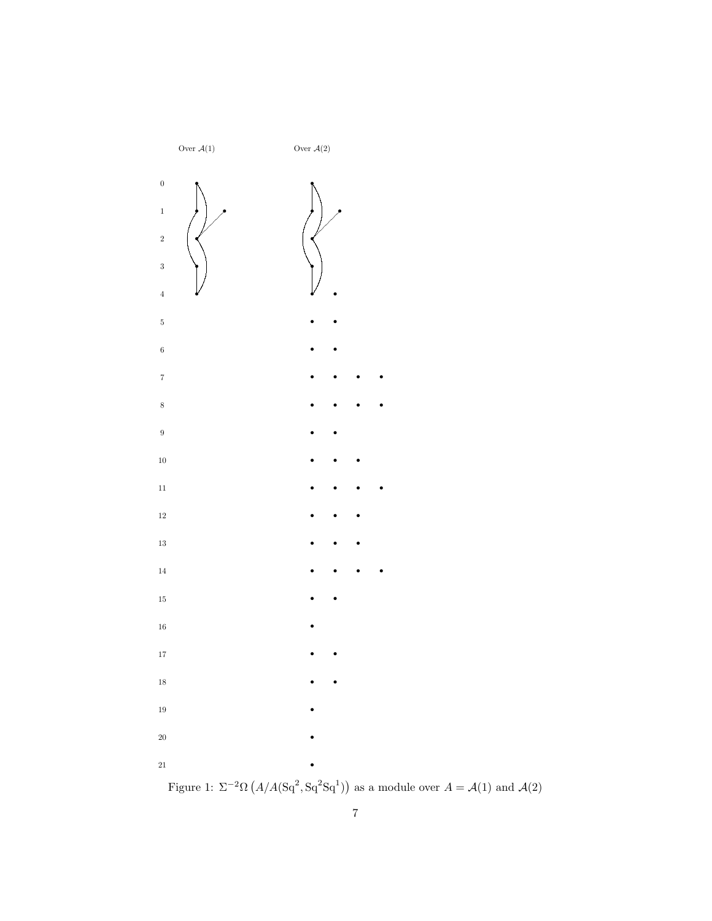Over $\mathcal{A}(1)$

Over $\mathcal{A}(2)$

Figure 1: $\Sigma^{-2}\Omega\left(A/A(\mathrm{Sq}^2, \mathrm{Sq}^2\mathrm{Sq}^1)\right)$ as a module over $A = \mathcal{A}(1)$ and $\mathcal{A}(2)$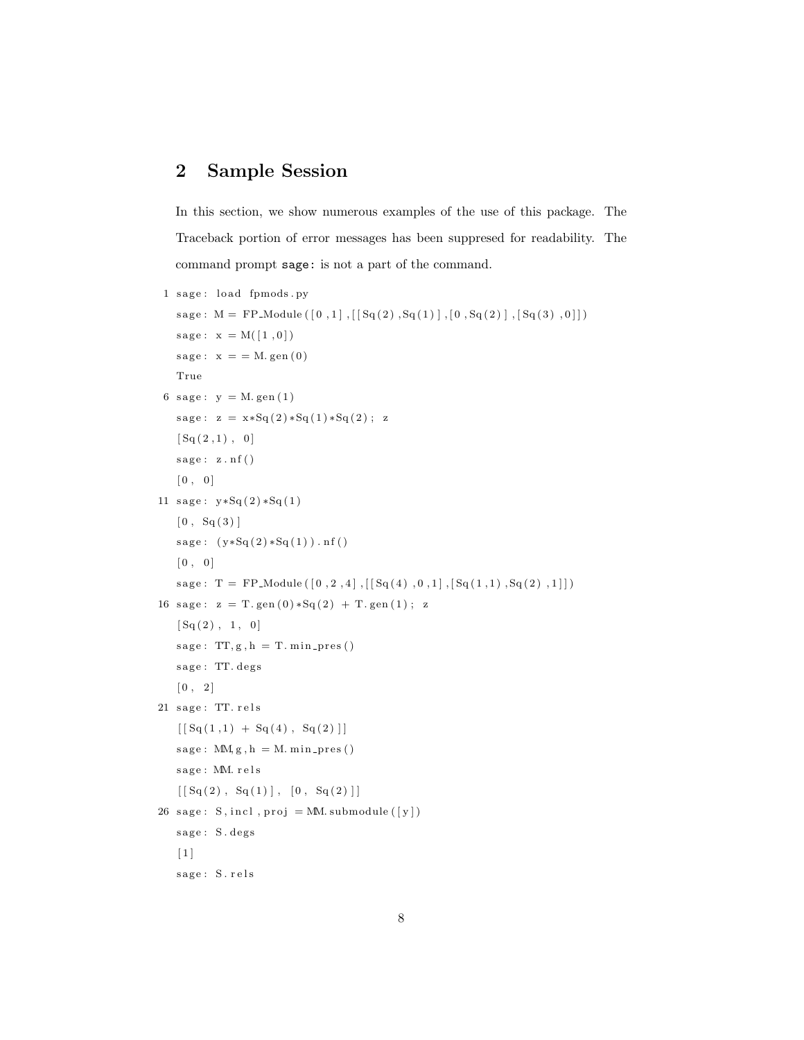## 2 Sample Session

In this section, we show numerous examples of the use of this package. The Traceback portion of error messages has been suppresed for readability. The command prompt `sage:` is not a part of the command.

```
1 sage: load fpmods.py
  sage: M = FP_Module([0,1],[[Sq(2),Sq(1)],[0,Sq(2)],[Sq(3),0]])
  sage: x = M([1,0])
  sage: x == M.gen(0)
  True
6 sage: y = M.gen(1)
  sage: z = x*Sq(2)*Sq(1)*Sq(2); z
  [Sq(2,1), 0]
  sage: z.nf()
  [0, 0]
11 sage: y*Sq(2)*Sq(1)
  [0, Sq(3)]
  sage: (y*Sq(2)*Sq(1)).nf()
  [0, 0]
  sage: T = FP_Module([0,2,4],[[Sq(4),0,1],[Sq(1,1),Sq(2),1]])
16 sage: z = T.gen(0)*Sq(2) + T.gen(1); z
  [Sq(2), 1, 0]
  sage: TT,g,h = T.min_pres()
  sage: TT.degs
  [0, 2]
21 sage: TT.rels
  [[Sq(1,1) + Sq(4), Sq(2)]]
  sage: MM,g,h = M.min_pres()
  sage: MM.rels
  [[Sq(2), Sq(1)], [0, Sq(2)]]
26 sage: S,incl,proj = MM.submodule([y])
  sage: S.degs
  [1]
  sage: S.rels
```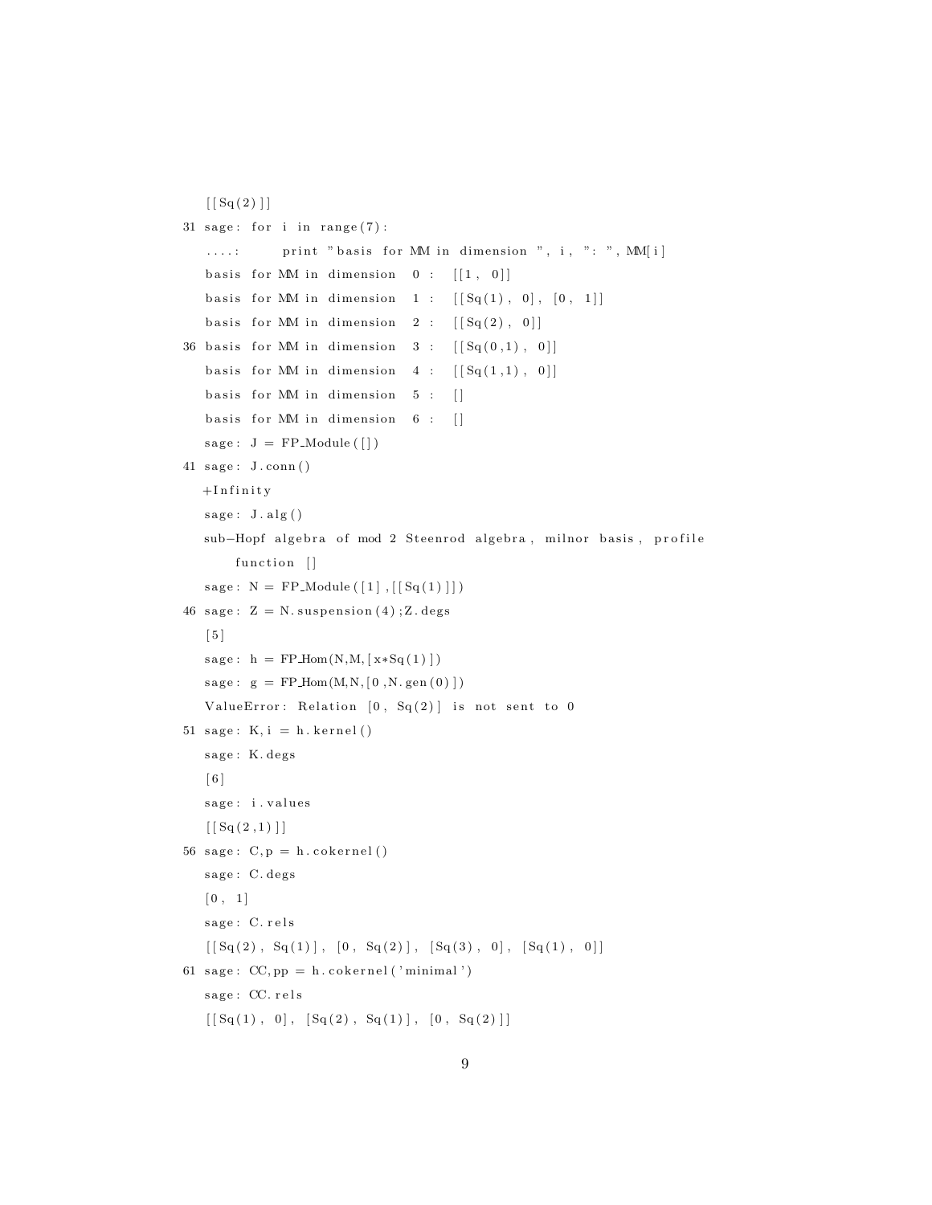```
   [[Sq(2)]]
31 sage: for i in range(7):
   ....:       print "basis for MM in dimension ", i, ": ", MM[i]
   basis for MM in dimension  0 :  [[1, 0]]
   basis for MM in dimension  1 :  [[Sq(1), 0], [0, 1]]
   basis for MM in dimension  2 :  [[Sq(2), 0]]
36 basis for MM in dimension  3 :  [[Sq(0,1), 0]]
   basis for MM in dimension  4 :  [[Sq(1,1), 0]]
   basis for MM in dimension  5 :  []
   basis for MM in dimension  6 :  []
   sage: J = FP_Module([])
41 sage: J.conn()
   +Infinity
   sage: J.alg()
   sub-Hopf algebra of mod 2 Steenrod algebra, milnor basis, profile
       function []
   sage: N = FP_Module([1],[[Sq(1)]])
46 sage: Z = N.suspension(4);Z.degs
   [5]
   sage: h = FP_Hom(N,M,[x*Sq(1)])
   sage: g = FP_Hom(M,N,[0,N.gen(0)])
   ValueError: Relation [0, Sq(2)] is not sent to 0
51 sage: K,i = h.kernel()
   sage: K.degs
   [6]
   sage: i.values
   [[Sq(2,1)]]
56 sage: C,p = h.cokernel()
   sage: C.degs
   [0, 1]
   sage: C.rels
   [[Sq(2), Sq(1)], [0, Sq(2)], [Sq(3), 0], [Sq(1), 0]]
61 sage: CC,pp = h.cokernel('minimal')
   sage: CC.rels
   [[Sq(1), 0], [Sq(2), Sq(1)], [0, Sq(2)]]
```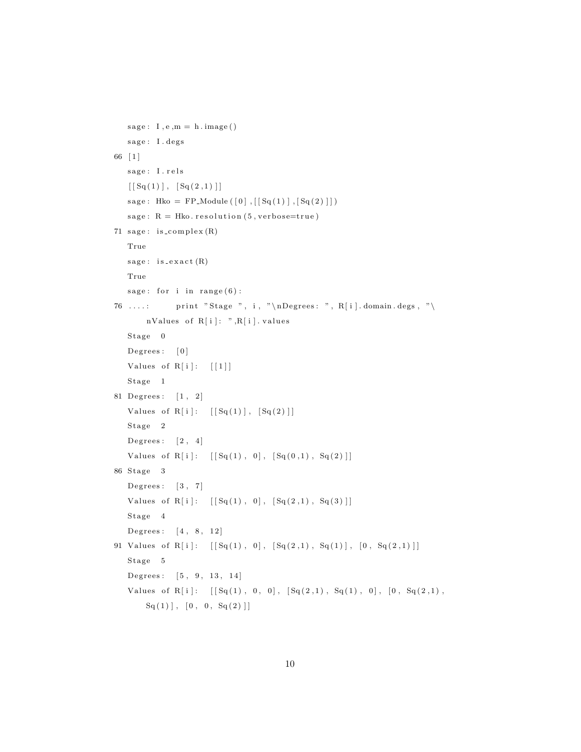```
sage: I,e,m = h.image()
sage: I.degs
[1]
sage: I.rels
[[Sq(1)], [Sq(2,1)]]
sage: Hko = FP_Module([0],[[Sq(1)],[Sq(2)]])
sage: R = Hko.resolution(5,verbose=true)
sage: is_complex(R)
True
sage: is_exact(R)
True
sage: for i in range(6):
....:     print "Stage ", i, "\nDegrees: ", R[i].domain.degs, "\
    nValues of R[i]: ",R[i].values
Stage  0
Degrees:  [0]
Values of R[i]:  [[1]]
Stage  1
Degrees:  [1, 2]
Values of R[i]:  [[Sq(1)], [Sq(2)]]
Stage  2
Degrees:  [2, 4]
Values of R[i]:  [[Sq(1), 0], [Sq(0,1), Sq(2)]]
Stage  3
Degrees:  [3, 7]
Values of R[i]:  [[Sq(1), 0], [Sq(2,1), Sq(3)]]
Stage  4
Degrees:  [4, 8, 12]
Values of R[i]:  [[Sq(1), 0], [Sq(2,1), Sq(1)], [0, Sq(2,1)]]
Stage  5
Degrees:  [5, 9, 13, 14]
Values of R[i]:  [[Sq(1), 0, 0], [Sq(2,1), Sq(1), 0], [0, Sq(2,1),
    Sq(1)], [0, 0, Sq(2)]]
```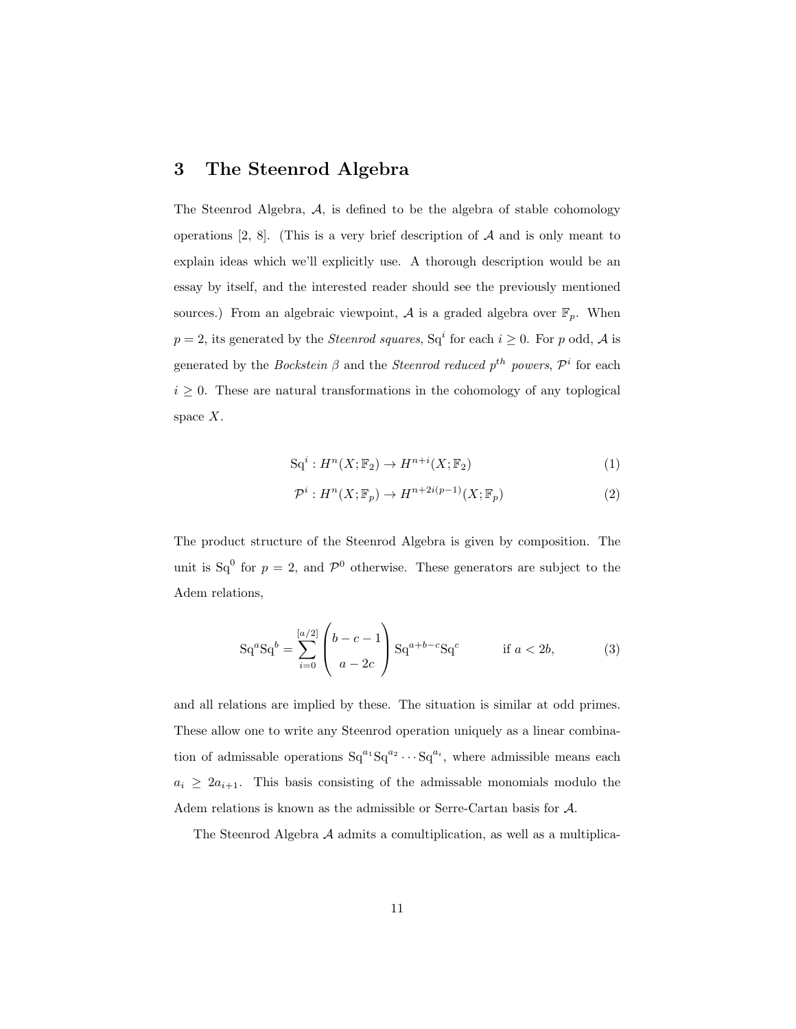# 3 The Steenrod Algebra

The Steenrod Algebra, $\mathcal{A}$, is defined to be the algebra of stable cohomology operations [2, 8]. (This is a very brief description of $\mathcal{A}$ and is only meant to explain ideas which we'll explicitly use. A thorough description would be an essay by itself, and the interested reader should see the previously mentioned sources.) From an algebraic viewpoint, $\mathcal{A}$ is a graded algebra over $\mathbb{F}_p$. When $p = 2$, its generated by the *Steenrod squares*, $\mathrm{Sq}^i$ for each $i \geq 0$. For $p$ odd, $\mathcal{A}$ is generated by the *Bockstein* $\beta$ and the *Steenrod reduced* $p^{th}$ *powers*, $\mathcal{P}^i$ for each $i \geq 0$. These are natural transformations in the cohomology of any toplogical space $X$.

$$\mathrm{Sq}^i : H^n(X; \mathbb{F}_2) \to H^{n+i}(X; \mathbb{F}_2) \tag{1}$$

$$\mathcal{P}^i : H^n(X; \mathbb{F}_p) \to H^{n+2i(p-1)}(X; \mathbb{F}_p) \tag{2}$$

The product structure of the Steenrod Algebra is given by composition. The unit is $\mathrm{Sq}^0$ for $p = 2$, and $\mathcal{P}^0$ otherwise. These generators are subject to the Adem relations,

$$\mathrm{Sq}^a \mathrm{Sq}^b = \sum_{i=0}^{[a/2]} \binom{b-c-1}{a-2c} \mathrm{Sq}^{a+b-c} \mathrm{Sq}^c \qquad \text{if } a < 2b, \tag{3}$$

and all relations are implied by these. The situation is similar at odd primes. These allow one to write any Steenrod operation uniquely as a linear combination of admissable operations $\mathrm{Sq}^{a_1} \mathrm{Sq}^{a_2} \cdots \mathrm{Sq}^{a_i}$, where admissible means each $a_i \geq 2a_{i+1}$. This basis consisting of the admissable monomials modulo the Adem relations is known as the admissible or Serre-Cartan basis for $\mathcal{A}$.

The Steenrod Algebra $\mathcal{A}$ admits a comultiplication, as well as a multiplica-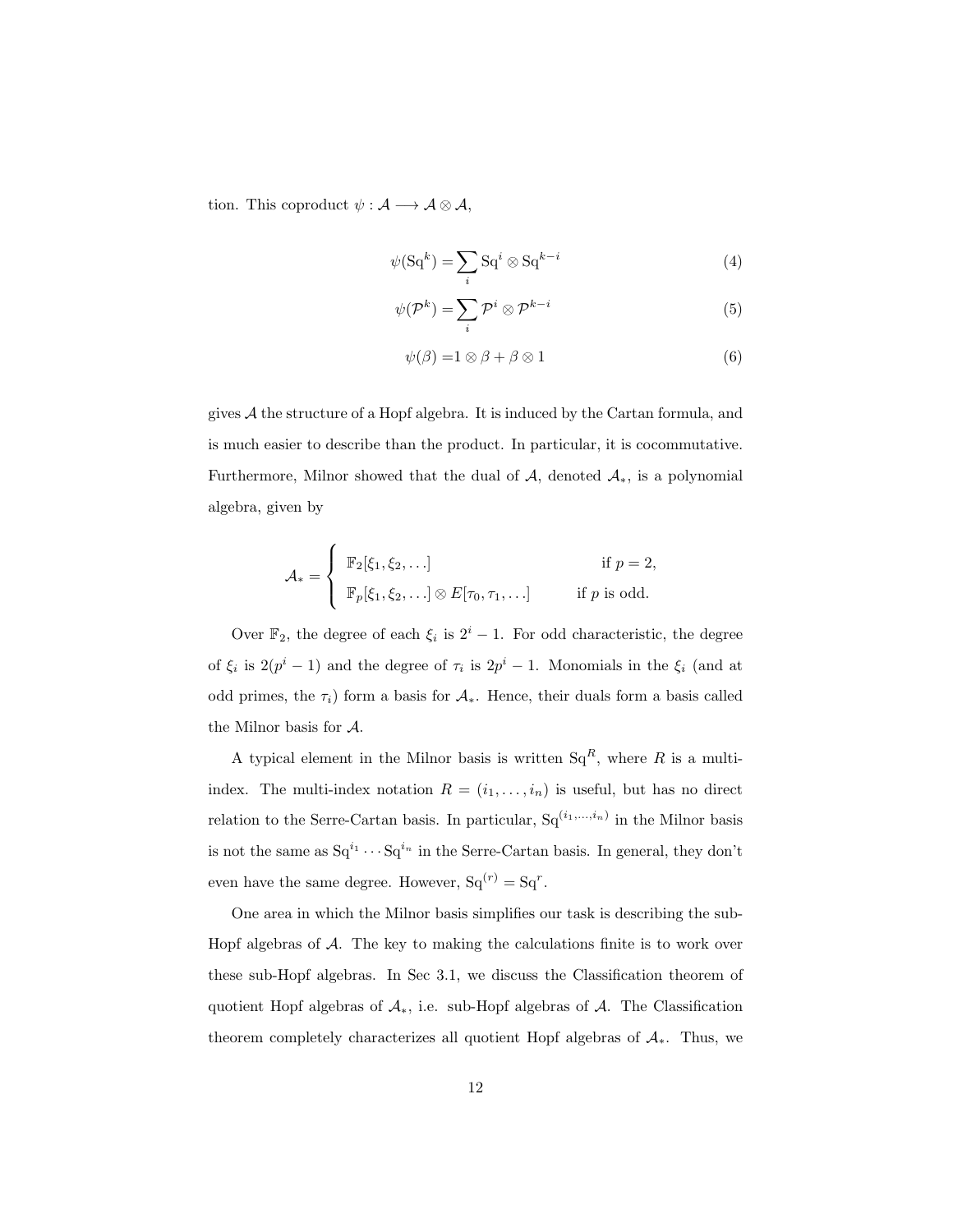tion. This coproduct $\psi : \mathcal{A} \longrightarrow \mathcal{A} \otimes \mathcal{A}$,

$$\psi(\mathrm{Sq}^k) = \sum_i \mathrm{Sq}^i \otimes \mathrm{Sq}^{k-i} \tag{4}$$

$$\psi(\mathcal{P}^k) = \sum_i \mathcal{P}^i \otimes \mathcal{P}^{k-i} \tag{5}$$

$$\psi(\beta) = 1 \otimes \beta + \beta \otimes 1 \tag{6}$$

gives $\mathcal{A}$ the structure of a Hopf algebra. It is induced by the Cartan formula, and is much easier to describe than the product. In particular, it is cocommutative. Furthermore, Milnor showed that the dual of $\mathcal{A}$, denoted $\mathcal{A}_*$, is a polynomial algebra, given by

$$\mathcal{A}_* = \begin{cases} \mathbb{F}_2[\xi_1, \xi_2, \ldots] & \text{if } p = 2, \\ \mathbb{F}_p[\xi_1, \xi_2, \ldots] \otimes E[\tau_0, \tau_1, \ldots] & \text{if } p \text{ is odd.} \end{cases}$$

Over $\mathbb{F}_2$, the degree of each $\xi_i$ is $2^i - 1$. For odd characteristic, the degree of $\xi_i$ is $2(p^i - 1)$ and the degree of $\tau_i$ is $2p^i - 1$. Monomials in the $\xi_i$ (and at odd primes, the $\tau_i$) form a basis for $\mathcal{A}_*$. Hence, their duals form a basis called the Milnor basis for $\mathcal{A}$.

A typical element in the Milnor basis is written $\mathrm{Sq}^R$, where $R$ is a multi-index. The multi-index notation $R = (i_1, \ldots, i_n)$ is useful, but has no direct relation to the Serre-Cartan basis. In particular, $\mathrm{Sq}^{(i_1,\ldots,i_n)}$ in the Milnor basis is not the same as $\mathrm{Sq}^{i_1} \cdots \mathrm{Sq}^{i_n}$ in the Serre-Cartan basis. In general, they don't even have the same degree. However, $\mathrm{Sq}^{(r)} = \mathrm{Sq}^r$.

One area in which the Milnor basis simplifies our task is describing the sub-Hopf algebras of $\mathcal{A}$. The key to making the calculations finite is to work over these sub-Hopf algebras. In Sec 3.1, we discuss the Classification theorem of quotient Hopf algebras of $\mathcal{A}_*$, i.e. sub-Hopf algebras of $\mathcal{A}$. The Classification theorem completely characterizes all quotient Hopf algebras of $\mathcal{A}_*$. Thus, we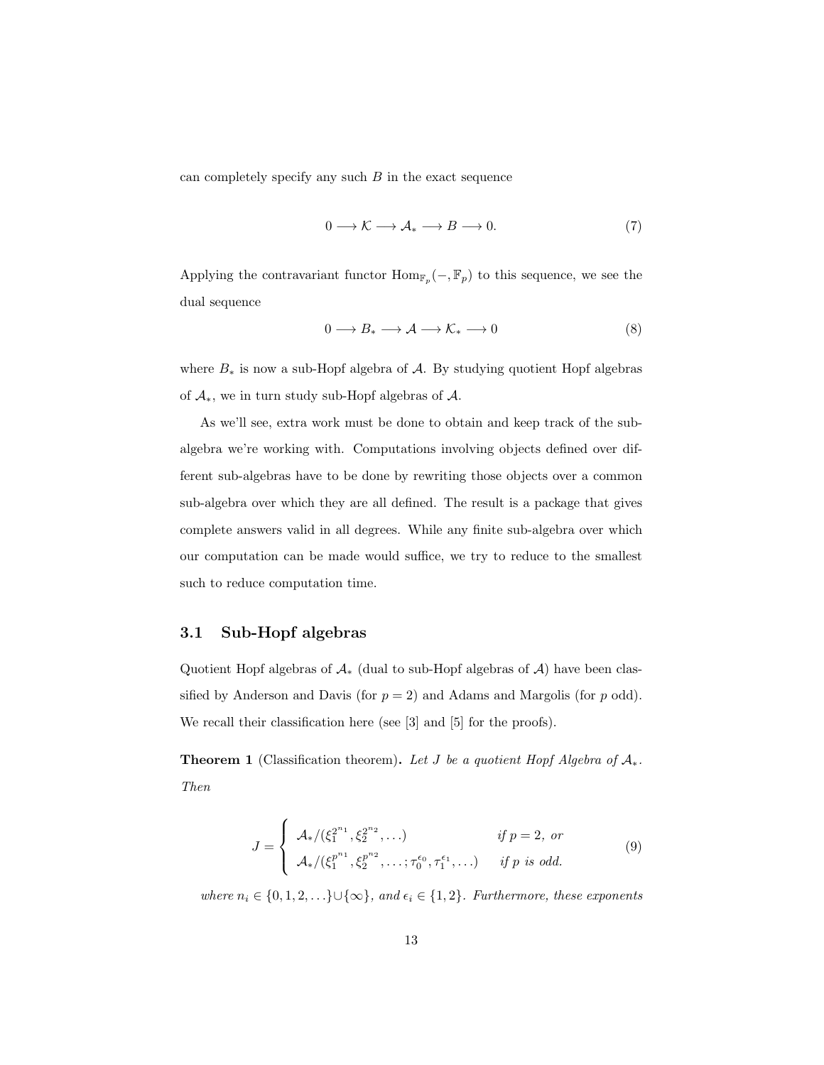can completely specify any such $B$ in the exact sequence

$$0 \longrightarrow \mathcal{K} \longrightarrow \mathcal{A}_* \longrightarrow B \longrightarrow 0. \tag{7}$$

Applying the contravariant functor $\mathrm{Hom}_{\mathbb{F}_p}(-, \mathbb{F}_p)$ to this sequence, we see the dual sequence

$$0 \longrightarrow B_* \longrightarrow \mathcal{A} \longrightarrow \mathcal{K}_* \longrightarrow 0 \tag{8}$$

where $B_*$ is now a sub-Hopf algebra of $\mathcal{A}$. By studying quotient Hopf algebras of $\mathcal{A}_*$, we in turn study sub-Hopf algebras of $\mathcal{A}$.

As we'll see, extra work must be done to obtain and keep track of the sub-algebra we're working with. Computations involving objects defined over different sub-algebras have to be done by rewriting those objects over a common sub-algebra over which they are all defined. The result is a package that gives complete answers valid in all degrees. While any finite sub-algebra over which our computation can be made would suffice, we try to reduce to the smallest such to reduce computation time.

### 3.1 Sub-Hopf algebras

Quotient Hopf algebras of $\mathcal{A}_*$ (dual to sub-Hopf algebras of $\mathcal{A}$) have been classified by Anderson and Davis (for $p = 2$) and Adams and Margolis (for $p$ odd). We recall their classification here (see [3] and [5] for the proofs).

**Theorem 1** (Classification theorem)**.** *Let $J$ be a quotient Hopf Algebra of $\mathcal{A}_*$. Then*

$$J = \begin{cases} \mathcal{A}_*/(\xi_1^{2^{n_1}}, \xi_2^{2^{n_2}}, \ldots) & \text{if } p = 2, \text{ or} \\ \mathcal{A}_*/(\xi_1^{p^{n_1}}, \xi_2^{p^{n_2}}, \ldots; \tau_0^{\epsilon_0}, \tau_1^{\epsilon_1}, \ldots) & \text{if } p \text{ is odd.} \end{cases} \tag{9}$$

*where $n_i \in \{0, 1, 2, \ldots\} \cup \{\infty\}$, and $\epsilon_i \in \{1, 2\}$. Furthermore, these exponents*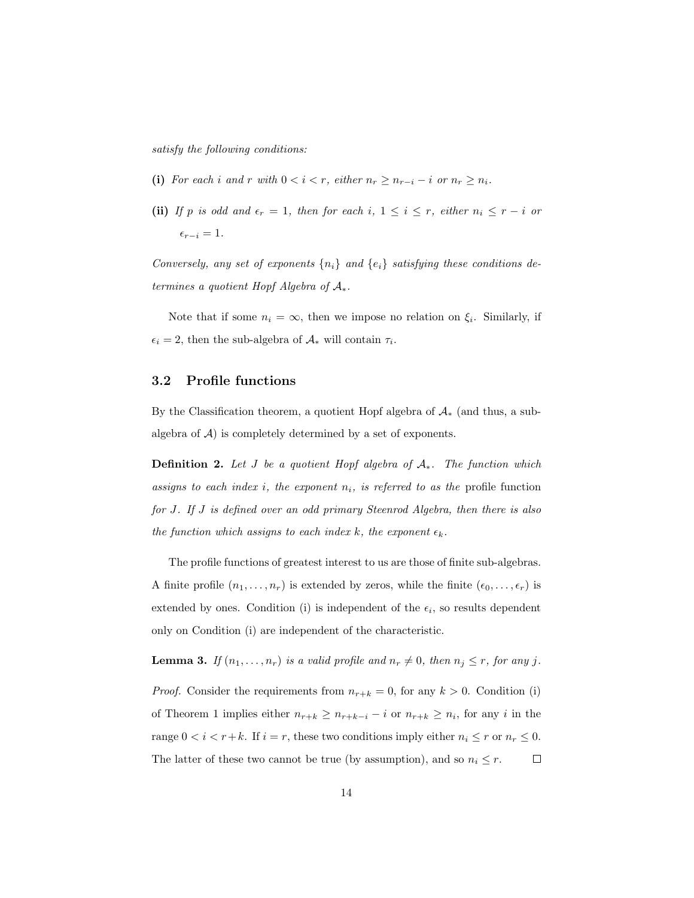*satisfy the following conditions:*

**(i)** *For each $i$ and $r$ with $0 < i < r$, either $n_r \geq n_{r-i} - i$ or $n_r \geq n_i$.*

**(ii)** *If $p$ is odd and $\epsilon_r = 1$, then for each $i$, $1 \leq i \leq r$, either $n_i \leq r - i$ or $\epsilon_{r-i} = 1$.*

*Conversely, any set of exponents $\{n_i\}$ and $\{e_i\}$ satisfying these conditions determines a quotient Hopf Algebra of $\mathcal{A}_*$.*

Note that if some $n_i = \infty$, then we impose no relation on $\xi_i$. Similarly, if $\epsilon_i = 2$, then the sub-algebra of $\mathcal{A}_*$ will contain $\tau_i$.

## 3.2 Profile functions

By the Classification theorem, a quotient Hopf algebra of $\mathcal{A}_*$ (and thus, a sub-algebra of $\mathcal{A}$) is completely determined by a set of exponents.

**Definition 2.** *Let $J$ be a quotient Hopf algebra of $\mathcal{A}_*$. The function which assigns to each index $i$, the exponent $n_i$, is referred to as the* profile function *for $J$. If $J$ is defined over an odd primary Steenrod Algebra, then there is also the function which assigns to each index $k$, the exponent $\epsilon_k$.*

The profile functions of greatest interest to us are those of finite sub-algebras. A finite profile $(n_1, \ldots, n_r)$ is extended by zeros, while the finite $(\epsilon_0, \ldots, \epsilon_r)$ is extended by ones. Condition (i) is independent of the $\epsilon_i$, so results dependent only on Condition (i) are independent of the characteristic.

**Lemma 3.** *If $(n_1, \ldots, n_r)$ is a valid profile and $n_r \neq 0$, then $n_j \leq r$, for any $j$.*

*Proof.* Consider the requirements from $n_{r+k} = 0$, for any $k > 0$. Condition (i) of Theorem 1 implies either $n_{r+k} \geq n_{r+k-i} - i$ or $n_{r+k} \geq n_i$, for any $i$ in the range $0 < i < r+k$. If $i = r$, these two conditions imply either $n_i \leq r$ or $n_r \leq 0$. The latter of these two cannot be true (by assumption), and so $n_i \leq r$. $\square$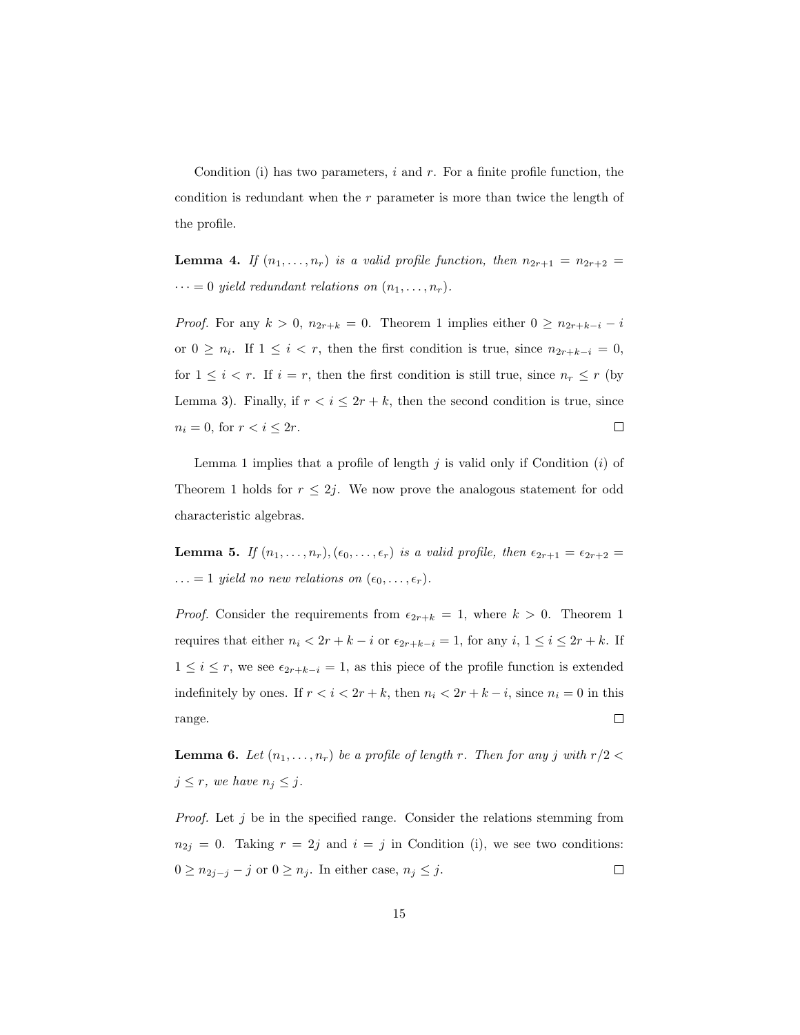Condition (i) has two parameters, $i$ and $r$. For a finite profile function, the condition is redundant when the $r$ parameter is more than twice the length of the profile.

**Lemma 4.** *If $(n_1, \ldots, n_r)$ is a valid profile function, then $n_{2r+1} = n_{2r+2} = \cdots = 0$ yield redundant relations on $(n_1, \ldots, n_r)$.*

*Proof.* For any $k > 0$, $n_{2r+k} = 0$. Theorem 1 implies either $0 \geq n_{2r+k-i} - i$ or $0 \geq n_i$. If $1 \leq i < r$, then the first condition is true, since $n_{2r+k-i} = 0$, for $1 \leq i < r$. If $i = r$, then the first condition is still true, since $n_r \leq r$ (by Lemma 3). Finally, if $r < i \leq 2r + k$, then the second condition is true, since $n_i = 0$, for $r < i \leq 2r$. $\square$

Lemma 1 implies that a profile of length $j$ is valid only if Condition $(i)$ of Theorem 1 holds for $r \leq 2j$. We now prove the analogous statement for odd characteristic algebras.

**Lemma 5.** *If $(n_1, \ldots, n_r), (\epsilon_0, \ldots, \epsilon_r)$ is a valid profile, then $\epsilon_{2r+1} = \epsilon_{2r+2} = \ldots = 1$ yield no new relations on $(\epsilon_0, \ldots, \epsilon_r)$.*

*Proof.* Consider the requirements from $\epsilon_{2r+k} = 1$, where $k > 0$. Theorem 1 requires that either $n_i < 2r + k - i$ or $\epsilon_{2r+k-i} = 1$, for any $i$, $1 \leq i \leq 2r + k$. If $1 \leq i \leq r$, we see $\epsilon_{2r+k-i} = 1$, as this piece of the profile function is extended indefinitely by ones. If $r < i < 2r + k$, then $n_i < 2r + k - i$, since $n_i = 0$ in this range. $\square$

**Lemma 6.** *Let $(n_1, \ldots, n_r)$ be a profile of length $r$. Then for any $j$ with $r/2 < j \leq r$, we have $n_j \leq j$.*

*Proof.* Let $j$ be in the specified range. Consider the relations stemming from $n_{2j} = 0$. Taking $r = 2j$ and $i = j$ in Condition (i), we see two conditions: $0 \geq n_{2j-j} - j$ or $0 \geq n_j$. In either case, $n_j \leq j$. $\square$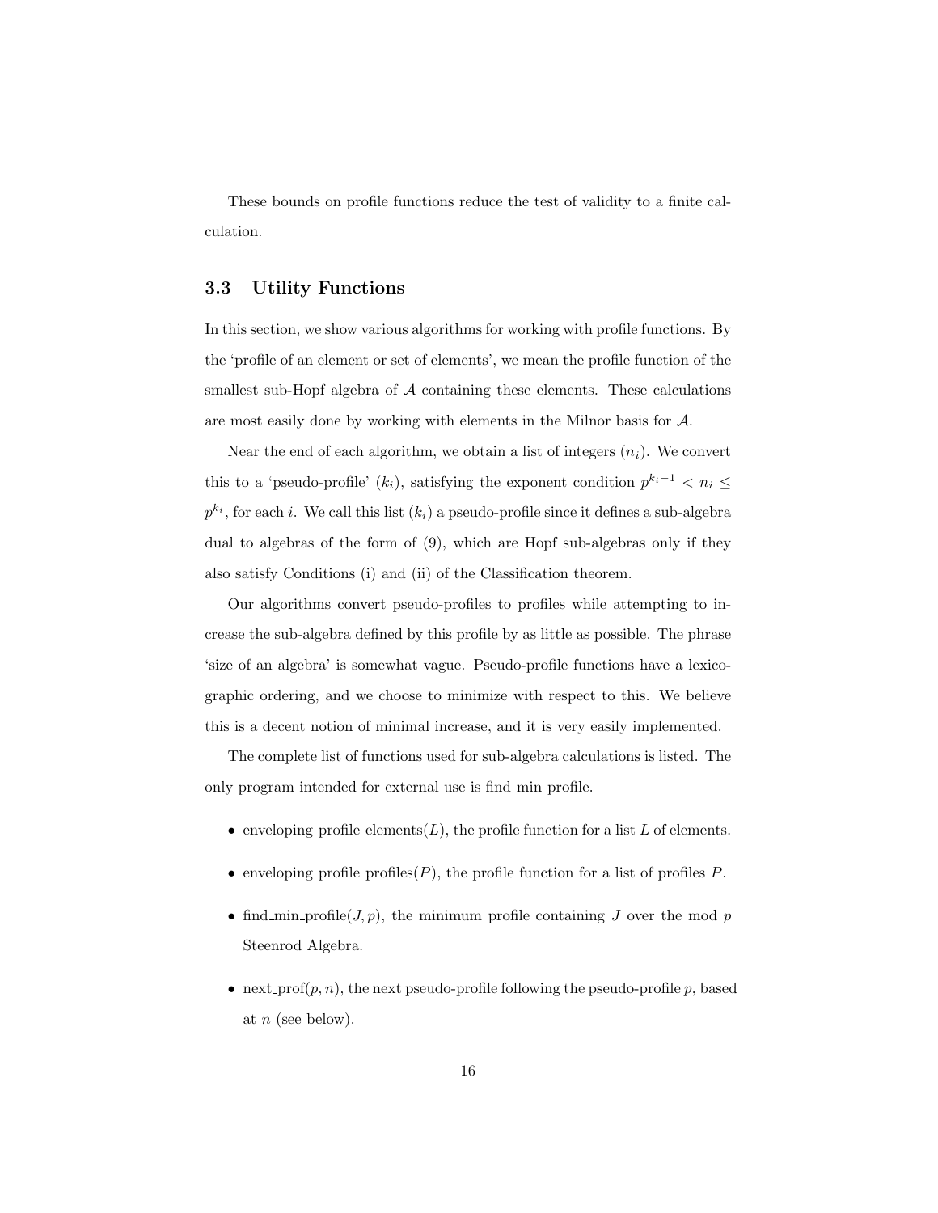These bounds on profile functions reduce the test of validity to a finite calculation.

### 3.3 Utility Functions

In this section, we show various algorithms for working with profile functions. By the 'profile of an element or set of elements', we mean the profile function of the smallest sub-Hopf algebra of $\mathcal{A}$ containing these elements. These calculations are most easily done by working with elements in the Milnor basis for $\mathcal{A}$.

Near the end of each algorithm, we obtain a list of integers $(n_i)$. We convert this to a 'pseudo-profile' $(k_i)$, satisfying the exponent condition $p^{k_i-1} < n_i \leq p^{k_i}$, for each $i$. We call this list $(k_i)$ a pseudo-profile since it defines a sub-algebra dual to algebras of the form of (9), which are Hopf sub-algebras only if they also satisfy Conditions (i) and (ii) of the Classification theorem.

Our algorithms convert pseudo-profiles to profiles while attempting to increase the sub-algebra defined by this profile by as little as possible. The phrase 'size of an algebra' is somewhat vague. Pseudo-profile functions have a lexicographic ordering, and we choose to minimize with respect to this. We believe this is a decent notion of minimal increase, and it is very easily implemented.

The complete list of functions used for sub-algebra calculations is listed. The only program intended for external use is find_min_profile.

- enveloping_profile_elements($L$), the profile function for a list $L$ of elements.
- enveloping_profile_profiles($P$), the profile function for a list of profiles $P$.
- find_min_profile($J, p$), the minimum profile containing $J$ over the mod $p$ Steenrod Algebra.
- next_prof($p, n$), the next pseudo-profile following the pseudo-profile $p$, based at $n$ (see below).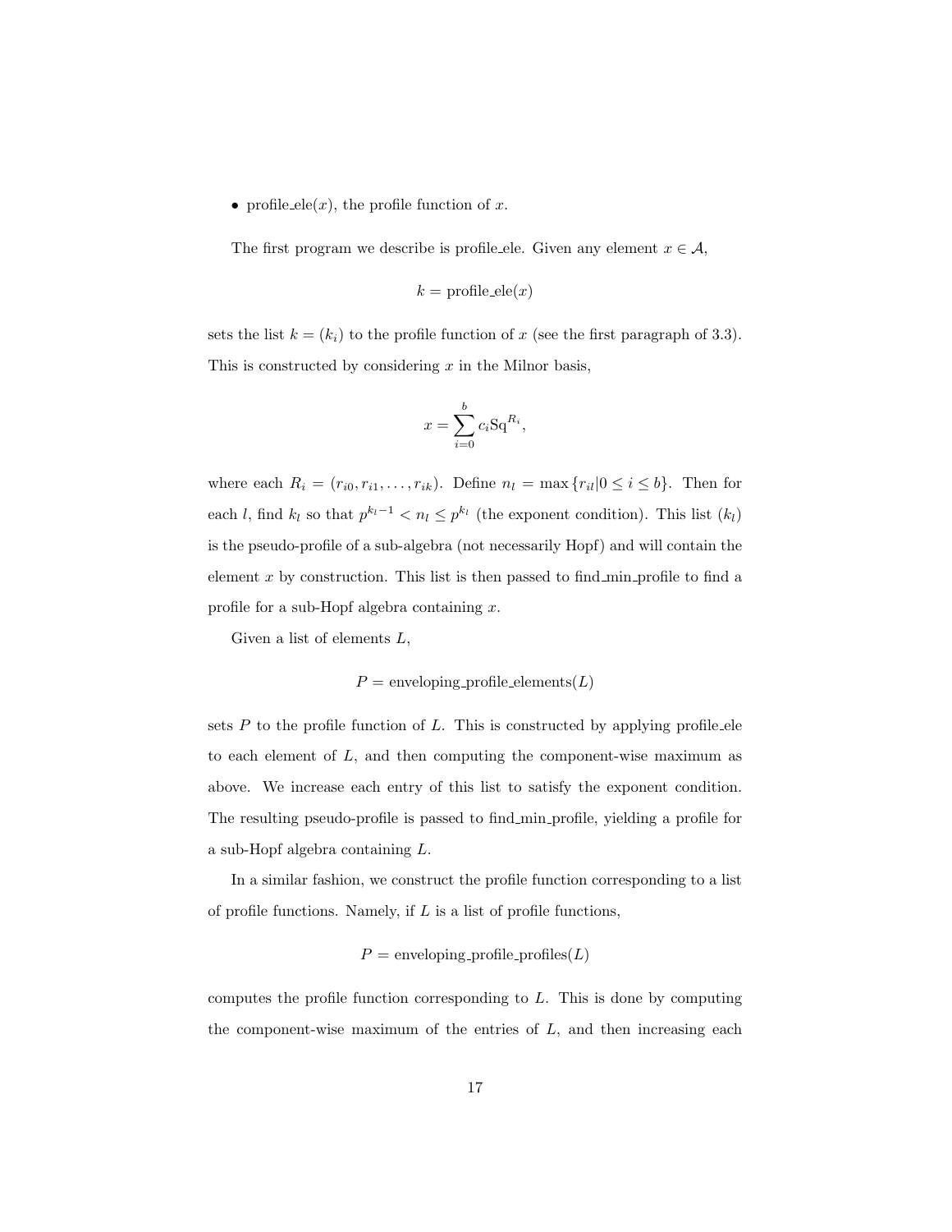- profile_ele($x$), the profile function of $x$.

The first program we describe is profile_ele. Given any element $x \in \mathcal{A}$,

$$k = \text{profile\_ele}(x)$$

sets the list $k = (k_i)$ to the profile function of $x$ (see the first paragraph of 3.3). This is constructed by considering $x$ in the Milnor basis,

$$x = \sum_{i=0}^{b} c_i \text{Sq}^{R_i},$$

where each $R_i = (r_{i0}, r_{i1}, \ldots, r_{ik})$. Define $n_l = \max\{r_{il} | 0 \leq i \leq b\}$. Then for each $l$, find $k_l$ so that $p^{k_l - 1} < n_l \leq p^{k_l}$ (the exponent condition). This list $(k_l)$ is the pseudo-profile of a sub-algebra (not necessarily Hopf) and will contain the element $x$ by construction. This list is then passed to find_min_profile to find a profile for a sub-Hopf algebra containing $x$.

Given a list of elements $L$,

$$P = \text{enveloping\_profile\_elements}(L)$$

sets $P$ to the profile function of $L$. This is constructed by applying profile_ele to each element of $L$, and then computing the component-wise maximum as above. We increase each entry of this list to satisfy the exponent condition. The resulting pseudo-profile is passed to find_min_profile, yielding a profile for a sub-Hopf algebra containing $L$.

In a similar fashion, we construct the profile function corresponding to a list of profile functions. Namely, if $L$ is a list of profile functions,

$$P = \text{enveloping\_profile\_profiles}(L)$$

computes the profile function corresponding to $L$. This is done by computing the component-wise maximum of the entries of $L$, and then increasing each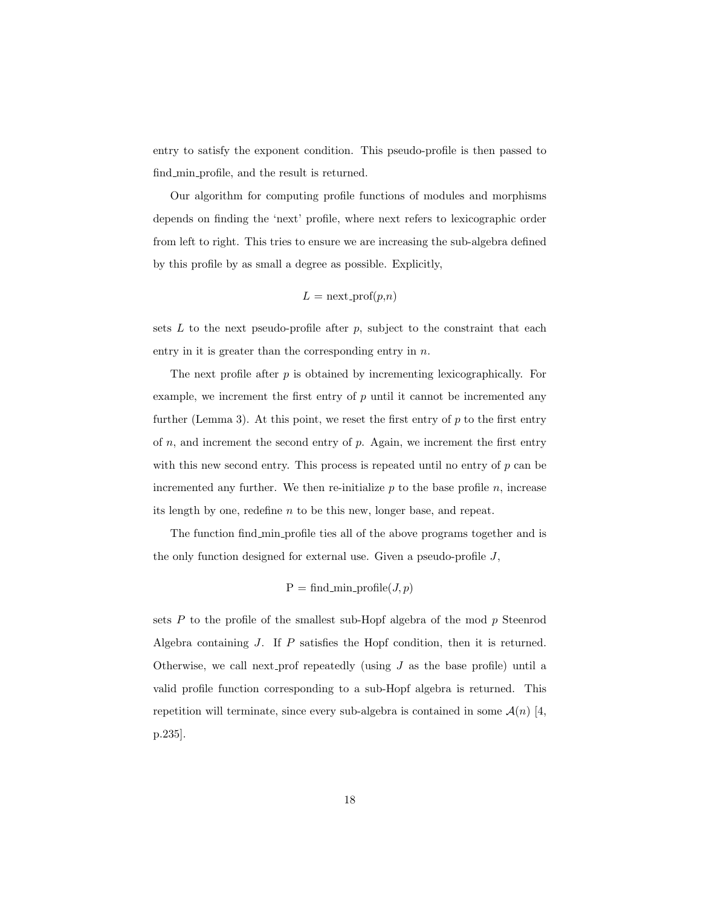entry to satisfy the exponent condition. This pseudo-profile is then passed to find_min_profile, and the result is returned.

Our algorithm for computing profile functions of modules and morphisms depends on finding the 'next' profile, where next refers to lexicographic order from left to right. This tries to ensure we are increasing the sub-algebra defined by this profile by as small a degree as possible. Explicitly,

$$L = \text{next\_prof}(p,n)$$

sets $L$ to the next pseudo-profile after $p$, subject to the constraint that each entry in it is greater than the corresponding entry in $n$.

The next profile after $p$ is obtained by incrementing lexicographically. For example, we increment the first entry of $p$ until it cannot be incremented any further (Lemma 3). At this point, we reset the first entry of $p$ to the first entry of $n$, and increment the second entry of $p$. Again, we increment the first entry with this new second entry. This process is repeated until no entry of $p$ can be incremented any further. We then re-initialize $p$ to the base profile $n$, increase its length by one, redefine $n$ to be this new, longer base, and repeat.

The function find_min_profile ties all of the above programs together and is the only function designed for external use. Given a pseudo-profile $J$,

$$\text{P} = \text{find\_min\_profile}(J, p)$$

sets $P$ to the profile of the smallest sub-Hopf algebra of the mod $p$ Steenrod Algebra containing $J$. If $P$ satisfies the Hopf condition, then it is returned. Otherwise, we call next_prof repeatedly (using $J$ as the base profile) until a valid profile function corresponding to a sub-Hopf algebra is returned. This repetition will terminate, since every sub-algebra is contained in some $\mathcal{A}(n)$ [4, p.235].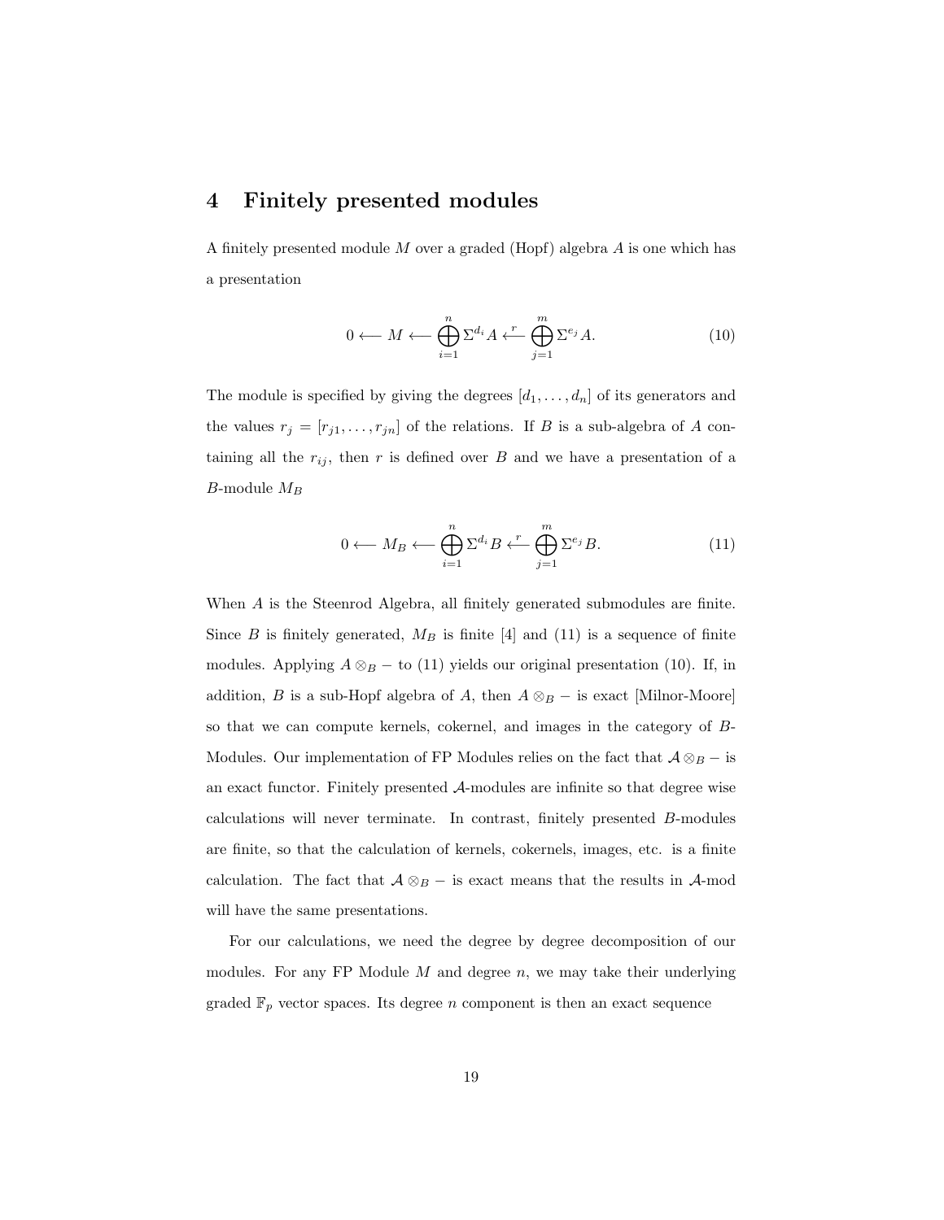# 4 Finitely presented modules

A finitely presented module $M$ over a graded (Hopf) algebra $A$ is one which has a presentation

$$0 \longleftarrow M \longleftarrow \bigoplus_{i=1}^{n} \Sigma^{d_i} A \xleftarrow{\ r\ } \bigoplus_{j=1}^{m} \Sigma^{e_j} A. \tag{10}$$

The module is specified by giving the degrees $[d_1, \ldots, d_n]$ of its generators and the values $r_j = [r_{j1}, \ldots, r_{jn}]$ of the relations. If $B$ is a sub-algebra of $A$ containing all the $r_{ij}$, then $r$ is defined over $B$ and we have a presentation of a $B$-module $M_B$

$$0 \longleftarrow M_B \longleftarrow \bigoplus_{i=1}^{n} \Sigma^{d_i} B \xleftarrow{\ r\ } \bigoplus_{j=1}^{m} \Sigma^{e_j} B. \tag{11}$$

When $A$ is the Steenrod Algebra, all finitely generated submodules are finite. Since $B$ is finitely generated, $M_B$ is finite [4] and (11) is a sequence of finite modules. Applying $A \otimes_B -$ to (11) yields our original presentation (10). If, in addition, $B$ is a sub-Hopf algebra of $A$, then $A \otimes_B -$ is exact [Milnor-Moore] so that we can compute kernels, cokernel, and images in the category of $B$-Modules. Our implementation of FP Modules relies on the fact that $\mathcal{A} \otimes_B -$ is an exact functor. Finitely presented $\mathcal{A}$-modules are infinite so that degree wise calculations will never terminate. In contrast, finitely presented $B$-modules are finite, so that the calculation of kernels, cokernels, images, etc. is a finite calculation. The fact that $\mathcal{A} \otimes_B -$ is exact means that the results in $\mathcal{A}$-mod will have the same presentations.

For our calculations, we need the degree by degree decomposition of our modules. For any FP Module $M$ and degree $n$, we may take their underlying graded $\mathbb{F}_p$ vector spaces. Its degree $n$ component is then an exact sequence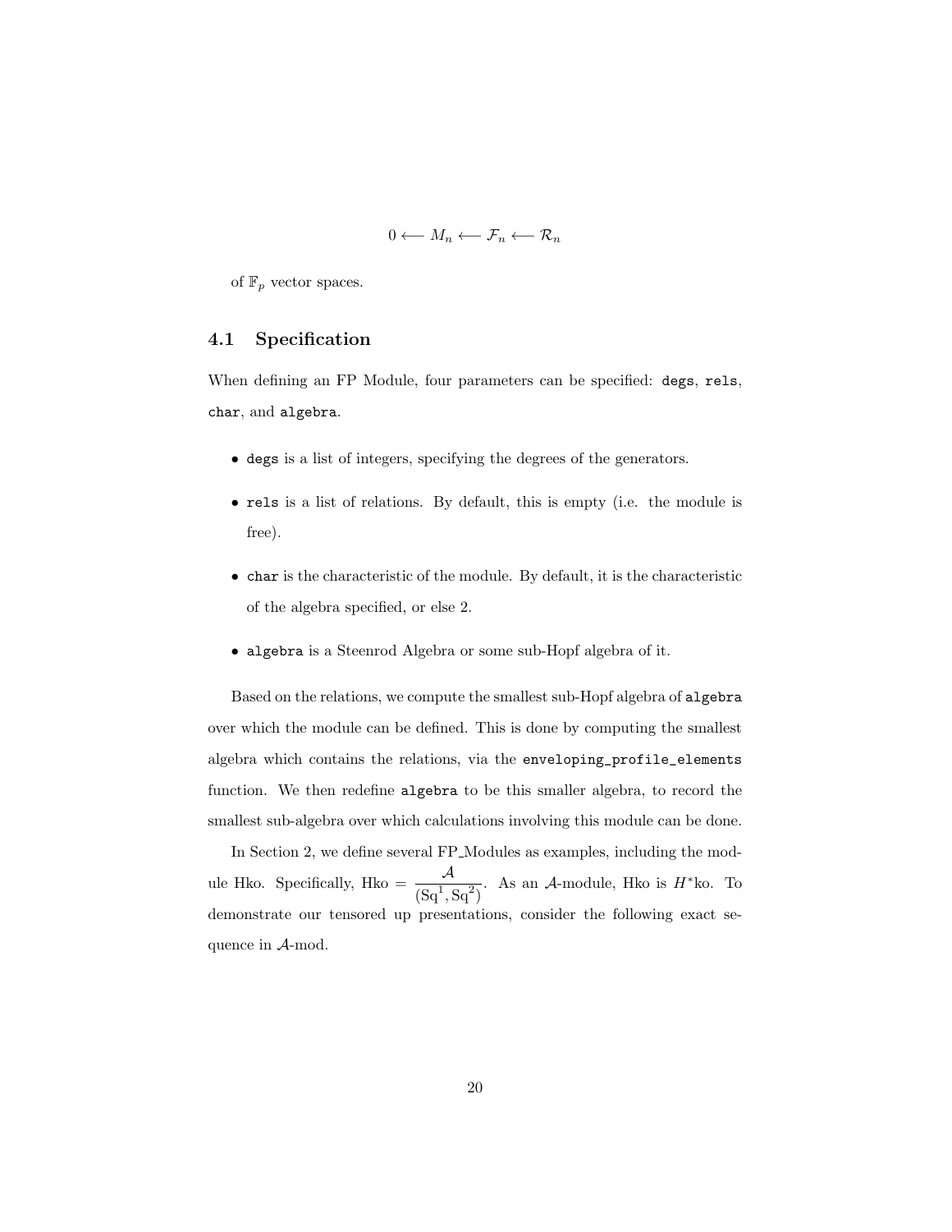$$0 \longleftarrow M_n \longleftarrow \mathcal{F}_n \longleftarrow \mathcal{R}_n$$

of $\mathbb{F}_p$ vector spaces.

## 4.1 Specification

When defining an FP Module, four parameters can be specified: `degs`, `rels`, `char`, and `algebra`.

- `degs` is a list of integers, specifying the degrees of the generators.
- `rels` is a list of relations. By default, this is empty (i.e. the module is free).
- `char` is the characteristic of the module. By default, it is the characteristic of the algebra specified, or else 2.
- `algebra` is a Steenrod Algebra or some sub-Hopf algebra of it.

Based on the relations, we compute the smallest sub-Hopf algebra of `algebra` over which the module can be defined. This is done by computing the smallest algebra which contains the relations, via the `enveloping_profile_elements` function. We then redefine `algebra` to be this smaller algebra, to record the smallest sub-algebra over which calculations involving this module can be done.

In Section 2, we define several FP_Modules as examples, including the module Hko. Specifically, Hko $= \dfrac{\mathcal{A}}{(\mathrm{Sq}^1, \mathrm{Sq}^2)}$. As an $\mathcal{A}$-module, Hko is $H^*\mathrm{ko}$. To demonstrate our tensored up presentations, consider the following exact sequence in $\mathcal{A}$-mod.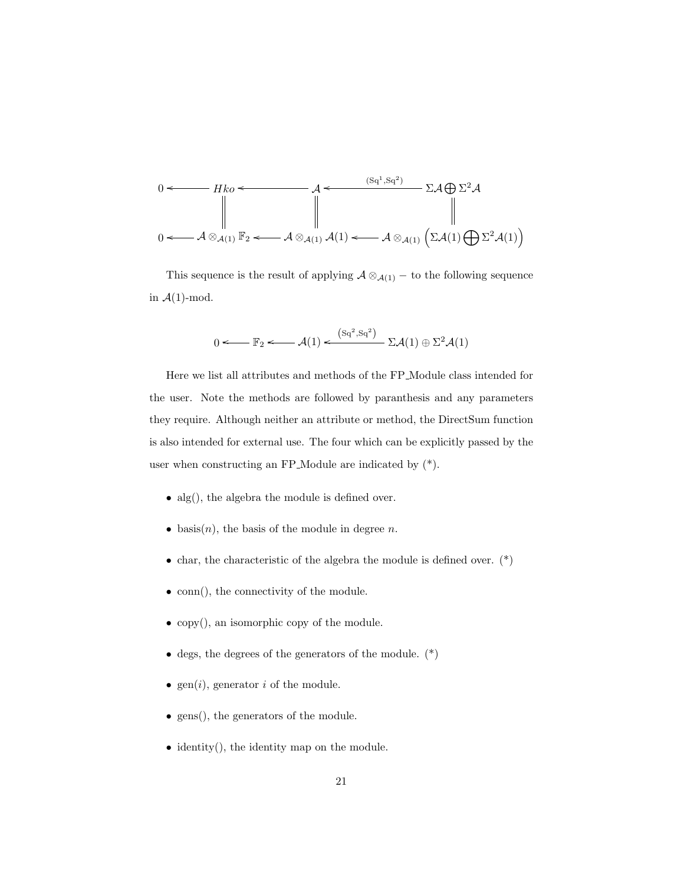$$
\begin{array}{ccccccc}
0 \longleftarrow & Hko & \longleftarrow & \mathcal{A} & \xleftarrow{(\mathrm{Sq}^1,\mathrm{Sq}^2)} & \Sigma\mathcal{A} \bigoplus \Sigma^2\mathcal{A} \\
& \| & & \| & & \| \\
0 \longleftarrow & \mathcal{A} \otimes_{\mathcal{A}(1)} \mathbb{F}_2 & \longleftarrow & \mathcal{A} \otimes_{\mathcal{A}(1)} \mathcal{A}(1) & \longleftarrow & \mathcal{A} \otimes_{\mathcal{A}(1)} \left(\Sigma\mathcal{A}(1) \bigoplus \Sigma^2\mathcal{A}(1)\right)
\end{array}
$$

This sequence is the result of applying $\mathcal{A} \otimes_{\mathcal{A}(1)} -$ to the following sequence in $\mathcal{A}(1)$-mod.

$$
0 \longleftarrow \mathbb{F}_2 \longleftarrow \mathcal{A}(1) \xleftarrow{\left(\mathrm{Sq}^2,\mathrm{Sq}^2\right)} \Sigma\mathcal{A}(1) \oplus \Sigma^2\mathcal{A}(1)
$$

Here we list all attributes and methods of the FP_Module class intended for the user. Note the methods are followed by paranthesis and any parameters they require. Although neither an attribute or method, the DirectSum function is also intended for external use. The four which can be explicitly passed by the user when constructing an FP_Module are indicated by (*).

- alg(), the algebra the module is defined over.
- basis($n$), the basis of the module in degree $n$.
- char, the characteristic of the algebra the module is defined over. (*)
- conn(), the connectivity of the module.
- copy(), an isomorphic copy of the module.
- degs, the degrees of the generators of the module. (*)
- gen($i$), generator $i$ of the module.
- gens(), the generators of the module.
- identity(), the identity map on the module.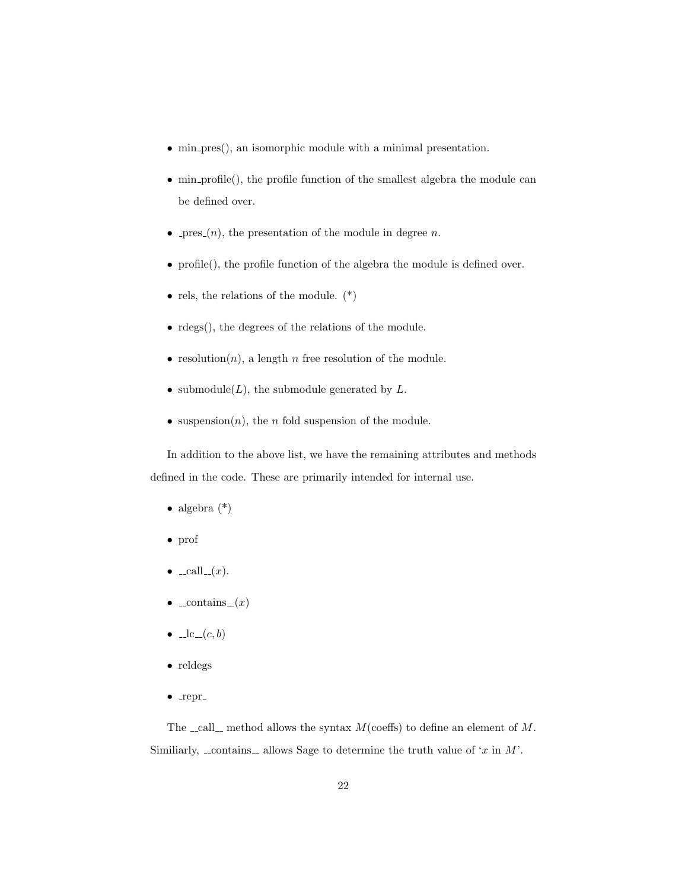- min_pres(), an isomorphic module with a minimal presentation.
- min_profile(), the profile function of the smallest algebra the module can be defined over.
- _pres_($n$), the presentation of the module in degree $n$.
- profile(), the profile function of the algebra the module is defined over.
- rels, the relations of the module. (*)
- rdegs(), the degrees of the relations of the module.
- resolution($n$), a length $n$ free resolution of the module.
- submodule($L$), the submodule generated by $L$.
- suspension($n$), the $n$ fold suspension of the module.

In addition to the above list, we have the remaining attributes and methods defined in the code. These are primarily intended for internal use.

- algebra (*)
- prof
- __call__($x$).
- __contains__($x$)
- __lc__($c, b$)
- reldegs
- _repr_

The __call__ method allows the syntax $M$(coeffs) to define an element of $M$. Similiarly, __contains__ allows Sage to determine the truth value of '$x$ in $M$'.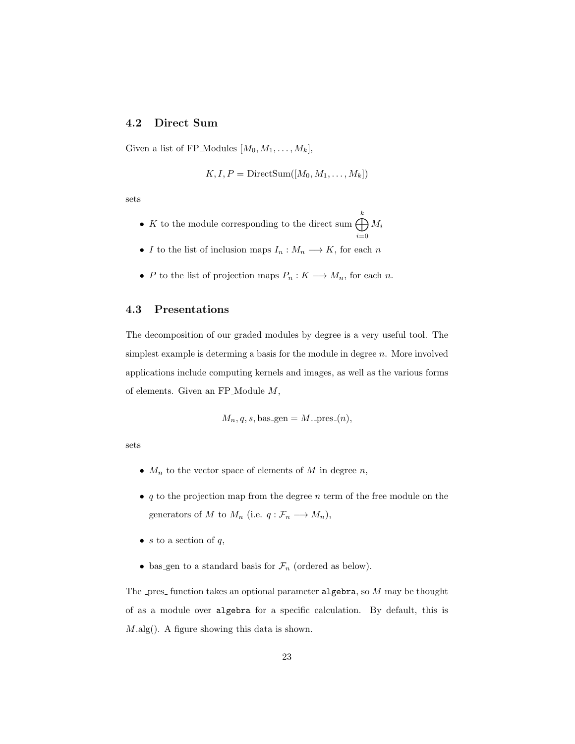### 4.2 Direct Sum

Given a list of FP_Modules $[M_0, M_1, \ldots, M_k]$,

$$K, I, P = \text{DirectSum}([M_0, M_1, \ldots, M_k])$$

sets

- $K$ to the module corresponding to the direct sum $\bigoplus_{i=0}^{k} M_i$
- $I$ to the list of inclusion maps $I_n : M_n \longrightarrow K$, for each $n$
- $P$ to the list of projection maps $P_n : K \longrightarrow M_n$, for each $n$.

### 4.3 Presentations

The decomposition of our graded modules by degree is a very useful tool. The simplest example is determing a basis for the module in degree $n$. More involved applications include computing kernels and images, as well as the various forms of elements. Given an FP_Module $M$,

$$M_n, q, s, \text{bas\_gen} = M.\text{\_pres\_}(n),$$

sets

- $M_n$ to the vector space of elements of $M$ in degree $n$,
- $q$ to the projection map from the degree $n$ term of the free module on the generators of $M$ to $M_n$ (i.e. $q : \mathcal{F}_n \longrightarrow M_n$),
- $s$ to a section of $q$,
- bas_gen to a standard basis for $\mathcal{F}_n$ (ordered as below).

The _pres_ function takes an optional parameter `algebra`, so $M$ may be thought of as a module over `algebra` for a specific calculation. By default, this is $M$.alg(). A figure showing this data is shown.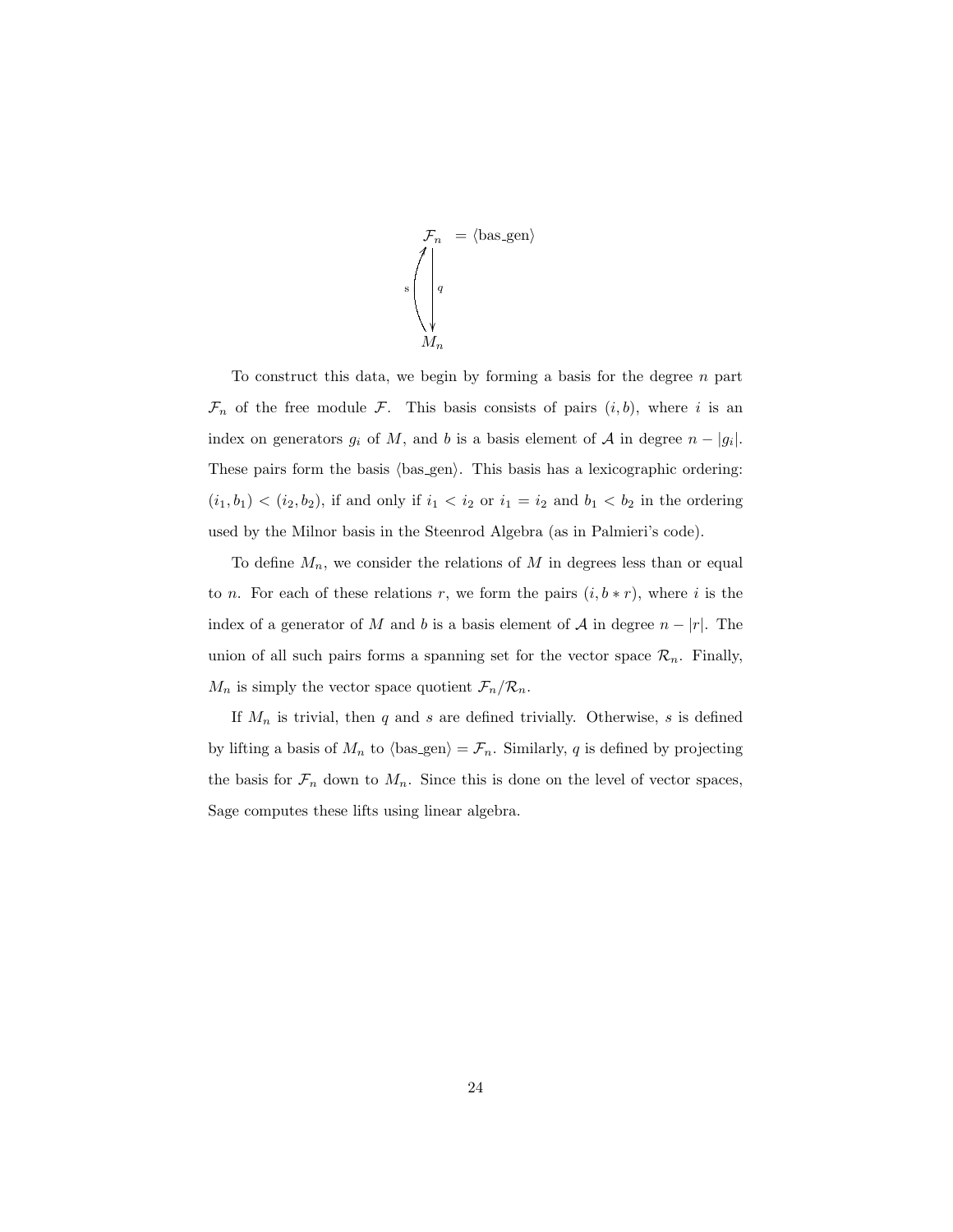$$
\begin{array}{c}
\mathcal{F}_n \ = \langle \text{bas\_gen} \rangle \\
s \uparrow \downarrow q \\
M_n
\end{array}
$$

To construct this data, we begin by forming a basis for the degree $n$ part $\mathcal{F}_n$ of the free module $\mathcal{F}$. This basis consists of pairs $(i, b)$, where $i$ is an index on generators $g_i$ of $M$, and $b$ is a basis element of $\mathcal{A}$ in degree $n - |g_i|$. These pairs form the basis $\langle \text{bas\_gen} \rangle$. This basis has a lexicographic ordering: $(i_1, b_1) < (i_2, b_2)$, if and only if $i_1 < i_2$ or $i_1 = i_2$ and $b_1 < b_2$ in the ordering used by the Milnor basis in the Steenrod Algebra (as in Palmieri's code).

To define $M_n$, we consider the relations of $M$ in degrees less than or equal to $n$. For each of these relations $r$, we form the pairs $(i, b * r)$, where $i$ is the index of a generator of $M$ and $b$ is a basis element of $\mathcal{A}$ in degree $n - |r|$. The union of all such pairs forms a spanning set for the vector space $\mathcal{R}_n$. Finally, $M_n$ is simply the vector space quotient $\mathcal{F}_n / \mathcal{R}_n$.

If $M_n$ is trivial, then $q$ and $s$ are defined trivially. Otherwise, $s$ is defined by lifting a basis of $M_n$ to $\langle \text{bas\_gen} \rangle = \mathcal{F}_n$. Similarly, $q$ is defined by projecting the basis for $\mathcal{F}_n$ down to $M_n$. Since this is done on the level of vector spaces, Sage computes these lifts using linear algebra.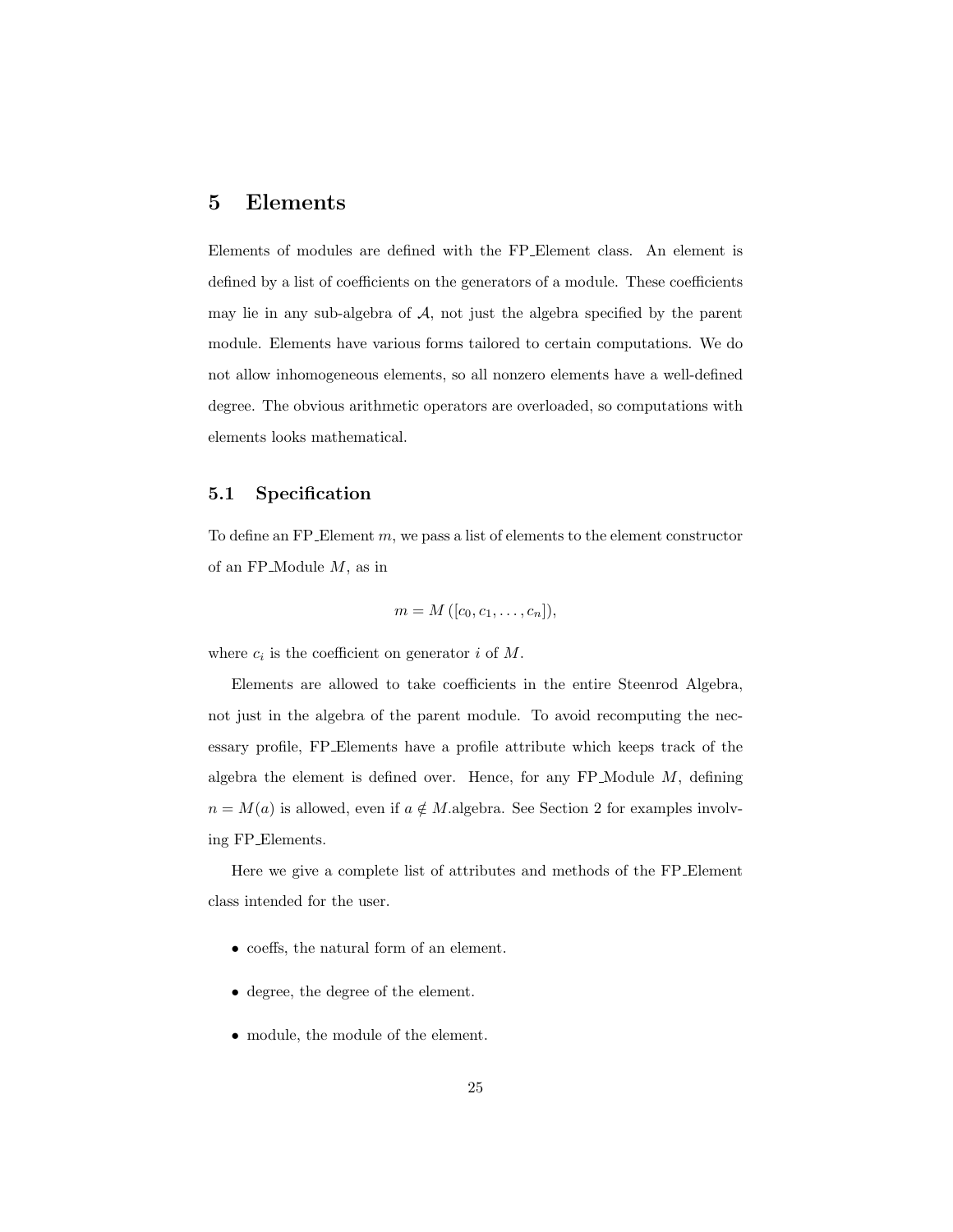# 5 Elements

Elements of modules are defined with the FP_Element class. An element is defined by a list of coefficients on the generators of a module. These coefficients may lie in any sub-algebra of $\mathcal{A}$, not just the algebra specified by the parent module. Elements have various forms tailored to certain computations. We do not allow inhomogeneous elements, so all nonzero elements have a well-defined degree. The obvious arithmetic operators are overloaded, so computations with elements looks mathematical.

## 5.1 Specification

To define an FP_Element $m$, we pass a list of elements to the element constructor of an FP_Module $M$, as in

$$m = M\left([c_0, c_1, \ldots, c_n]\right),$$

where $c_i$ is the coefficient on generator $i$ of $M$.

Elements are allowed to take coefficients in the entire Steenrod Algebra, not just in the algebra of the parent module. To avoid recomputing the necessary profile, FP_Elements have a profile attribute which keeps track of the algebra the element is defined over. Hence, for any FP_Module $M$, defining $n = M(a)$ is allowed, even if $a \notin M$.algebra. See Section 2 for examples involving FP_Elements.

Here we give a complete list of attributes and methods of the FP_Element class intended for the user.

- coeffs, the natural form of an element.
- degree, the degree of the element.
- module, the module of the element.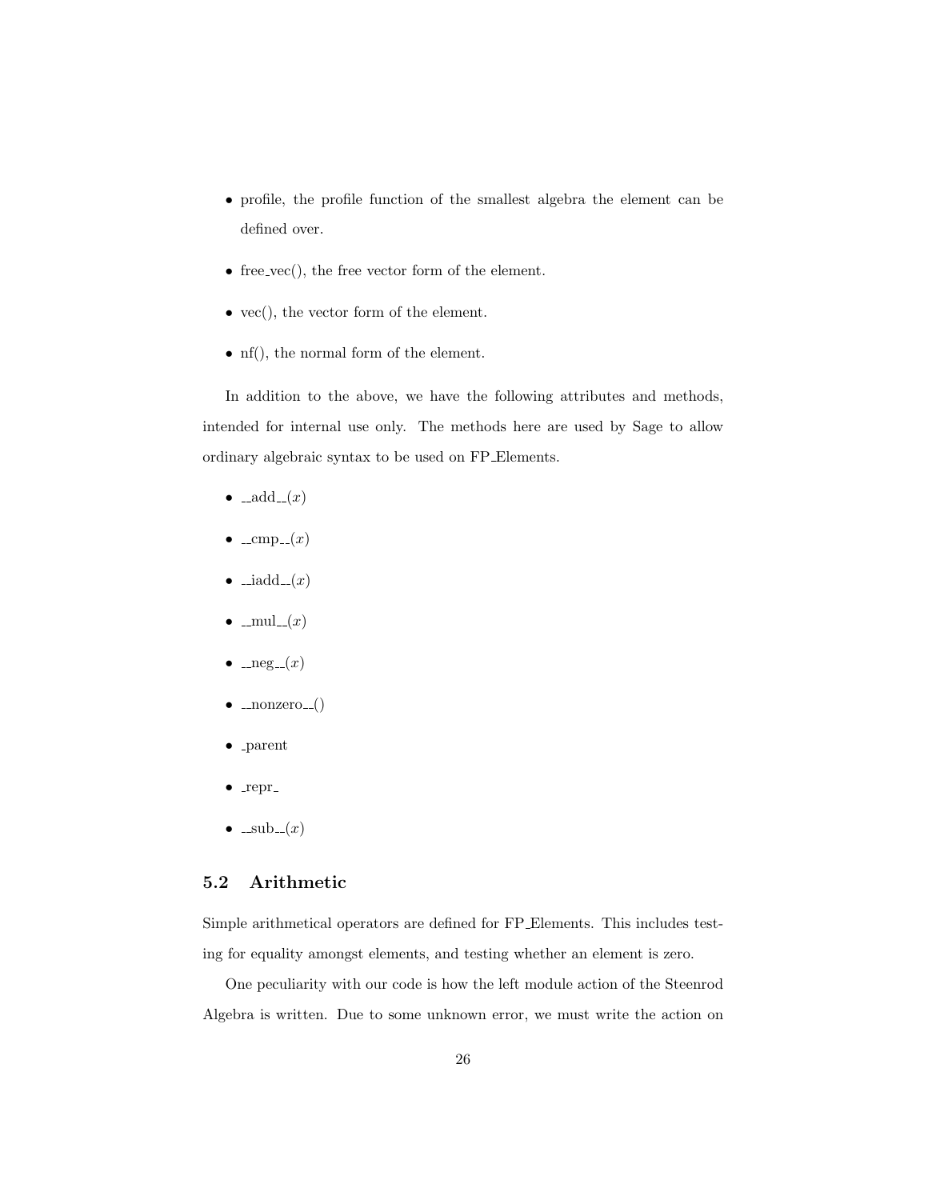- profile, the profile function of the smallest algebra the element can be defined over.
- free_vec(), the free vector form of the element.
- vec(), the vector form of the element.
- nf(), the normal form of the element.

In addition to the above, we have the following attributes and methods, intended for internal use only. The methods here are used by Sage to allow ordinary algebraic syntax to be used on FP_Elements.

- __add__($x$)
- __cmp__($x$)
- __iadd__($x$)
- __mul__($x$)
- __neg__($x$)
- __nonzero__()
- _parent
- _repr_
- __sub__($x$)

## 5.2 Arithmetic

Simple arithmetical operators are defined for FP_Elements. This includes testing for equality amongst elements, and testing whether an element is zero.

One peculiarity with our code is how the left module action of the Steenrod Algebra is written. Due to some unknown error, we must write the action on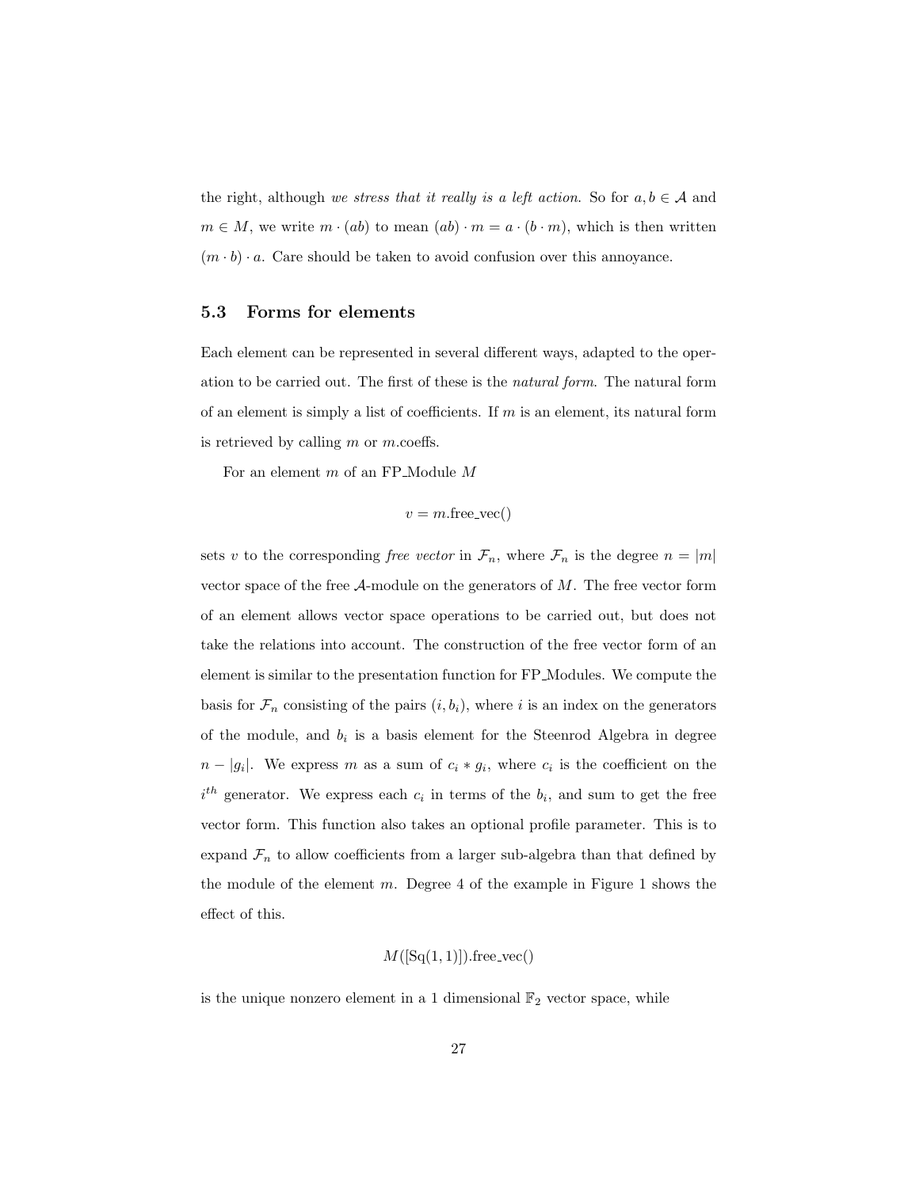the right, although *we stress that it really is a left action*. So for $a, b \in \mathcal{A}$ and $m \in M$, we write $m \cdot (ab)$ to mean $(ab) \cdot m = a \cdot (b \cdot m)$, which is then written $(m \cdot b) \cdot a$. Care should be taken to avoid confusion over this annoyance.

### 5.3 Forms for elements

Each element can be represented in several different ways, adapted to the operation to be carried out. The first of these is the *natural form*. The natural form of an element is simply a list of coefficients. If $m$ is an element, its natural form is retrieved by calling $m$ or $m$.coeffs.

For an element $m$ of an FP_Module $M$

$$v = m.\text{free\_vec}()$$

sets $v$ to the corresponding *free vector* in $\mathcal{F}_n$, where $\mathcal{F}_n$ is the degree $n = |m|$ vector space of the free $\mathcal{A}$-module on the generators of $M$. The free vector form of an element allows vector space operations to be carried out, but does not take the relations into account. The construction of the free vector form of an element is similar to the presentation function for FP_Modules. We compute the basis for $\mathcal{F}_n$ consisting of the pairs $(i, b_i)$, where $i$ is an index on the generators of the module, and $b_i$ is a basis element for the Steenrod Algebra in degree $n - |g_i|$. We express $m$ as a sum of $c_i * g_i$, where $c_i$ is the coefficient on the $i^{th}$ generator. We express each $c_i$ in terms of the $b_i$, and sum to get the free vector form. This function also takes an optional profile parameter. This is to expand $\mathcal{F}_n$ to allow coefficients from a larger sub-algebra than that defined by the module of the element $m$. Degree 4 of the example in Figure 1 shows the effect of this.

$$M([\text{Sq}(1,1)]).\text{free\_vec}()$$

is the unique nonzero element in a 1 dimensional $\mathbb{F}_2$ vector space, while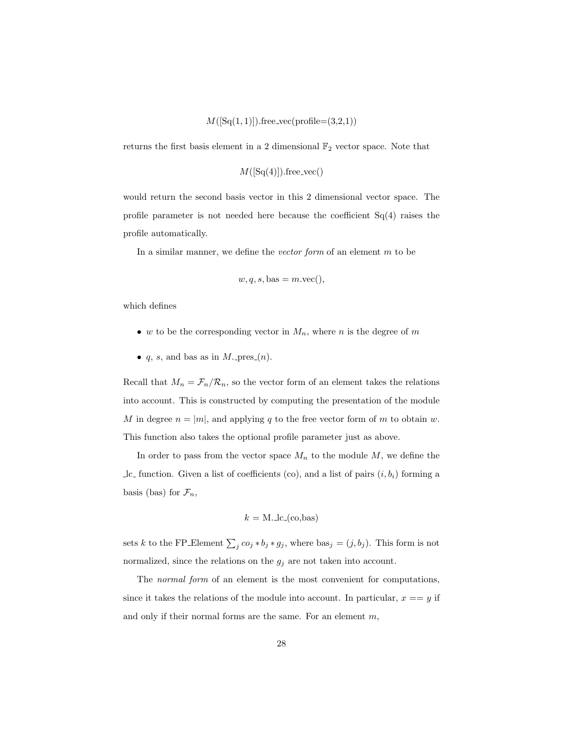$$M([\text{Sq}(1,1)]).\text{free\_vec}(\text{profile=(3,2,1)})$$

returns the first basis element in a 2 dimensional $\mathbb{F}_2$ vector space. Note that

$$M([\text{Sq}(4)]).\text{free\_vec}()$$

would return the second basis vector in this 2 dimensional vector space. The profile parameter is not needed here because the coefficient Sq(4) raises the profile automatically.

In a similar manner, we define the *vector form* of an element $m$ to be

$$w, q, s, \text{bas} = m.\text{vec}(),$$

which defines

- $w$ to be the corresponding vector in $M_n$, where $n$ is the degree of $m$
- $q$, $s$, and bas as in $M$._pres_($n$).

Recall that $M_n = \mathcal{F}_n/\mathcal{R}_n$, so the vector form of an element takes the relations into account. This is constructed by computing the presentation of the module $M$ in degree $n = |m|$, and applying $q$ to the free vector form of $m$ to obtain $w$. This function also takes the optional profile parameter just as above.

In order to pass from the vector space $M_n$ to the module $M$, we define the _lc_ function. Given a list of coefficients (co), and a list of pairs $(i, b_i)$ forming a basis (bas) for $\mathcal{F}_n$,

$$k = \text{M.\_lc\_(co,bas)}$$

sets $k$ to the FP_Element $\sum_j co_j * b_j * g_j$, where $\text{bas}_j = (j, b_j)$. This form is not normalized, since the relations on the $g_j$ are not taken into account.

The *normal form* of an element is the most convenient for computations, since it takes the relations of the module into account. In particular, $x == y$ if and only if their normal forms are the same. For an element $m$,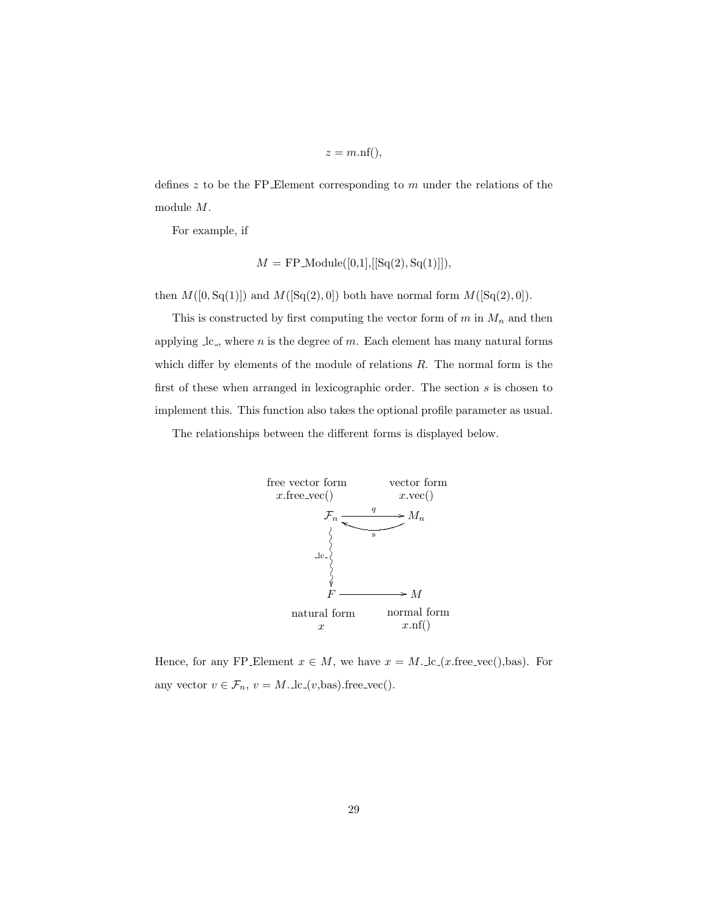$$z = m.\text{nf}(),$$

defines $z$ to be the FP_Element corresponding to $m$ under the relations of the module $M$.

For example, if

$$M = \text{FP\_Module}([0,1],[[\text{Sq}(2), \text{Sq}(1)]]),$$

then $M([0, \text{Sq}(1)])$ and $M([\text{Sq}(2), 0])$ both have normal form $M([\text{Sq}(2), 0])$.

This is constructed by first computing the vector form of $m$ in $M_n$ and then applying _lc_, where $n$ is the degree of $m$. Each element has many natural forms which differ by elements of the module of relations $R$. The normal form is the first of these when arranged in lexicographic order. The section $s$ is chosen to implement this. This function also takes the optional profile parameter as usual.

The relationships between the different forms is displayed below.

$$\begin{array}{ccc}
\text{free vector form} & & \text{vector form} \\
x.\text{free\_vec}() & & x.\text{vec}() \\
\mathcal{F}_n & \underset{s}{\overset{q}{\rightleftarrows}} & M_n \\
\Big\downarrow{\scriptstyle \text{\_lc\_}} & & \\
F & \longrightarrow & M \\
\text{natural form} & & \text{normal form} \\
x & & x.\text{nf}()
\end{array}$$

Hence, for any FP_Element $x \in M$, we have $x = M.\text{\_lc\_}(x.\text{free\_vec}(),\text{bas})$. For any vector $v \in \mathcal{F}_n$, $v = M.\text{\_lc\_}(v,\text{bas}).\text{free\_vec}()$.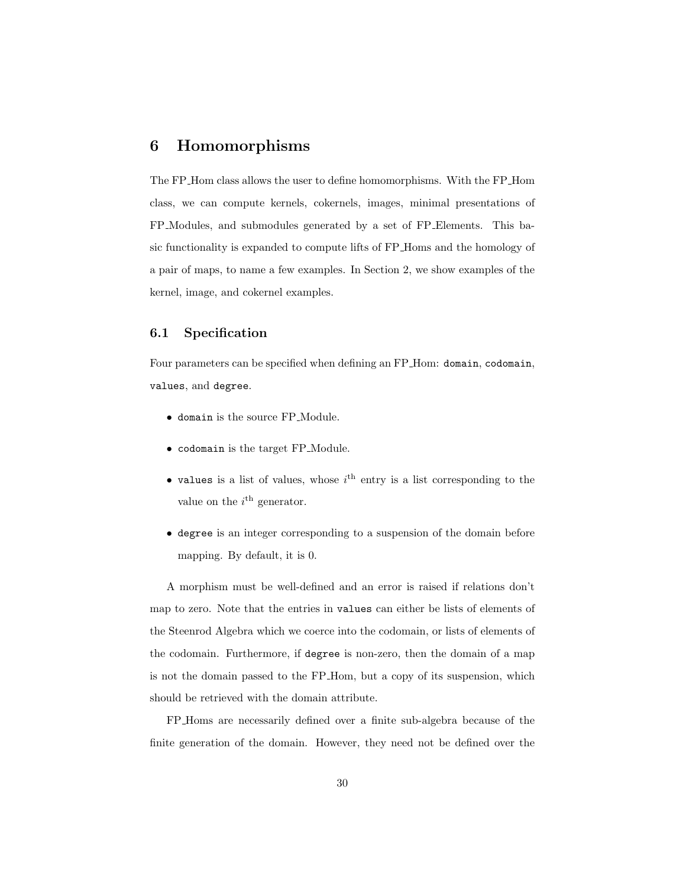# 6 Homomorphisms

The FP_Hom class allows the user to define homomorphisms. With the FP_Hom class, we can compute kernels, cokernels, images, minimal presentations of FP_Modules, and submodules generated by a set of FP_Elements. This basic functionality is expanded to compute lifts of FP_Homs and the homology of a pair of maps, to name a few examples. In Section 2, we show examples of the kernel, image, and cokernel examples.

## 6.1 Specification

Four parameters can be specified when defining an FP_Hom: `domain`, `codomain`, `values`, and `degree`.

- `domain` is the source FP_Module.
- `codomain` is the target FP_Module.
- `values` is a list of values, whose $i^{\text{th}}$ entry is a list corresponding to the value on the $i^{\text{th}}$ generator.
- `degree` is an integer corresponding to a suspension of the domain before mapping. By default, it is 0.

A morphism must be well-defined and an error is raised if relations don't map to zero. Note that the entries in `values` can either be lists of elements of the Steenrod Algebra which we coerce into the codomain, or lists of elements of the codomain. Furthermore, if `degree` is non-zero, then the domain of a map is not the domain passed to the FP_Hom, but a copy of its suspension, which should be retrieved with the domain attribute.

FP_Homs are necessarily defined over a finite sub-algebra because of the finite generation of the domain. However, they need not be defined over the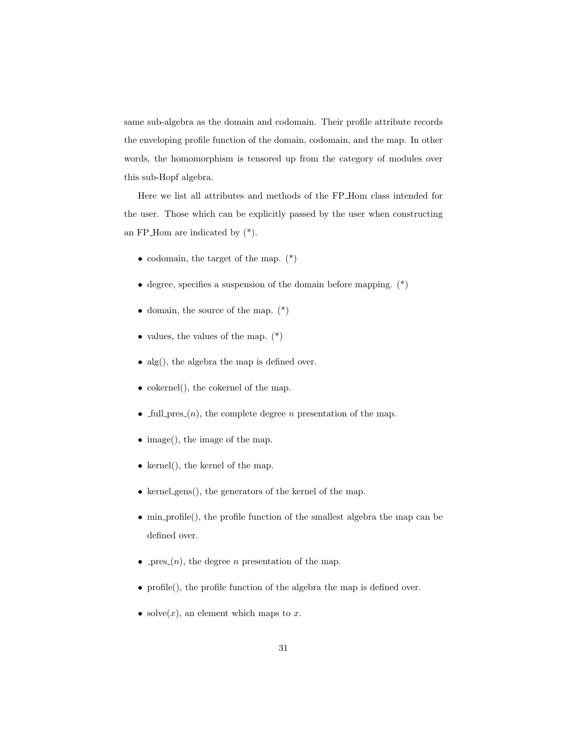same sub-algebra as the domain and codomain. Their profile attribute records the enveloping profile function of the domain, codomain, and the map. In other words, the homomorphism is tensored up from the category of modules over this sub-Hopf algebra.

Here we list all attributes and methods of the FP_Hom class intended for the user. Those which can be explicitly passed by the user when constructing an FP_Hom are indicated by (*).

- codomain, the target of the map. (*)
- degree, specifies a suspension of the domain before mapping. (*)
- domain, the source of the map. (*)
- values, the values of the map. (*)
- alg(), the algebra the map is defined over.
- cokernel(), the cokernel of the map.
- _full_pres_($n$), the complete degree $n$ presentation of the map.
- image(), the image of the map.
- kernel(), the kernel of the map.
- kernel_gens(), the generators of the kernel of the map.
- min_profile(), the profile function of the smallest algebra the map can be defined over.
- _pres_($n$), the degree $n$ presentation of the map.
- profile(), the profile function of the algebra the map is defined over.
- solve($x$), an element which maps to $x$.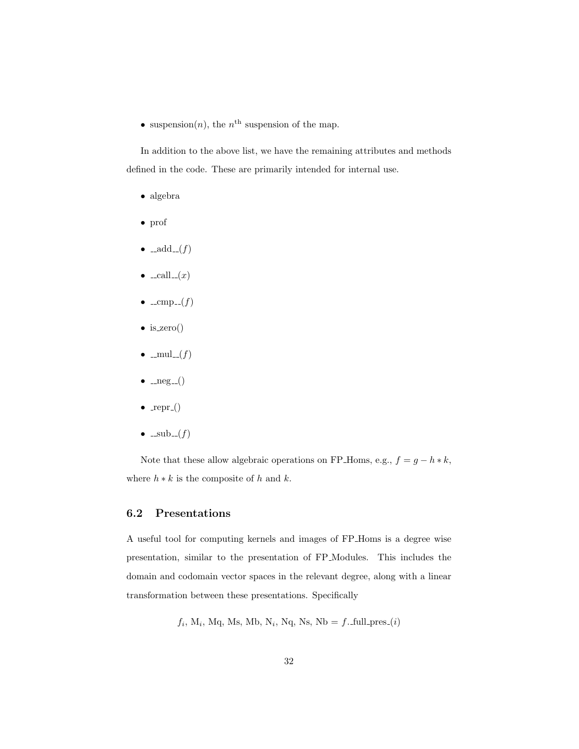- suspension($n$), the $n^{\text{th}}$ suspension of the map.

In addition to the above list, we have the remaining attributes and methods defined in the code. These are primarily intended for internal use.

- algebra
- prof
- __add__($f$)
- __call__($x$)
- __cmp__($f$)
- is_zero()
- __mul__($f$)
- __neg__()
- _repr_()
- __sub__($f$)

Note that these allow algebraic operations on FP_Homs, e.g., $f = g - h * k$, where $h * k$ is the composite of $h$ and $k$.

## 6.2 Presentations

A useful tool for computing kernels and images of FP_Homs is a degree wise presentation, similar to the presentation of FP_Modules. This includes the domain and codomain vector spaces in the relevant degree, along with a linear transformation between these presentations. Specifically

$$f_i, \text{ M}_i, \text{ Mq, Ms, Mb, N}_i, \text{ Nq, Ns, Nb} = f\text{.\_full\_pres\_}(i)$$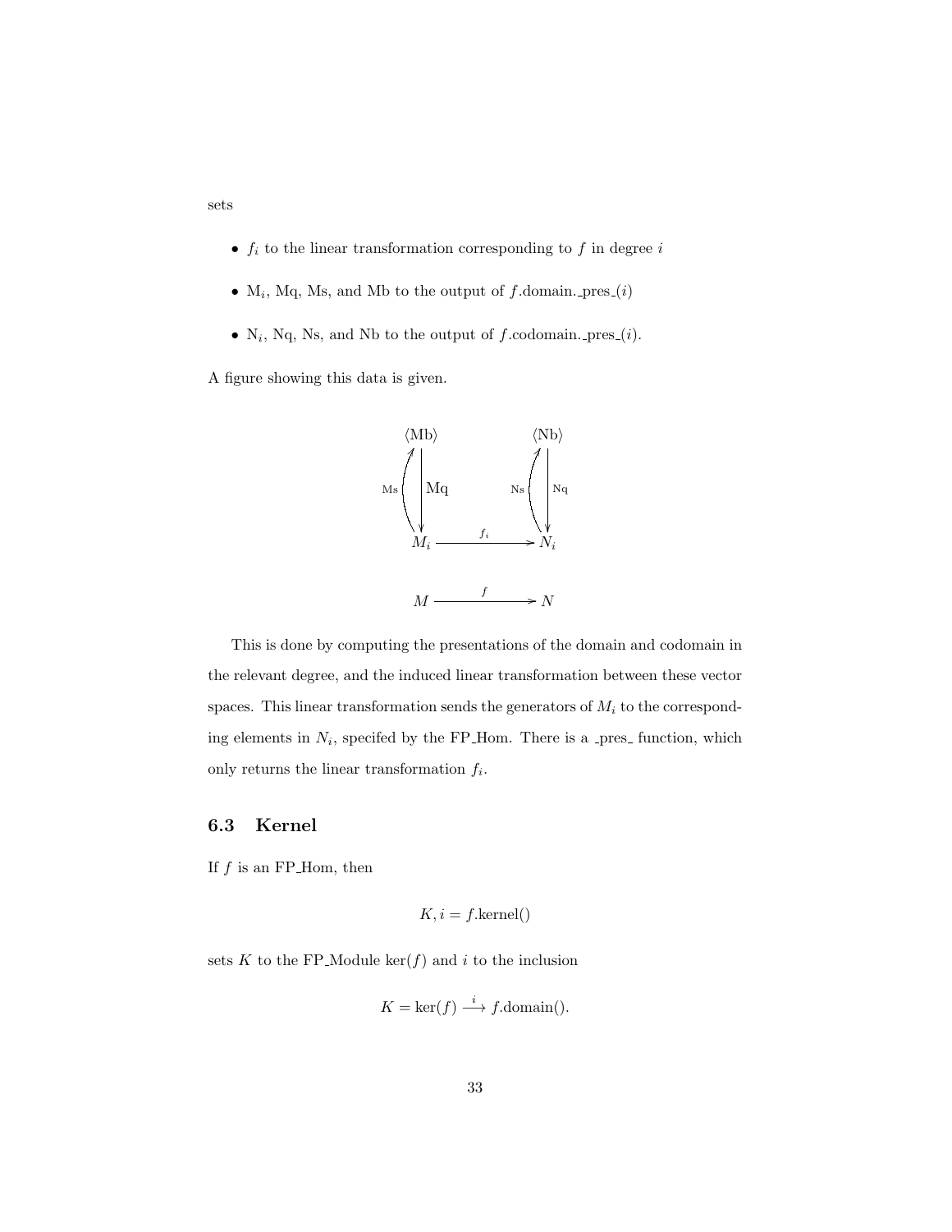sets

- $f_i$ to the linear transformation corresponding to $f$ in degree $i$
- $\mathrm{M}_i$, Mq, Ms, and Mb to the output of $f$.domain._pres_($i$)
- $\mathrm{N}_i$, Nq, Ns, and Nb to the output of $f$.codomain._pres_($i$).

A figure showing this data is given.

$$
\begin{array}{ccc}
\langle \mathrm{Mb} \rangle & & \langle \mathrm{Nb} \rangle \\
\mathrm{Ms} \uparrow \downarrow \mathrm{Mq} & & \mathrm{Ns} \uparrow \downarrow \mathrm{Nq} \\
M_i & \xrightarrow{f_i} & N_i \\
 & & \\
M & \xrightarrow{f} & N
\end{array}
$$

This is done by computing the presentations of the domain and codomain in the relevant degree, and the induced linear transformation between these vector spaces. This linear transformation sends the generators of $M_i$ to the corresponding elements in $N_i$, specifed by the FP_Hom. There is a _pres_ function, which only returns the linear transformation $f_i$.

### 6.3 Kernel

If $f$ is an FP_Hom, then

$$K, i = f.\mathrm{kernel}()$$

sets $K$ to the FP_Module $\ker(f)$ and $i$ to the inclusion

$$K = \ker(f) \xrightarrow{i} f.\mathrm{domain}().$$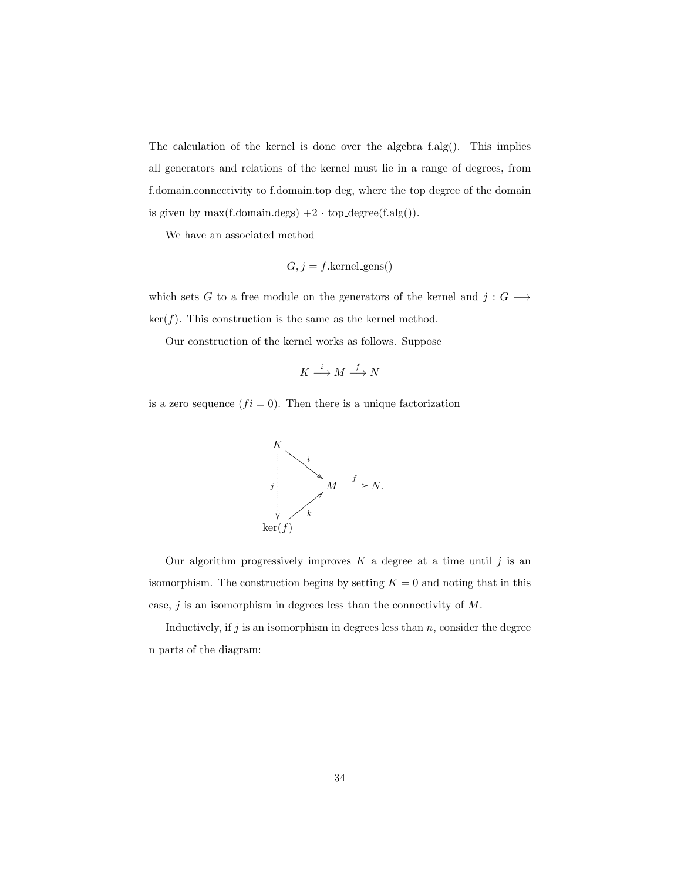The calculation of the kernel is done over the algebra f.alg(). This implies all generators and relations of the kernel must lie in a range of degrees, from f.domain.connectivity to f.domain.top_deg, where the top degree of the domain is given by max(f.domain.degs) $+2 \cdot$ top_degree(f.alg()).

We have an associated method

$$G, j = f.\text{kernel\_gens}()$$

which sets $G$ to a free module on the generators of the kernel and $j : G \longrightarrow \ker(f)$. This construction is the same as the kernel method.

Our construction of the kernel works as follows. Suppose

$$K \xrightarrow{i} M \xrightarrow{f} N$$

is a zero sequence ($fi = 0$). Then there is a unique factorization

$$\begin{array}{ccccc} K & & & & \\ & \searrow^{i} & & & \\ \vdots^{j} & & M & \xrightarrow{f} & N. \\ & \nearrow_{k} & & & \\ \ker(f) & & & & \end{array}$$

Our algorithm progressively improves $K$ a degree at a time until $j$ is an isomorphism. The construction begins by setting $K = 0$ and noting that in this case, $j$ is an isomorphism in degrees less than the connectivity of $M$.

Inductively, if $j$ is an isomorphism in degrees less than $n$, consider the degree n parts of the diagram: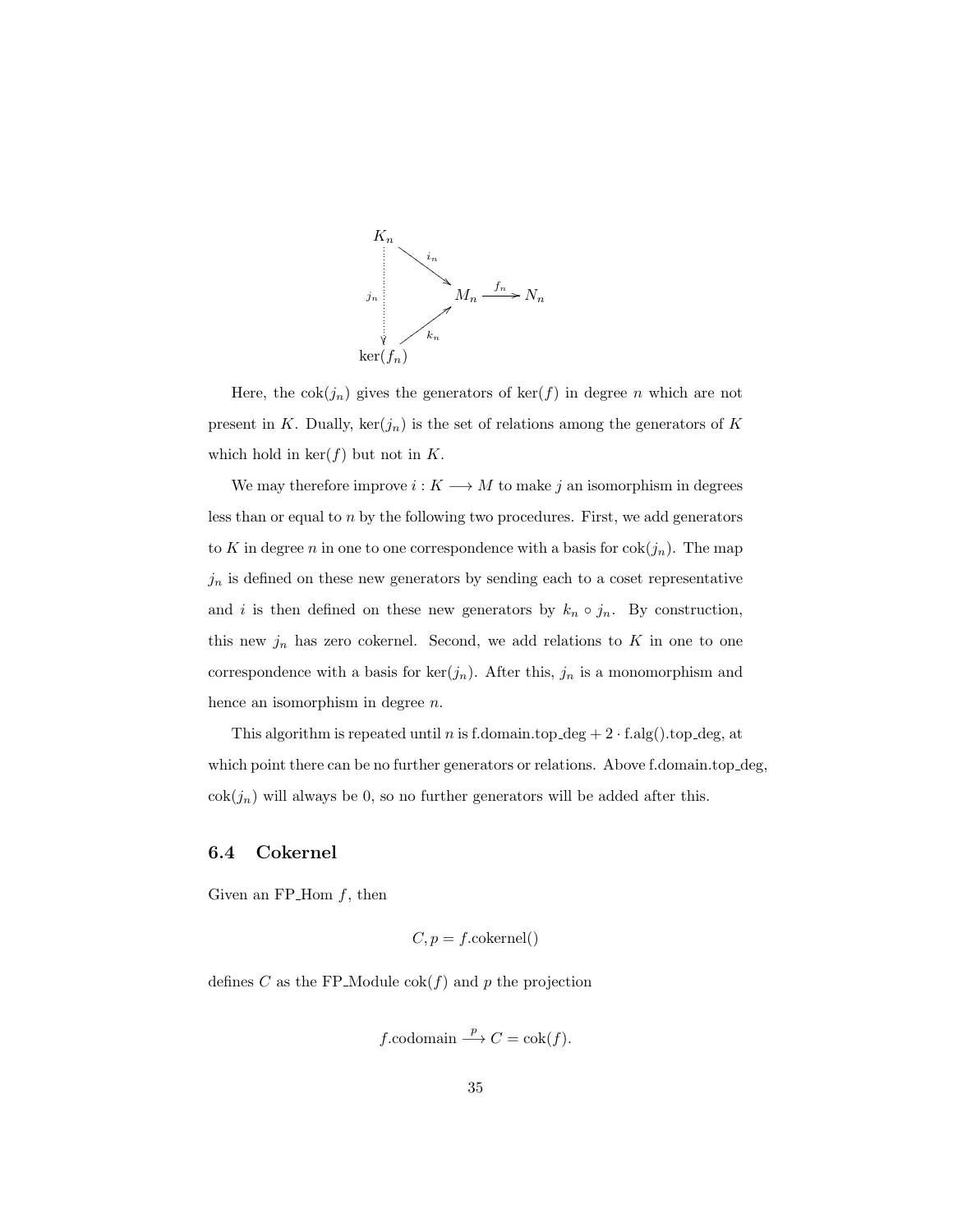$$
\begin{array}{ccc}
K_n & & \\
 & \searrow^{i_n} & \\
j_n \vdots & & M_n \xrightarrow{f_n} N_n \\
 & \nearrow_{k_n} & \\
\ker(f_n) & &
\end{array}
$$

Here, the $\mathrm{cok}(j_n)$ gives the generators of $\ker(f)$ in degree $n$ which are not present in $K$. Dually, $\ker(j_n)$ is the set of relations among the generators of $K$ which hold in $\ker(f)$ but not in $K$.

We may therefore improve $i : K \longrightarrow M$ to make $j$ an isomorphism in degrees less than or equal to $n$ by the following two procedures. First, we add generators to $K$ in degree $n$ in one to one correspondence with a basis for $\mathrm{cok}(j_n)$. The map $j_n$ is defined on these new generators by sending each to a coset representative and $i$ is then defined on these new generators by $k_n \circ j_n$. By construction, this new $j_n$ has zero cokernel. Second, we add relations to $K$ in one to one correspondence with a basis for $\ker(j_n)$. After this, $j_n$ is a monomorphism and hence an isomorphism in degree $n$.

This algorithm is repeated until $n$ is f.domain.top_deg $+ 2 \cdot$ f.alg().top_deg, at which point there can be no further generators or relations. Above f.domain.top_deg, $\mathrm{cok}(j_n)$ will always be 0, so no further generators will be added after this.

## 6.4 Cokernel

Given an FP_Hom $f$, then

$$C, p = f.\mathrm{cokernel}()$$

defines $C$ as the FP_Module $\mathrm{cok}(f)$ and $p$ the projection

$$f.\mathrm{codomain} \xrightarrow{p} C = \mathrm{cok}(f).$$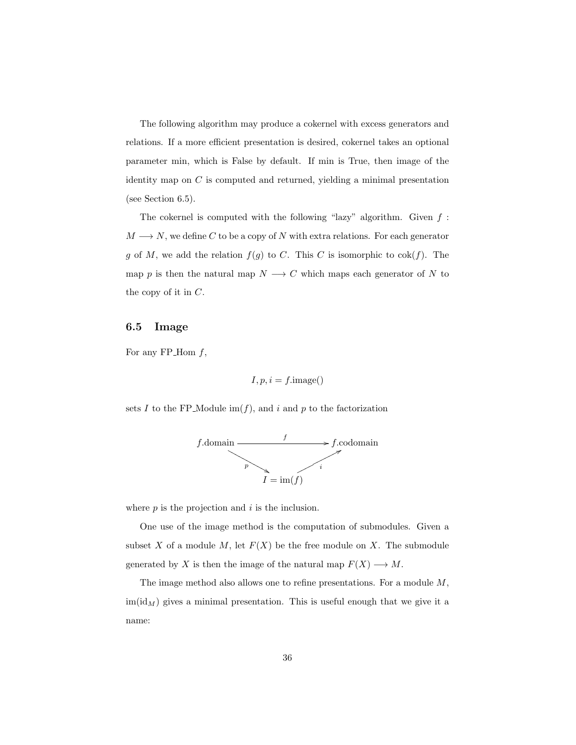The following algorithm may produce a cokernel with excess generators and relations. If a more efficient presentation is desired, cokernel takes an optional parameter min, which is False by default. If min is True, then image of the identity map on $C$ is computed and returned, yielding a minimal presentation (see Section 6.5).

The cokernel is computed with the following "lazy" algorithm. Given $f : M \longrightarrow N$, we define $C$ to be a copy of $N$ with extra relations. For each generator $g$ of $M$, we add the relation $f(g)$ to $C$. This $C$ is isomorphic to $\operatorname{cok}(f)$. The map $p$ is then the natural map $N \longrightarrow C$ which maps each generator of $N$ to the copy of it in $C$.

## 6.5 Image

For any FP_Hom $f$,

$$I, p, i = f.\text{image}()$$

sets $I$ to the FP_Module $\operatorname{im}(f)$, and $i$ and $p$ to the factorization

$$\begin{array}{ccc} f.\text{domain} & \xrightarrow{\quad f \quad} & f.\text{codomain} \\ & {\scriptstyle p} \searrow \quad \nearrow {\scriptstyle i} & \\ & I = \operatorname{im}(f) & \end{array}$$

where $p$ is the projection and $i$ is the inclusion.

One use of the image method is the computation of submodules. Given a subset $X$ of a module $M$, let $F(X)$ be the free module on $X$. The submodule generated by $X$ is then the image of the natural map $F(X) \longrightarrow M$.

The image method also allows one to refine presentations. For a module $M$, $\operatorname{im}(\mathrm{id}_M)$ gives a minimal presentation. This is useful enough that we give it a name: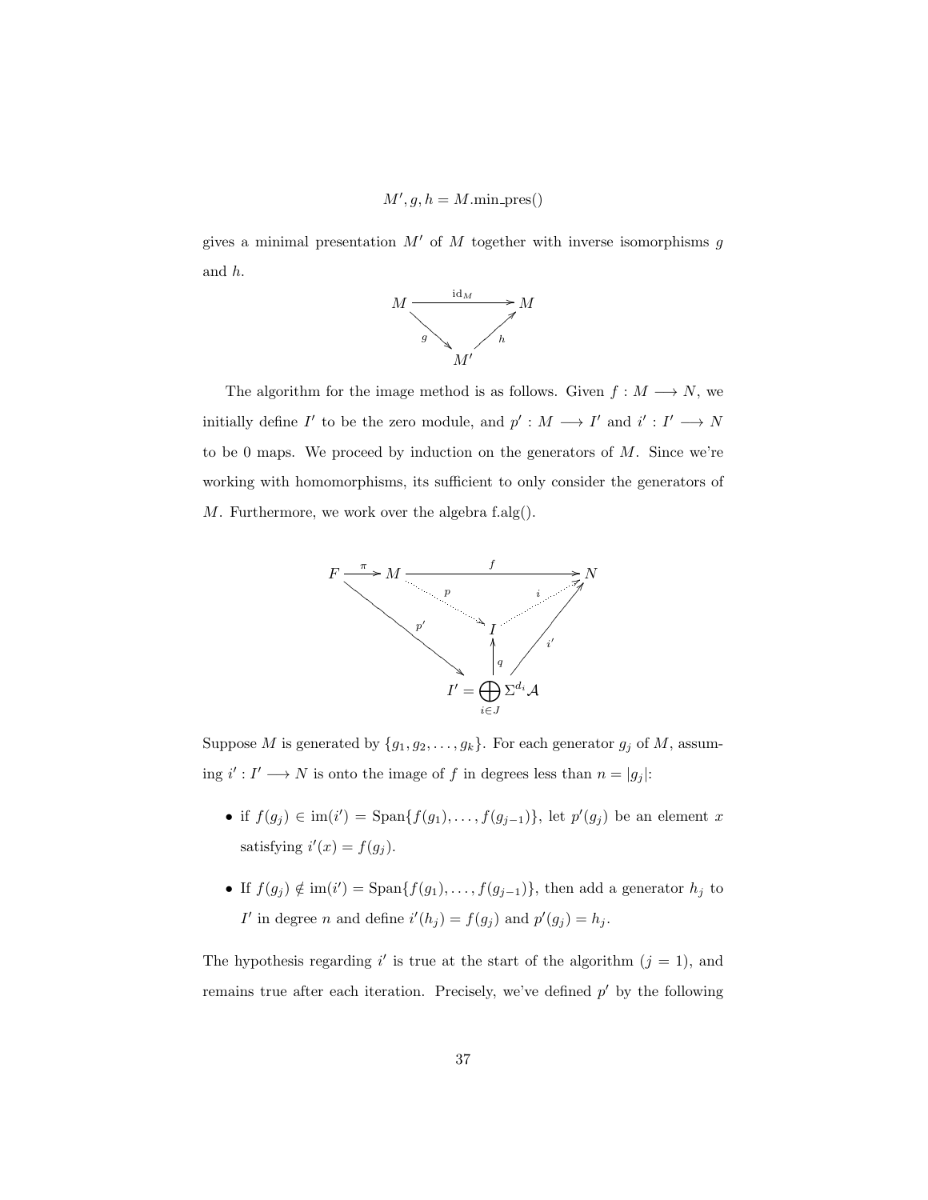$$M', g, h = M.\text{min\_pres}()$$

gives a minimal presentation $M'$ of $M$ together with inverse isomorphisms $g$ and $h$.

$$\begin{array}{ccc} M & \xrightarrow{\text{id}_M} & M \\ & {\scriptstyle g}\searrow \quad \nearrow{\scriptstyle h} & \\ & M' & \end{array}$$

The algorithm for the image method is as follows. Given $f : M \longrightarrow N$, we initially define $I'$ to be the zero module, and $p' : M \longrightarrow I'$ and $i' : I' \longrightarrow N$ to be 0 maps. We proceed by induction on the generators of $M$. Since we're working with homomorphisms, its sufficient to only consider the generators of $M$. Furthermore, we work over the algebra f.alg().

$$\begin{array}{ccccc} F & \xrightarrow{\pi} & M & \xrightarrow{f} & N \\ & {\scriptstyle p'}\searrow & {\scriptstyle p}\searrow & \nearrow{\scriptstyle i} & \nearrow{\scriptstyle i'} \\ & & I & & \\ & & \uparrow{\scriptstyle q} & & \\ & & I' = \bigoplus_{i \in J} \Sigma^{d_i} \mathcal{A} & & \end{array}$$

Suppose $M$ is generated by $\{g_1, g_2, \ldots, g_k\}$. For each generator $g_j$ of $M$, assuming $i' : I' \longrightarrow N$ is onto the image of $f$ in degrees less than $n = |g_j|$:

- if $f(g_j) \in \text{im}(i') = \text{Span}\{f(g_1), \ldots, f(g_{j-1})\}$, let $p'(g_j)$ be an element $x$ satisfying $i'(x) = f(g_j)$.
- If $f(g_j) \notin \text{im}(i') = \text{Span}\{f(g_1), \ldots, f(g_{j-1})\}$, then add a generator $h_j$ to $I'$ in degree $n$ and define $i'(h_j) = f(g_j)$ and $p'(g_j) = h_j$.

The hypothesis regarding $i'$ is true at the start of the algorithm ($j = 1$), and remains true after each iteration. Precisely, we've defined $p'$ by the following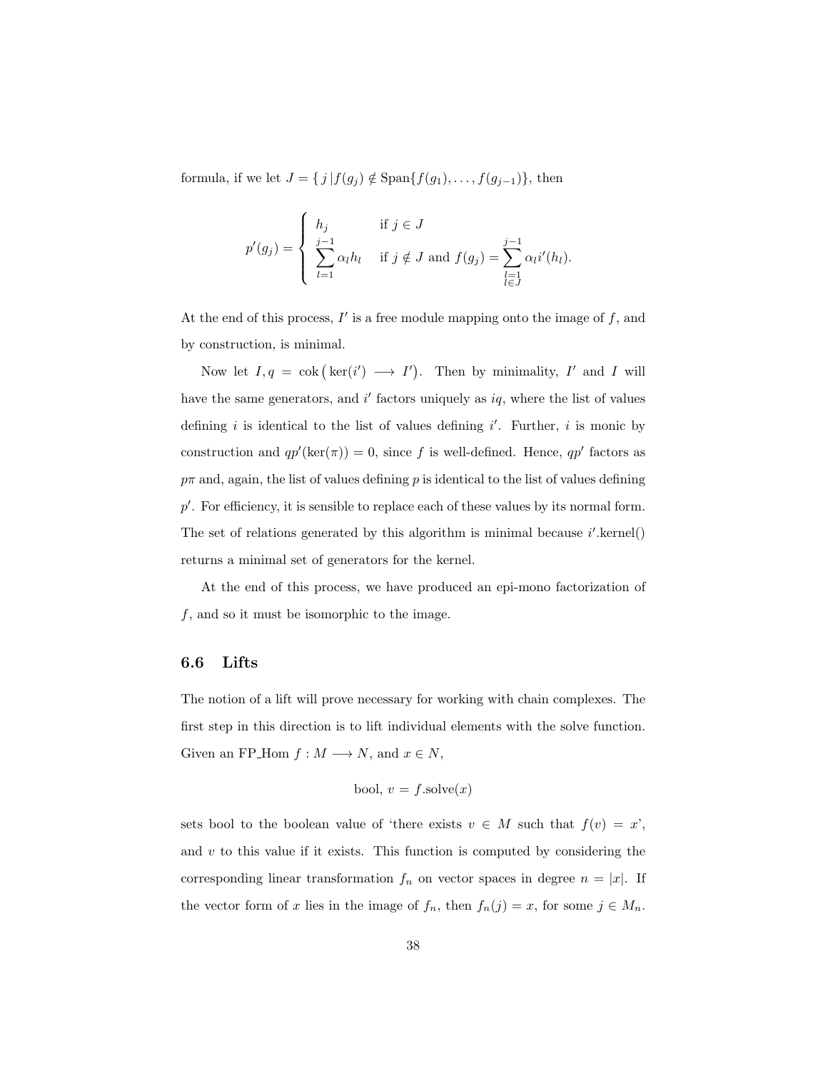formula, if we let $J = \{\, j \,|\, f(g_j) \notin \text{Span}\{f(g_1), \ldots, f(g_{j-1})\}$, then

$$
p'(g_j) = \begin{cases} h_j & \text{if } j \in J \\ \displaystyle\sum_{l=1}^{j-1} \alpha_l h_l & \text{if } j \notin J \text{ and } f(g_j) = \displaystyle\sum_{\substack{l=1 \\ l \in J}}^{j-1} \alpha_l i'(h_l). \end{cases}
$$

At the end of this process, $I'$ is a free module mapping onto the image of $f$, and by construction, is minimal.

Now let $I, q = \text{cok}\big(\ker(i') \longrightarrow I'\big)$. Then by minimality, $I'$ and $I$ will have the same generators, and $i'$ factors uniquely as $iq$, where the list of values defining $i$ is identical to the list of values defining $i'$. Further, $i$ is monic by construction and $qp'(\ker(\pi)) = 0$, since $f$ is well-defined. Hence, $qp'$ factors as $p\pi$ and, again, the list of values defining $p$ is identical to the list of values defining $p'$. For efficiency, it is sensible to replace each of these values by its normal form. The set of relations generated by this algorithm is minimal because $i'$.kernel() returns a minimal set of generators for the kernel.

At the end of this process, we have produced an epi-mono factorization of $f$, and so it must be isomorphic to the image.

## 6.6 Lifts

The notion of a lift will prove necessary for working with chain complexes. The first step in this direction is to lift individual elements with the solve function. Given an FP_Hom $f : M \longrightarrow N$, and $x \in N$,

$$\text{bool},\ v = f.\text{solve}(x)$$

sets bool to the boolean value of 'there exists $v \in M$ such that $f(v) = x$', and $v$ to this value if it exists. This function is computed by considering the corresponding linear transformation $f_n$ on vector spaces in degree $n = |x|$. If the vector form of $x$ lies in the image of $f_n$, then $f_n(j) = x$, for some $j \in M_n$.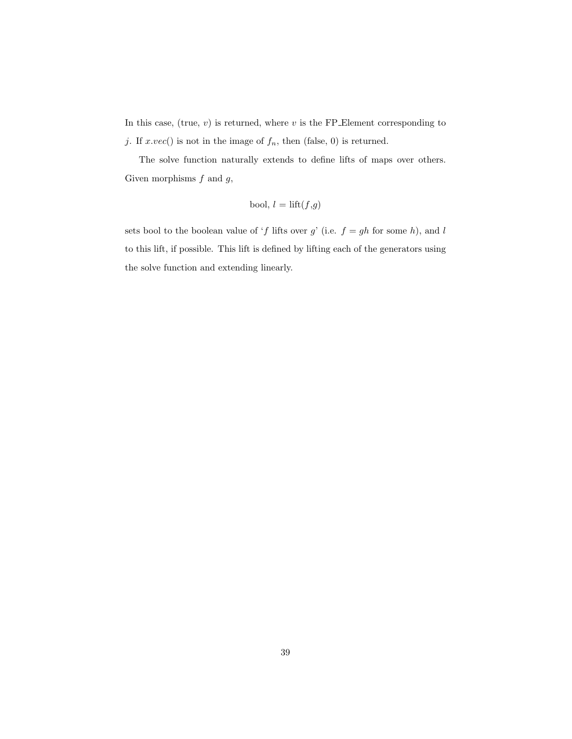In this case, (true, $v$) is returned, where $v$ is the FP_Element corresponding to $j$. If $x.vec()$ is not in the image of $f_n$, then (false, 0) is returned.

The solve function naturally extends to define lifts of maps over others. Given morphisms $f$ and $g$,

$$\text{bool}, \, l = \text{lift}(f,g)$$

sets bool to the boolean value of '$f$ lifts over $g$' (i.e. $f = gh$ for some $h$), and $l$ to this lift, if possible. This lift is defined by lifting each of the generators using the solve function and extending linearly.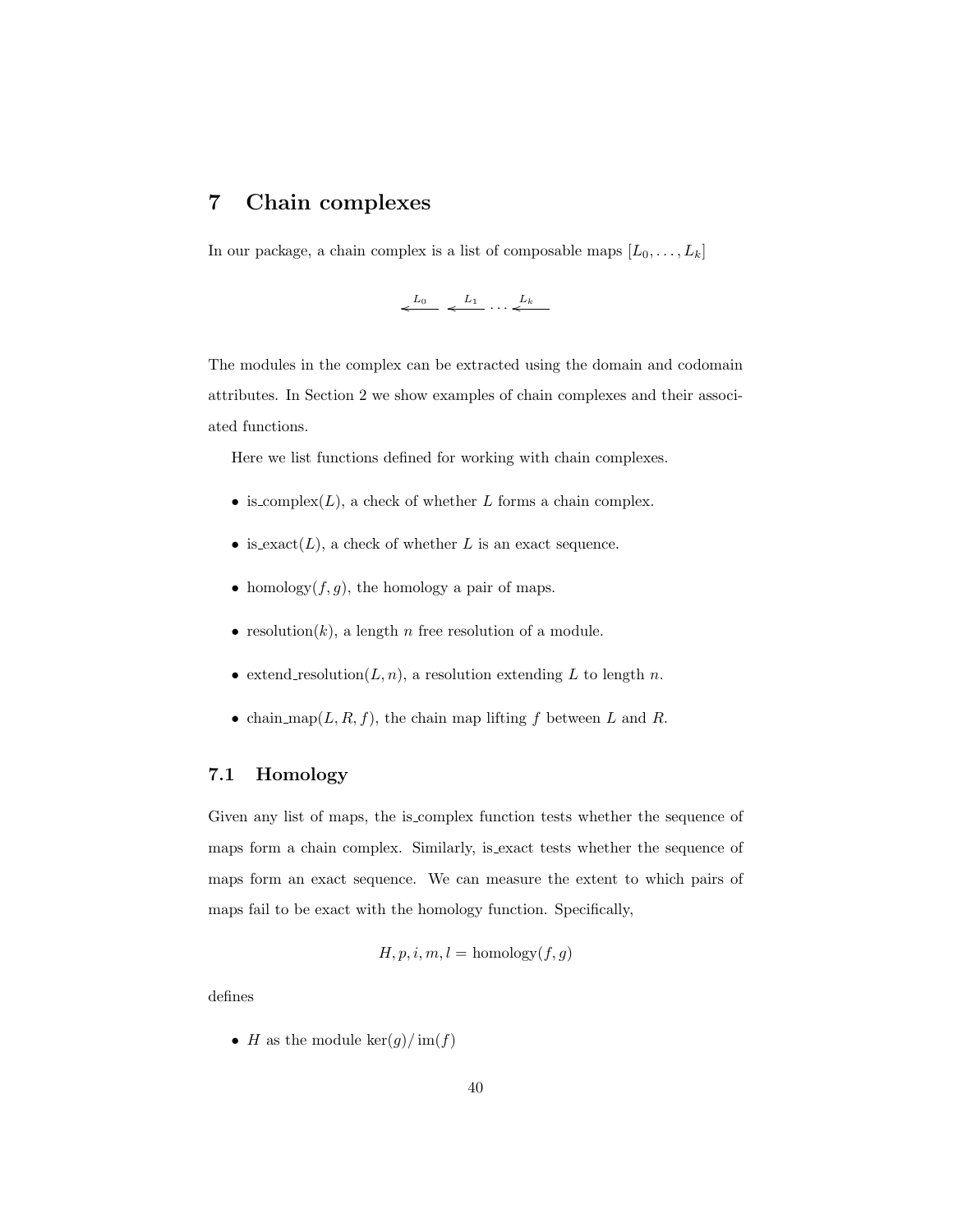# 7 Chain complexes

In our package, a chain complex is a list of composable maps $[L_0, \ldots, L_k]$

$$\xleftarrow{L_0} \xleftarrow{L_1} \cdots \xleftarrow{L_k}$$

The modules in the complex can be extracted using the domain and codomain attributes. In Section 2 we show examples of chain complexes and their associated functions.

Here we list functions defined for working with chain complexes.

- is_complex($L$), a check of whether $L$ forms a chain complex.
- is_exact($L$), a check of whether $L$ is an exact sequence.
- homology($f, g$), the homology a pair of maps.
- resolution($k$), a length $n$ free resolution of a module.
- extend_resolution($L, n$), a resolution extending $L$ to length $n$.
- chain_map($L, R, f$), the chain map lifting $f$ between $L$ and $R$.

## 7.1 Homology

Given any list of maps, the is_complex function tests whether the sequence of maps form a chain complex. Similarly, is_exact tests whether the sequence of maps form an exact sequence. We can measure the extent to which pairs of maps fail to be exact with the homology function. Specifically,

$$H, p, i, m, l = \text{homology}(f, g)$$

defines

- $H$ as the module $\ker(g)/\operatorname{im}(f)$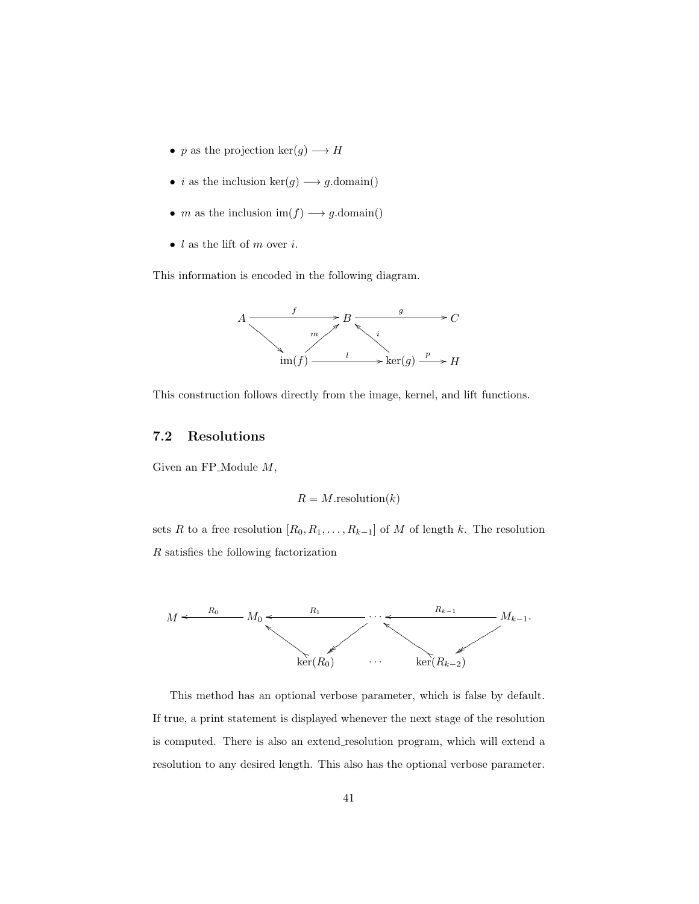- $p$ as the projection $\ker(g) \longrightarrow H$
- $i$ as the inclusion $\ker(g) \longrightarrow g.\text{domain}()$
- $m$ as the inclusion $\text{im}(f) \longrightarrow g.\text{domain}()$
- $l$ as the lift of $m$ over $i$.

This information is encoded in the following diagram.

$$
\begin{array}{ccccccc}
A & \xrightarrow{\quad f \quad} & B & \xrightarrow{\quad g \quad} & C & & \\
& \searrow & \nearrow_{m} & \nwarrow^{i} & & & \\
& & \text{im}(f) & \xrightarrow{\quad l \quad} & \ker(g) & \xrightarrow{p} & H
\end{array}
$$

This construction follows directly from the image, kernel, and lift functions.

## 7.2 Resolutions

Given an FP_Module $M$,

$$R = M.\text{resolution}(k)$$

sets $R$ to a free resolution $[R_0, R_1, \ldots, R_{k-1}]$ of $M$ of length $k$. The resolution $R$ satisfies the following factorization

$$
\begin{array}{ccccccc}
M & \xleftarrow{\quad R_0 \quad} & M_0 & \xleftarrow{\quad R_1 \quad} & \cdots & \xleftarrow{\quad R_{k-1} \quad} & M_{k-1}. \\
& & \nwarrow & \swarrow & \nwarrow & \swarrow & \\
& & & \ker(R_0) \quad \cdots & \ker(R_{k-2}) & &
\end{array}
$$

This method has an optional verbose parameter, which is false by default. If true, a print statement is displayed whenever the next stage of the resolution is computed. There is also an extend_resolution program, which will extend a resolution to any desired length. This also has the optional verbose parameter.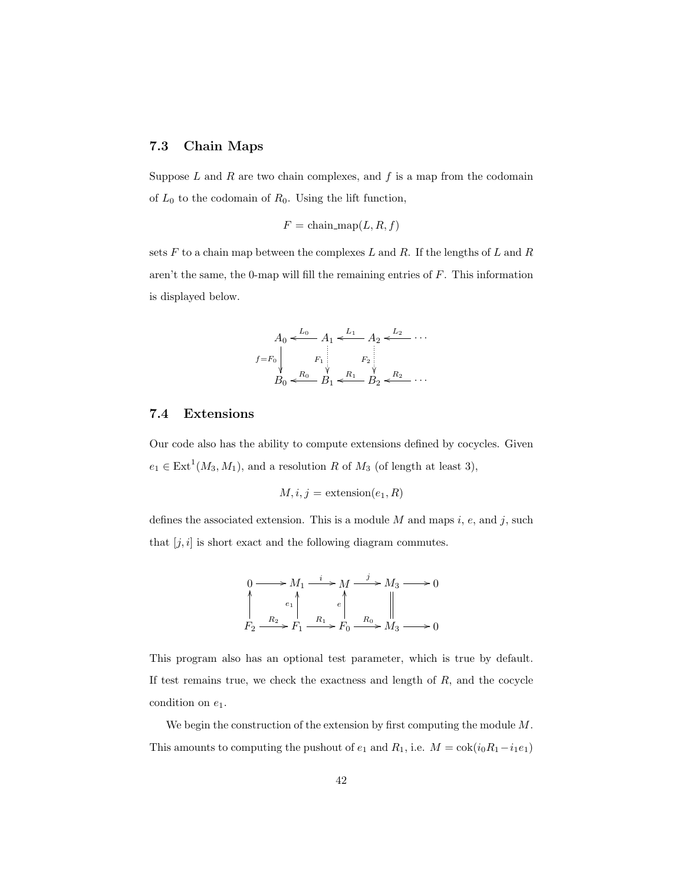## 7.3 Chain Maps

Suppose $L$ and $R$ are two chain complexes, and $f$ is a map from the codomain of $L_0$ to the codomain of $R_0$. Using the lift function,

$$F = \text{chain\_map}(L, R, f)$$

sets $F$ to a chain map between the complexes $L$ and $R$. If the lengths of $L$ and $R$ aren't the same, the 0-map will fill the remaining entries of $F$. This information is displayed below.

$$\begin{array}{ccccccc} A_0 & \xleftarrow{L_0} & A_1 & \xleftarrow{L_1} & A_2 & \xleftarrow{L_2} & \cdots \\ \downarrow {\scriptstyle f=F_0} & & \downarrow {\scriptstyle F_1} & & \downarrow {\scriptstyle F_2} & & \\ B_0 & \xleftarrow{R_0} & B_1 & \xleftarrow{R_1} & B_2 & \xleftarrow{R_2} & \cdots \end{array}$$

## 7.4 Extensions

Our code also has the ability to compute extensions defined by cocycles. Given $e_1 \in \text{Ext}^1(M_3, M_1)$, and a resolution $R$ of $M_3$ (of length at least 3),

$$M, i, j = \text{extension}(e_1, R)$$

defines the associated extension. This is a module $M$ and maps $i$, $e$, and $j$, such that $[j, i]$ is short exact and the following diagram commutes.

$$\begin{array}{ccccccccc} 0 & \longrightarrow & M_1 & \xrightarrow{i} & M & \xrightarrow{j} & M_3 & \longrightarrow & 0 \\ \uparrow & & \uparrow {\scriptstyle e_1} & & \uparrow {\scriptstyle e} & & \| & & \\ F_2 & \xrightarrow{R_2} & F_1 & \xrightarrow{R_1} & F_0 & \xrightarrow{R_0} & M_3 & \longrightarrow & 0 \end{array}$$

This program also has an optional test parameter, which is true by default. If test remains true, we check the exactness and length of $R$, and the cocycle condition on $e_1$.

We begin the construction of the extension by first computing the module $M$. This amounts to computing the pushout of $e_1$ and $R_1$, i.e. $M = \text{cok}(i_0 R_1 - i_1 e_1)$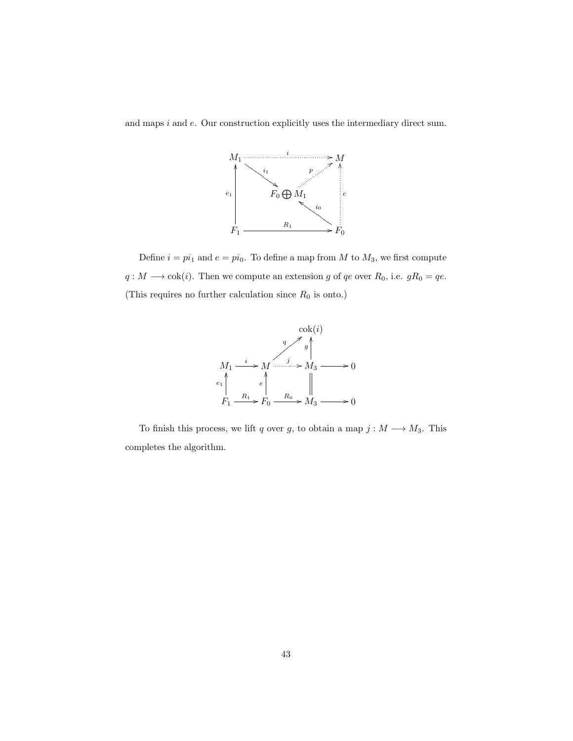and maps $i$ and $e$. Our construction explicitly uses the intermediary direct sum.

$$
\begin{array}{ccccc}
M_1 & & \xrightarrow{\;i\;} & & M \\
\uparrow e_1 & \searrow^{i_1} & & \nearrow^{p} & \uparrow e \\
 & & F_0 \bigoplus M_1 & & \\
 & & & \nwarrow^{i_0} & \\
F_1 & & \xrightarrow{\;R_1\;} & & F_0
\end{array}
$$

Define $i = pi_1$ and $e = pi_0$. To define a map from $M$ to $M_3$, we first compute $q : M \longrightarrow \mathrm{cok}(i)$. Then we compute an extension $g$ of $qe$ over $R_0$, i.e. $gR_0 = qe$. (This requires no further calculation since $R_0$ is onto.)

$$
\begin{array}{ccccccc}
 & & & & \mathrm{cok}(i) & & \\
 & & & \nearrow^{q} & \uparrow g & & \\
M_1 & \xrightarrow{\;i\;} & M & \xrightarrow{\;j\;} & M_3 & \longrightarrow & 0 \\
\uparrow e_1 & & \uparrow e & & \| & & \\
F_1 & \xrightarrow{\;R_1\;} & F_0 & \xrightarrow{\;R_0\;} & M_3 & \longrightarrow & 0
\end{array}
$$

To finish this process, we lift $q$ over $g$, to obtain a map $j : M \longrightarrow M_3$. This completes the algorithm.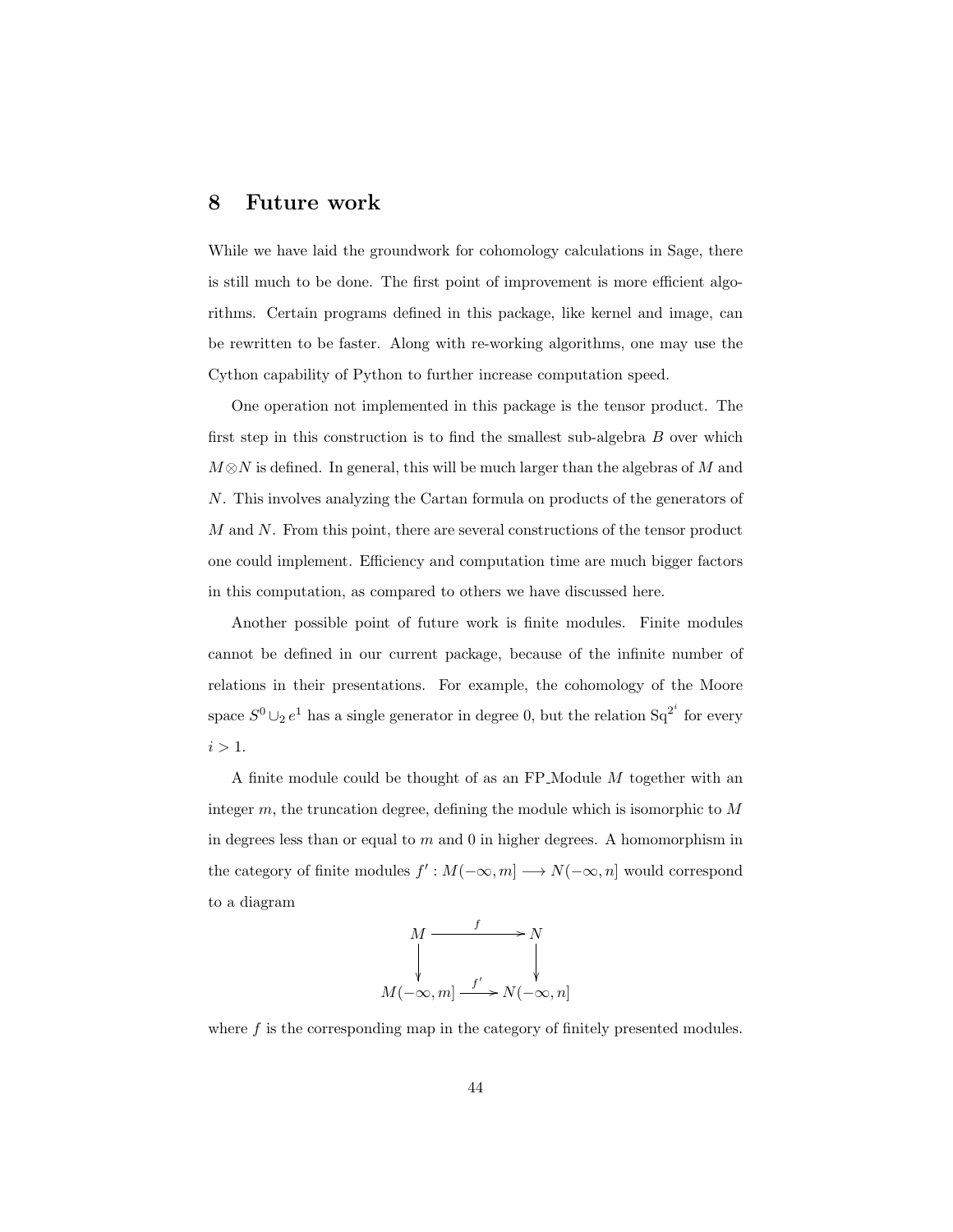# 8 Future work

While we have laid the groundwork for cohomology calculations in Sage, there is still much to be done. The first point of improvement is more efficient algorithms. Certain programs defined in this package, like kernel and image, can be rewritten to be faster. Along with re-working algorithms, one may use the Cython capability of Python to further increase computation speed.

One operation not implemented in this package is the tensor product. The first step in this construction is to find the smallest sub-algebra $B$ over which $M \otimes N$ is defined. In general, this will be much larger than the algebras of $M$ and $N$. This involves analyzing the Cartan formula on products of the generators of $M$ and $N$. From this point, there are several constructions of the tensor product one could implement. Efficiency and computation time are much bigger factors in this computation, as compared to others we have discussed here.

Another possible point of future work is finite modules. Finite modules cannot be defined in our current package, because of the infinite number of relations in their presentations. For example, the cohomology of the Moore space $S^0 \cup_2 e^1$ has a single generator in degree 0, but the relation $\mathrm{Sq}^{2^i}$ for every $i > 1$.

A finite module could be thought of as an FP_Module $M$ together with an integer $m$, the truncation degree, defining the module which is isomorphic to $M$ in degrees less than or equal to $m$ and 0 in higher degrees. A homomorphism in the category of finite modules $f' : M(-\infty, m] \longrightarrow N(-\infty, n]$ would correspond to a diagram

$$\begin{array}{ccc} M & \xrightarrow{\quad f \quad} & N \\ \downarrow & & \downarrow \\ M(-\infty, m] & \xrightarrow{\quad f' \quad} & N(-\infty, n] \end{array}$$

where $f$ is the corresponding map in the category of finitely presented modules.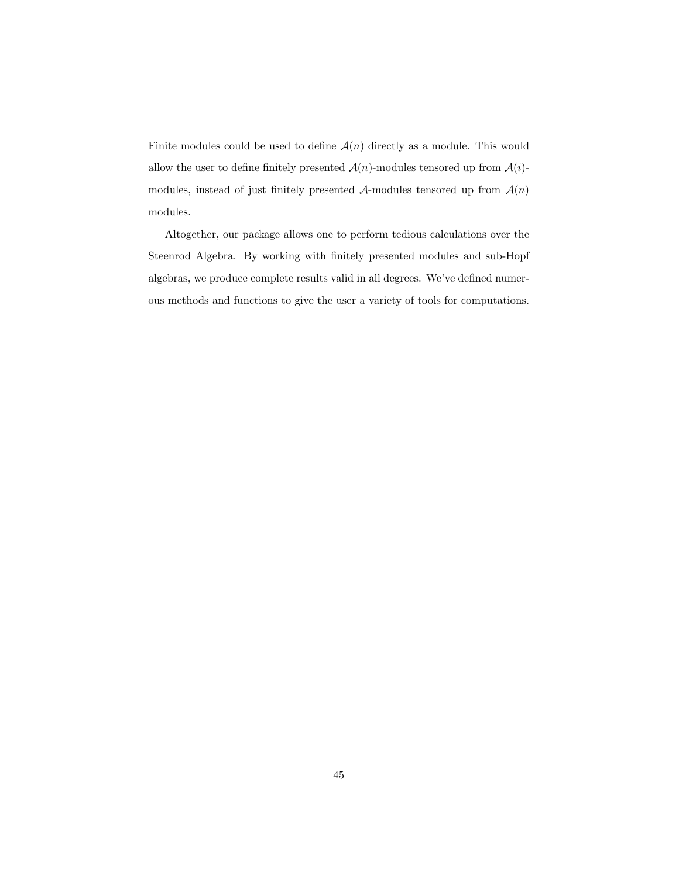Finite modules could be used to define $\mathcal{A}(n)$ directly as a module. This would allow the user to define finitely presented $\mathcal{A}(n)$-modules tensored up from $\mathcal{A}(i)$-modules, instead of just finitely presented $\mathcal{A}$-modules tensored up from $\mathcal{A}(n)$ modules.

Altogether, our package allows one to perform tedious calculations over the Steenrod Algebra. By working with finitely presented modules and sub-Hopf algebras, we produce complete results valid in all degrees. We've defined numerous methods and functions to give the user a variety of tools for computations.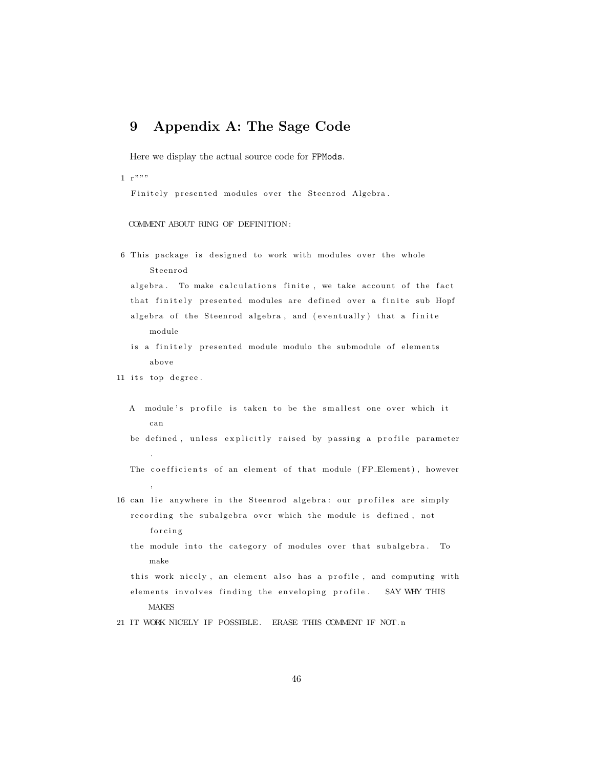# 9 Appendix A: The Sage Code

Here we display the actual source code for FPMods.

```
1 r"""
  Finitely presented modules over the Steenrod Algebra.

  COMMENT ABOUT RING OF DEFINITION:

6 This package is designed to work with modules over the whole
      Steenrod
  algebra.  To make calculations finite, we take account of the fact
  that finitely presented modules are defined over a finite sub Hopf
  algebra of the Steenrod algebra, and (eventually) that a finite
      module
  is a finitely presented module modulo the submodule of elements
      above
11 its top degree.

  A  module's profile is taken to be the smallest one over which it
      can
  be defined, unless explicitly raised by passing a profile parameter
      .
  The coefficients of an element of that module (FP_Element), however
      ,
16 can lie anywhere in the Steenrod algebra: our profiles are simply
  recording the subalgebra over which the module is defined, not
      forcing
  the module into the category of modules over that subalgebra.  To
      make
  this work nicely, an element also has a profile, and computing with
  elements involves finding the enveloping profile.   SAY WHY THIS
      MAKES
21 IT WORK NICELY IF POSSIBLE.  ERASE THIS COMMENT IF NOT.n
```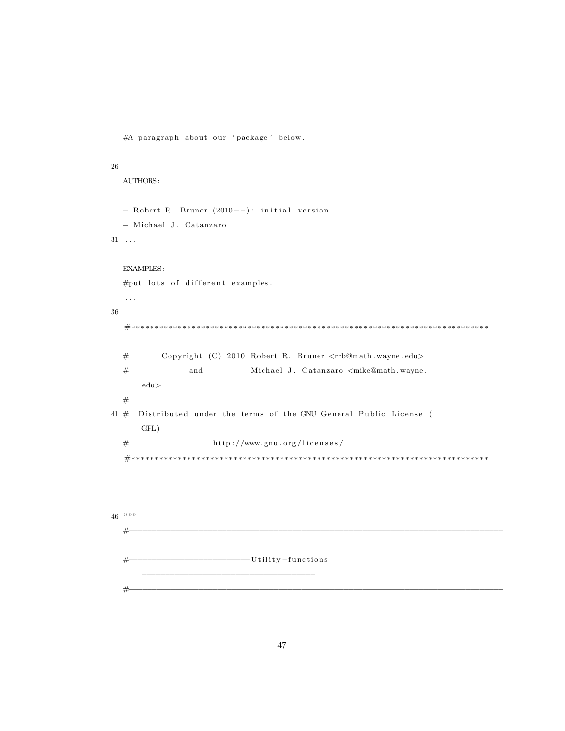```
#A paragraph about our 'package' below.
...
26
AUTHORS:

- Robert R. Bruner (2010--): initial version
- Michael J. Catanzaro
31 ...

EXAMPLES:
#put lots of different examples.
...
36
#*****************************************************************************
#       Copyright (C) 2010 Robert R. Bruner <rrb@math.wayne.edu>
#                and              Michael J. Catanzaro <mike@math.wayne.
    edu>
#
41 #  Distributed under the terms of the GNU General Public License (
    GPL)
#                  http://www.gnu.org/licenses/
#*****************************************************************************


46 """
#------------------------------------------------------------------------------

#---------------------------Utility-functions
    ----------------------------------------
#------------------------------------------------------------------------------
```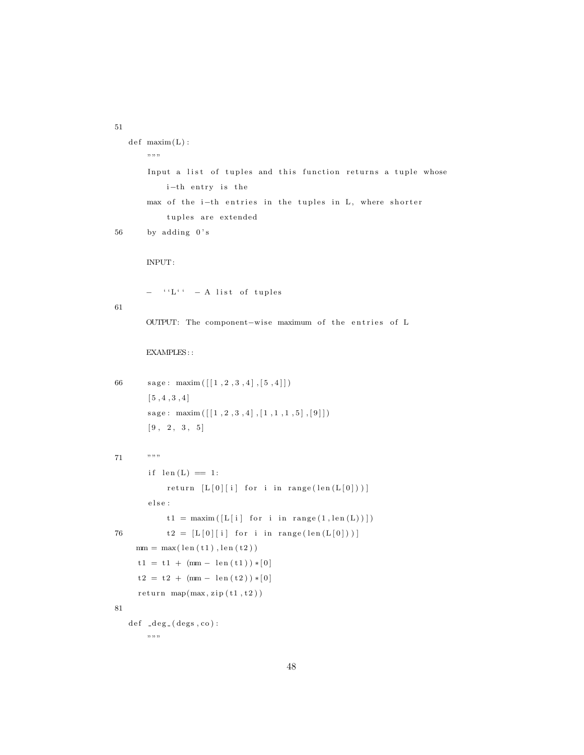```
def maxim(L):
    """
    Input a list of tuples and this function returns a tuple whose
        i-th entry is the
    max of the i-th entries in the tuples in L, where shorter
        tuples are extended
    by adding 0's

    INPUT:

    - ``L`` - A list of tuples

    OUTPUT: The component-wise maximum of the entries of L

    EXAMPLES::

    sage: maxim([[1,2,3,4],[5,4]])
    [5,4,3,4]
    sage: maxim([[1,2,3,4],[1,1,1,5],[9]])
    [9, 2, 3, 5]

    """
    if len(L) == 1:
        return [L[0][i] for i in range(len(L[0]))]
    else:
        t1 = maxim([L[i] for i in range(1,len(L))])
        t2 = [L[0][i] for i in range(len(L[0]))]
  mm = max(len(t1),len(t2))
  t1 = t1 + (mm - len(t1))*[0]
  t2 = t2 + (mm - len(t2))*[0]
  return map(max,zip(t1,t2))

def _deg_(degs,co):
    """
```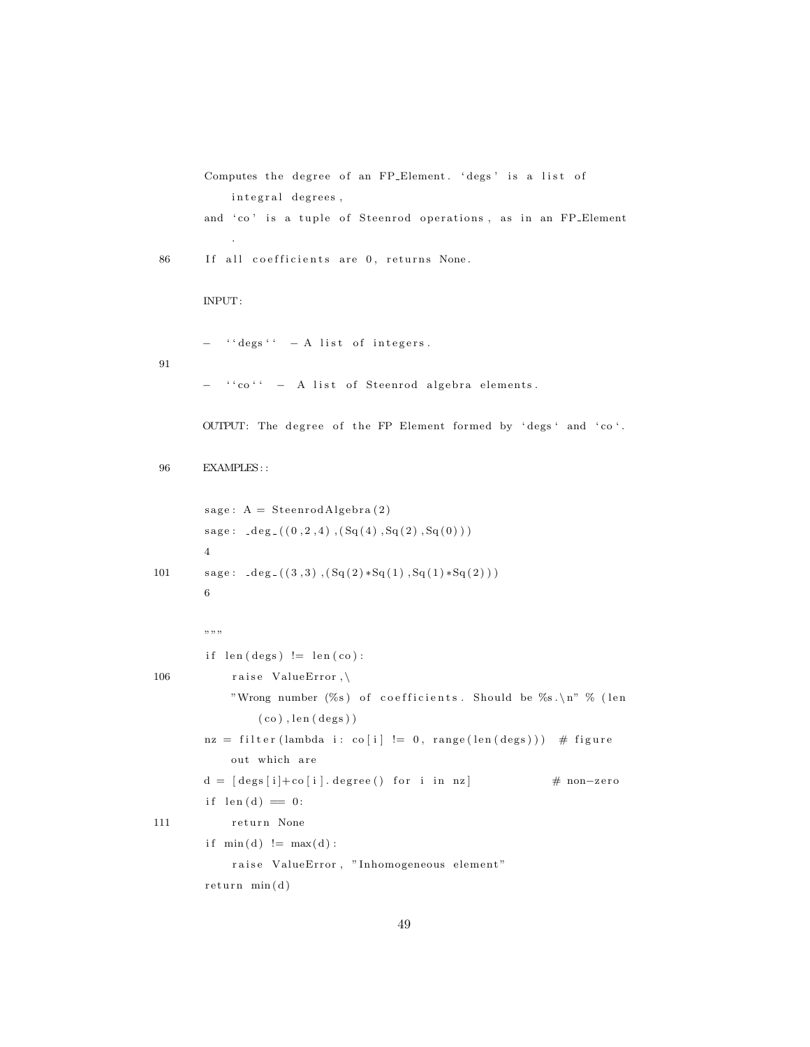```
    Computes the degree of an FP_Element. 'degs' is a list of
        integral degrees,
    and 'co' is a tuple of Steenrod operations, as in an FP_Element
        .
86  If all coefficients are 0, returns None.

    INPUT:

    - ``degs`` - A list of integers.
91
    - ``co`` - A list of Steenrod algebra elements.

    OUTPUT: The degree of the FP Element formed by `degs` and `co`.

96  EXAMPLES::

    sage: A = SteenrodAlgebra(2)
    sage: _deg_((0,2,4),(Sq(4),Sq(2),Sq(0)))
    4
101 sage: _deg_((3,3),(Sq(2)*Sq(1),Sq(1)*Sq(2)))
    6

    """
    if len(degs) != len(co):
106     raise ValueError,\
        "Wrong number (%s) of coefficients. Should be %s.\n" % (len
            (co),len(degs))
    nz = filter(lambda i: co[i] != 0, range(len(degs)))  # figure
        out which are
    d = [degs[i]+co[i].degree() for i in nz]             # non-zero
    if len(d) == 0:
111     return None
    if min(d) != max(d):
        raise ValueError, "Inhomogeneous element"
    return min(d)
```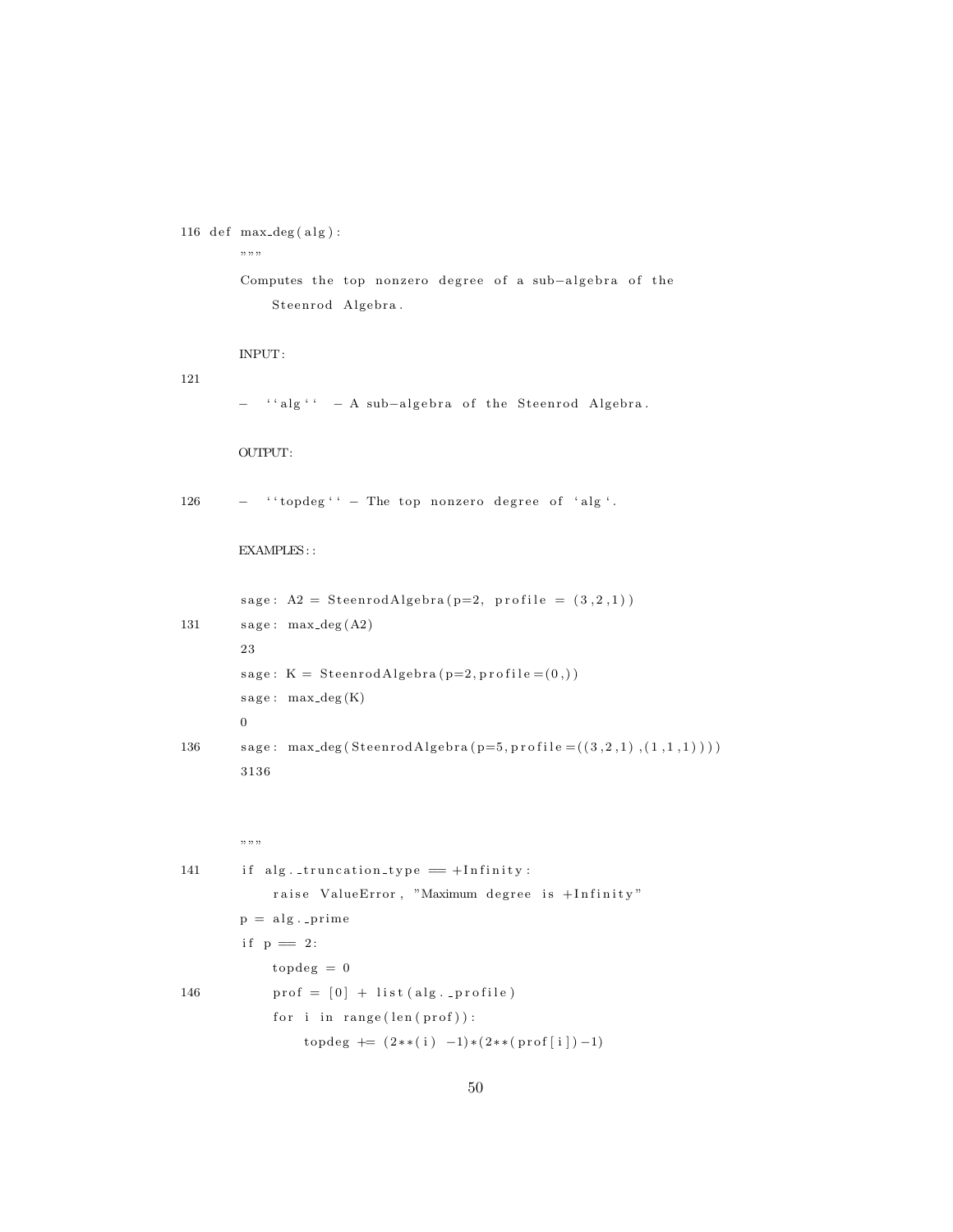```
116 def max_deg(alg):
        """
        Computes the top nonzero degree of a sub-algebra of the
            Steenrod Algebra.

        INPUT:
121
        - ``alg`` - A sub-algebra of the Steenrod Algebra.

        OUTPUT:

126     - ``topdeg`` - The top nonzero degree of `alg`.

        EXAMPLES::

        sage: A2 = SteenrodAlgebra(p=2, profile = (3,2,1))
131     sage: max_deg(A2)
        23
        sage: K = SteenrodAlgebra(p=2,profile=(0,))
        sage: max_deg(K)
        0
136     sage: max_deg(SteenrodAlgebra(p=5,profile=((3,2,1),(1,1,1))))
        3136


        """
141     if alg._truncation_type == +Infinity:
            raise ValueError, "Maximum degree is +Infinity"
        p = alg._prime
        if p == 2:
            topdeg = 0
146         prof = [0] + list(alg._profile)
            for i in range(len(prof)):
                topdeg += (2**(i) -1)*(2**(prof[i])-1)
```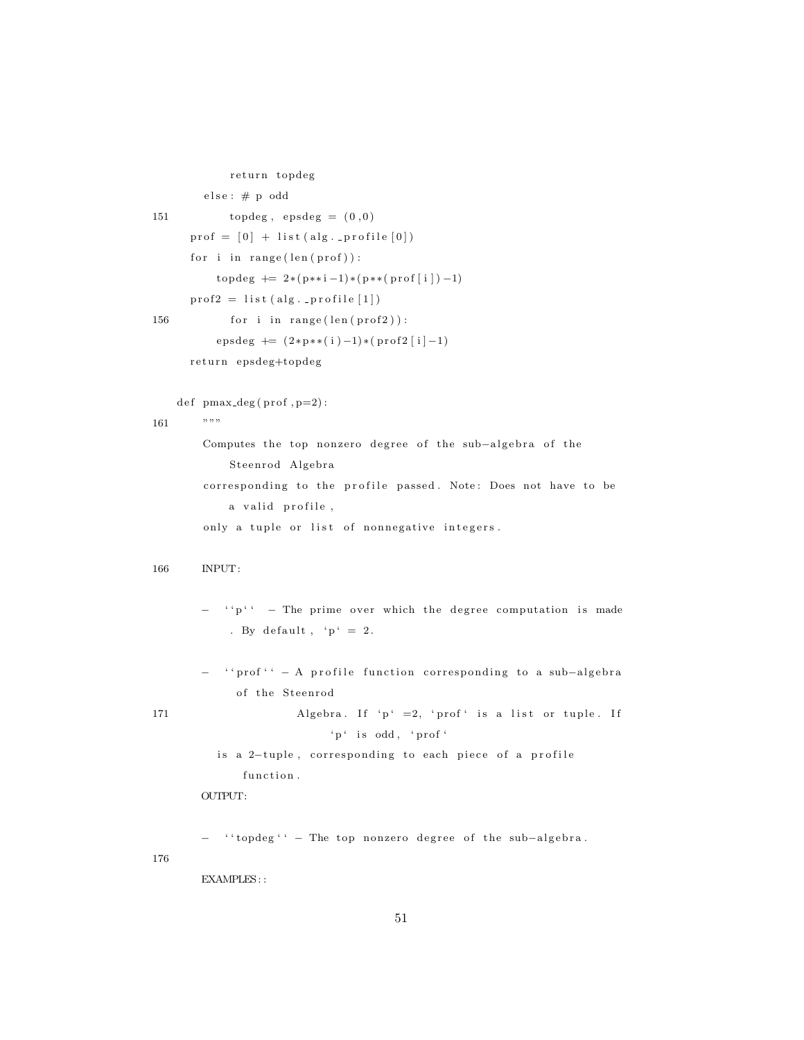```
            return topdeg
        else: # p odd
151             topdeg, epsdeg = (0,0)
        prof = [0] + list(alg._profile[0])
        for i in range(len(prof)):
            topdeg += 2*(p**i-1)*(p**(prof[i])-1)
        prof2 = list(alg._profile[1])
156             for i in range(len(prof2)):
            epsdeg += (2*p**(i)-1)*(prof2[i]-1)
        return epsdeg+topdeg

    def pmax_deg(prof,p=2):
161     """
        Computes the top nonzero degree of the sub-algebra of the
            Steenrod Algebra
        corresponding to the profile passed. Note: Does not have to be
            a valid profile,
        only a tuple or list of nonnegative integers.

166     INPUT:

        - ``p`` - The prime over which the degree computation is made
            . By default, `p` = 2.

        - ``prof`` - A profile function corresponding to a sub-algebra
             of the Steenrod
171                     Algebra. If `p` =2, `prof` is a list or tuple. If
                            `p` is odd, `prof`
          is a 2-tuple, corresponding to each piece of a profile
              function.
        OUTPUT:

        - ``topdeg`` - The top nonzero degree of the sub-algebra.
176
        EXAMPLES::
```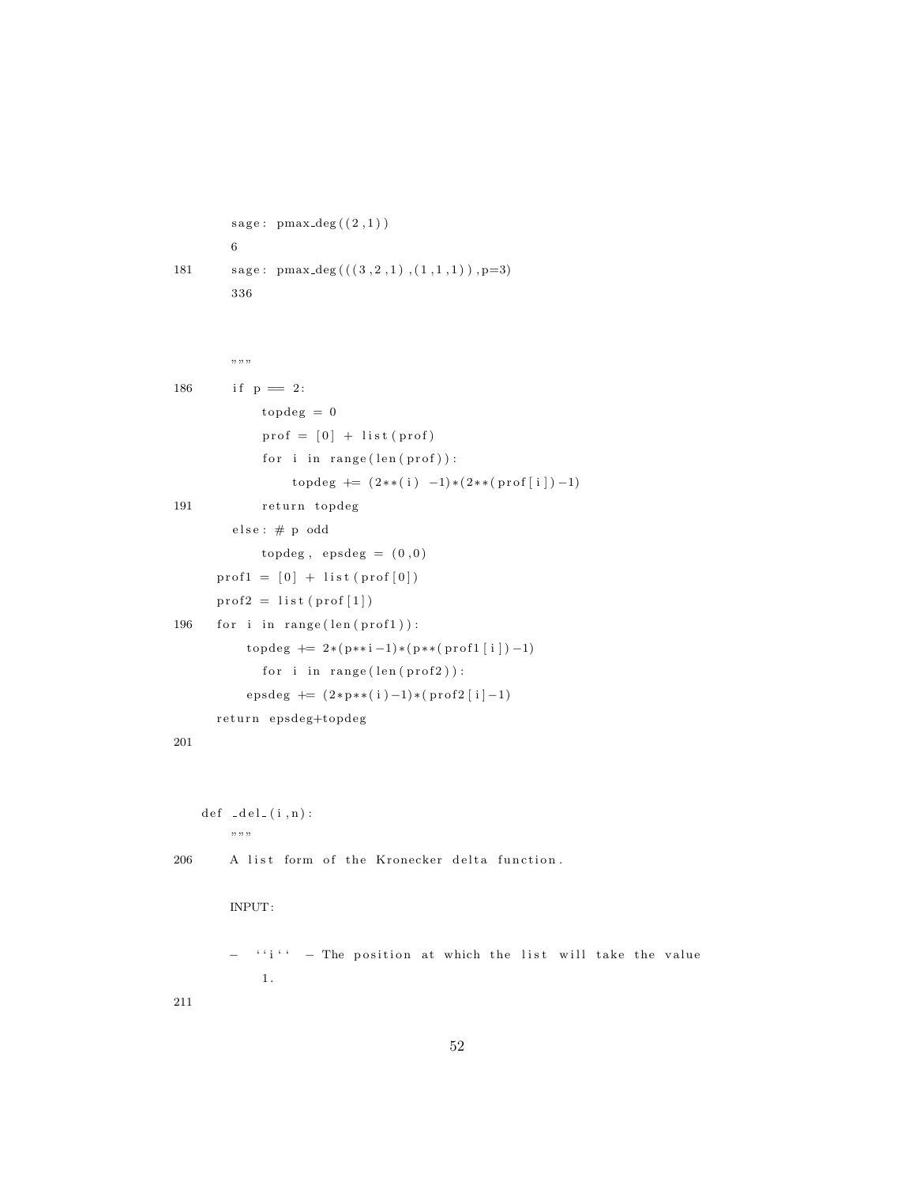```
    sage: pmax_deg((2,1))
    6
181 sage: pmax_deg(((3,2,1),(1,1,1)),p=3)
    336



    """
186 if p == 2:
        topdeg = 0
        prof = [0] + list(prof)
        for i in range(len(prof)):
            topdeg += (2**(i) -1)*(2**(prof[i])-1)
191     return topdeg
    else: # p odd
        topdeg, epsdeg = (0,0)
  prof1 = [0] + list(prof[0])
  prof2 = list(prof[1])
196 for i in range(len(prof1)):
      topdeg += 2*(p**i-1)*(p**(prof1[i])-1)
        for i in range(len(prof2)):
      epsdeg += (2*p**(i)-1)*(prof2[i]-1)
  return epsdeg+topdeg
201



def _del_(i,n):
    """
206 A list form of the Kronecker delta function.

    INPUT:

    - ``i`` - The position at which the list will take the value
        1.
211
```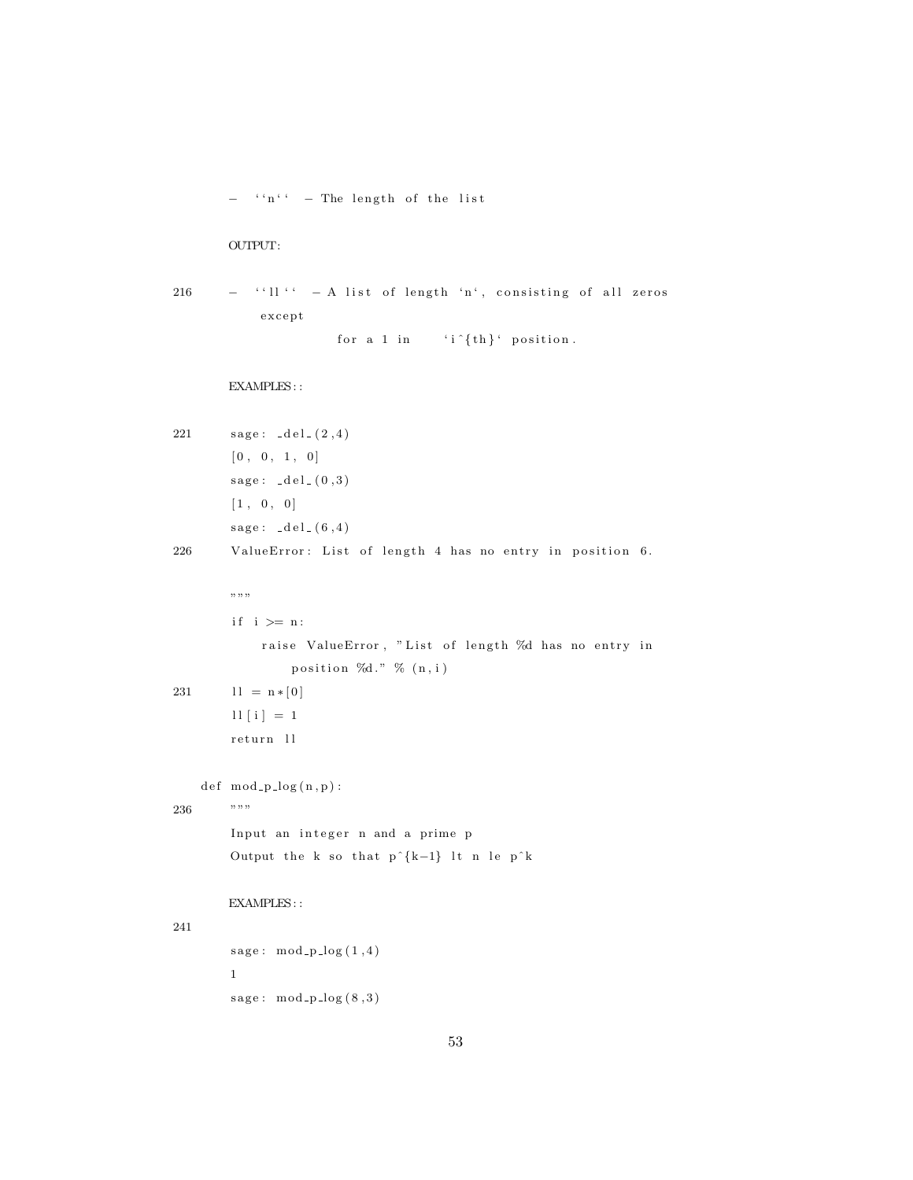```
    - ``n`` - The length of the list

    OUTPUT:

216     - ``ll`` - A list of length `n`, consisting of all zeros
            except
                    for a 1 in    `i^{th}` position.

    EXAMPLES::

221     sage: _del_(2,4)
        [0, 0, 1, 0]
        sage: _del_(0,3)
        [1, 0, 0]
        sage: _del_(6,4)
226     ValueError: List of length 4 has no entry in position 6.

        """
        if i >= n:
            raise ValueError, "List of length %d has no entry in
                position %d." % (n,i)
231     ll = n*[0]
        ll[i] = 1
        return ll

    def mod_p_log(n,p):
236     """
        Input an integer n and a prime p
        Output the k so that p^{k-1} lt n le p^k

        EXAMPLES::
241
        sage: mod_p_log(1,4)
        1
        sage: mod_p_log(8,3)
```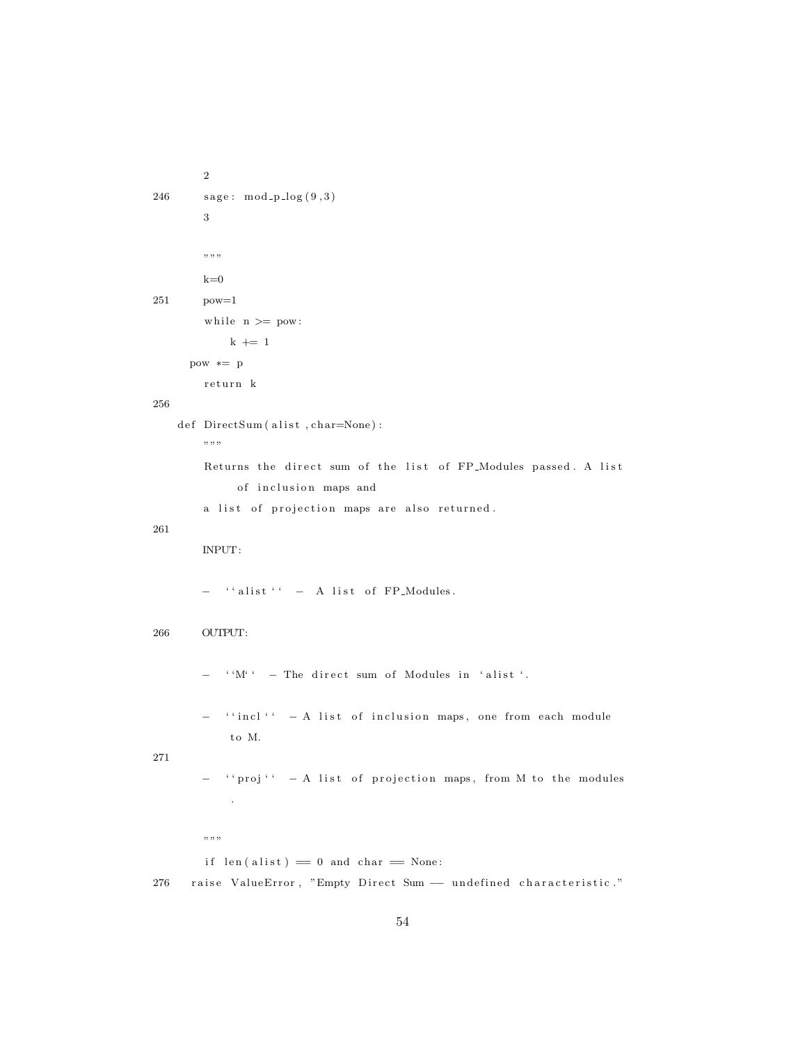```
        2
246     sage: mod_p_log(9,3)
        3

        """
        k=0
251     pow=1
        while n >= pow:
            k += 1
    pow *= p
        return k
256
    def DirectSum(alist,char=None):
        """
        Returns the direct sum of the list of FP_Modules passed. A list
            of inclusion maps and
        a list of projection maps are also returned.
261
        INPUT:

        - ``alist`` - A list of FP_Modules.

266     OUTPUT:

        - ``M`` - The direct sum of Modules in `alist`.

        - ``incl`` - A list of inclusion maps, one from each module
            to M.
271
        - ``proj`` - A list of projection maps, from M to the modules
            .

        """
        if len(alist) == 0 and char == None:
276     raise ValueError, "Empty Direct Sum -- undefined characteristic."
```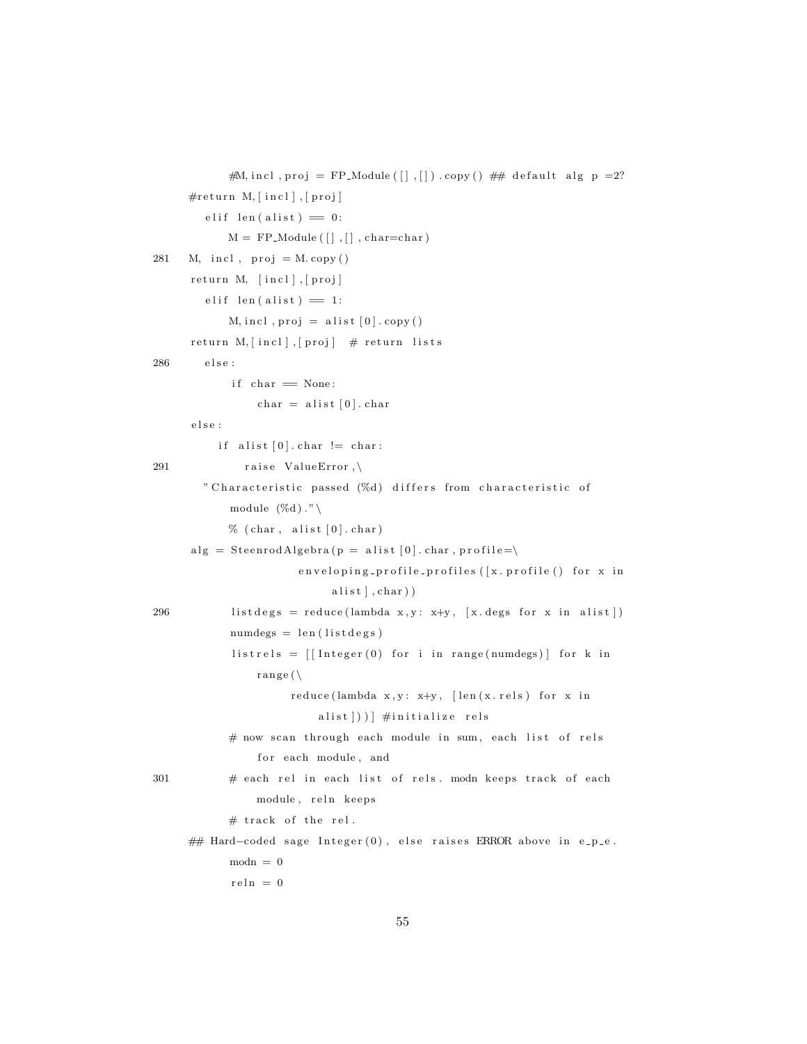```
        #M, incl , proj = FP_Module ( [ ] , [ ] ) . copy ( ) ## default alg p =2?
    #return M, [ incl ] , [ proj ]
      elif len ( alist ) == 0:
          M = FP_Module ( [ ] , [ ] , char=char )
281     M, incl , proj = M. copy ( )
    return M, [ incl ] , [ proj ]
      elif len ( alist ) == 1:
          M, incl , proj = alist [ 0 ] . copy ( )
    return M, [ incl ] , [ proj ] # return lists
286   else :
          if char == None:
              char = alist [ 0 ] . char
    else :
        if alist [ 0 ] . char != char :
291         raise ValueError ,\
      "Characteristic passed (%d) differs from characteristic of
          module (%d)."\
          % (char , alist [ 0 ] . char )
    alg = SteenrodAlgebra (p = alist [ 0 ] . char , profile=\
                    enveloping_profile_profiles ( [ x . profile ( ) for x in
                        alist ] , char ) )
296       listdegs = reduce (lambda x , y : x+y , [ x . degs for x in alist ] )
          numdegs = len ( listdegs )
          listrels = [ [ Integer (0) for i in range (numdegs) ] for k in
              range (\
                  reduce (lambda x , y : x+y , [ len ( x . rels ) for x in
                      alist ] ) ) ] #initialize rels
          # now scan through each module in sum, each list of rels
              for each module , and
301       # each rel in each list of rels . modn keeps track of each
              module , reln keeps
          # track of the rel .
    ## Hard-coded sage Integer (0) , else raises ERROR above in e_p_e .
          modn = 0
          reln = 0
```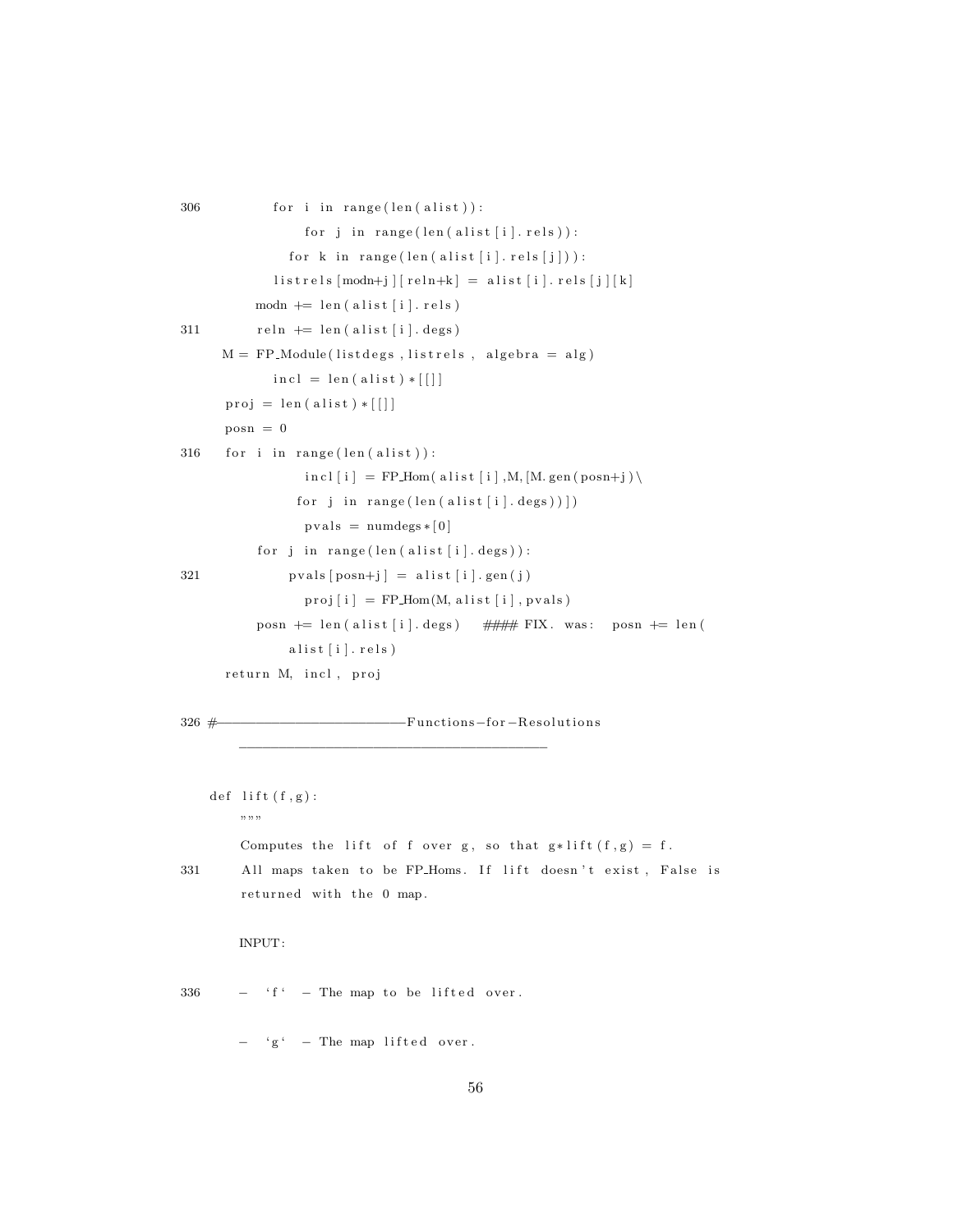```
306         for i in range(len(alist)):
                for j in range(len(alist[i].rels)):
              for k in range(len(alist[i].rels[j])):
            listrels[modn+j][reln+k] = alist[i].rels[j][k]
          modn += len(alist[i].rels)
311       reln += len(alist[i].degs)
      M = FP_Module(listdegs, listrels, algebra = alg)
            incl = len(alist)*[[]]
      proj = len(alist)*[[]]
      posn = 0
316   for i in range(len(alist)):
                incl[i] = FP_Hom(alist[i],M,[M.gen(posn+j)\
               for j in range(len(alist[i].degs))])
                pvals = numdegs*[0]
          for j in range(len(alist[i].degs)):
321           pvals[posn+j] = alist[i].gen(j)
                proj[i] = FP_Hom(M,alist[i],pvals)
          posn += len(alist[i].degs)    #### FIX. was:  posn += len(
              alist[i].rels)
      return M, incl, proj

326 #------------------------Functions-for-Resolutions
        ----------------------------------------


    def lift(f,g):
        """
        Computes the lift of f over g, so that g*lift(f,g) = f.
331     All maps taken to be FP_Homs. If lift doesn't exist, False is
        returned with the 0 map.

        INPUT:

336     -  `f`  - The map to be lifted over.

        -  `g`  - The map lifted over.
```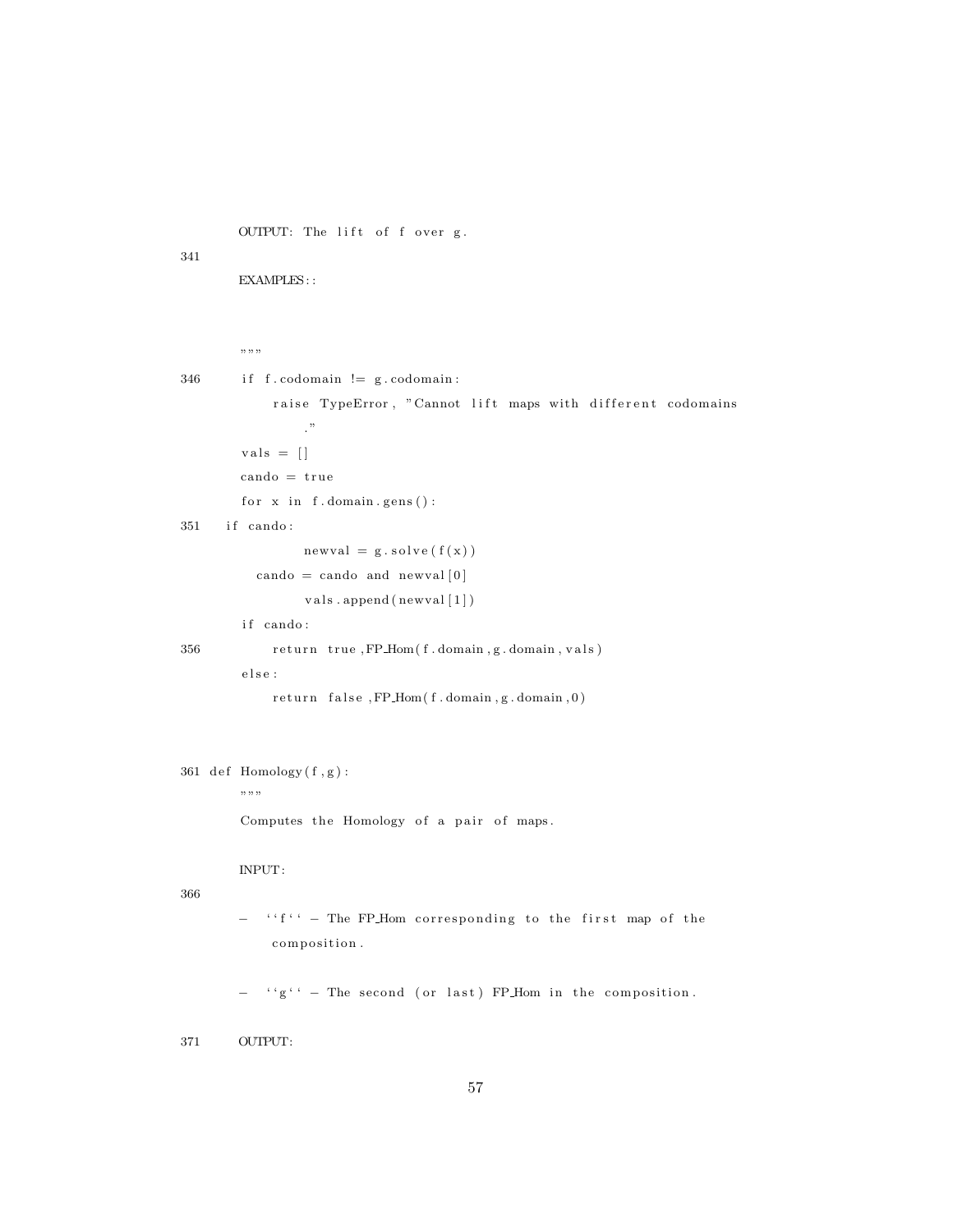```
    OUTPUT: The lift of f over g.
341
    EXAMPLES::



    """
346     if f.codomain != g.codomain:
            raise TypeError, "Cannot lift maps with different codomains
                ."
        vals = []
        cando = true
        for x in f.domain.gens():
351     if cando:
                newval = g.solve(f(x))
            cando = cando and newval[0]
                vals.append(newval[1])
        if cando:
356         return true,FP_Hom(f.domain,g.domain,vals)
        else:
            return false,FP_Hom(f.domain,g.domain,0)



361 def Homology(f,g):
        """
        Computes the Homology of a pair of maps.


        INPUT:
366
        -  ``f`` - The FP_Hom corresponding to the first map of the
            composition.


        -  ``g`` - The second (or last) FP_Hom in the composition.


371     OUTPUT:
```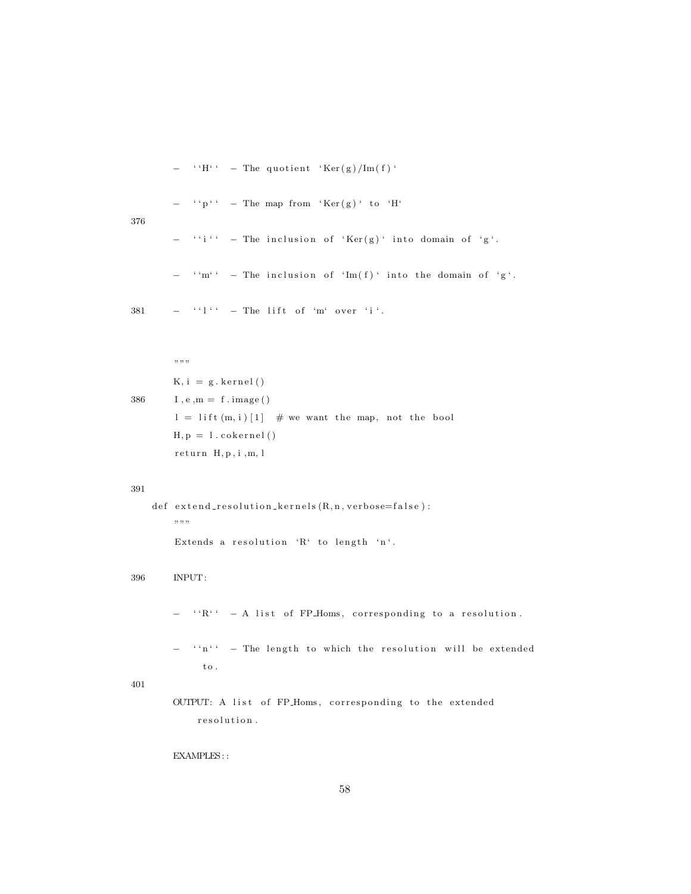```
    - ``H`` - The quotient `Ker(g)/Im(f)`

    - ``p`` - The map from `Ker(g)` to `H`
376
    - ``i`` - The inclusion of `Ker(g)` into domain of `g`.

    - ``m`` - The inclusion of `Im(f)` into the domain of `g`.

381 - ``l`` - The lift of `m` over `i`.


    """
    K,i = g.kernel()
386 I,e,m = f.image()
    l = lift(m,i)[1]  # we want the map, not the bool
    H,p = l.cokernel()
    return H,p,i,m,l

391
def extend_resolution_kernels(R,n,verbose=false):
    """
    Extends a resolution `R` to length `n`.

396 INPUT:

    - ``R`` - A list of FP_Homs, corresponding to a resolution.

    - ``n`` - The length to which the resolution will be extended
        to.
401
    OUTPUT: A list of FP_Homs, corresponding to the extended
        resolution.

    EXAMPLES::
```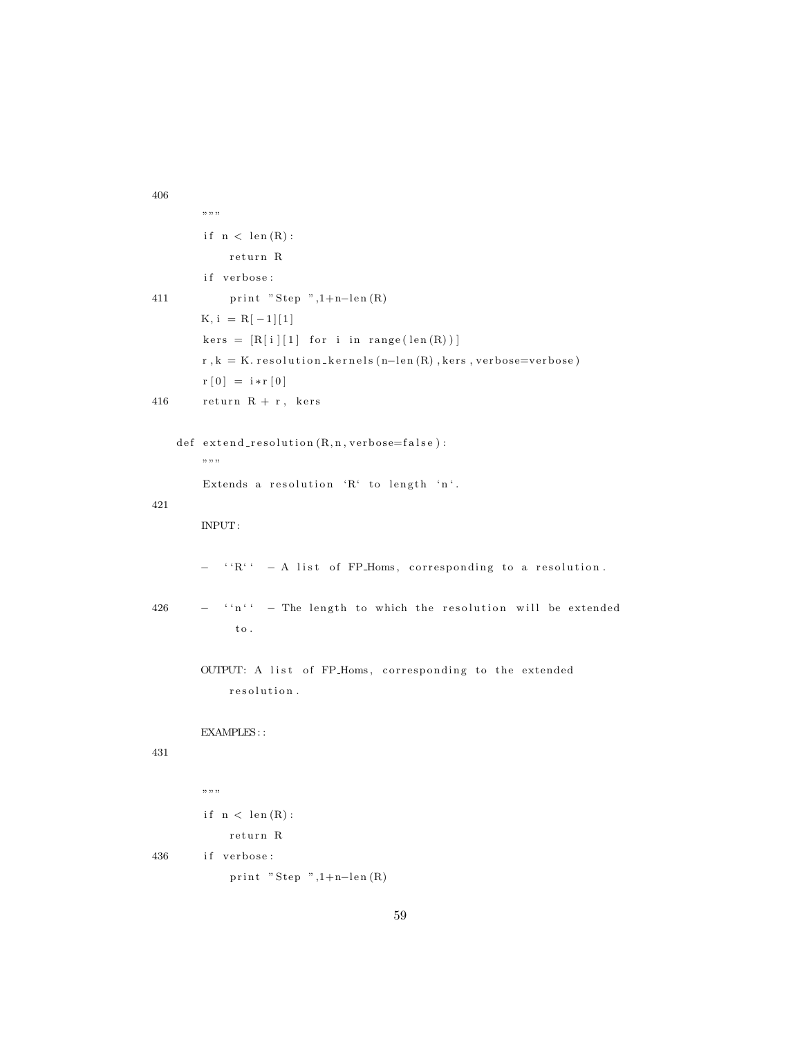```
406
        """
        if n < len(R):
            return R
        if verbose:
411             print "Step ",1+n-len(R)
        K, i = R[-1][1]
        kers = [R[i][1] for i in range(len(R))]
        r,k = K.resolution_kernels(n-len(R),kers,verbose=verbose)
        r[0] = i*r[0]
416     return R + r, kers

    def extend_resolution(R,n,verbose=false):
        """
        Extends a resolution `R` to length `n`.
421
        INPUT:

        - ``R`` - A list of FP_Homs, corresponding to a resolution.

426     - ``n`` - The length to which the resolution will be extended
            to.

        OUTPUT: A list of FP_Homs, corresponding to the extended
            resolution.

        EXAMPLES::
431

        """
        if n < len(R):
            return R
436     if verbose:
            print "Step ",1+n-len(R)
```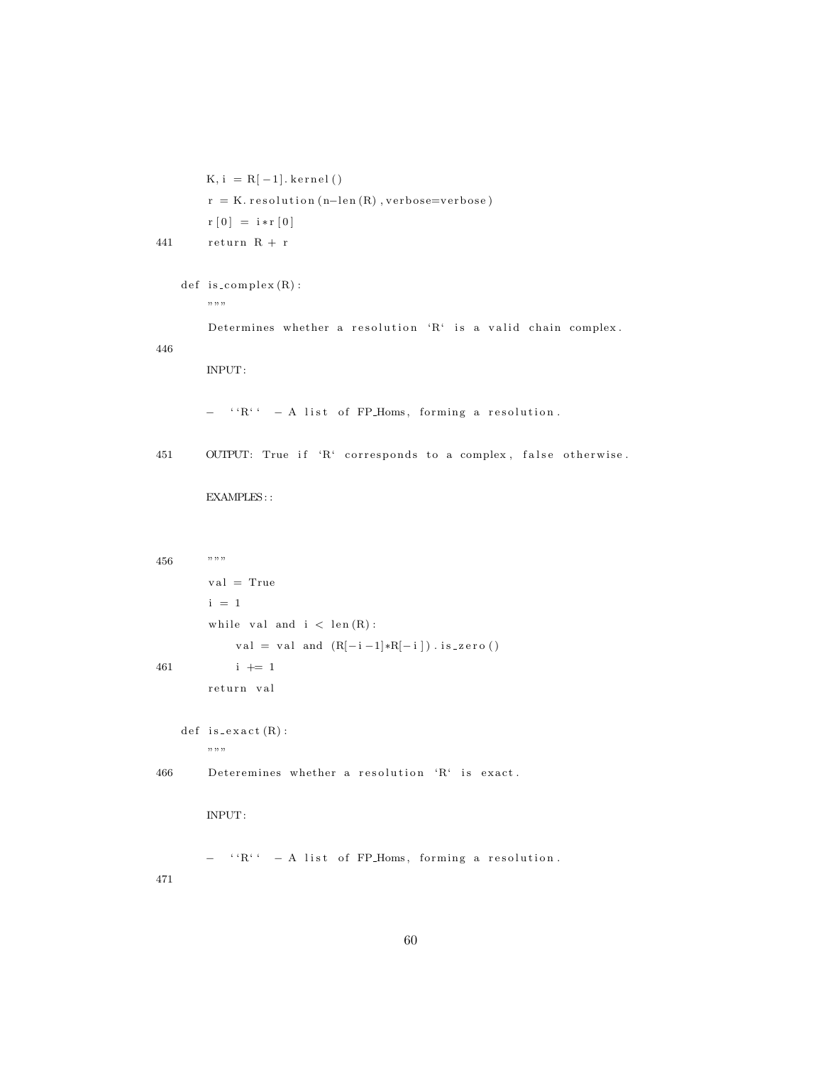```
        K, i = R[-1].kernel()
        r = K.resolution(n-len(R), verbose=verbose)
        r[0] = i*r[0]
441     return R + r

    def is_complex(R):
        """
        Determines whether a resolution `R` is a valid chain complex.
446
        INPUT:

        - ``R`` - A list of FP_Homs, forming a resolution.

451     OUTPUT: True if `R` corresponds to a complex, false otherwise.

        EXAMPLES::


456     """
        val = True
        i = 1
        while val and i < len(R):
            val = val and (R[-i-1]*R[-i]).is_zero()
461         i += 1
        return val

    def is_exact(R):
        """
466     Deteremines whether a resolution `R` is exact.

        INPUT:

        - ``R`` - A list of FP_Homs, forming a resolution.
471
```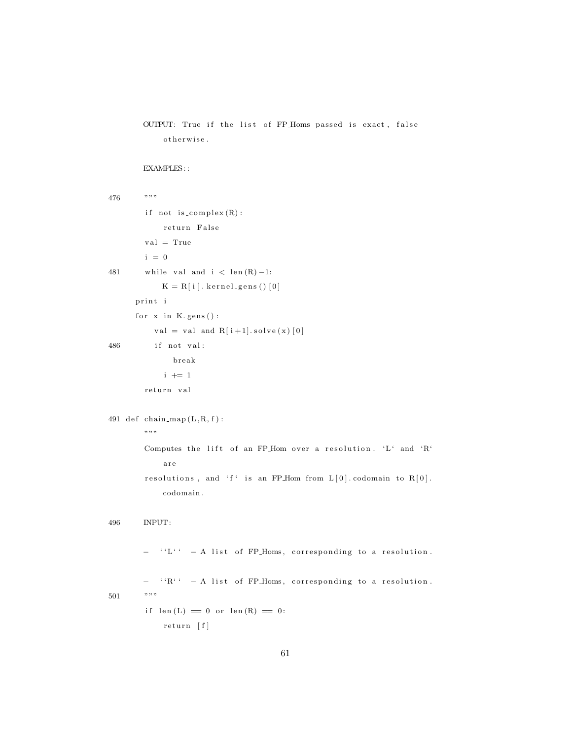```
    OUTPUT: True if the list of FP_Homs passed is exact, false
        otherwise.

    EXAMPLES::

476     """
    if not is_complex(R):
        return False
    val = True
    i = 0
481     while val and i < len(R)-1:
        K = R[i].kernel_gens()[0]
    print i
    for x in K.gens():
        val = val and R[i+1].solve(x)[0]
486         if not val:
            break
        i += 1
    return val

491 def chain_map(L,R,f):
    """
    Computes the lift of an FP_Hom over a resolution. `L` and `R`
        are
    resolutions, and `f` is an FP_Hom from L[0].codomain to R[0].
        codomain.

496     INPUT:

    -  ``L``  - A list of FP_Homs, corresponding to a resolution.

    -  ``R``  - A list of FP_Homs, corresponding to a resolution.
501     """
    if len(L) == 0 or len(R) == 0:
        return [f]
```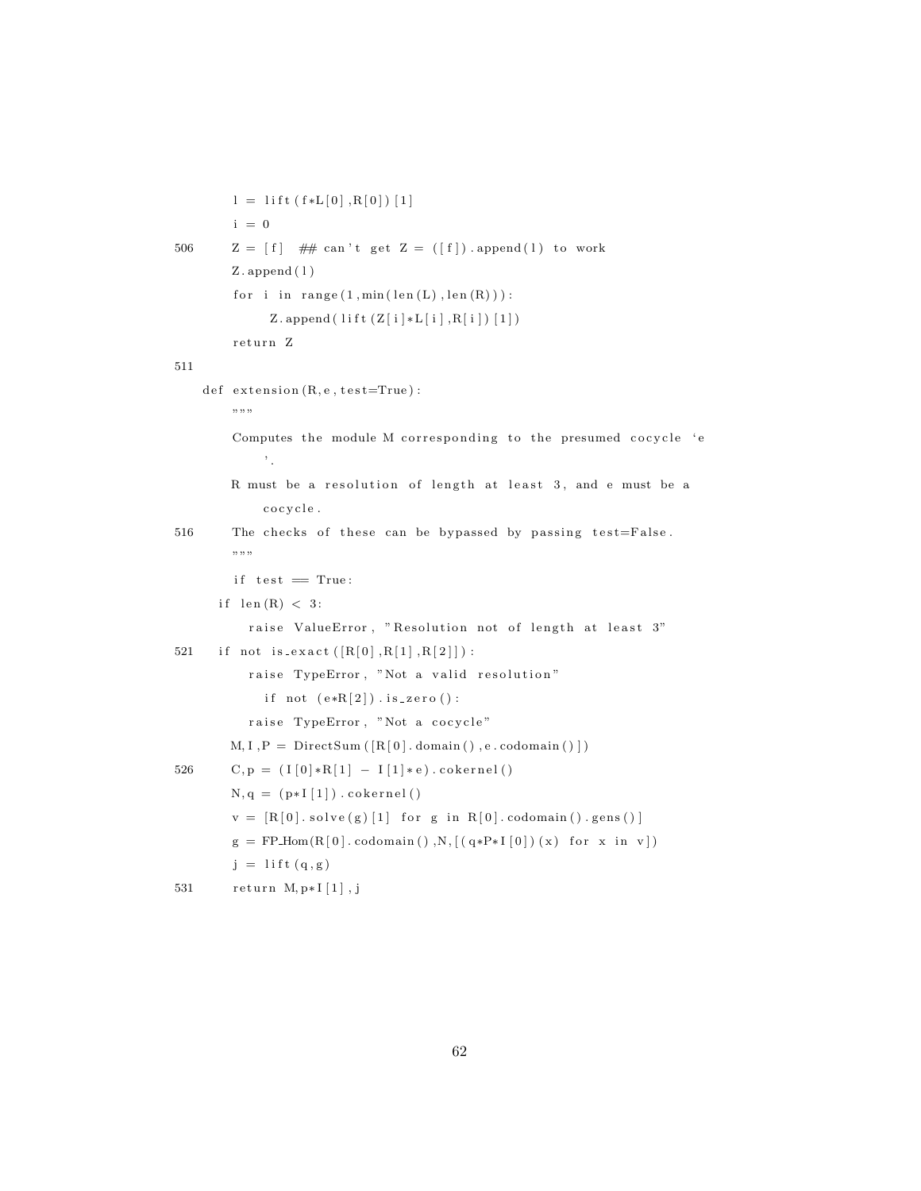```
    l = lift(f*L[0],R[0])[1]
    i = 0
506     Z = [f]  ## can't get Z = ([f]).append(l) to work
    Z.append(l)
    for i in range(1,min(len(L),len(R))):
         Z.append(lift(Z[i]*L[i],R[i])[1])
    return Z
511
def extension(R,e,test=True):
    """
    Computes the module M corresponding to the presumed cocycle 'e
        '.
    R must be a resolution of length at least 3, and e must be a
        cocycle.
516     The checks of these can be bypassed by passing test=False.
    """
    if test == True:
  if len(R) < 3:
     raise ValueError, "Resolution not of length at least 3"
521   if not is_exact([R[0],R[1],R[2]]):
     raise TypeError, "Not a valid resolution"
       if not (e*R[2]).is_zero():
     raise TypeError, "Not a cocycle"
   M,I,P = DirectSum([R[0].domain(),e.codomain()])
526     C,p = (I[0]*R[1] - I[1]*e).cokernel()
    N,q = (p*I[1]).cokernel()
    v = [R[0].solve(g)[1] for g in R[0].codomain().gens()]
    g = FP_Hom(R[0].codomain(),N,[(q*P*I[0])(x) for x in v])
    j = lift(q,g)
531     return M,p*I[1],j
```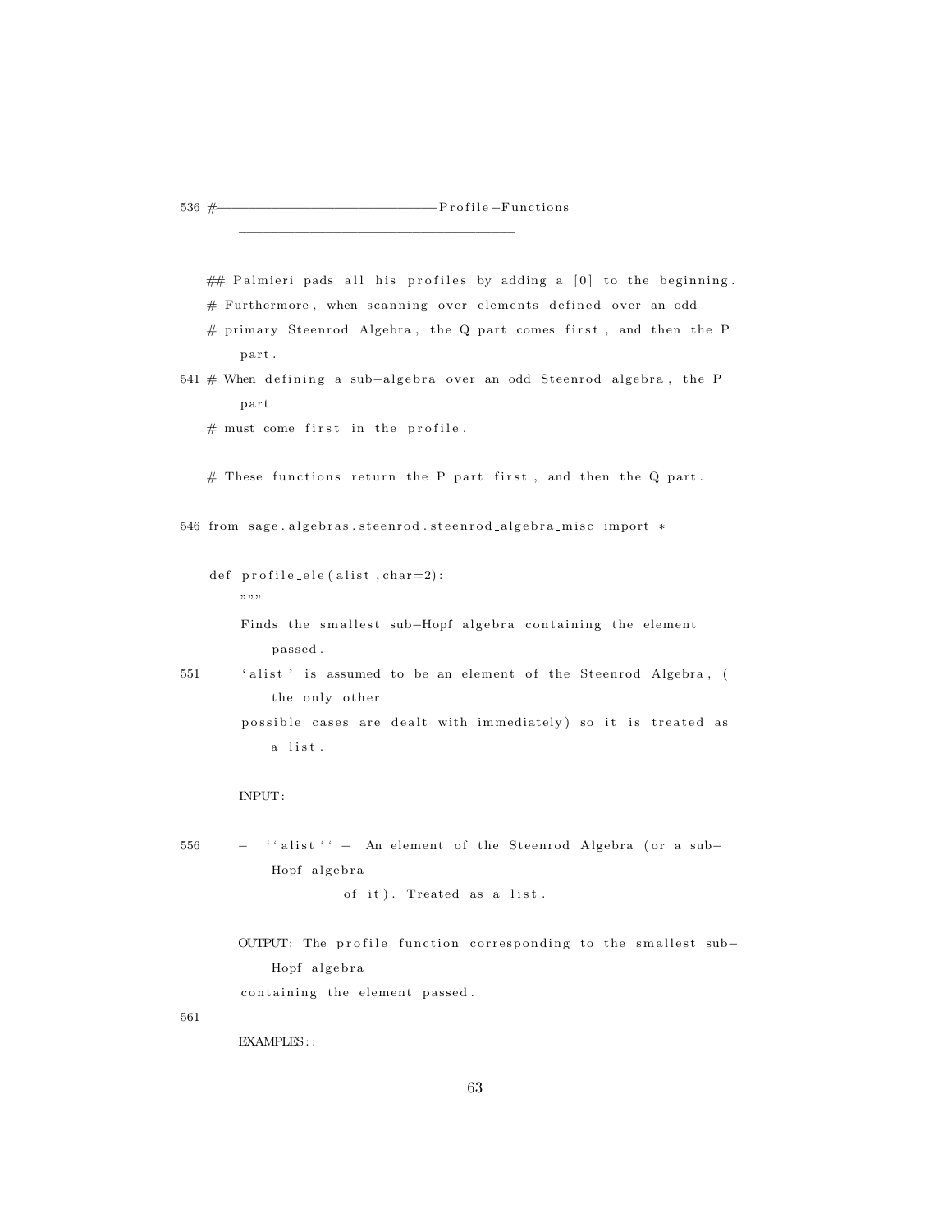```
536 #------------------------------Profile-Functions
        -------------------------------------

    ## Palmieri pads all his profiles by adding a [0] to the beginning.
    # Furthermore, when scanning over elements defined over an odd
    # primary Steenrod Algebra, the Q part comes first, and then the P
        part.
541 # When defining a sub-algebra over an odd Steenrod algebra, the P
        part
    # must come first in the profile.

    # These functions return the P part first, and then the Q part.

546 from sage.algebras.steenrod.steenrod_algebra_misc import *

    def profile_ele(alist,char=2):
        """
        Finds the smallest sub-Hopf algebra containing the element
            passed.
551     'alist' is assumed to be an element of the Steenrod Algebra, (
            the only other
        possible cases are dealt with immediately) so it is treated as
            a list.

        INPUT:

556     - ``alist`` - An element of the Steenrod Algebra (or a sub-
            Hopf algebra
                  of it). Treated as a list.

        OUTPUT: The profile function corresponding to the smallest sub-
            Hopf algebra
        containing the element passed.
561
        EXAMPLES::
```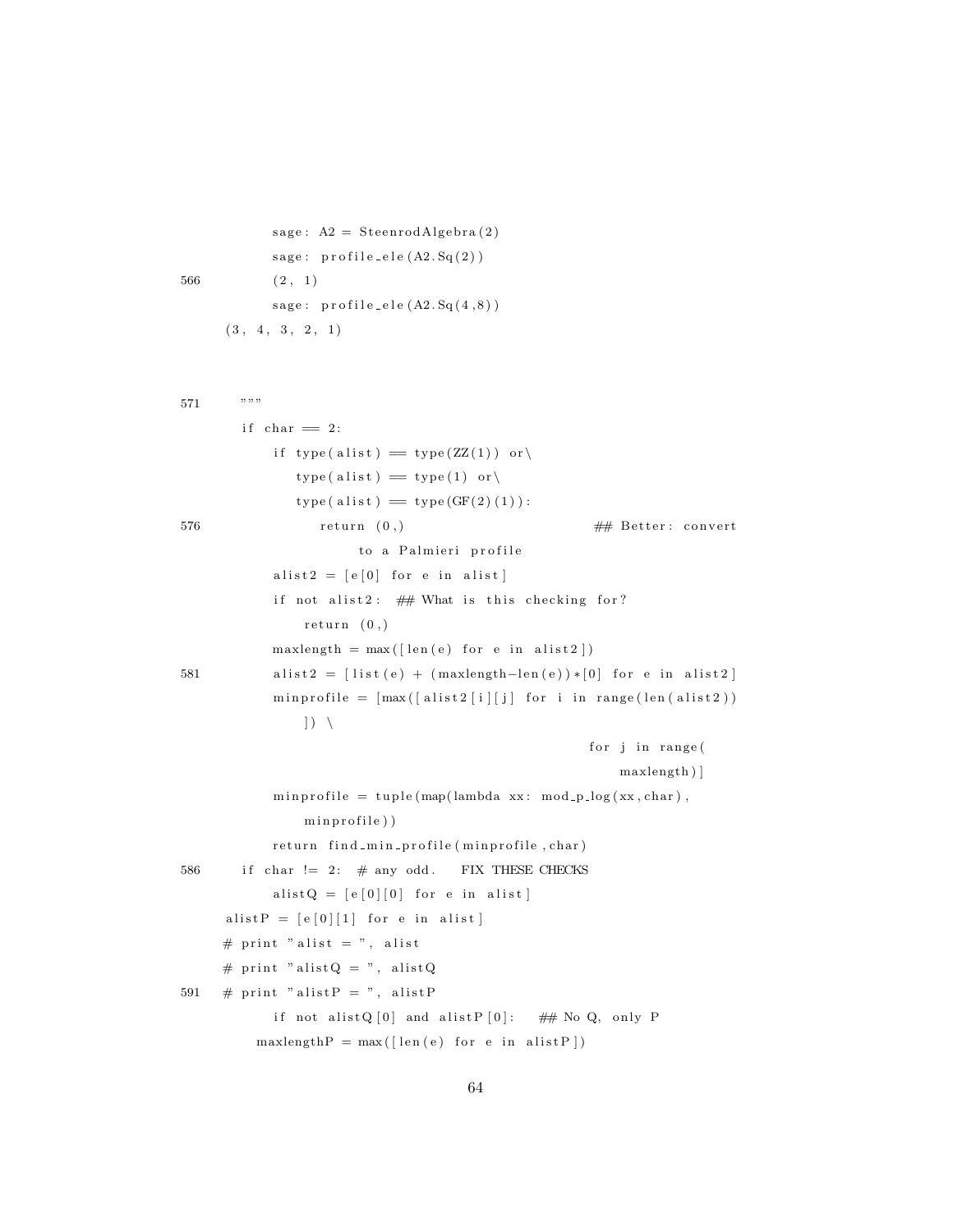```
            sage: A2 = SteenrodAlgebra(2)
            sage: profile_ele(A2.Sq(2))
566         (2, 1)
            sage: profile_ele(A2.Sq(4,8))
    (3, 4, 3, 2, 1)



571     """
        if char == 2:
            if type(alist) == type(ZZ(1)) or\
               type(alist) == type(1) or\
               type(alist) == type(GF(2)(1)):
576                return (0,)                           ## Better: convert
                       to a Palmieri profile
            alist2 = [e[0] for e in alist]
            if not alist2:  ## What is this checking for?
                return (0,)
            maxlength = max([len(e) for e in alist2])
581         alist2 = [list(e) + (maxlength-len(e))*[0] for e in alist2]
            minprofile = [max([alist2[i][j] for i in range(len(alist2))
                ]) \
                                                          for j in range(
                                                             maxlength)]
            minprofile = tuple(map(lambda xx: mod_p_log(xx,char),
                minprofile))
            return find_min_profile(minprofile,char)
586     if char != 2:  # any odd.   FIX THESE CHECKS
            alistQ = [e[0][0] for e in alist]
    alistP = [e[0][1] for e in alist]
    # print "alist = ", alist
    # print "alistQ = ", alistQ
591 # print "alistP = ", alistP
            if not alistQ[0] and alistP[0]:   ## No Q, only P
       maxlengthP = max([len(e) for e in alistP])
```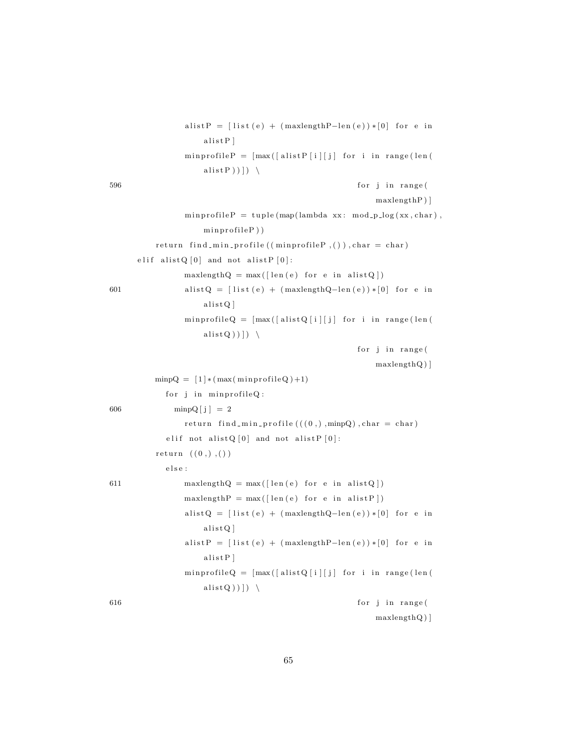```
                alistP = [list(e) + (maxlengthP-len(e))*[0] for e in
                    alistP]
                minprofileP = [max([alistP[i][j] for i in range(len(
                    alistP))]) \
596                                                 for j in range(
                                                        maxlengthP)]
                minprofileP = tuple(map(lambda xx: mod_p_log(xx,char),
                    minprofileP))
            return find_min_profile((minprofileP,()),char = char)
        elif alistQ[0] and not alistP[0]:
                maxlengthQ = max([len(e) for e in alistQ])
601             alistQ = [list(e) + (maxlengthQ-len(e))*[0] for e in
                    alistQ]
                minprofileQ = [max([alistQ[i][j] for i in range(len(
                    alistQ))]) \
                                                    for j in range(
                                                        maxlengthQ)]
            minpQ = [1]*(max(minprofileQ)+1)
              for j in minprofileQ:
606             minpQ[j] = 2
                return find_min_profile(((0,),minpQ),char = char)
              elif not alistQ[0] and not alistP[0]:
            return ((0,),())
              else:
611             maxlengthQ = max([len(e) for e in alistQ])
                maxlengthP = max([len(e) for e in alistP])
                alistQ = [list(e) + (maxlengthQ-len(e))*[0] for e in
                    alistQ]
                alistP = [list(e) + (maxlengthP-len(e))*[0] for e in
                    alistP]
                minprofileQ = [max([alistQ[i][j] for i in range(len(
                    alistQ))]) \
616                                                 for j in range(
                                                        maxlengthQ)]
```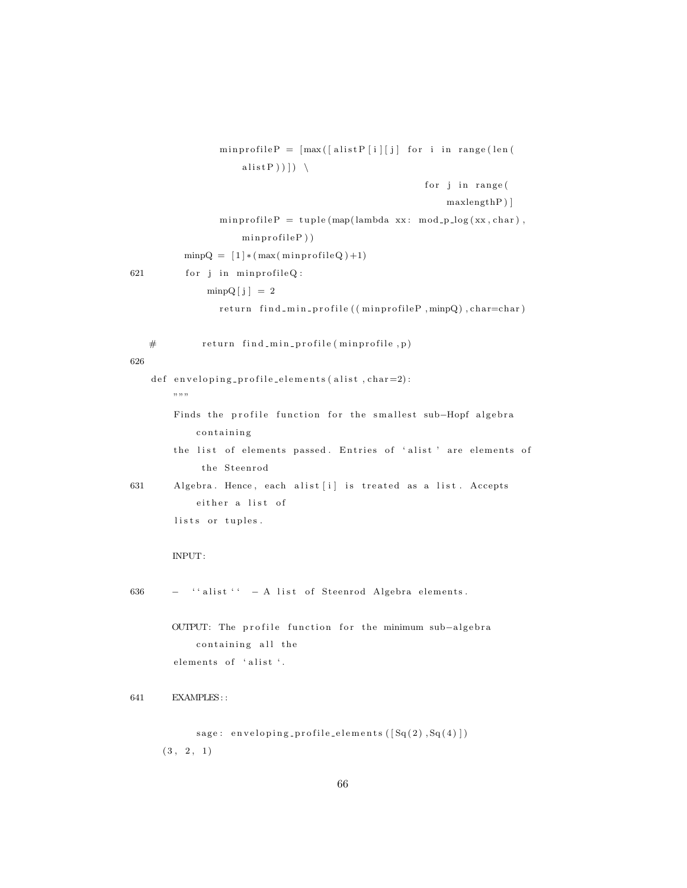```
            minprofileP = [max([alistP[i][j] for i in range(len(
                alistP))]) \
                                                for j in range(
                                                    maxlengthP)]
            minprofileP = tuple(map(lambda xx: mod_p_log(xx,char),
                minprofileP))
        minpQ = [1]*(max(minprofileQ)+1)
621     for j in minprofileQ:
            minpQ[j] = 2
            return find_min_profile((minprofileP,minpQ),char=char)

#           return find_min_profile(minprofile,p)
626
def enveloping_profile_elements(alist,char=2):
    """
    Finds the profile function for the smallest sub-Hopf algebra
        containing
    the list of elements passed. Entries of `alist' are elements of
         the Steenrod
631 Algebra. Hence, each alist[i] is treated as a list. Accepts
        either a list of
    lists or tuples.

    INPUT:

636 -  ``alist``  - A list of Steenrod Algebra elements.

    OUTPUT: The profile function for the minimum sub-algebra
        containing all the
    elements of `alist`.

641 EXAMPLES::

        sage: enveloping_profile_elements([Sq(2),Sq(4)])
    (3, 2, 1)
```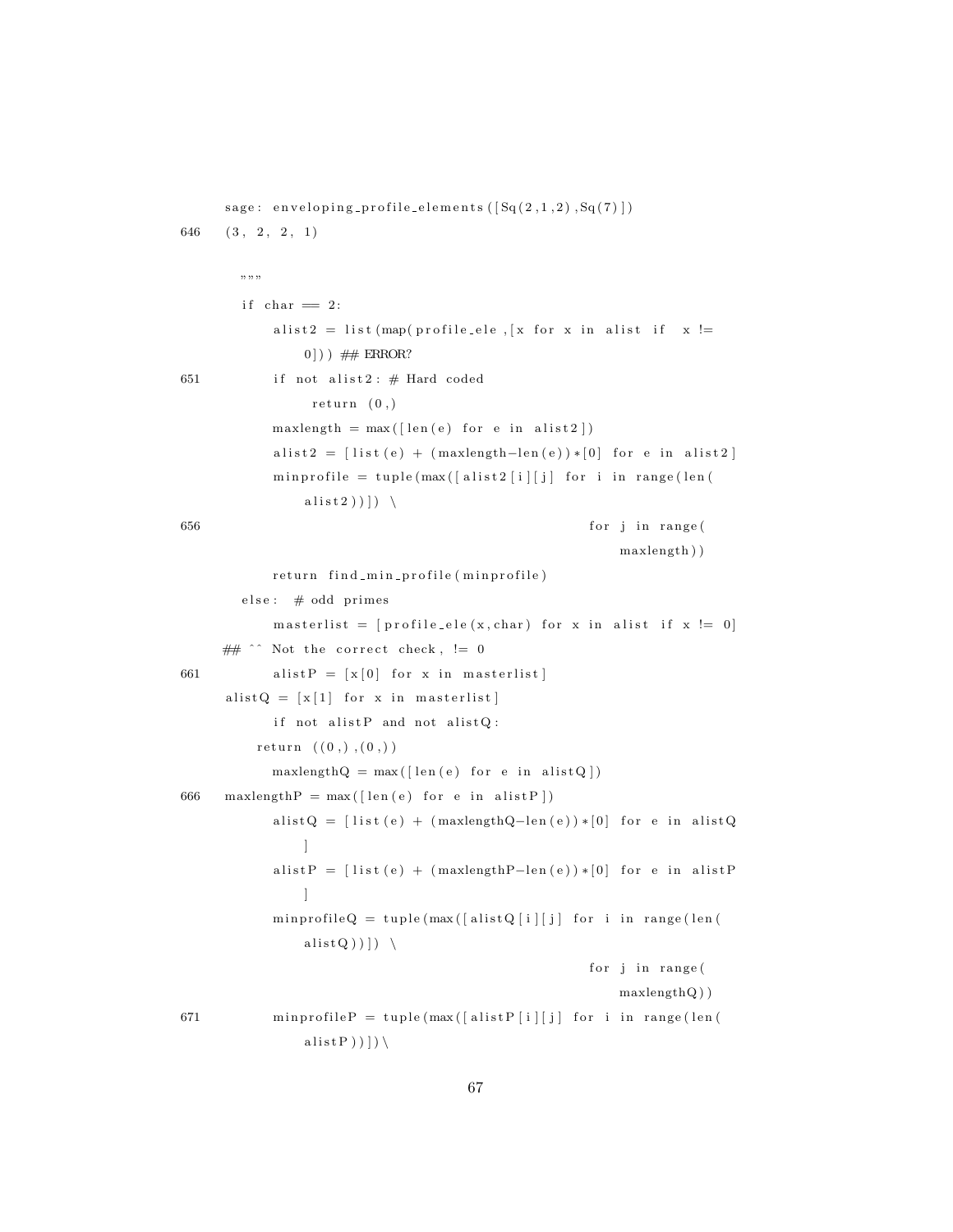```
    sage: enveloping_profile_elements([Sq(2,1,2),Sq(7)])
646 (3, 2, 2, 1)

    """
    if char == 2:
        alist2 = list(map(profile_ele,[x for x in alist if  x !=
            0])) ## ERROR?
651     if not alist2: # Hard coded
             return (0,)
        maxlength = max([len(e) for e in alist2])
        alist2 = [list(e) + (maxlength-len(e))*[0] for e in alist2]
        minprofile = tuple(max([alist2[i][j] for i in range(len(
            alist2))]) \
656                                                  for j in range(
                                                         maxlength))
        return find_min_profile(minprofile)
    else:  # odd primes
        masterlist = [profile_ele(x,char) for x in alist if x != 0]
## ^^ Not the correct check, != 0
661     alistP = [x[0] for x in masterlist]
alistQ = [x[1] for x in masterlist]
        if not alistP and not alistQ:
      return ((0,),(0,))
        maxlengthQ = max([len(e) for e in alistQ])
666 maxlengthP = max([len(e) for e in alistP])
        alistQ = [list(e) + (maxlengthQ-len(e))*[0] for e in alistQ
            ]
        alistP = [list(e) + (maxlengthP-len(e))*[0] for e in alistP
            ]
        minprofileQ = tuple(max([alistQ[i][j] for i in range(len(
            alistQ))]) \
                                                 for j in range(
                                                     maxlengthQ))
671     minprofileP = tuple(max([alistP[i][j] for i in range(len(
            alistP))])\
```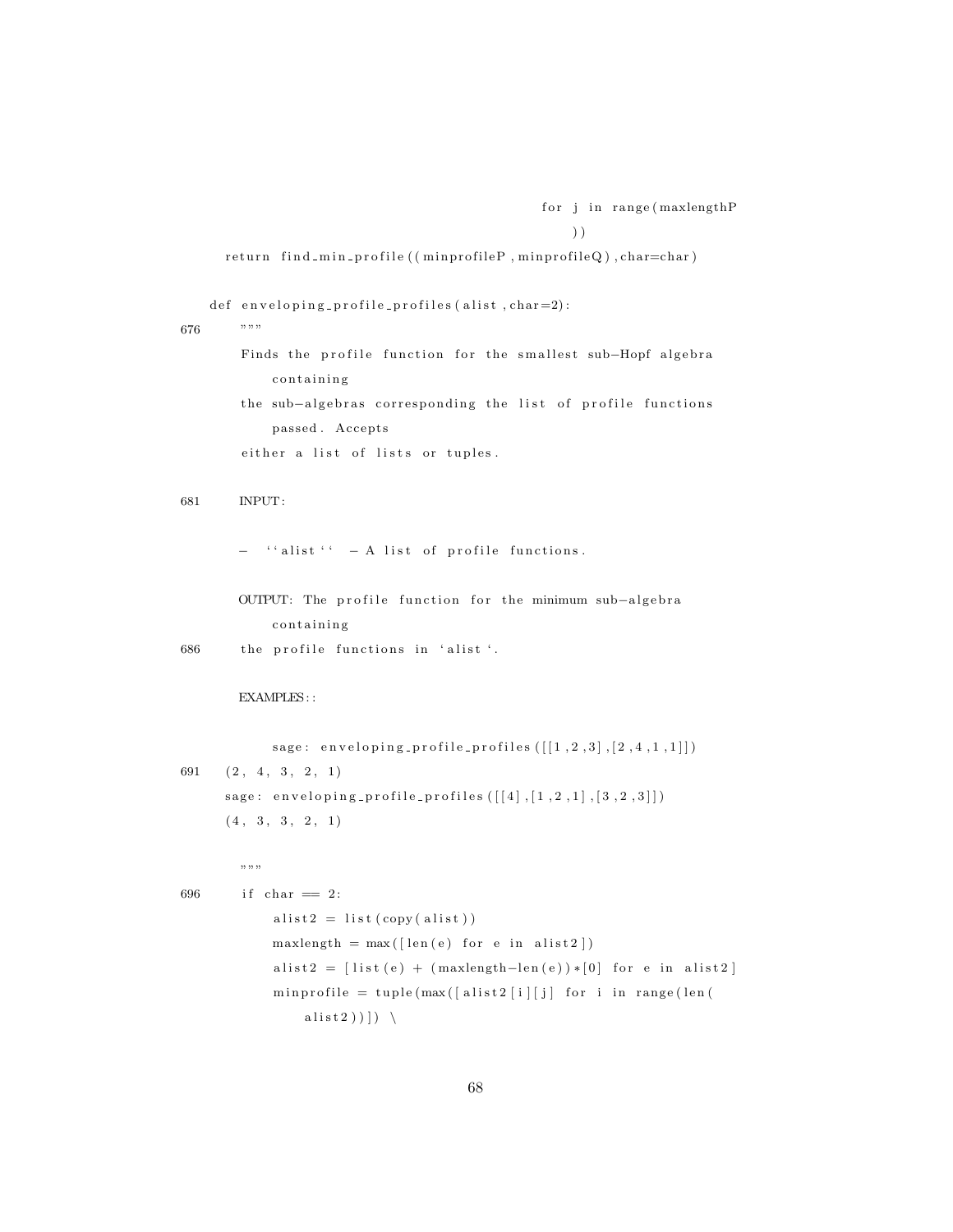```
                                                for j in range(maxlengthP
                                                    ))
    return find_min_profile((minprofileP,minprofileQ),char=char)

def enveloping_profile_profiles(alist,char=2):
676     """
        Finds the profile function for the smallest sub-Hopf algebra
            containing
        the sub-algebras corresponding the list of profile functions
            passed. Accepts
        either a list of lists or tuples.

681     INPUT:

        - ``alist`` - A list of profile functions.

        OUTPUT: The profile function for the minimum sub-algebra
            containing
686     the profile functions in `alist`.

        EXAMPLES::

            sage: enveloping_profile_profiles([[1,2,3],[2,4,1,1]])
691     (2, 4, 3, 2, 1)
        sage: enveloping_profile_profiles([[4],[1,2,1],[3,2,3]])
        (4, 3, 3, 2, 1)

        """
696     if char == 2:
            alist2 = list(copy(alist))
            maxlength = max([len(e) for e in alist2])
            alist2 = [list(e) + (maxlength-len(e))*[0] for e in alist2]
            minprofile = tuple(max([alist2[i][j] for i in range(len(
                alist2))]) \
```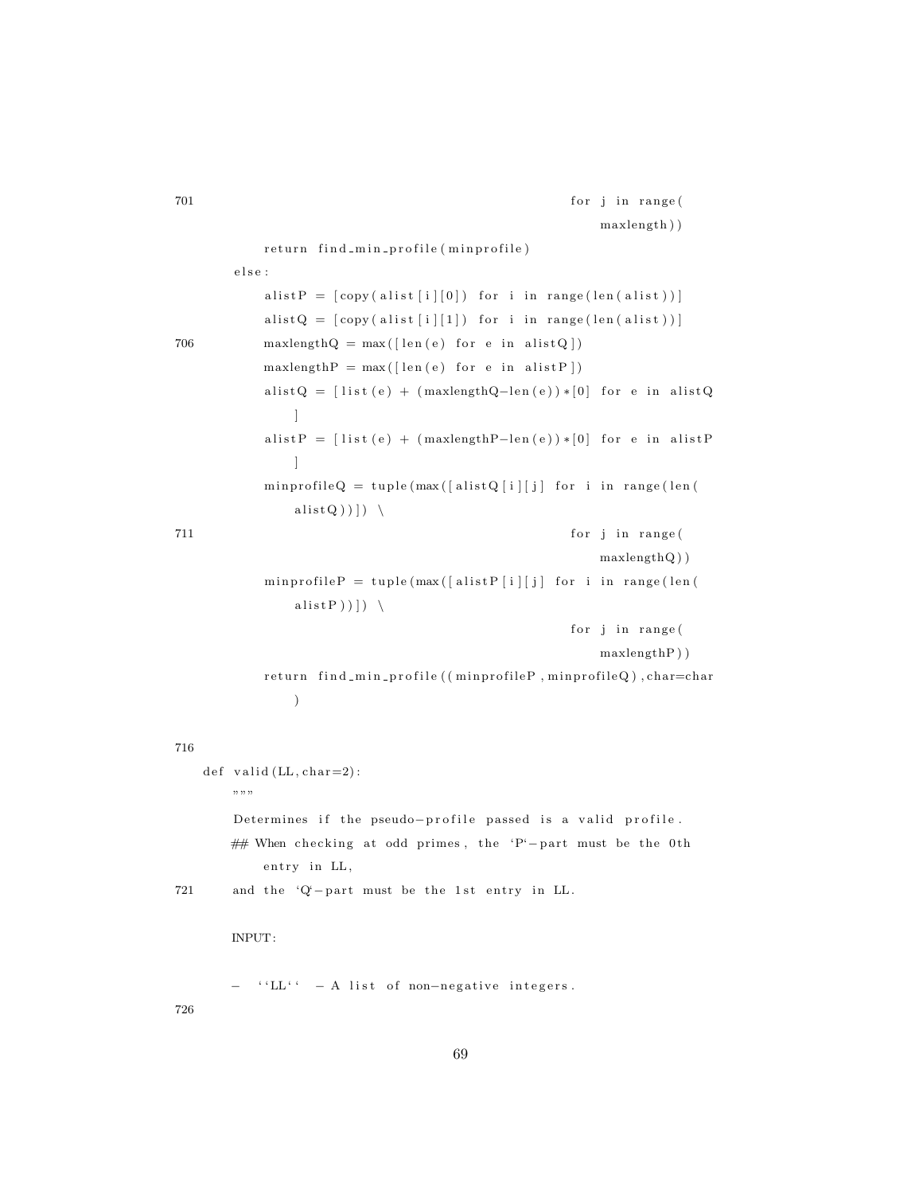```
701                                                         for j in range(
                                                                maxlength))
            return find_min_profile(minprofile)
        else:
            alistP = [copy(alist[i][0]) for i in range(len(alist))]
            alistQ = [copy(alist[i][1]) for i in range(len(alist))]
706         maxlengthQ = max([len(e) for e in alistQ])
            maxlengthP = max([len(e) for e in alistP])
            alistQ = [list(e) + (maxlengthQ-len(e))*[0] for e in alistQ
                ]
            alistP = [list(e) + (maxlengthP-len(e))*[0] for e in alistP
                ]
            minprofileQ = tuple(max([alistQ[i][j] for i in range(len(
                alistQ))]) \
711                                                         for j in range(
                                                                maxlengthQ))
            minprofileP = tuple(max([alistP[i][j] for i in range(len(
                alistP))]) \
                                                            for j in range(
                                                                maxlengthP))
            return find_min_profile((minprofileP,minprofileQ),char=char
                )


716
    def valid(LL,char=2):
        """
        Determines if the pseudo-profile passed is a valid profile.
        ## When checking at odd primes, the `P`-part must be the 0th
            entry in LL,
721     and the `Q`-part must be the 1st entry in LL.

        INPUT:

        - ``LL`` - A list of non-negative integers.
726
```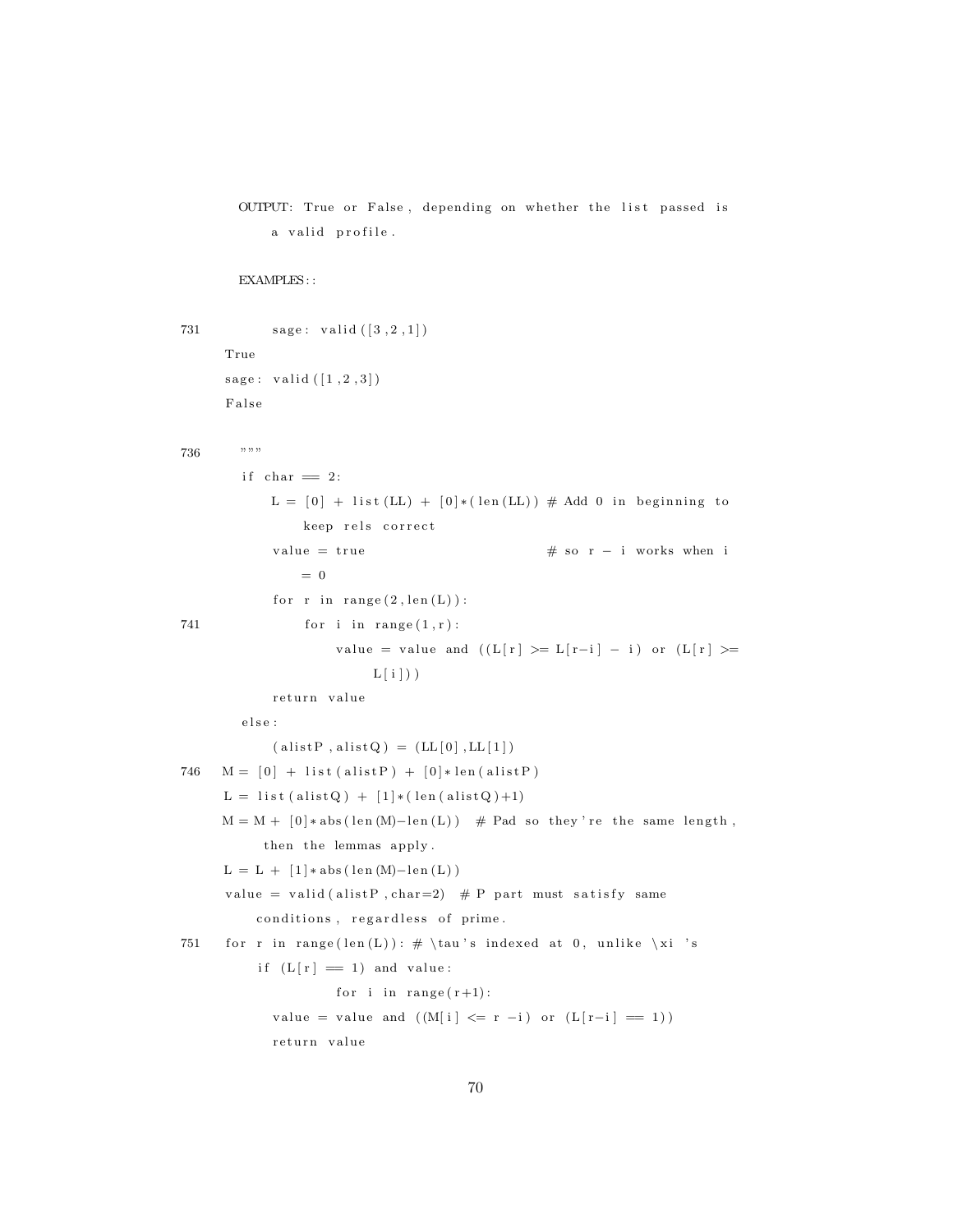```
    OUTPUT: True or False, depending on whether the list passed is
        a valid profile.

    EXAMPLES::

731         sage: valid([3,2,1])
        True
        sage: valid([1,2,3])
        False

736     """
        if char == 2:
            L = [0] + list(LL) + [0]*(len(LL)) # Add 0 in beginning to
                keep rels correct
            value = true                        # so r - i works when i
                = 0
            for r in range(2,len(L)):
741             for i in range(1,r):
                    value = value and ((L[r] >= L[r-i] - i) or (L[r] >=
                        L[i]))
            return value
        else:
            (alistP,alistQ) = (LL[0],LL[1])
746     M = [0] + list(alistP) + [0]*len(alistP)
        L = list(alistQ) + [1]*(len(alistQ)+1)
        M = M + [0]*abs(len(M)-len(L))  # Pad so they're the same length,
            then the lemmas apply.
        L = L + [1]*abs(len(M)-len(L))
        value = valid(alistP,char=2)  # P part must satisfy same
            conditions, regardless of prime.
751     for r in range(len(L)): # \tau's indexed at 0, unlike \xi 's
            if (L[r] == 1) and value:
                    for i in range(r+1):
                value = value and ((M[i] <= r -i) or (L[r-i] == 1))
                return value
```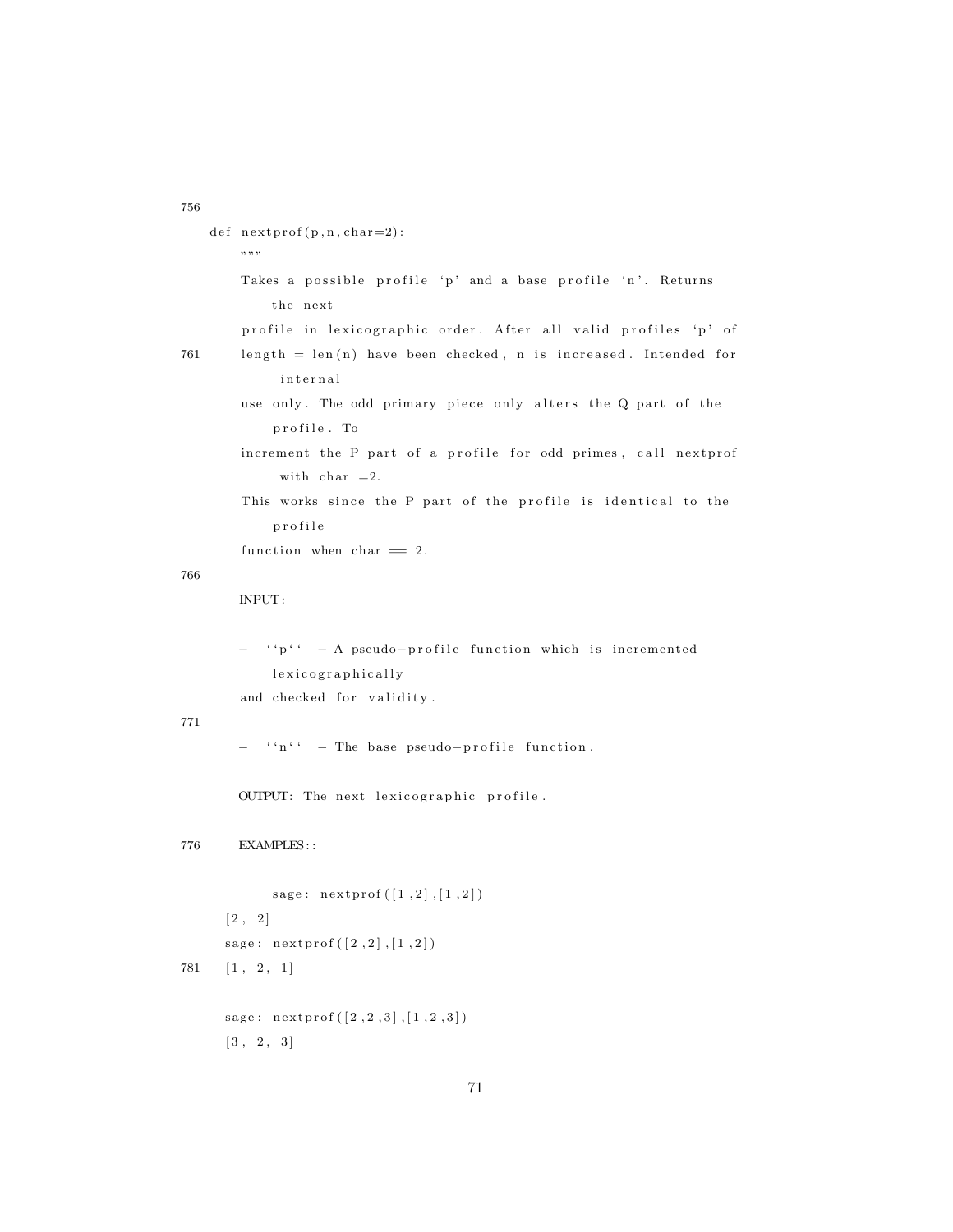```
756
    def nextprof(p,n,char=2):
        """
        Takes a possible profile 'p' and a base profile 'n'. Returns
            the next
        profile in lexicographic order. After all valid profiles 'p' of
761     length = len(n) have been checked, n is increased. Intended for
             internal
        use only. The odd primary piece only alters the Q part of the
            profile. To
        increment the P part of a profile for odd primes, call nextprof
             with char =2.
        This works since the P part of the profile is identical to the
            profile
        function when char == 2.
766
        INPUT:

        - ``p`` - A pseudo-profile function which is incremented
            lexicographically
        and checked for validity.
771
        - ``n`` - The base pseudo-profile function.

        OUTPUT: The next lexicographic profile.

776     EXAMPLES::

            sage: nextprof([1,2],[1,2])
        [2, 2]
        sage: nextprof([2,2],[1,2])
781     [1, 2, 1]

        sage: nextprof([2,2,3],[1,2,3])
        [3, 2, 3]
```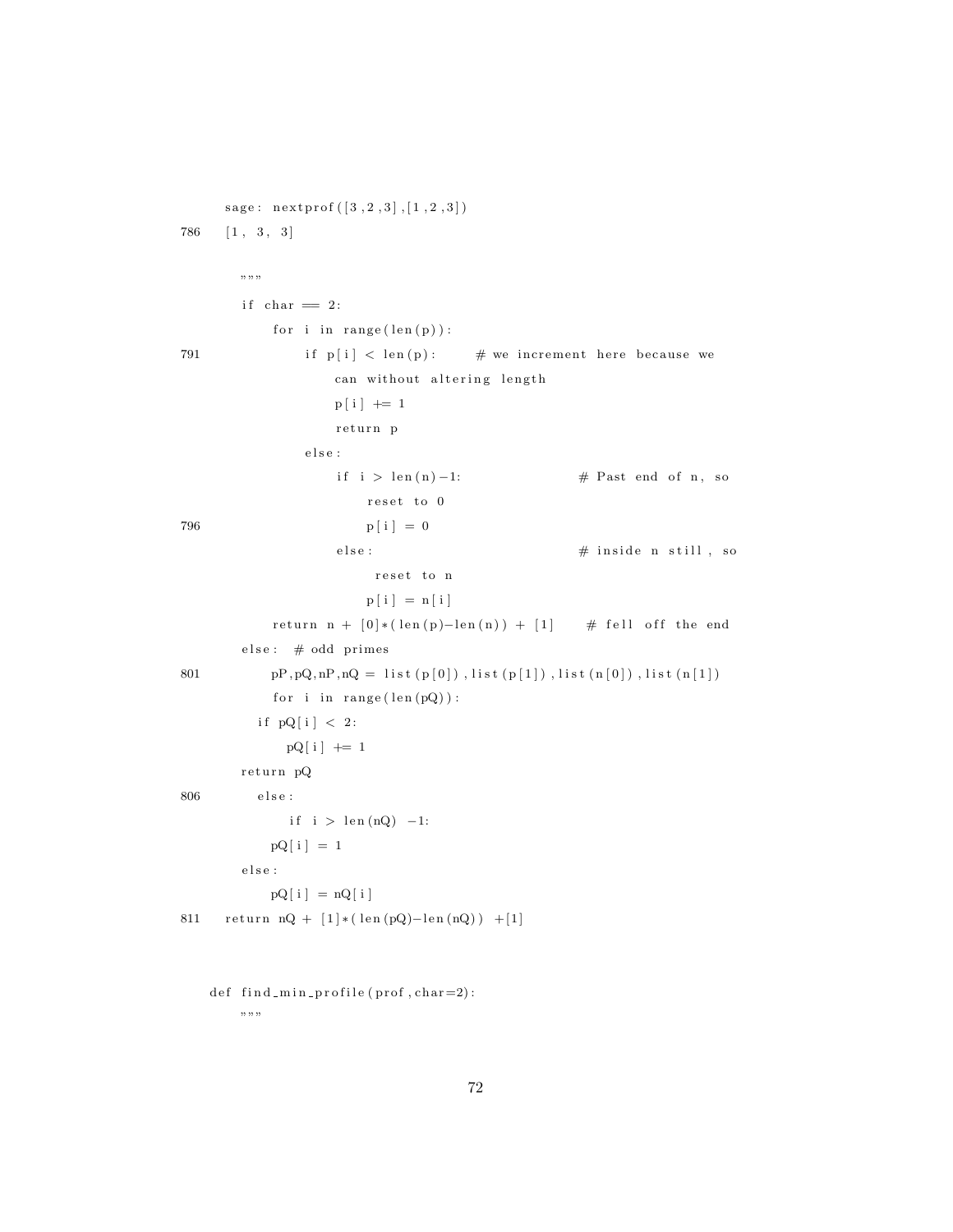```
    sage: nextprof([3,2,3],[1,2,3])
786 [1, 3, 3]

    """
    if char == 2:
        for i in range(len(p)):
791         if p[i] < len(p):    # we increment here because we
                can without altering length
                p[i] += 1
                return p
            else:
                if i > len(n)-1:             # Past end of n, so
                    reset to 0
796                 p[i] = 0
                else:                        # inside n still, so
                     reset to n
                    p[i] = n[i]
        return n + [0]*(len(p)-len(n)) + [1]    # fell off the end
    else:  # odd primes
801     pP,pQ,nP,nQ = list(p[0]),list(p[1]),list(n[0]),list(n[1])
        for i in range(len(pQ)):
      if pQ[i] < 2:
          pQ[i] += 1
    return pQ
806   else:
          if i > len(nQ) -1:
        pQ[i] = 1
    else:
        pQ[i] = nQ[i]
811 return nQ + [1]*(len(pQ)-len(nQ)) +[1]


def find_min_profile(prof,char=2):
    """
```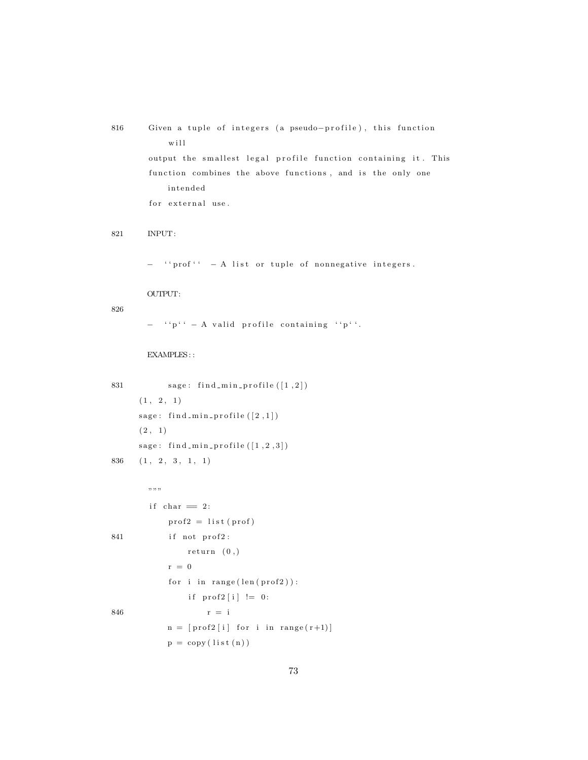```
    Given a tuple of integers (a pseudo-profile), this function will
    output the smallest legal profile function containing it. This
    function combines the above functions, and is the only one intended
    for external use.

    INPUT:

    - ``prof`` - A list or tuple of nonnegative integers.

    OUTPUT:

    - ``p`` - A valid profile containing ``p``.

    EXAMPLES::

        sage: find_min_profile([1,2])
    (1, 2, 1)
    sage: find_min_profile([2,1])
    (2, 1)
    sage: find_min_profile([1,2,3])
    (1, 2, 3, 1, 1)

    """
    if char == 2:
        prof2 = list(prof)
        if not prof2:
            return (0,)
        r = 0
        for i in range(len(prof2)):
            if prof2[i] != 0:
                r = i
        n = [prof2[i] for i in range(r+1)]
        p = copy(list(n))
```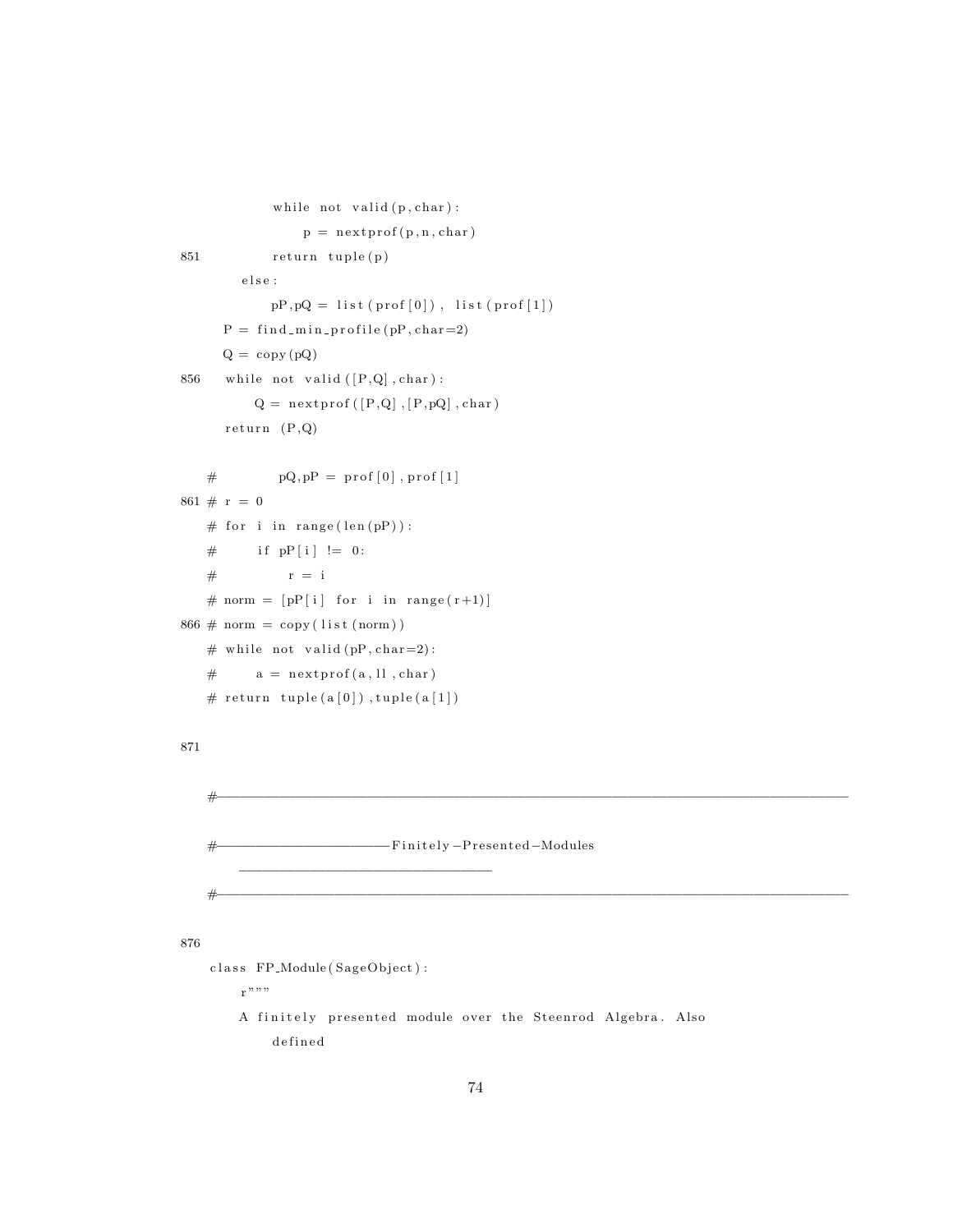```
            while not valid(p,char):
                p = nextprof(p,n,char)
851         return tuple(p)
        else:
            pP,pQ = list(prof[0]), list(prof[1])
    P = find_min_profile(pP,char=2)
    Q = copy(pQ)
856 while not valid([P,Q],char):
        Q = nextprof([P,Q],[P,pQ],char)
    return (P,Q)

#           pQ,pP = prof[0],prof[1]
861 # r = 0
# for i in range(len(pP)):
#      if pP[i] != 0:
#           r = i
# norm = [pP[i] for i in range(r+1)]
866 # norm = copy(list(norm))
# while not valid(pP,char=2):
#      a = nextprof(a,ll,char)
# return tuple(a[0]),tuple(a[1])

871

#------------------------------------------------------------------------------------------

#----------------------Finitely-Presented-Modules
     --------------------------------
#------------------------------------------------------------------------------------------

876

class FP_Module(SageObject):
    r"""
    A finitely presented module over the Steenrod Algebra. Also
        defined
```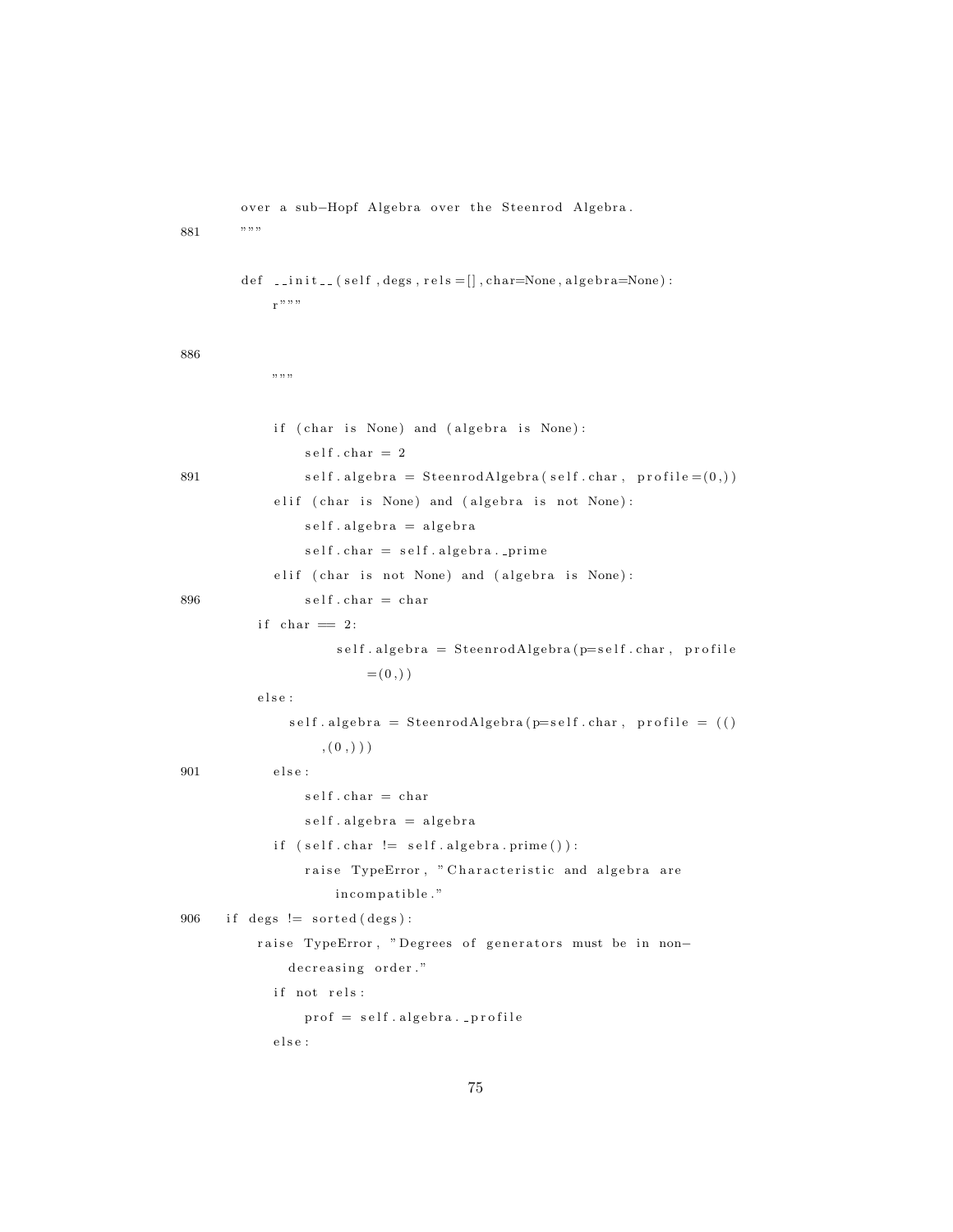```
    over a sub-Hopf Algebra over the Steenrod Algebra.
881     """

    def __init__(self,degs,rels=[],char=None,algebra=None):
        r"""

886
        """

        if (char is None) and (algebra is None):
            self.char = 2
891         self.algebra = SteenrodAlgebra(self.char, profile=(0,))
        elif (char is None) and (algebra is not None):
            self.algebra = algebra
            self.char = self.algebra._prime
        elif (char is not None) and (algebra is None):
896         self.char = char
       if char == 2:
                self.algebra = SteenrodAlgebra(p=self.char, profile
                    =(0,))
       else:
            self.algebra = SteenrodAlgebra(p=self.char, profile = ((),(0,)))
901     else:
            self.char = char
            self.algebra = algebra
        if (self.char != self.algebra.prime()):
            raise TypeError, "Characteristic and algebra are
                incompatible."
906 if degs != sorted(degs):
       raise TypeError, "Degrees of generators must be in non-
           decreasing order."
        if not rels:
            prof = self.algebra._profile
        else:
```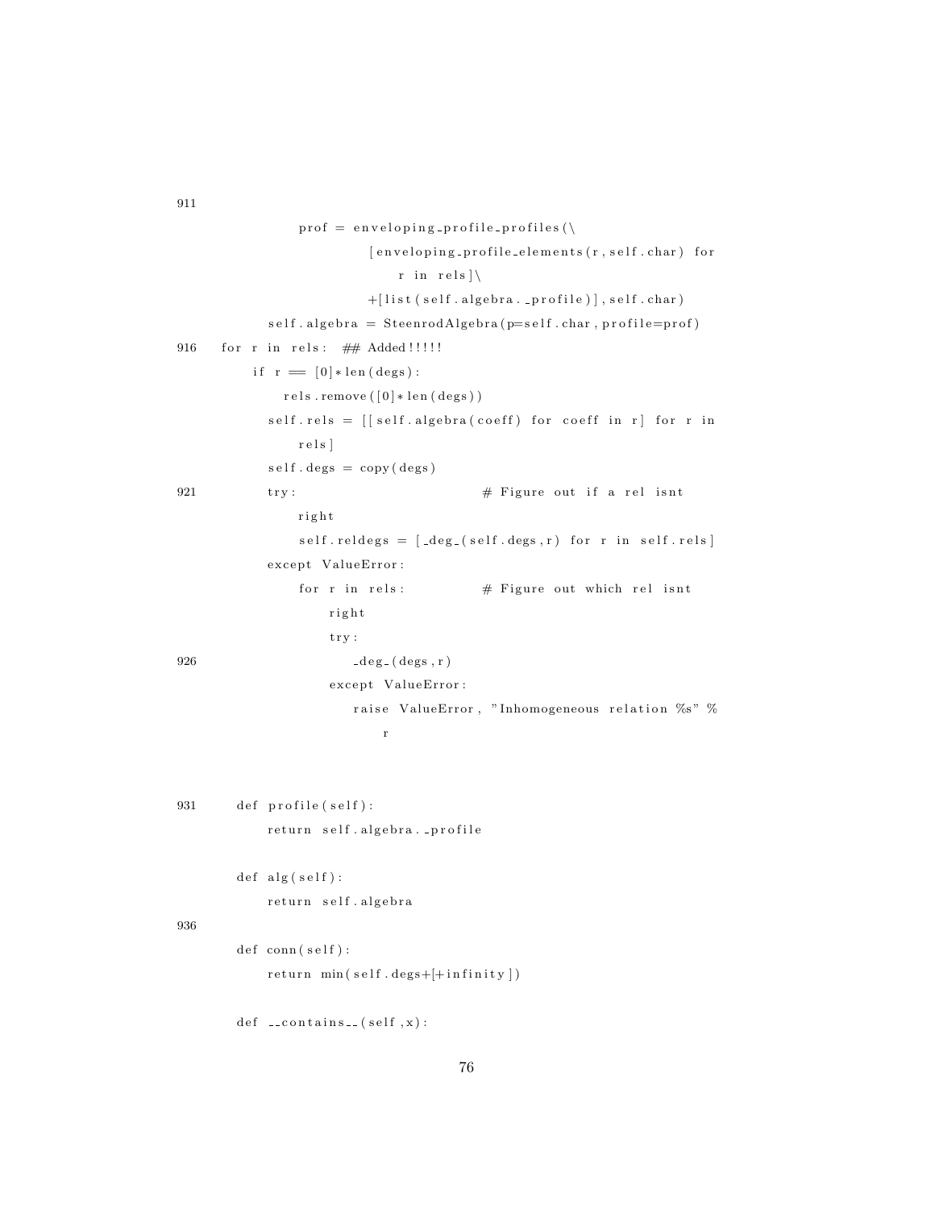```
911
            prof = enveloping_profile_profiles(\
                    [enveloping_profile_elements(r,self.char) for
                       r in rels]\
                    +[list(self.algebra._profile)],self.char)
        self.algebra = SteenrodAlgebra(p=self.char,profile=prof)
916 for r in rels:  ## Added!!!!!
        if r == [0]*len(degs):
            rels.remove([0]*len(degs))
        self.rels = [[self.algebra(coeff) for coeff in r] for r in
            rels]
        self.degs = copy(degs)
921     try:                        # Figure out if a rel isnt
            right
            self.reldegs = [_deg_(self.degs,r) for r in self.rels]
        except ValueError:
            for r in rels:          # Figure out which rel isnt
                right
                try:
926                 _deg_(degs,r)
                except ValueError:
                    raise ValueError, "Inhomogeneous relation %s" %
                        r


931     def profile(self):
            return self.algebra._profile

        def alg(self):
            return self.algebra
936
        def conn(self):
            return min(self.degs+[+infinity])

        def __contains__(self,x):
```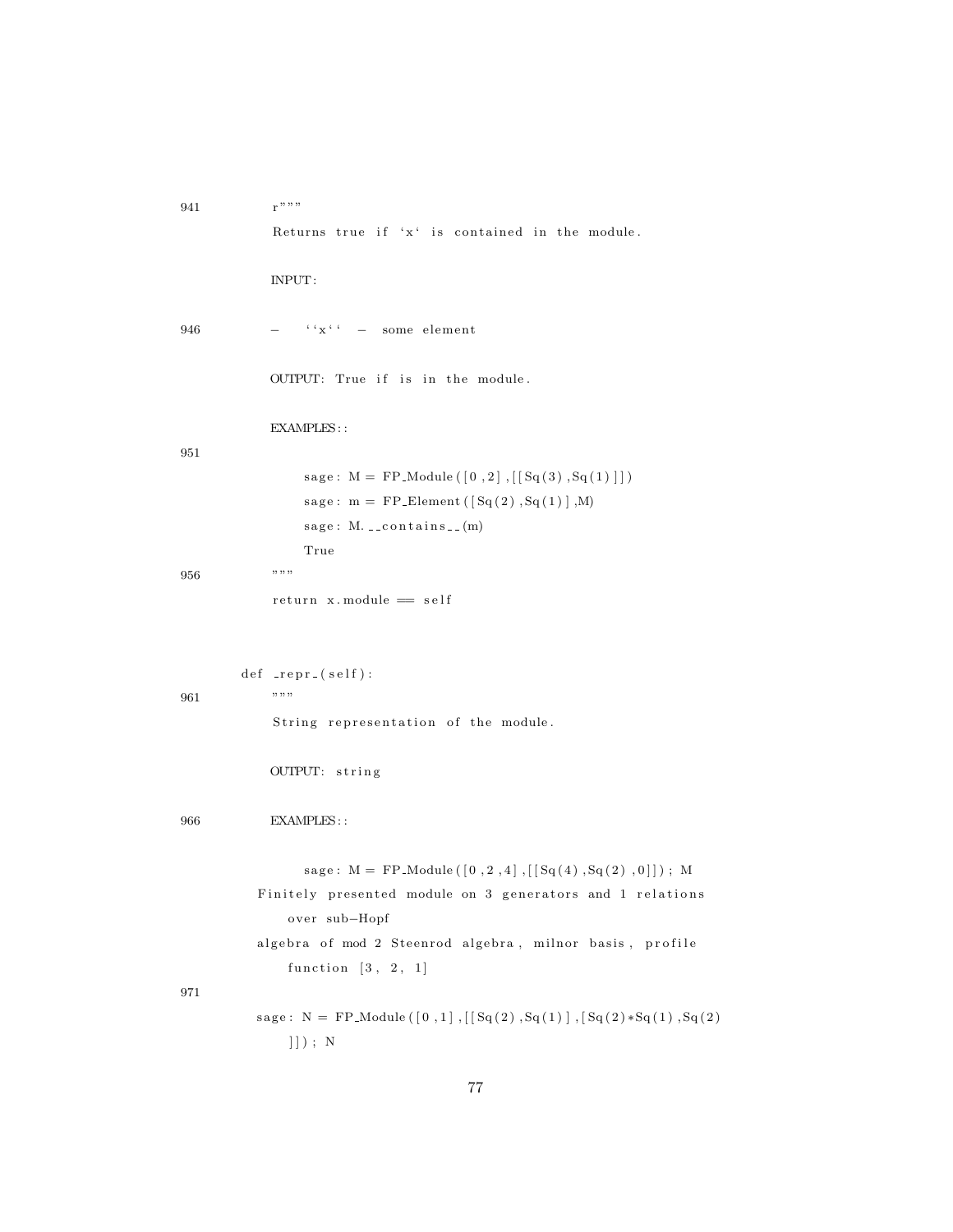```
941         r"""
            Returns true if `x` is contained in the module.

            INPUT:

946         -   ``x`` - some element

            OUTPUT: True if is in the module.

            EXAMPLES::

951
                sage: M = FP_Module([0,2],[[Sq(3),Sq(1)]])
                sage: m = FP_Element([Sq(2),Sq(1)],M)
                sage: M.__contains__(m)
                True
956         """
            return x.module == self


        def _repr_(self):
961         """
            String representation of the module.

            OUTPUT: string

966         EXAMPLES::

                sage: M = FP_Module([0,2,4],[[Sq(4),Sq(2),0]]); M
          Finitely presented module on 3 generators and 1 relations
              over sub-Hopf
          algebra of mod 2 Steenrod algebra, milnor basis, profile
              function [3, 2, 1]
971
          sage: N = FP_Module([0,1],[[Sq(2),Sq(1)],[Sq(2)*Sq(1),Sq(2)
              ]]); N
```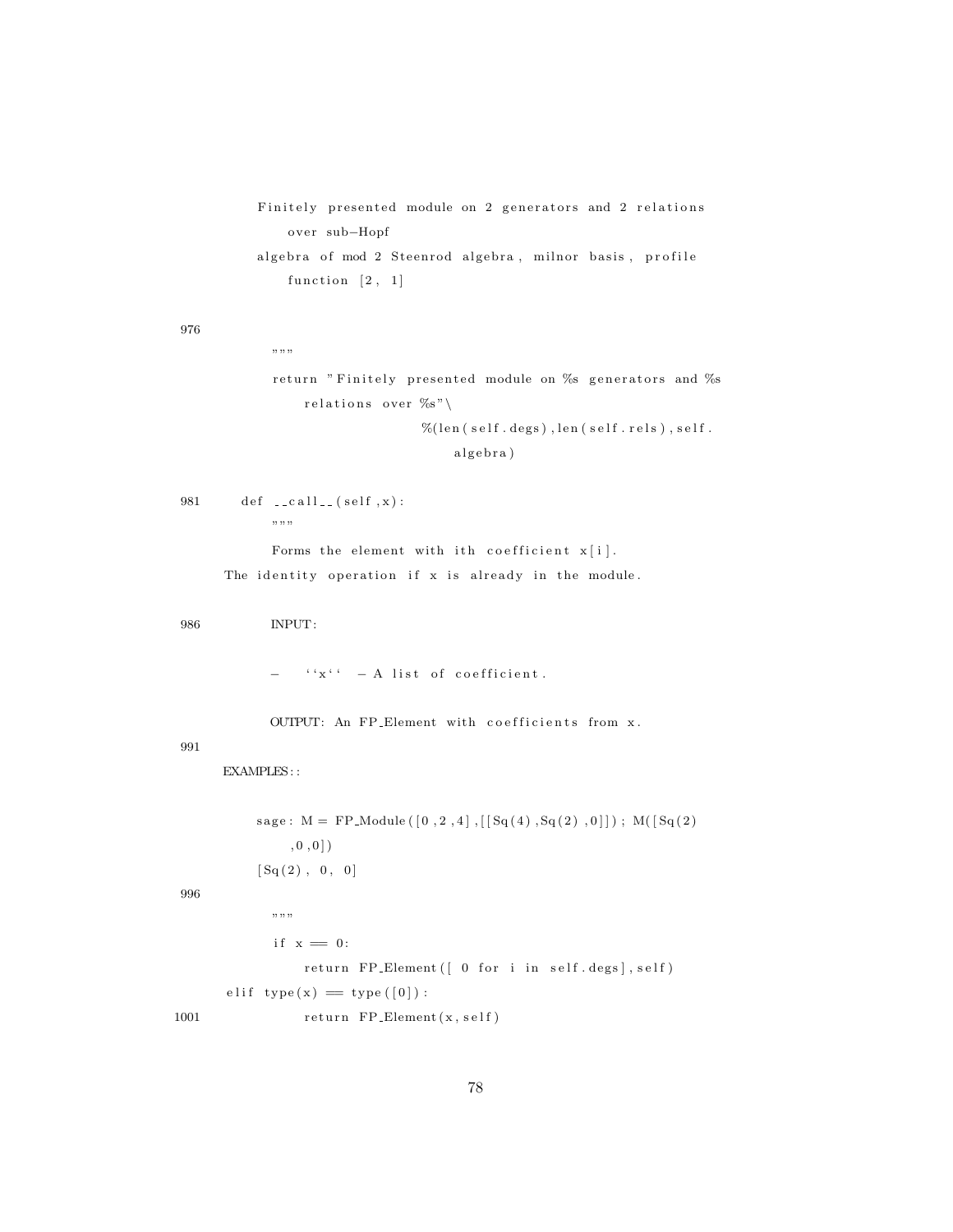```
        Finitely presented module on 2 generators and 2 relations
            over sub-Hopf
        algebra of mod 2 Steenrod algebra, milnor basis, profile
            function [2, 1]

976
            """
            return "Finitely presented module on %s generators and %s
                relations over %s"\
                        %(len(self.degs),len(self.rels),self.
                            algebra)

981     def __call__(self,x):
            """
            Forms the element with ith coefficient x[i].
    The identity operation if x is already in the module.

986         INPUT:

            -   ``x`` - A list of coefficient.

            OUTPUT: An FP_Element with coefficients from x.

991
    EXAMPLES::

        sage: M = FP_Module([0,2,4],[[Sq(4),Sq(2),0]]); M([Sq(2)
            ,0,0])
        [Sq(2), 0, 0]

996
            """
            if x == 0:
                return FP_Element([ 0 for i in self.degs],self)
    elif type(x) == type([0]):
1001            return FP_Element(x,self)
```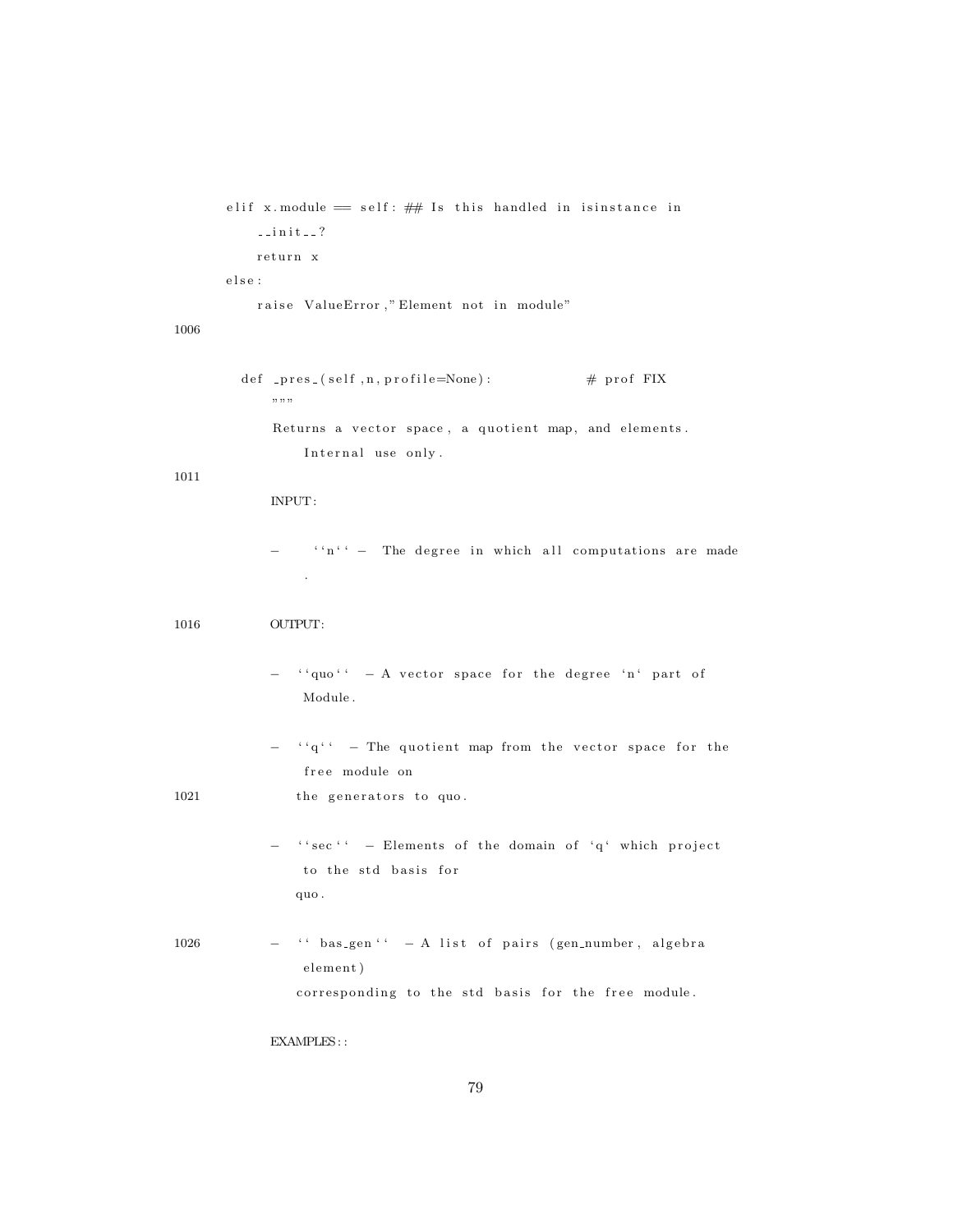```
        elif x.module == self: ## Is this handled in isinstance in
            __init__?
            return x
        else:
            raise ValueError,"Element not in module"

    def _pres_(self,n,profile=None):              # prof FIX
        """
        Returns a vector space, a quotient map, and elements.
            Internal use only.

        INPUT:

        -   ``n`` - The degree in which all computations are made
            .

        OUTPUT:

        -  ``quo``  - A vector space for the degree `n` part of
            Module.

        -  ``q``  - The quotient map from the vector space for the
            free module on
           the generators to quo.

        -  ``sec``  - Elements of the domain of `q` which project
            to the std basis for
           quo.

        -  `` bas_gen``  - A list of pairs (gen_number, algebra
            element)
           corresponding to the std basis for the free module.

        EXAMPLES::
```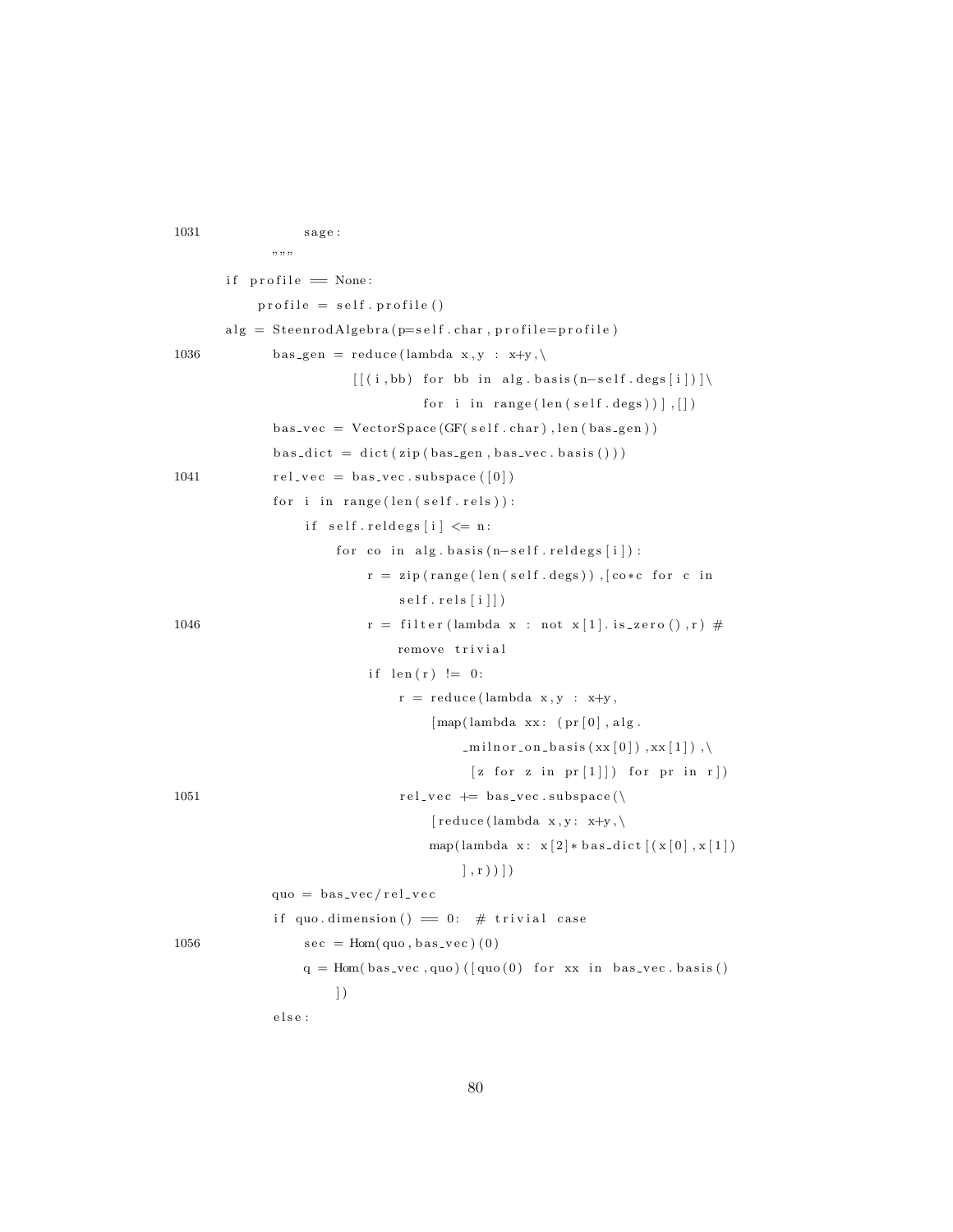```
1031            sage:
        """
    if profile == None:
        profile = self.profile()
    alg = SteenrodAlgebra(p=self.char, profile=profile)
1036        bas_gen = reduce(lambda x,y : x+y,\
                    [[(i,bb) for bb in alg.basis(n-self.degs[i])]\
                            for i in range(len(self.degs))],[])
        bas_vec = VectorSpace(GF(self.char),len(bas_gen))
        bas_dict = dict(zip(bas_gen,bas_vec.basis()))
1041        rel_vec = bas_vec.subspace([0])
        for i in range(len(self.rels)):
            if self.reldegs[i] <= n:
                for co in alg.basis(n-self.reldegs[i]):
                    r = zip(range(len(self.degs)),[co*c for c in
                        self.rels[i]])
1046                    r = filter(lambda x : not x[1].is_zero(),r) #
                        remove trivial
                    if len(r) != 0:
                        r = reduce(lambda x,y : x+y,
                            [map(lambda xx: (pr[0],alg.
                                _milnor_on_basis(xx[0]),xx[1]),\
                                 [z for z in pr[1]]) for pr in r])
1051                        rel_vec += bas_vec.subspace(\
                            [reduce(lambda x,y: x+y,\
                            map(lambda x: x[2]*bas_dict[(x[0],x[1])
                                ],r))])
        quo = bas_vec/rel_vec
        if quo.dimension() == 0:  # trivial case
1056            sec = Hom(quo,bas_vec)(0)
            q = Hom(bas_vec,quo)([quo(0) for xx in bas_vec.basis()
                ])
        else:
```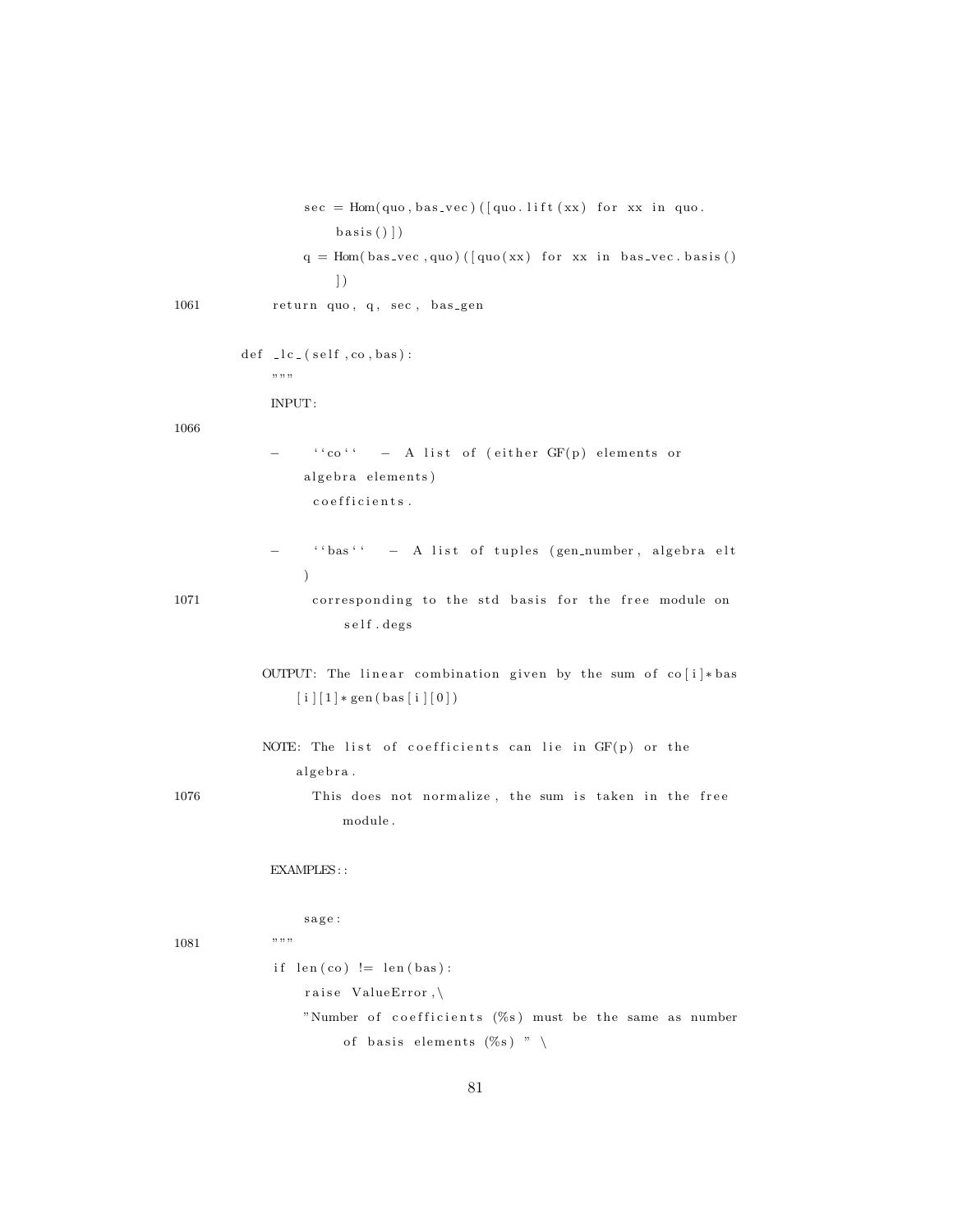```
            sec = Hom(quo,bas_vec)([quo.lift(xx) for xx in quo.
                basis()])
            q = Hom(bas_vec,quo)([quo(xx) for xx in bas_vec.basis()
                ])
1061        return quo, q, sec, bas_gen

    def _lc_(self,co,bas):
        """
        INPUT:
1066
        -    ``co``   - A list of (either GF(p) elements or
            algebra elements)
             coefficients.

        -    ``bas``   - A list of tuples (gen_number, algebra elt
            )
1071         corresponding to the std basis for the free module on
                 self.degs

       OUTPUT: The linear combination given by the sum of co[i]*bas
           [i][1]*gen(bas[i][0])

       NOTE: The list of coefficients can lie in GF(p) or the
           algebra.
1076         This does not normalize, the sum is taken in the free
                 module.

        EXAMPLES::

            sage:
1081    """
        if len(co) != len(bas):
            raise ValueError,\
            "Number of coefficients (%s) must be the same as number
                 of basis elements (%s) " \
```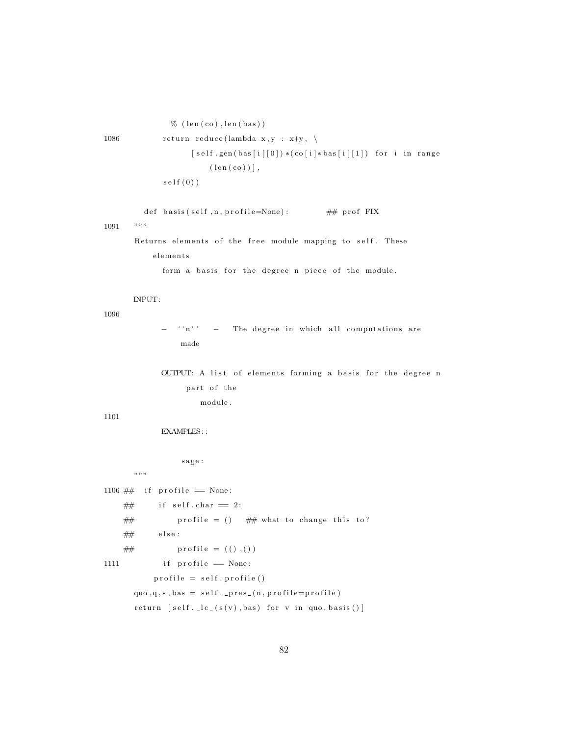```
                % (len(co),len(bas))
1086        return reduce(lambda x,y : x+y, \
                    [self.gen(bas[i][0])*(co[i]*bas[i][1]) for i in range
                        (len(co))],
            self(0))

        def basis(self,n,profile=None):         ## prof FIX
1091    """
        Returns elements of the free module mapping to self. These
            elements
            form a basis for the degree n piece of the module.

        INPUT:
1096
            - ``n`` - The degree in which all computations are
                made

            OUTPUT: A list of elements forming a basis for the degree n
                part of the
                    module.
1101
            EXAMPLES::

                sage:
        """
1106 ##  if profile == None:
     ##      if self.char == 2:
     ##          profile = ()   ## what to change this to?
     ##      else:
     ##          profile = ((),())
1111        if profile == None:
            profile = self.profile()
        quo,q,s,bas = self._pres_(n,profile=profile)
        return [self._lc_(s(v),bas) for v in quo.basis()]
```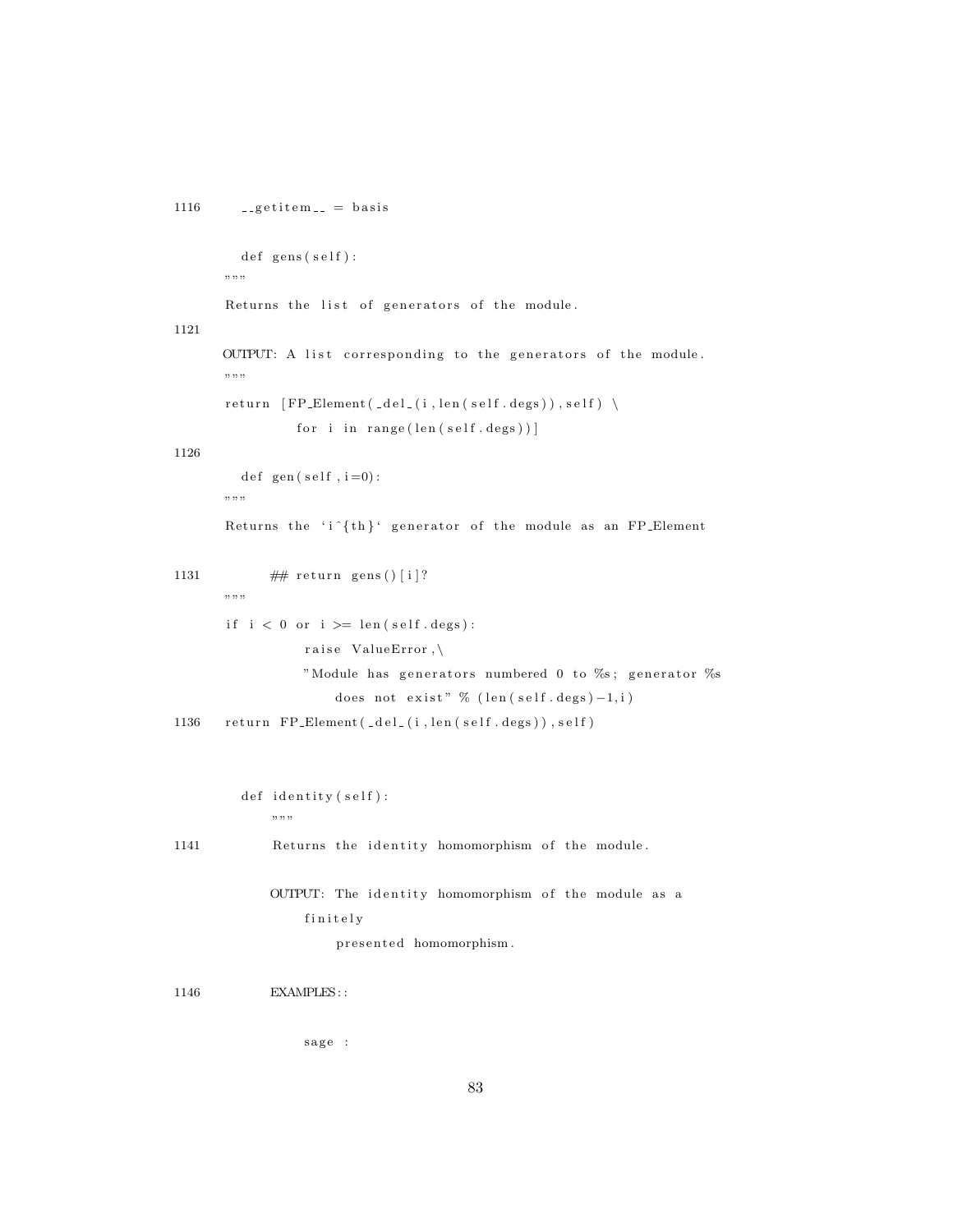```
1116     __getitem__ = basis

         def gens(self):
         """
         Returns the list of generators of the module.
1121
         OUTPUT: A list corresponding to the generators of the module.
         """
         return [FP_Element(_del_(i,len(self.degs)),self) \
                 for i in range(len(self.degs))]
1126
         def gen(self,i=0):
         """
         Returns the `i^{th}` generator of the module as an FP_Element

1131         ## return gens()[i]?
         """
         if i < 0 or i >= len(self.degs):
                 raise ValueError,\
                 "Module has generators numbered 0 to %s; generator %s
                     does not exist" % (len(self.degs)-1,i)
1136     return FP_Element(_del_(i,len(self.degs)),self)



         def identity(self):
             """
1141         Returns the identity homomorphism of the module.

             OUTPUT: The identity homomorphism of the module as a
                 finitely
                     presented homomorphism.

1146         EXAMPLES::

                 sage :
```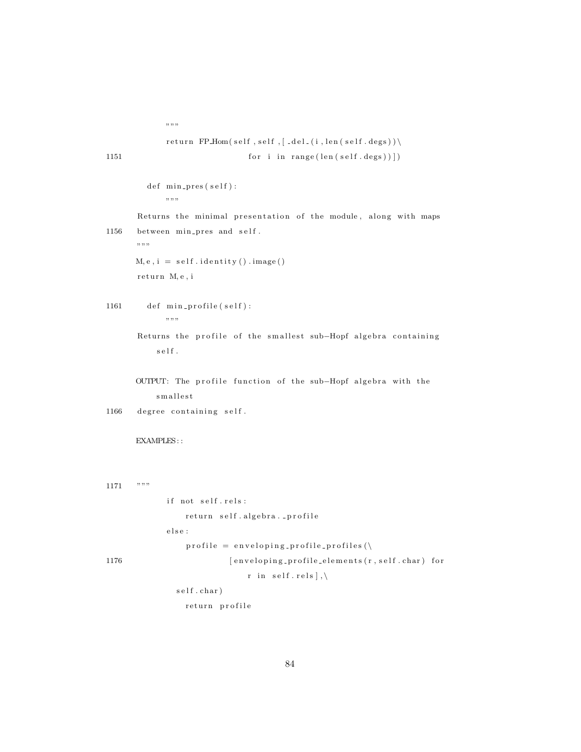```
        """
        return FP_Hom(self,self,[_del_(i,len(self.degs))\
1151                         for i in range(len(self.degs))])

    def min_pres(self):
        """
    Returns the minimal presentation of the module, along with maps
1156 between min_pres and self.
    """
    M,e,i = self.identity().image()
    return M,e,i

1161    def min_profile(self):
        """
    Returns the profile of the smallest sub-Hopf algebra containing
        self.

    OUTPUT: The profile function of the sub-Hopf algebra with the
        smallest
1166 degree containing self.

    EXAMPLES::



1171 """
        if not self.rels:
            return self.algebra._profile
        else:
            profile = enveloping_profile_profiles(\
1176                    [enveloping_profile_elements(r,self.char) for
                        r in self.rels],\
              self.char)
            return profile
```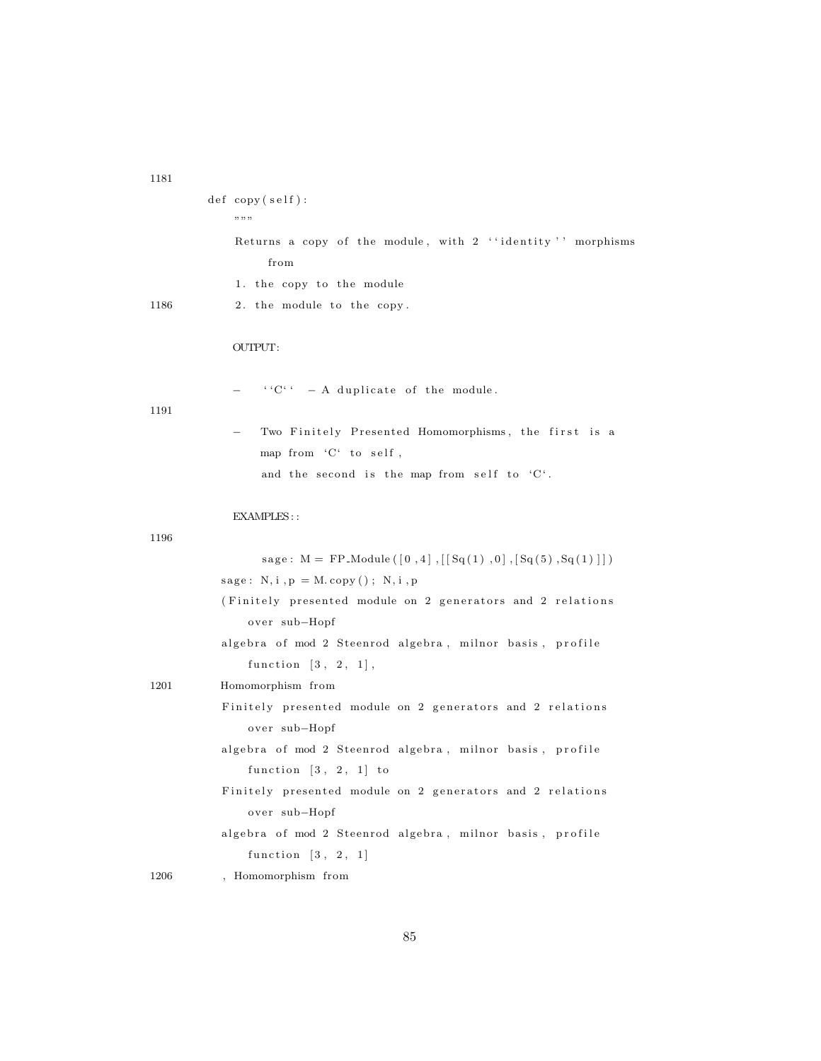```
    def copy(self):
        """
        Returns a copy of the module, with 2 ``identity'' morphisms
            from
        1. the copy to the module
        2. the module to the copy.

        OUTPUT:

        -  ``C`` - A duplicate of the module.

        -  Two Finitely Presented Homomorphisms, the first is a
           map from `C` to self,
           and the second is the map from self to `C`.

        EXAMPLES::

            sage: M = FP_Module([0,4],[[Sq(1),0],[Sq(5),Sq(1)]])
          sage: N,i,p = M.copy(); N,i,p
          (Finitely presented module on 2 generators and 2 relations
              over sub-Hopf
          algebra of mod 2 Steenrod algebra, milnor basis, profile
              function [3, 2, 1],
          Homomorphism from
          Finitely presented module on 2 generators and 2 relations
              over sub-Hopf
          algebra of mod 2 Steenrod algebra, milnor basis, profile
              function [3, 2, 1] to
          Finitely presented module on 2 generators and 2 relations
              over sub-Hopf
          algebra of mod 2 Steenrod algebra, milnor basis, profile
              function [3, 2, 1]
          , Homomorphism from
```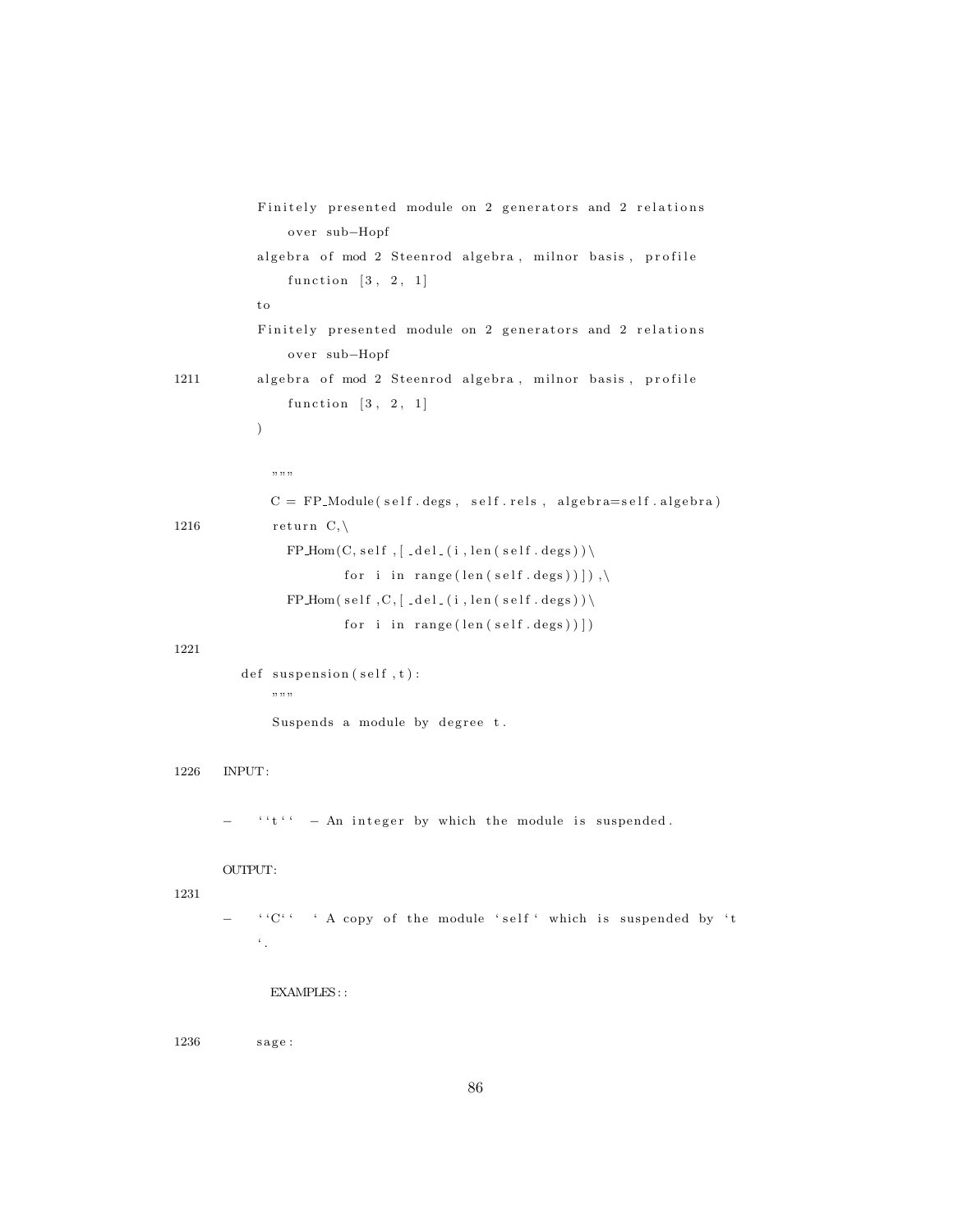```
        Finitely presented module on 2 generators and 2 relations
            over sub-Hopf
        algebra of mod 2 Steenrod algebra, milnor basis, profile
            function [3, 2, 1]
        to
        Finitely presented module on 2 generators and 2 relations
            over sub-Hopf
1211    algebra of mod 2 Steenrod algebra, milnor basis, profile
            function [3, 2, 1]
        )

          """
          C = FP_Module(self.degs, self.rels, algebra=self.algebra)
1216      return C,\
            FP_Hom(C,self,[_del_(i,len(self.degs))\
                   for i in range(len(self.degs))]),\
            FP_Hom(self,C,[_del_(i,len(self.degs))\
                   for i in range(len(self.degs))])
1221
      def suspension(self,t):
          """
          Suspends a module by degree t.

1226  INPUT:

      -   ``t`` - An integer by which the module is suspended.

      OUTPUT:
1231
      -   ``C`` ` A copy of the module `self` which is suspended by `t
          `.

          EXAMPLES::

1236      sage:
```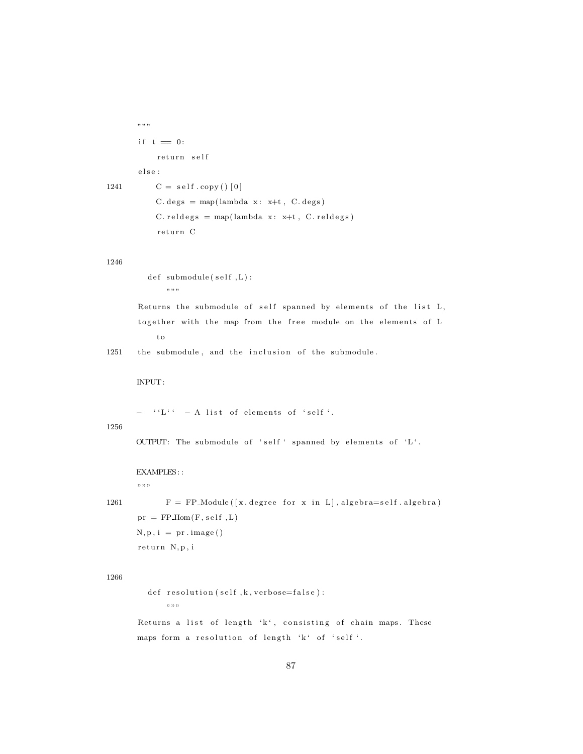```
        """
        if t == 0:
            return self
        else:
1241        C = self.copy()[0]
            C.degs = map(lambda x: x+t, C.degs)
            C.reldegs = map(lambda x: x+t, C.reldegs)
            return C

1246
    def submodule(self,L):
        """
        Returns the submodule of self spanned by elements of the list L,
        together with the map from the free module on the elements of L
            to
1251    the submodule, and the inclusion of the submodule.

        INPUT:

        -   ``L``  - A list of elements of `self`.
1256
        OUTPUT: The submodule of `self` spanned by elements of `L`.

        EXAMPLES::
        """
1261        F = FP_Module([x.degree for x in L],algebra=self.algebra)
        pr = FP_Hom(F,self,L)
        N,p,i = pr.image()
        return N,p,i

1266
    def resolution(self,k,verbose=false):
        """
        Returns a list of length `k`, consisting of chain maps. These
        maps form a resolution of length `k` of `self`.
```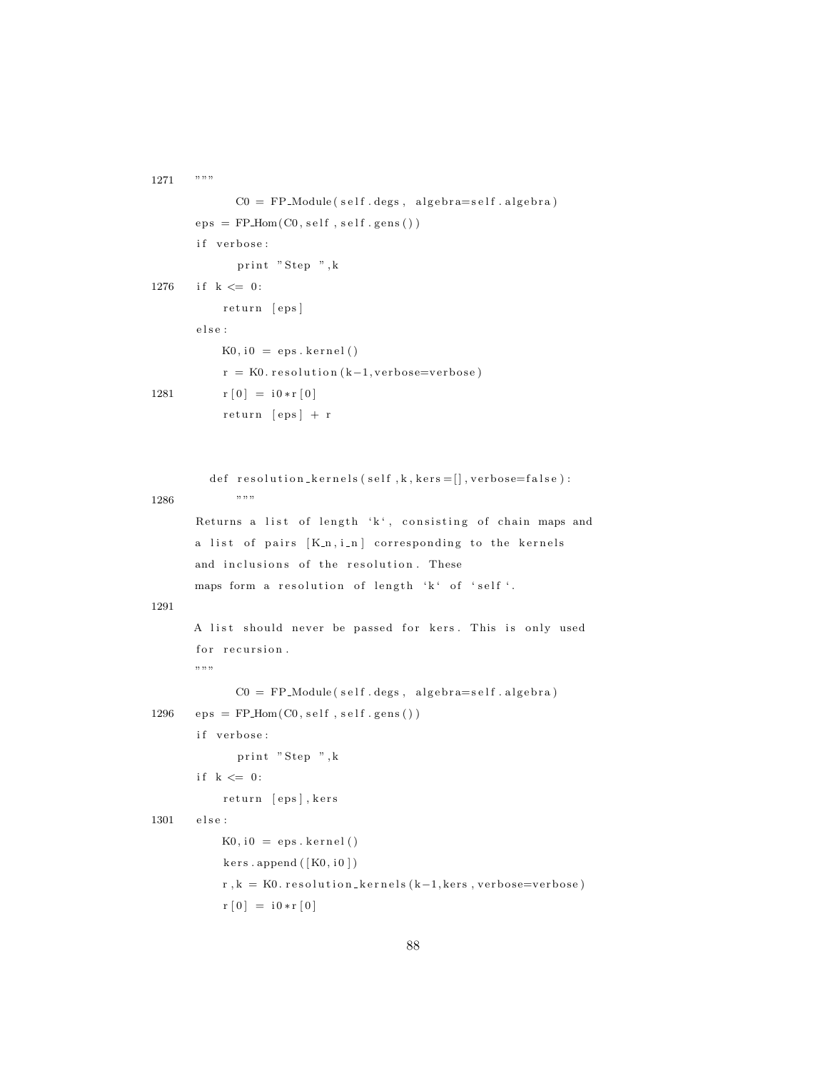```
1271    """
            C0 = FP_Module(self.degs, algebra=self.algebra)
        eps = FP_Hom(C0,self,self.gens())
        if verbose:
            print "Step ",k
1276    if k <= 0:
            return [eps]
        else:
            K0,i0 = eps.kernel()
            r = K0.resolution(k-1,verbose=verbose)
1281        r[0] = i0*r[0]
            return [eps] + r



    def resolution_kernels(self,k,kers=[],verbose=false):
1286        """
        Returns a list of length `k`, consisting of chain maps and
        a list of pairs [K_n,i_n] corresponding to the kernels
        and inclusions of the resolution. These
        maps form a resolution of length `k` of `self`.
1291
        A list should never be passed for kers. This is only used
        for recursion.
        """
            C0 = FP_Module(self.degs, algebra=self.algebra)
1296    eps = FP_Hom(C0,self,self.gens())
        if verbose:
            print "Step ",k
        if k <= 0:
            return [eps],kers
1301    else:
            K0,i0 = eps.kernel()
            kers.append([K0,i0])
            r,k = K0.resolution_kernels(k-1,kers,verbose=verbose)
            r[0] = i0*r[0]
```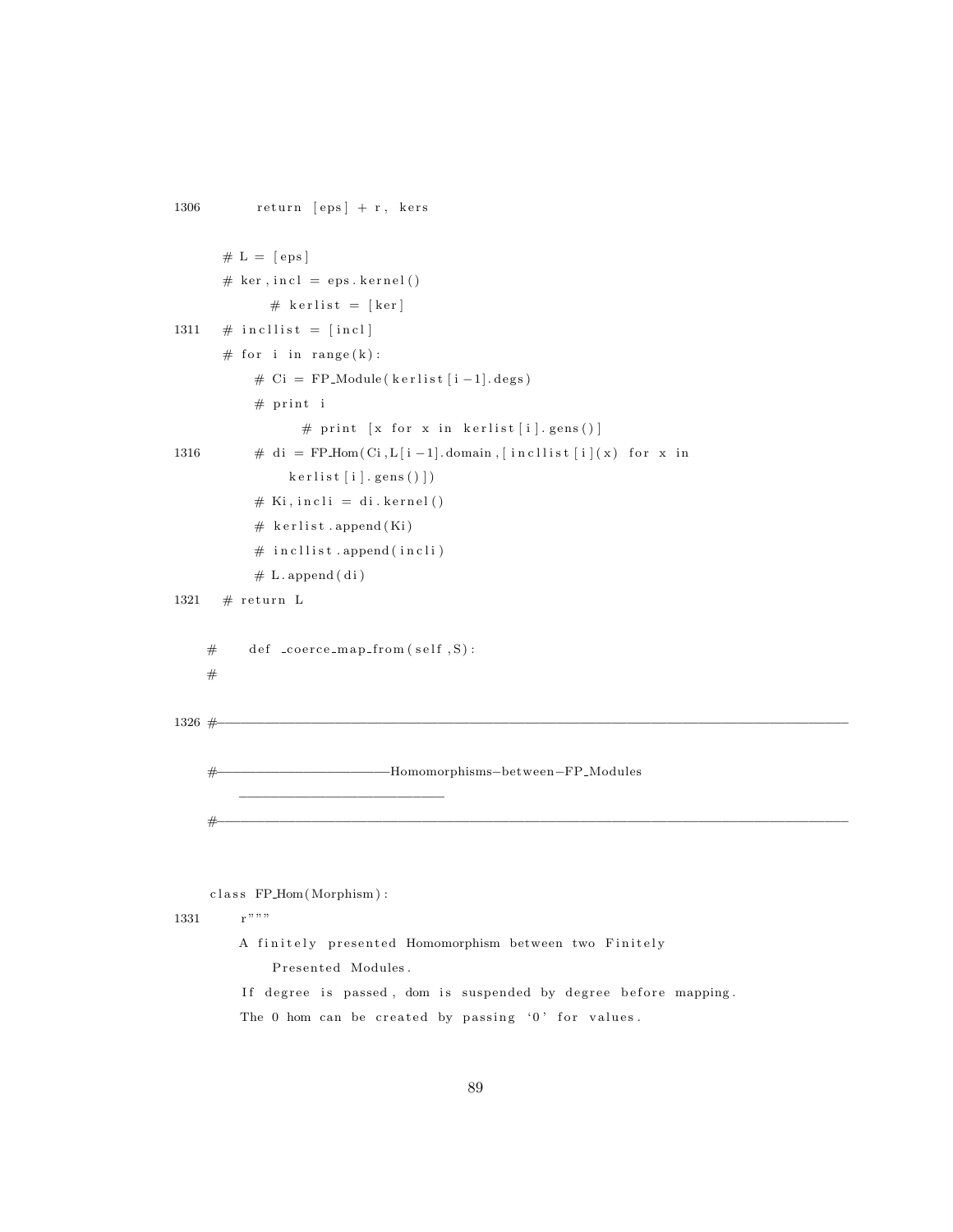```
1306         return [eps] + r, kers

    # L = [eps]
    # ker,incl = eps.kernel()
            # kerlist = [ker]
1311    # incllist = [incl]
    # for i in range(k):
        # Ci = FP_Module(kerlist[i-1].degs)
        # print i
                # print [x for x in kerlist[i].gens()]
1316        # di = FP_Hom(Ci,L[i-1].domain,[incllist[i](x) for x in
                kerlist[i].gens()])
        # Ki,incli = di.kernel()
        # kerlist.append(Ki)
        # incllist.append(incli)
        # L.append(di)
1321    # return L

#       def _coerce_map_from(self,S):
#

1326 #--------------------------------------------------------------------------------

#------------------------Homomorphisms-between-FP_Modules
    ---------------------------
#--------------------------------------------------------------------------------


class FP_Hom(Morphism):
1331    r"""
    A finitely presented Homomorphism between two Finitely
        Presented Modules.
    If degree is passed, dom is suspended by degree before mapping.
    The 0 hom can be created by passing '0' for values.
```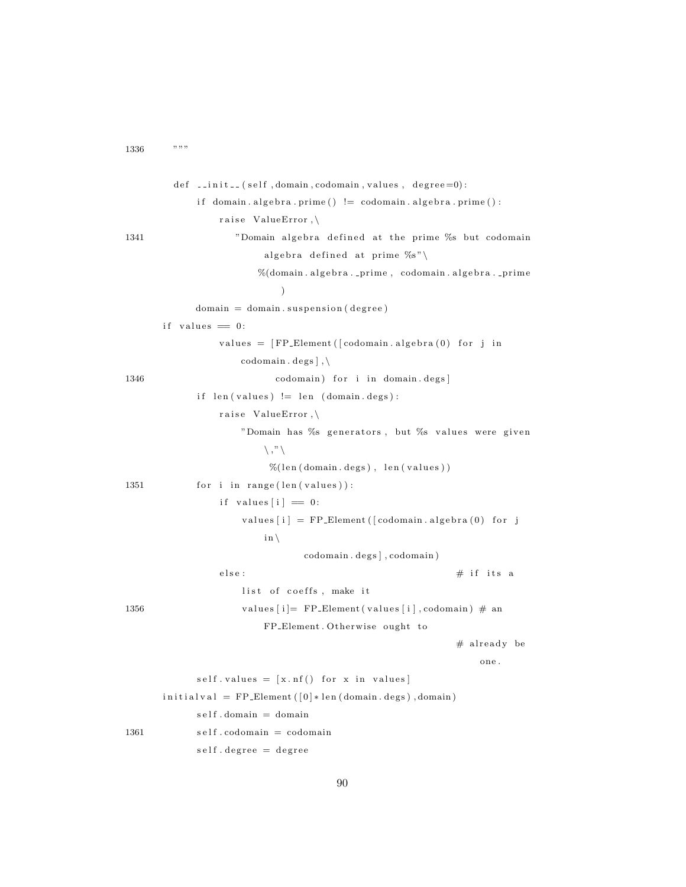```
1336    """

    def __init__(self,domain,codomain,values, degree=0):
        if domain.algebra.prime() != codomain.algebra.prime():
            raise ValueError,\
1341              "Domain algebra defined at the prime %s but codomain
                      algebra defined at prime %s"\
                    %(domain.algebra._prime, codomain.algebra._prime
                       )
        domain = domain.suspension(degree)
    if values == 0:
            values = [FP_Element([codomain.algebra(0) for j in
                codomain.degs],\
1346                    codomain) for i in domain.degs]
        if len(values) != len (domain.degs):
            raise ValueError,\
                "Domain has %s generators, but %s values were given
                    \,"\
                    %(len(domain.degs), len(values))
1351        for i in range(len(values)):
            if values[i] == 0:
                values[i] = FP_Element([codomain.algebra(0) for j
                    in\
                            codomain.degs],codomain)
            else:                                       # if its a
                list of coeffs, make it
1356            values[i]= FP_Element(values[i],codomain) # an
                    FP_Element. Otherwise ought to
                                                        # already be
                                                            one.
        self.values = [x.nf() for x in values]
    initialval = FP_Element([0]*len(domain.degs),domain)
        self.domain = domain
1361        self.codomain = codomain
        self.degree = degree
```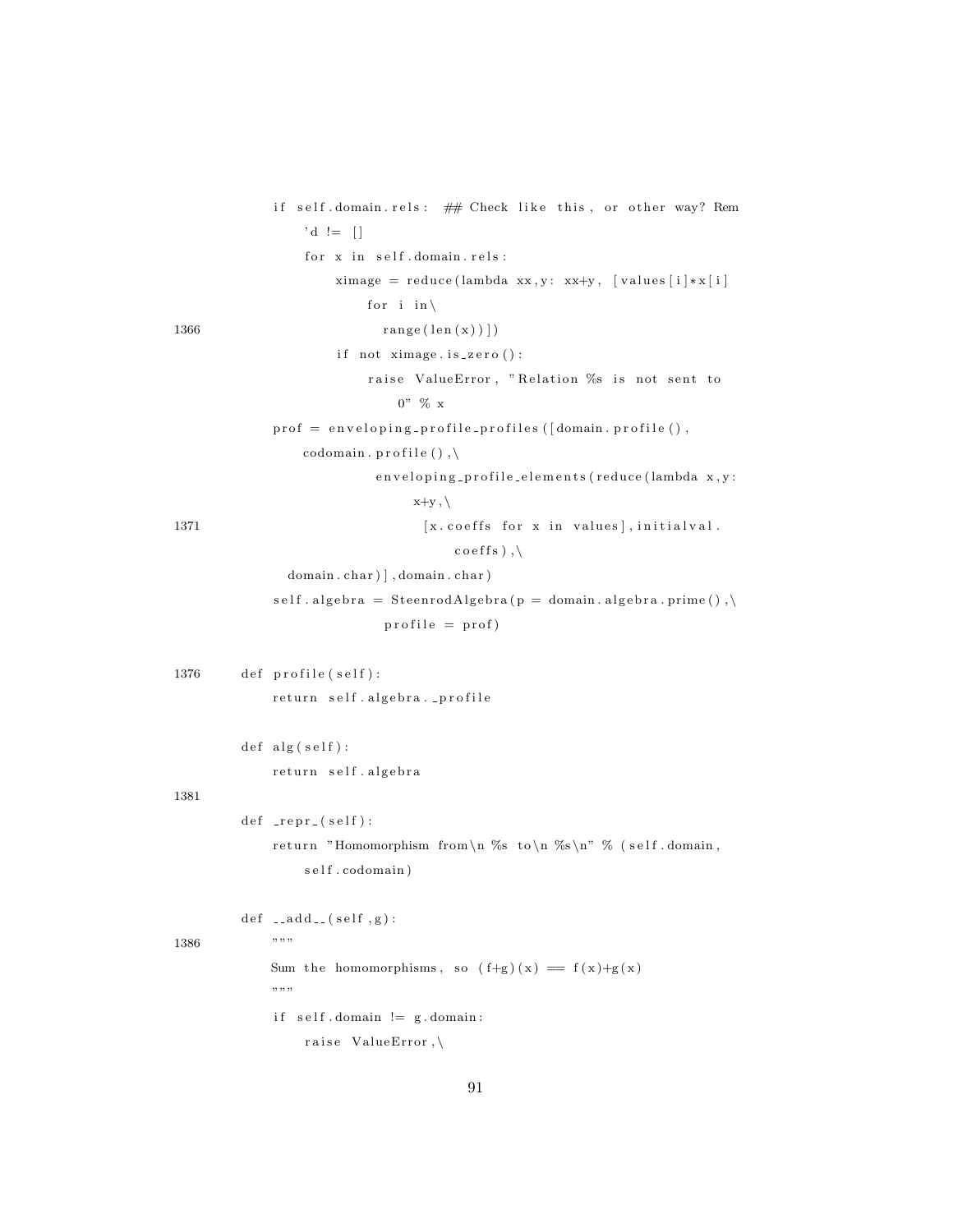```
        if self.domain.rels:  ## Check like this, or other way? Rem
            'd != []
            for x in self.domain.rels:
                ximage = reduce(lambda xx,y: xx+y, [values[i]*x[i]
                    for i in\
1366                    range(len(x))])
                if not ximage.is_zero():
                    raise ValueError, "Relation %s is not sent to
                        0" % x
        prof = enveloping_profile_profiles([domain.profile(),
            codomain.profile(),\
                    enveloping_profile_elements(reduce(lambda x,y:
                        x+y,\
1371                        [x.coeffs for x in values],initialval.
                            coeffs),\
          domain.char)],domain.char)
        self.algebra = SteenrodAlgebra(p = domain.algebra.prime(),\
                    profile = prof)

1376    def profile(self):
        return self.algebra._profile

    def alg(self):
        return self.algebra
1381
    def _repr_(self):
        return "Homomorphism from\n %s to\n %s\n" % (self.domain,
            self.codomain)

    def __add__(self,g):
1386        """
        Sum the homomorphisms, so (f+g)(x) == f(x)+g(x)
        """
        if self.domain != g.domain:
            raise ValueError,\
```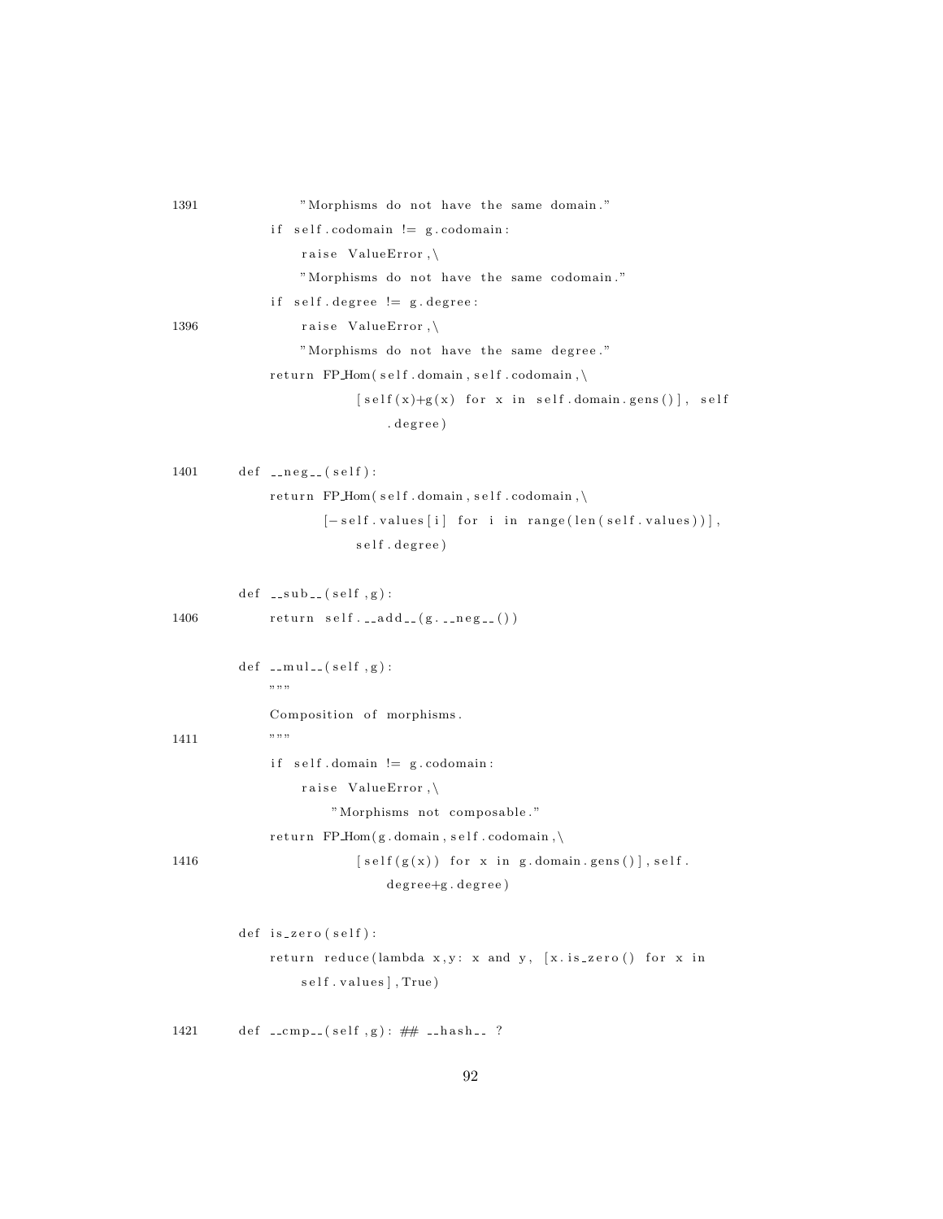```
1391            "Morphisms do not have the same domain."
        if self.codomain != g.codomain:
            raise ValueError,\
            "Morphisms do not have the same codomain."
        if self.degree != g.degree:
1396        raise ValueError,\
            "Morphisms do not have the same degree."
        return FP_Hom(self.domain,self.codomain,\
                  [self(x)+g(x) for x in self.domain.gens()], self
                    .degree)

1401    def __neg__(self):
        return FP_Hom(self.domain,self.codomain,\
               [-self.values[i] for i in range(len(self.values))],
                   self.degree)

    def __sub__(self,g):
1406        return self.__add__(g.__neg__())

    def __mul__(self,g):
        """
        Composition of morphisms.
1411        """
        if self.domain != g.codomain:
            raise ValueError,\
                "Morphisms not composable."
        return FP_Hom(g.domain,self.codomain,\
1416                  [self(g(x)) for x in g.domain.gens()],self.
                    degree+g.degree)

    def is_zero(self):
        return reduce(lambda x,y: x and y, [x.is_zero() for x in
            self.values],True)

1421    def __cmp__(self,g): ## __hash__ ?
```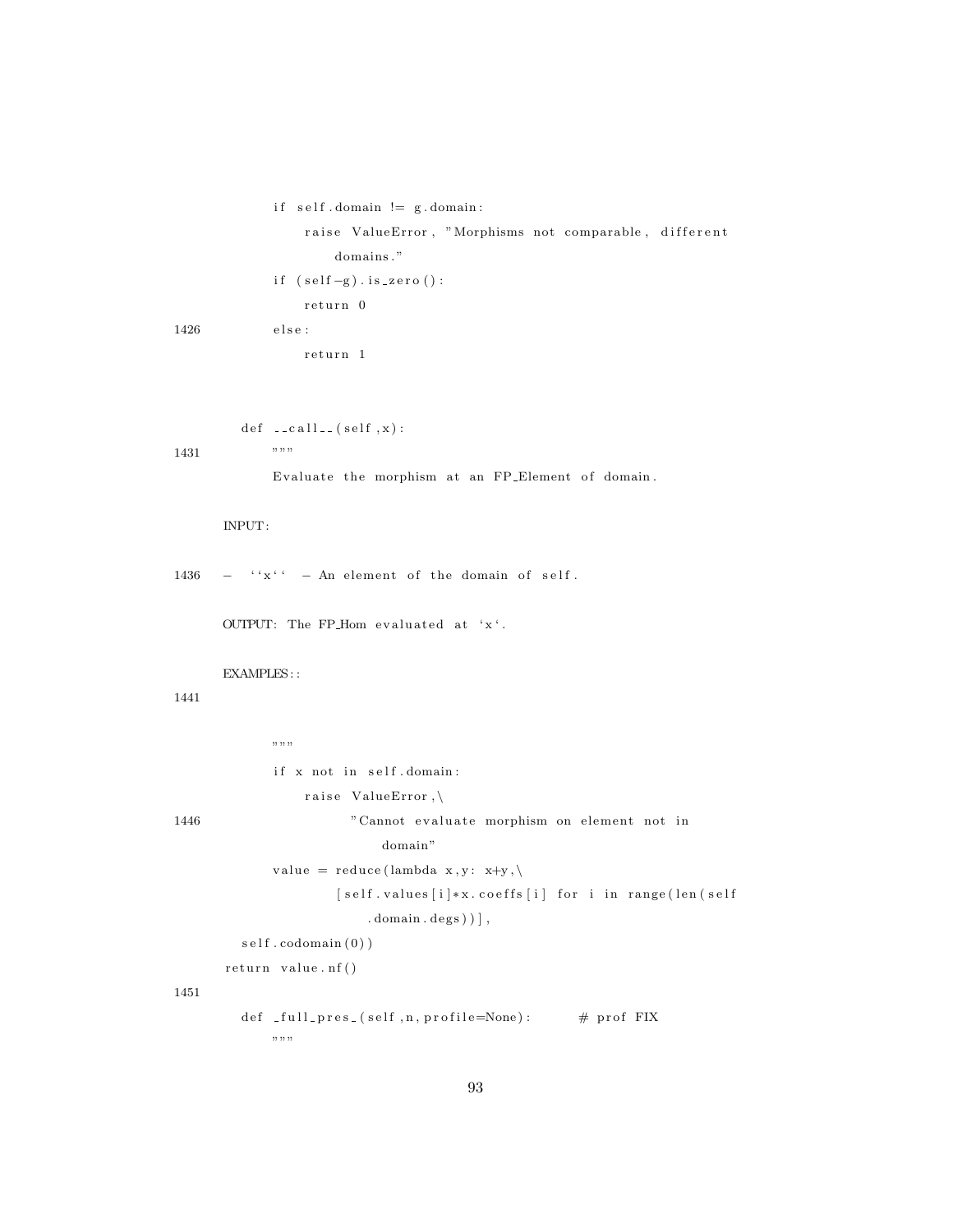```
        if self.domain != g.domain:
            raise ValueError, "Morphisms not comparable, different
                domains."
        if (self-g).is_zero():
            return 0
1426        else:
            return 1



    def __call__(self,x):
1431        """
        Evaluate the morphism at an FP_Element of domain.

    INPUT:

1436 -  ``x`` - An element of the domain of self.

    OUTPUT: The FP_Hom evaluated at `x`.

    EXAMPLES::
1441


        """
        if x not in self.domain:
            raise ValueError,\
1446                "Cannot evaluate morphism on element not in
                    domain"
        value = reduce(lambda x,y: x+y,\
                [self.values[i]*x.coeffs[i] for i in range(len(self
                    .domain.degs))],
    self.codomain(0))
    return value.nf()
1451
    def _full_pres_(self,n,profile=None):      # prof FIX
        """
```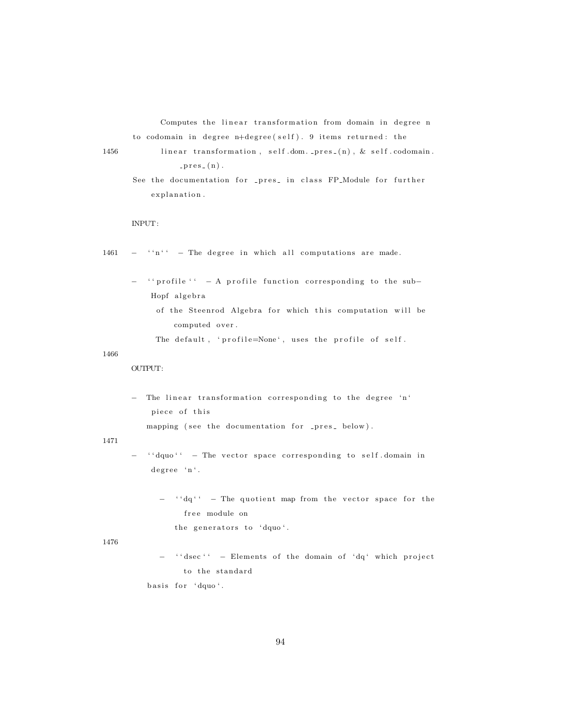```
        Computes the linear transformation from domain in degree n
    to codomain in degree n+degree(self). 9 items returned: the
1456        linear transformation, self.dom._pres_(n), & self.codomain.
            _pres_(n).
    See the documentation for _pres_ in class FP_Module for further
        explanation.

    INPUT:

1461 -  ``n`` - The degree in which all computations are made.

    -  ``profile`` - A profile function corresponding to the sub-
        Hopf algebra
         of the Steenrod Algebra for which this computation will be
            computed over.
         The default, `profile=None`, uses the profile of self.
1466
    OUTPUT:

    -  The linear transformation corresponding to the degree `n`
        piece of this
       mapping (see the documentation for _pres_ below).
1471
    -  ``dquo`` - The vector space corresponding to self.domain in
        degree `n`.

        -  ``dq`` - The quotient map from the vector space for the
            free module on
           the generators to `dquo`.
1476
        -  ``dsec`` - Elements of the domain of `dq` which project
            to the standard
       basis for `dquo`.
```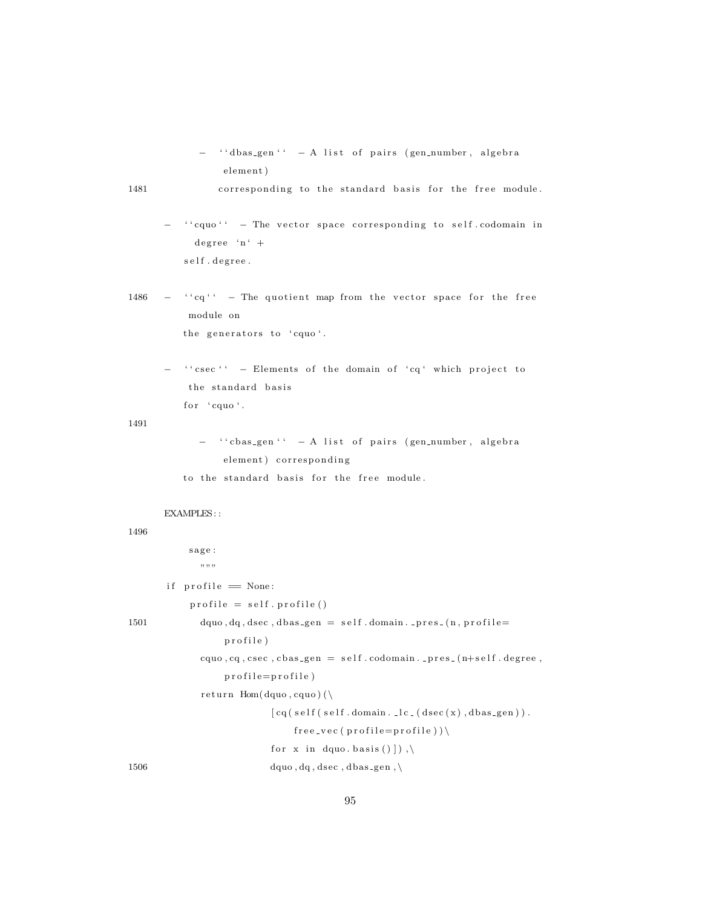```
        -  ``dbas_gen``  - A list of pairs (gen_number, algebra
             element)
1481           corresponding to the standard basis for the free module.

    -  ``cquo``  - The vector space corresponding to self.codomain in
         degree `n` +
       self.degree.

1486  -  ``cq``  - The quotient map from the vector space for the free
        module on
       the generators to `cquo`.

    -  ``csec``  - Elements of the domain of `cq` which project to
        the standard basis
       for `cquo`.
1491
        -  ``cbas_gen``  - A list of pairs (gen_number, algebra
             element) corresponding
       to the standard basis for the free module.

    EXAMPLES::
1496
        sage:
          """
    if profile == None:
        profile = self.profile()
1501      dquo,dq,dsec,dbas_gen = self.domain._pres_(n,profile=
             profile)
          cquo,cq,csec,cbas_gen = self.codomain._pres_(n+self.degree,
             profile=profile)
          return Hom(dquo,cquo)(\
                       [cq(self(self.domain._lc_(dsec(x),dbas_gen)).
                          free_vec(profile=profile))\
                       for x in dquo.basis()]),\
1506                   dquo,dq,dsec,dbas_gen,\
```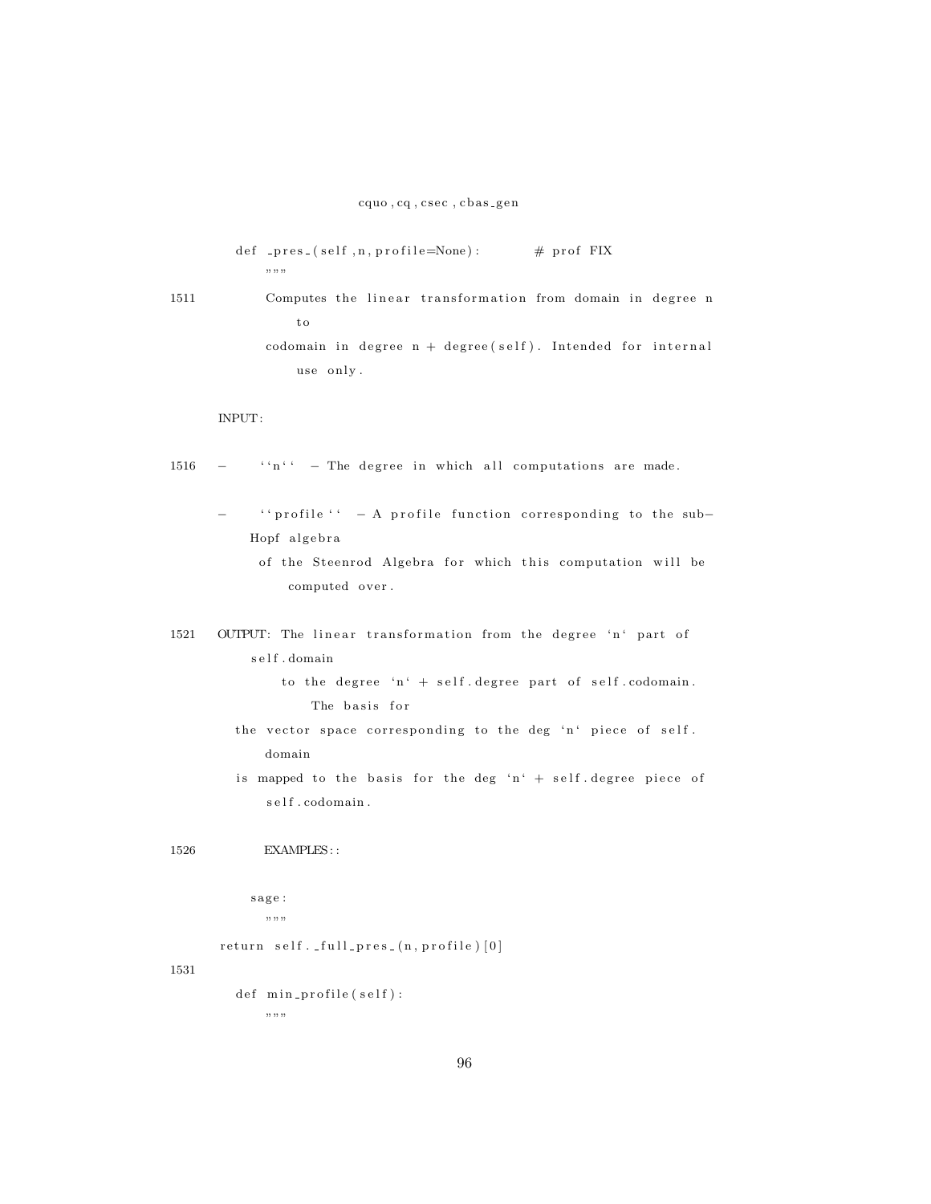```
                        cquo,cq,csec,cbas_gen

    def _pres_(self,n,profile=None):        # prof FIX
        """
1511        Computes the linear transformation from domain in degree n
                to
            codomain in degree n + degree(self). Intended for internal
                use only.

    INPUT:

1516  -   ``n`` - The degree in which all computations are made.

      -   ``profile`` - A profile function corresponding to the sub-
          Hopf algebra
            of the Steenrod Algebra for which this computation will be
                computed over.

1521  OUTPUT: The linear transformation from the degree `n` part of
          self.domain
              to the degree `n` + self.degree part of self.codomain.
                  The basis for
        the vector space corresponding to the deg `n` piece of self.
            domain
        is mapped to the basis for the deg `n` + self.degree piece of
            self.codomain.

1526        EXAMPLES::

          sage:
            """
      return self._full_pres_(n,profile)[0]
1531
    def min_profile(self):
        """
```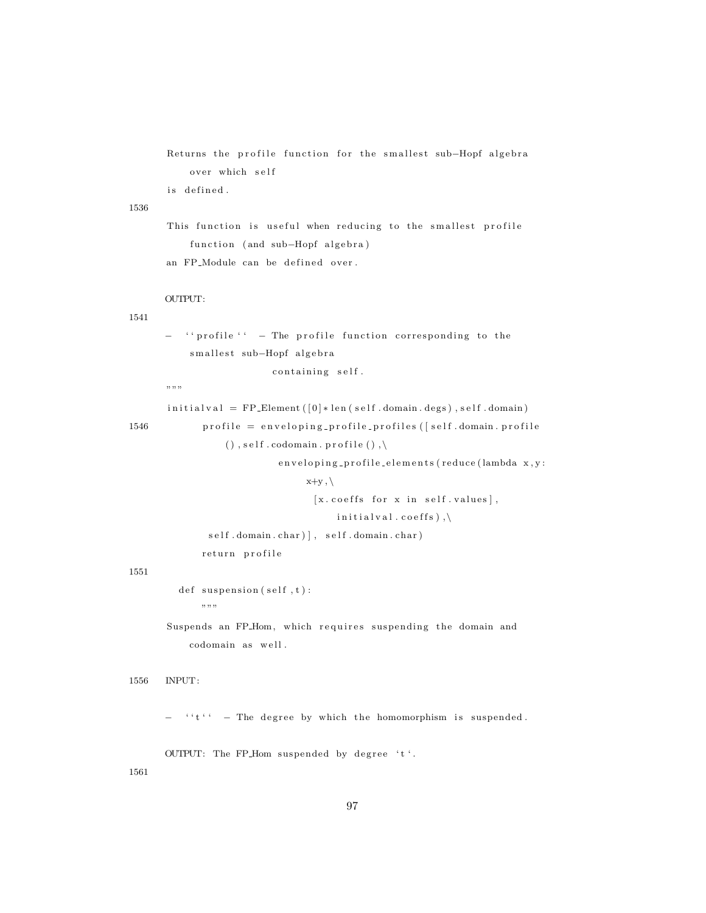```
        Returns the profile function for the smallest sub-Hopf algebra
            over which self
        is defined.
1536
        This function is useful when reducing to the smallest profile
            function (and sub-Hopf algebra)
        an FP_Module can be defined over.

        OUTPUT:
1541
        -  ``profile``  - The profile function corresponding to the
            smallest sub-Hopf algebra
                        containing self.
        """
        initialval = FP_Element([0]*len(self.domain.degs),self.domain)
1546            profile = enveloping_profile_profiles([self.domain.profile
                    (),self.codomain.profile(),\
                            enveloping_profile_elements(reduce(lambda x,y:
                                x+y,\
                                [x.coeffs for x in self.values],
                                    initialval.coeffs),\
                self.domain.char)], self.domain.char)
            return profile
1551
          def suspension(self,t):
              """
        Suspends an FP_Hom, which requires suspending the domain and
            codomain as well.

1556    INPUT:

        -  ``t``  - The degree by which the homomorphism is suspended.

        OUTPUT: The FP_Hom suspended by degree `t`.
1561
```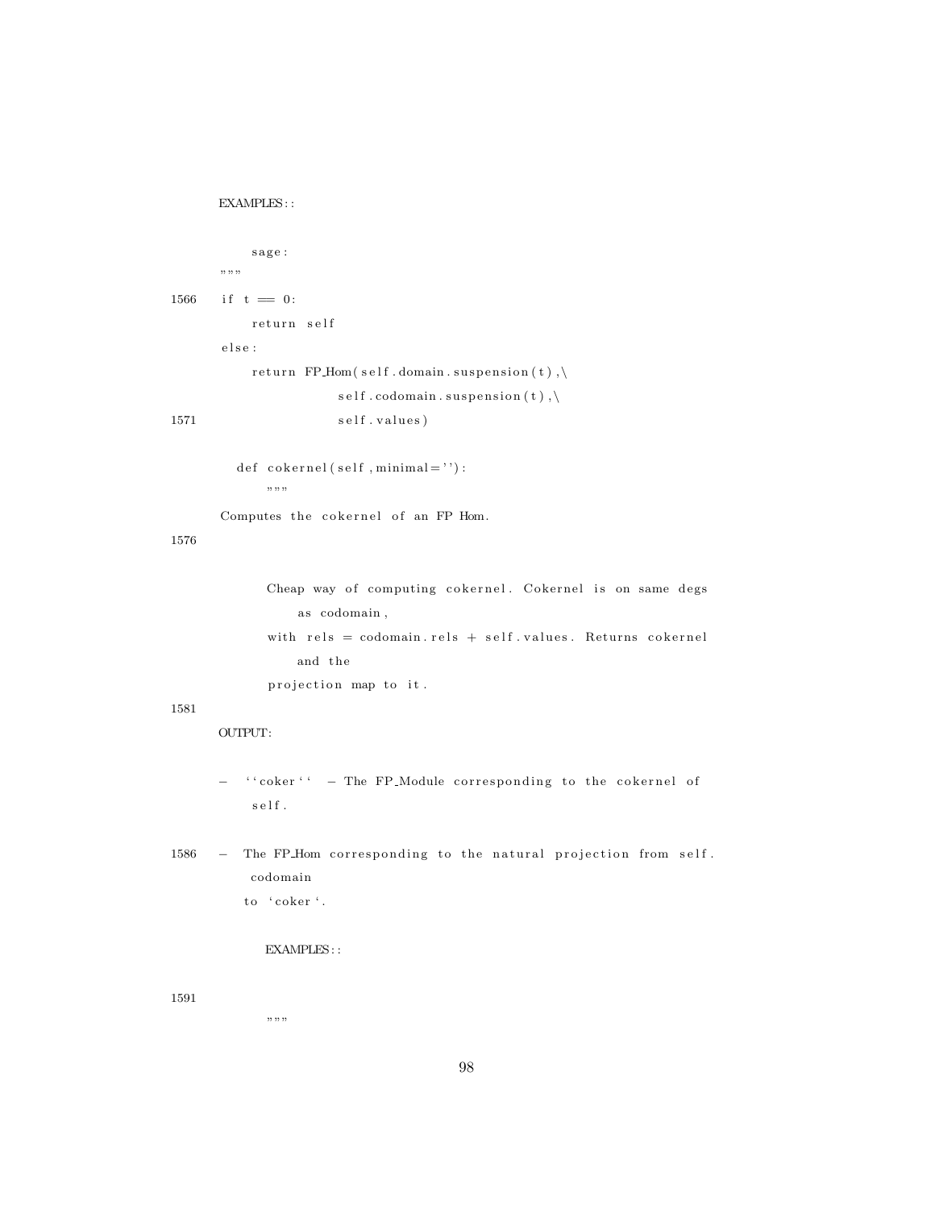```
        EXAMPLES::

            sage:
        """
1566    if t == 0:
            return self
        else:
            return FP_Hom(self.domain.suspension(t),\
                        self.codomain.suspension(t),\
1571                    self.values)

        def cokernel(self,minimal=''):
            """
        Computes the cokernel of an FP Hom.
1576

            Cheap way of computing cokernel. Cokernel is on same degs
                as codomain,
            with rels = codomain.rels + self.values. Returns cokernel
                and the
            projection map to it.
1581
        OUTPUT:

        - ``coker`` - The FP_Module corresponding to the cokernel of
            self.

1586    - The FP_Hom corresponding to the natural projection from self.
            codomain
          to `coker`.

            EXAMPLES::

1591
            """
```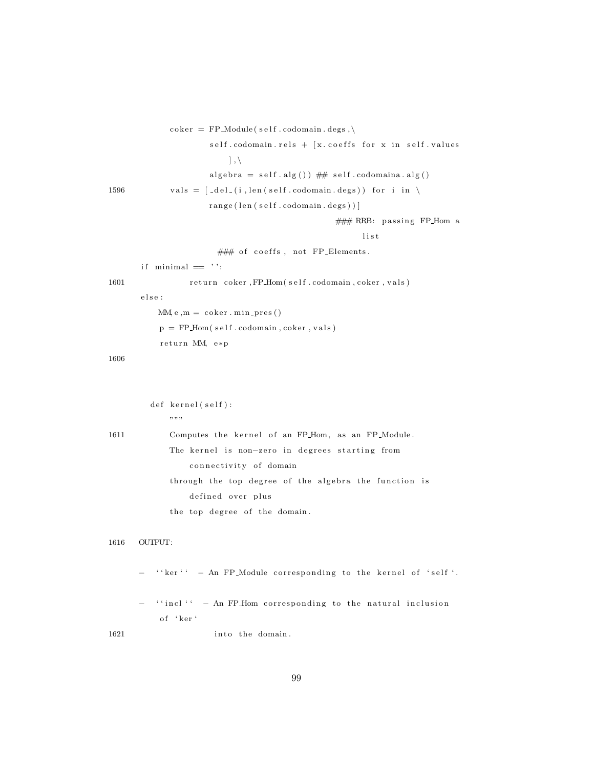```
        coker = FP_Module(self.codomain.degs,\
                self.codomain.rels + [x.coeffs for x in self.values
                    ],\
                algebra = self.alg()) ## self.codomaina.alg()
1596    vals = [_del_(i,len(self.codomain.degs)) for i in \
                range(len(self.codomain.degs))]
                                    ### RRB: passing FP_Hom a
                                        list
                ### of coeffs, not FP_Elements.
    if minimal == '':
1601        return coker,FP_Hom(self.codomain,coker,vals)
    else:
        MM,e,m = coker.min_pres()
        p = FP_Hom(self.codomain,coker,vals)
        return MM, e*p
1606



    def kernel(self):
        """
1611    Computes the kernel of an FP_Hom, as an FP_Module.
        The kernel is non-zero in degrees starting from
            connectivity of domain
        through the top degree of the algebra the function is
            defined over plus
        the top degree of the domain.

1616 OUTPUT:

    - ``ker`` - An FP_Module corresponding to the kernel of `self`.

    - ``incl`` - An FP_Hom corresponding to the natural inclusion
        of `ker`
1621            into the domain.
```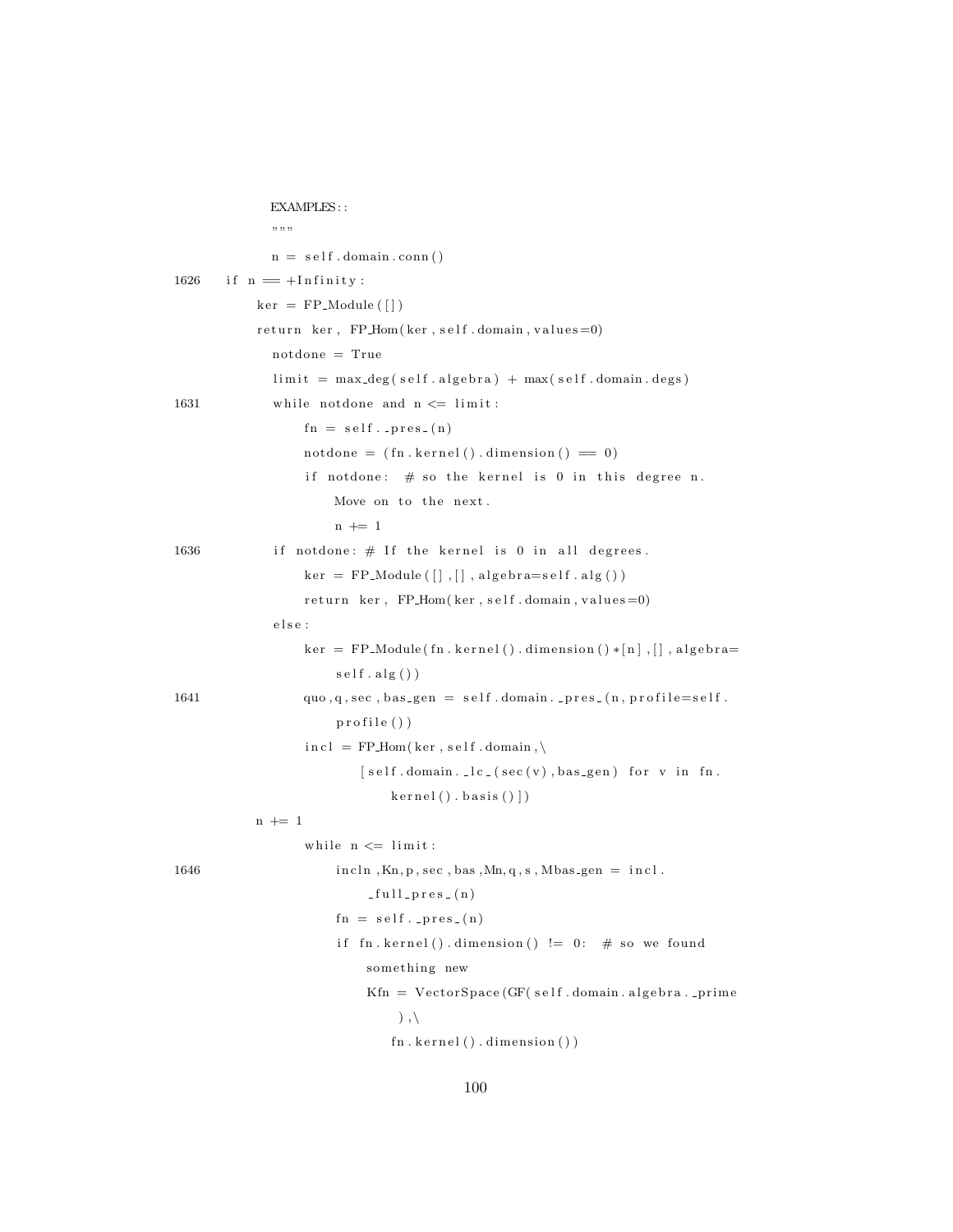```
        EXAMPLES::
        """
        n = self.domain.conn()
1626    if n == +Infinity:
            ker = FP_Module([])
            return ker, FP_Hom(ker,self.domain,values=0)
        notdone = True
        limit = max_deg(self.algebra) + max(self.domain.degs)
1631    while notdone and n <= limit:
            fn = self._pres_(n)
            notdone = (fn.kernel().dimension() == 0)
            if notdone:  # so the kernel is 0 in this degree n.
                Move on to the next.
                n += 1
1636    if notdone: # If the kernel is 0 in all degrees.
            ker = FP_Module([],[],algebra=self.alg())
            return ker, FP_Hom(ker,self.domain,values=0)
        else:
            ker = FP_Module(fn.kernel().dimension()*[n],[],algebra=
                self.alg())
1641        quo,q,sec,bas_gen = self.domain._pres_(n,profile=self.
                profile())
            incl = FP_Hom(ker,self.domain,\
                    [self.domain._lc_(sec(v),bas_gen) for v in fn.
                        kernel().basis()])
            n += 1
            while n <= limit:
1646            incln,Kn,p,sec,bas,Mn,q,s,Mbas_gen = incl.
                    _full_pres_(n)
                fn = self._pres_(n)
                if fn.kernel().dimension() != 0:  # so we found
                    something new
                    Kfn = VectorSpace(GF(self.domain.algebra._prime
                        ),\
                        fn.kernel().dimension())
```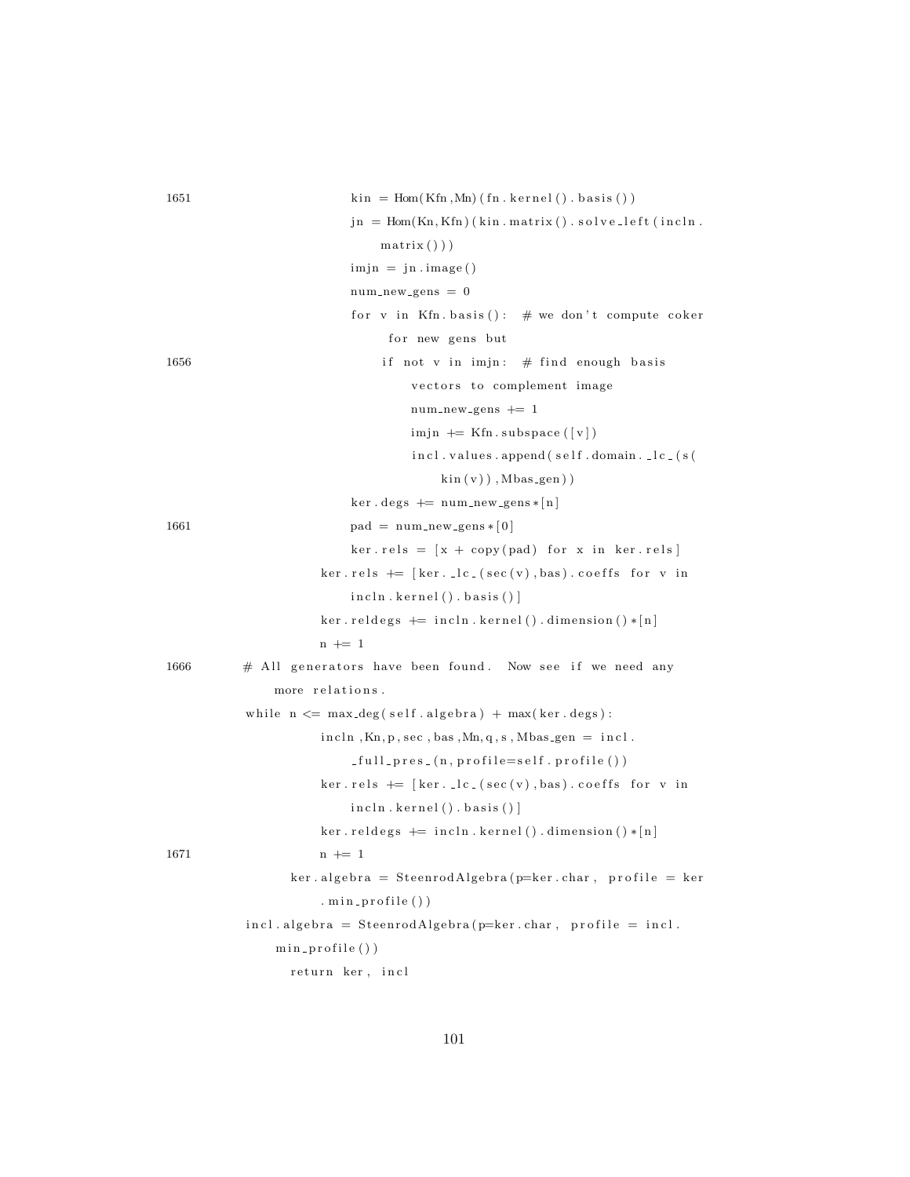```
1651                    kin = Hom(Kfn,Mn)(fn.kernel().basis())
                        jn = Hom(Kn,Kfn)(kin.matrix().solve_left(incln.
                            matrix()))
                        imjn = jn.image()
                        num_new_gens = 0
                        for v in Kfn.basis():  # we don't compute coker
                              for new gens but
1656                        if not v in imjn:  # find enough basis
                                vectors to complement image
                                num_new_gens += 1
                                imjn += Kfn.subspace([v])
                                incl.values.append(self.domain._lc_(s(
                                    kin(v)),Mbas_gen))
                        ker.degs += num_new_gens*[n]
1661                    pad = num_new_gens*[0]
                        ker.rels = [x + copy(pad) for x in ker.rels]
                    ker.rels += [ker._lc_(sec(v),bas).coeffs for v in
                        incln.kernel().basis()]
                    ker.reldegs += incln.kernel().dimension()*[n]
                    n += 1
1666        # All generators have been found.  Now see if we need any
                more relations.
            while n <= max_deg(self.algebra) + max(ker.degs):
                    incln,Kn,p,sec,bas,Mn,q,s,Mbas_gen = incl.
                        _full_pres_(n,profile=self.profile())
                    ker.rels += [ker._lc_(sec(v),bas).coeffs for v in
                        incln.kernel().basis()]
                    ker.reldegs += incln.kernel().dimension()*[n]
1671                n += 1
                ker.algebra = SteenrodAlgebra(p=ker.char, profile = ker
                    .min_profile())
            incl.algebra = SteenrodAlgebra(p=ker.char, profile = incl.
                min_profile())
                return ker, incl
```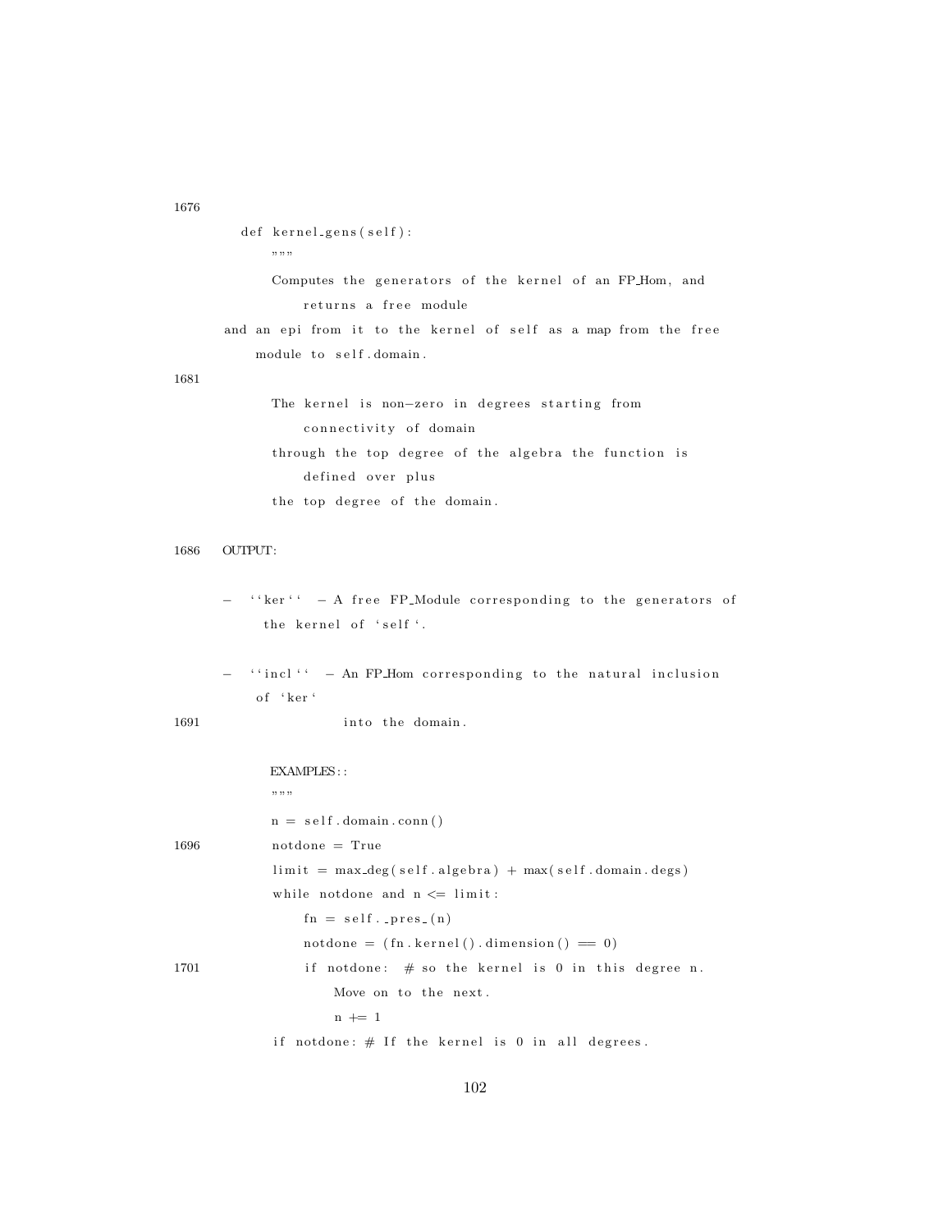```
1676
    def kernel_gens(self):
        """
        Computes the generators of the kernel of an FP_Hom, and
            returns a free module
    and an epi from it to the kernel of self as a map from the free
        module to self.domain.
1681
        The kernel is non-zero in degrees starting from
            connectivity of domain
        through the top degree of the algebra the function is
            defined over plus
        the top degree of the domain.

1686    OUTPUT:

    -  ``ker``  - A free FP_Module corresponding to the generators of
         the kernel of `self`.

    -  ``incl``  - An FP_Hom corresponding to the natural inclusion
        of `ker`
1691                into the domain.

        EXAMPLES::
        """
        n = self.domain.conn()
1696    notdone = True
        limit = max_deg(self.algebra) + max(self.domain.degs)
        while notdone and n <= limit:
            fn = self._pres_(n)
            notdone = (fn.kernel().dimension() == 0)
1701        if notdone:  # so the kernel is 0 in this degree n.
                Move on to the next.
                n += 1
        if notdone: # If the kernel is 0 in all degrees.
```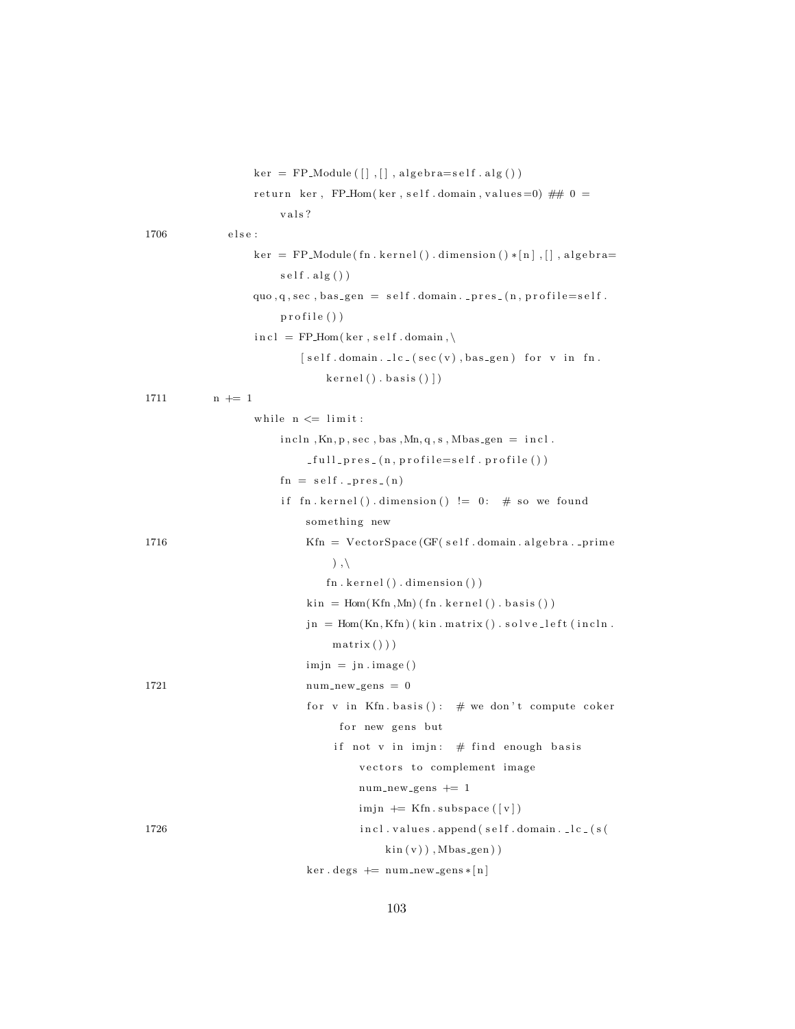```
            ker = FP_Module([],[], algebra=self.alg())
            return ker, FP_Hom(ker, self.domain, values=0) ## 0 =
                vals?
1706        else:
            ker = FP_Module(fn.kernel().dimension()*[n],[], algebra=
                self.alg())
            quo,q,sec,bas_gen = self.domain._pres_(n, profile=self.
                profile())
            incl = FP_Hom(ker, self.domain,\
                   [self.domain._lc_(sec(v),bas_gen) for v in fn.
                       kernel().basis()])
1711      n += 1
            while n <= limit:
                incln,Kn,p,sec,bas,Mn,q,s,Mbas_gen = incl.
                    _full_pres_(n, profile=self.profile())
                fn = self._pres_(n)
                if fn.kernel().dimension() != 0:  # so we found
                    something new
1716                Kfn = VectorSpace(GF(self.domain.algebra._prime
                        ),\
                        fn.kernel().dimension())
                    kin = Hom(Kfn,Mn)(fn.kernel().basis())
                    jn = Hom(Kn,Kfn)(kin.matrix().solve_left(incln.
                        matrix()))
                    imjn = jn.image()
1721                num_new_gens = 0
                    for v in Kfn.basis():  # we don't compute coker
                          for new gens but
                        if not v in imjn:  # find enough basis
                            vectors to complement image
                            num_new_gens += 1
                            imjn += Kfn.subspace([v])
1726                        incl.values.append(self.domain._lc_(s(
                                kin(v)),Mbas_gen))
                    ker.degs += num_new_gens*[n]
```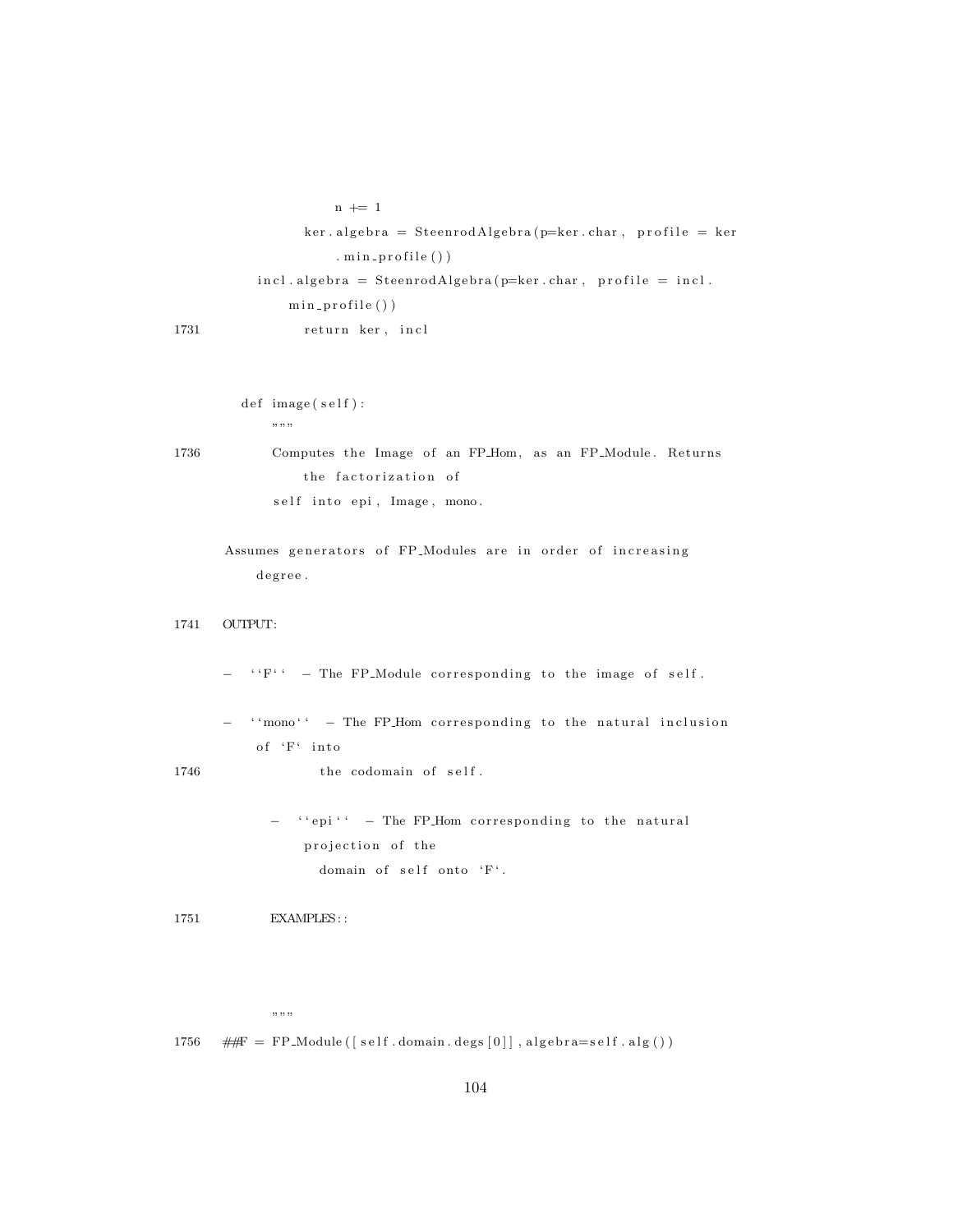```
                n += 1
            ker.algebra = SteenrodAlgebra(p=ker.char, profile = ker
                .min_profile())
        incl.algebra = SteenrodAlgebra(p=ker.char, profile = incl.
            min_profile())
1731        return ker, incl



    def image(self):
        """
1736    Computes the Image of an FP_Hom, as an FP_Module. Returns
            the factorization of
        self into epi, Image, mono.

    Assumes generators of FP_Modules are in order of increasing
        degree.

1741    OUTPUT:

    -  ``F``  - The FP_Module corresponding to the image of self.

    -  ``mono``  - The FP_Hom corresponding to the natural inclusion
        of `F` into
1746            the codomain of self.

        -  ``epi``  - The FP_Hom corresponding to the natural
            projection of the
                domain of self onto `F`.

1751        EXAMPLES::



        """
1756    ##F = FP_Module([self.domain.degs[0]],algebra=self.alg())
```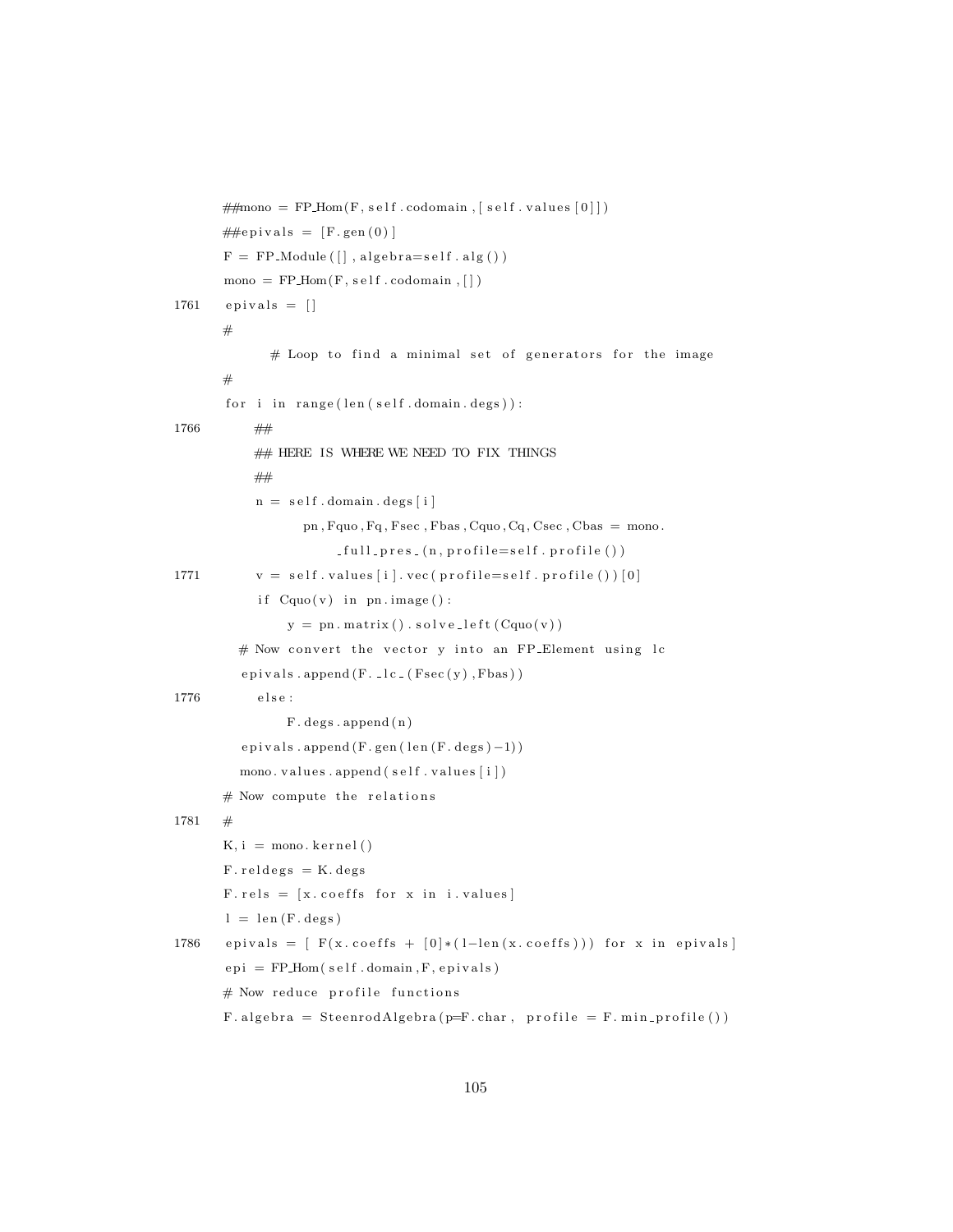```
        ##mono = FP_Hom(F, self.codomain, [self.values[0]])
        ##epivals = [F.gen(0)]
        F = FP_Module([], algebra=self.alg())
        mono = FP_Hom(F, self.codomain, [])
1761    epivals = []
        #
            # Loop to find a minimal set of generators for the image
        #
        for i in range(len(self.domain.degs)):
1766        ##
            ## HERE IS WHERE WE NEED TO FIX THINGS
            ##
            n = self.domain.degs[i]
                pn,Fquo,Fq,Fsec,Fbas,Cquo,Cq,Csec,Cbas = mono.
                    _full_pres_(n, profile=self.profile())
1771        v = self.values[i].vec(profile=self.profile())[0]
            if Cquo(v) in pn.image():
                y = pn.matrix().solve_left(Cquo(v))
          # Now convert the vector y into an FP_Element using lc
          epivals.append(F._lc_(Fsec(y),Fbas))
1776        else:
                F.degs.append(n)
          epivals.append(F.gen(len(F.degs)-1))
          mono.values.append(self.values[i])
        # Now compute the relations
1781    #
        K, i = mono.kernel()
        F.reldegs = K.degs
        F.rels = [x.coeffs for x in i.values]
        l = len(F.degs)
1786    epivals = [ F(x.coeffs + [0]*(l-len(x.coeffs))) for x in epivals]
        epi = FP_Hom(self.domain,F,epivals)
        # Now reduce profile functions
        F.algebra = SteenrodAlgebra(p=F.char, profile = F.min_profile())
```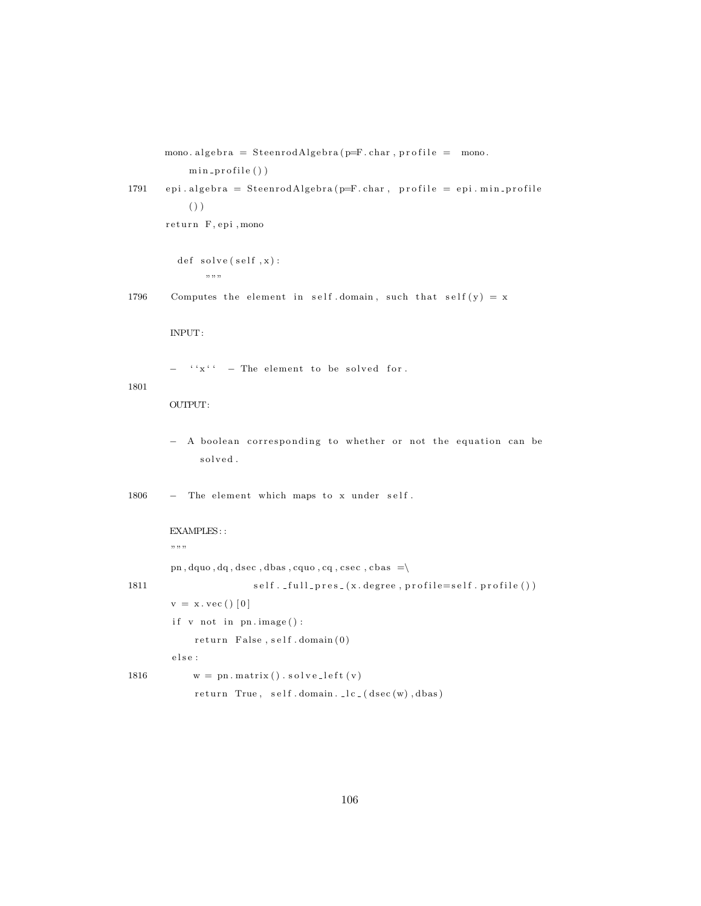```
        mono.algebra = SteenrodAlgebra(p=F.char, profile = mono.
            min_profile())
1791    epi.algebra = SteenrodAlgebra(p=F.char, profile = epi.min_profile
            ())
        return F,epi,mono

      def solve(self,x):
          """
1796     Computes the element in self.domain, such that self(y) = x

         INPUT:

         - ``x`` - The element to be solved for.
1801
         OUTPUT:

         - A boolean corresponding to whether or not the equation can be
             solved.

1806     - The element which maps to x under self.

         EXAMPLES::
         """
         pn,dquo,dq,dsec,dbas,cquo,cq,csec,cbas =\
1811                 self._full_pres_(x.degree,profile=self.profile())
         v = x.vec()[0]
         if v not in pn.image():
             return False,self.domain(0)
         else:
1816         w = pn.matrix().solve_left(v)
             return True, self.domain._lc_(dsec(w),dbas)
```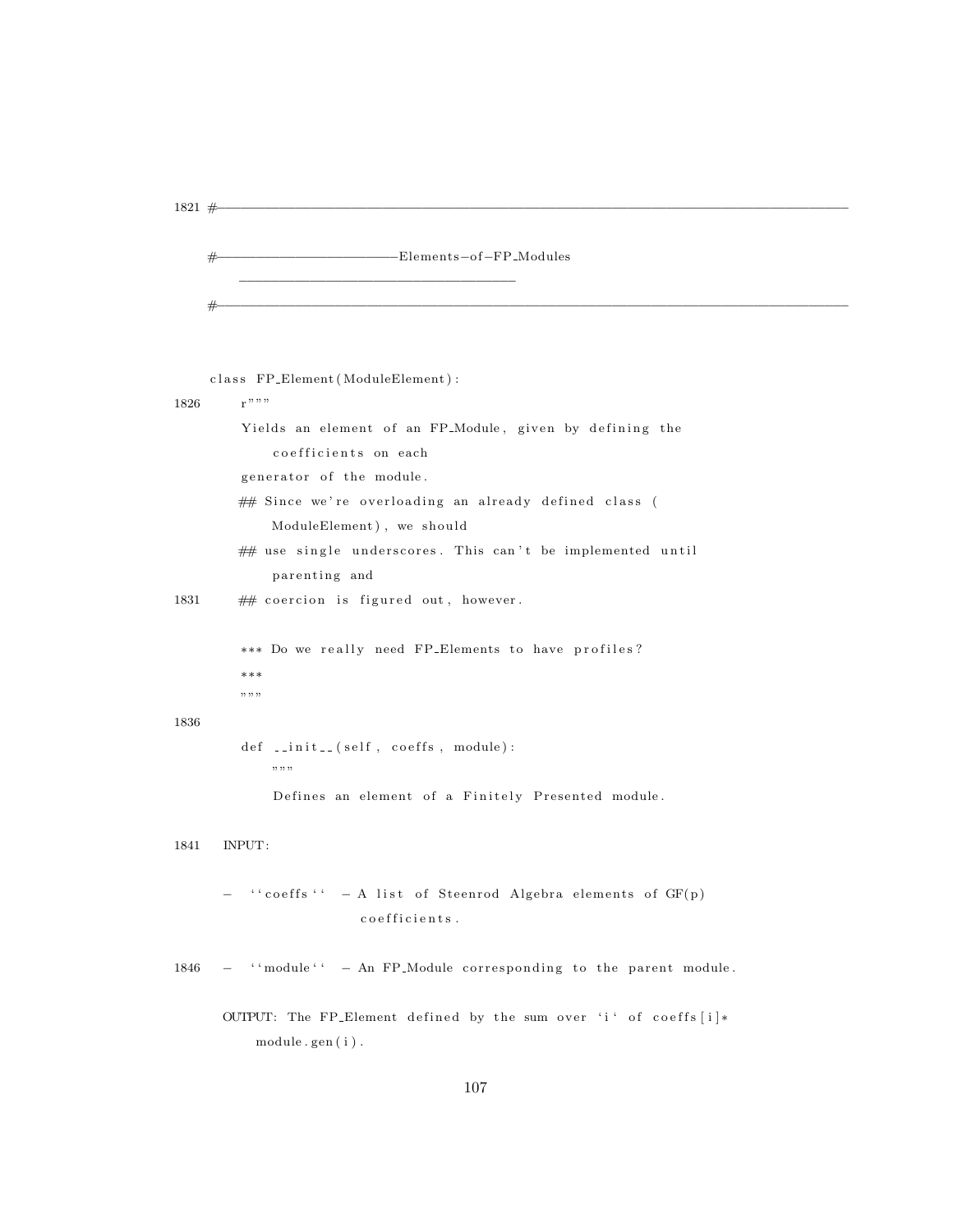```
1821 #------------------------------------------------------------------------------

     #----------------------Elements-of-FP_Modules
         ---------------------------------
     #------------------------------------------------------------------------------



     class FP_Element(ModuleElement):
1826     r"""
         Yields an element of an FP_Module, given by defining the
             coefficients on each
         generator of the module.
         ## Since we're overloading an already defined class (
             ModuleElement), we should
         ## use single underscores. This can't be implemented until
             parenting and
1831     ## coercion is figured out, however.

         *** Do we really need FP_Elements to have profiles?
         ***
         """
1836
         def __init__(self, coeffs, module):
             """
             Defines an element of a Finitely Presented module.

1841   INPUT:

       -  ``coeffs``  - A list of Steenrod Algebra elements of GF(p)
                        coefficients.

1846   -  ``module``  - An FP_Module corresponding to the parent module.

       OUTPUT: The FP_Element defined by the sum over `i` of coeffs[i]*
           module.gen(i).
```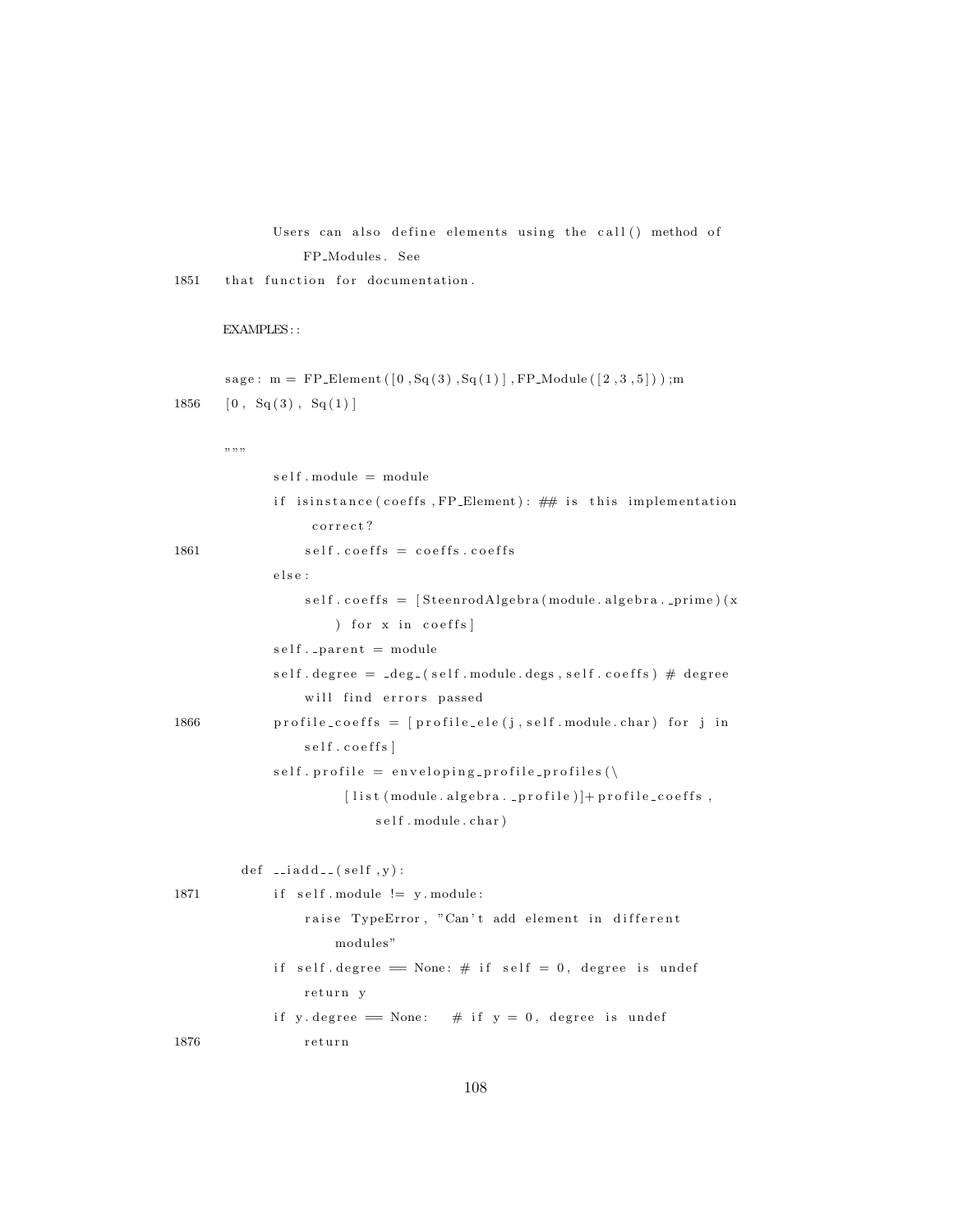```
        Users can also define elements using the call() method of
            FP_Modules. See
1851    that function for documentation.

        EXAMPLES::

        sage: m = FP_Element([0,Sq(3),Sq(1)],FP_Module([2,3,5]));m
1856    [0, Sq(3), Sq(1)]

        """
            self.module = module
            if isinstance(coeffs,FP_Element): ## is this implementation
                 correct?
1861            self.coeffs = coeffs.coeffs
            else:
                self.coeffs = [SteenrodAlgebra(module.algebra._prime)(x
                    ) for x in coeffs]
            self._parent = module
            self.degree = _deg_(self.module.degs,self.coeffs) # degree
                will find errors passed
1866        profile_coeffs = [profile_ele(j,self.module.char) for j in
                self.coeffs]
            self.profile = enveloping_profile_profiles(\
                    [list(module.algebra._profile)]+profile_coeffs,
                        self.module.char)

        def __iadd__(self,y):
1871        if self.module != y.module:
                raise TypeError, "Can't add element in different
                    modules"
            if self.degree == None: # if self = 0, degree is undef
                return y
            if y.degree == None:   # if y = 0, degree is undef
1876            return
```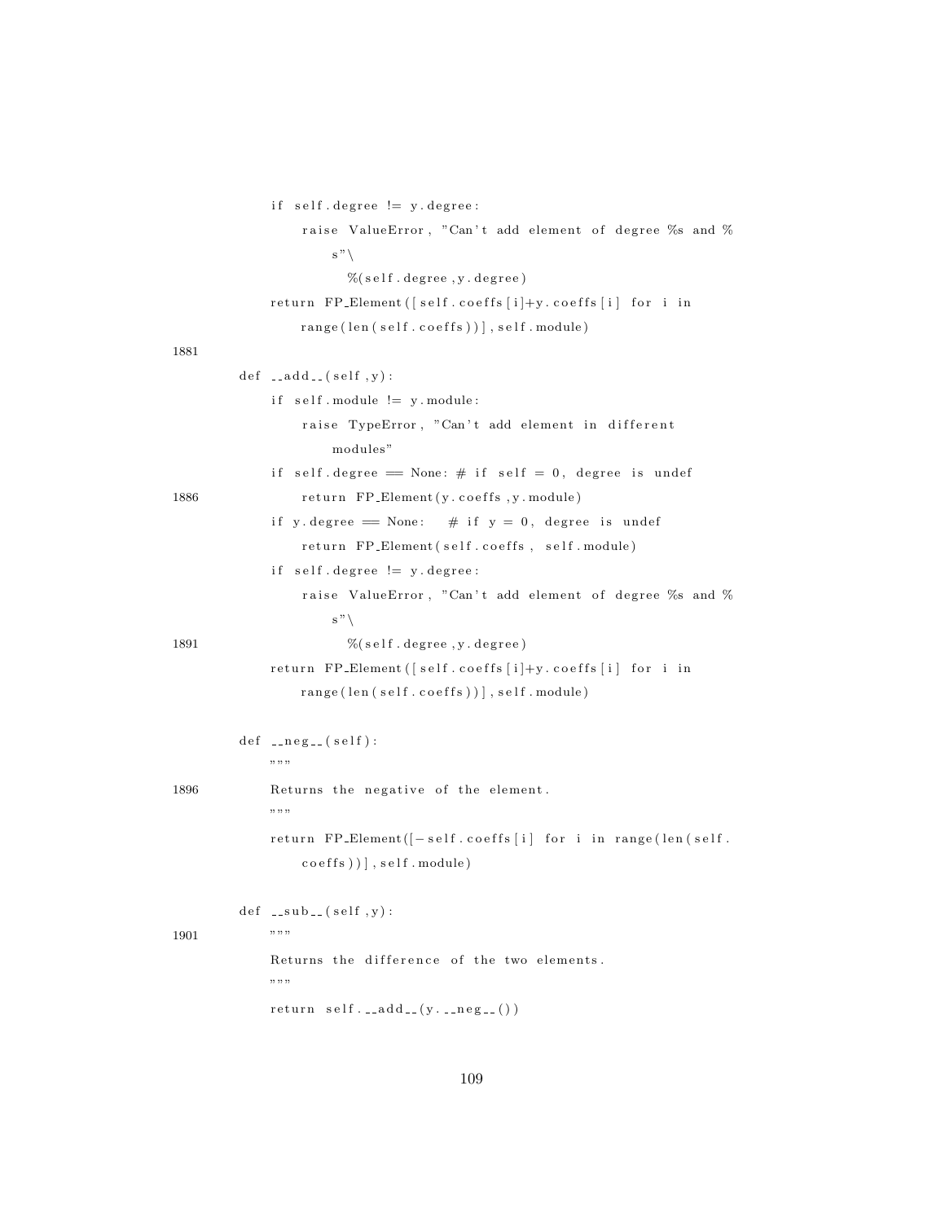```
        if self.degree != y.degree:
            raise ValueError, "Can't add element of degree %s and %
                s"\
                  %(self.degree,y.degree)
        return FP_Element([self.coeffs[i]+y.coeffs[i] for i in
            range(len(self.coeffs))],self.module)

    def __add__(self,y):
        if self.module != y.module:
            raise TypeError, "Can't add element in different
                modules"
        if self.degree == None: # if self = 0, degree is undef
            return FP_Element(y.coeffs,y.module)
        if y.degree == None:   # if y = 0, degree is undef
            return FP_Element(self.coeffs, self.module)
        if self.degree != y.degree:
            raise ValueError, "Can't add element of degree %s and %
                s"\
                  %(self.degree,y.degree)
        return FP_Element([self.coeffs[i]+y.coeffs[i] for i in
            range(len(self.coeffs))],self.module)

    def __neg__(self):
        """
        Returns the negative of the element.
        """
        return FP_Element([-self.coeffs[i] for i in range(len(self.
            coeffs))],self.module)

    def __sub__(self,y):
        """
        Returns the difference of the two elements.
        """
        return self.__add__(y.__neg__())
```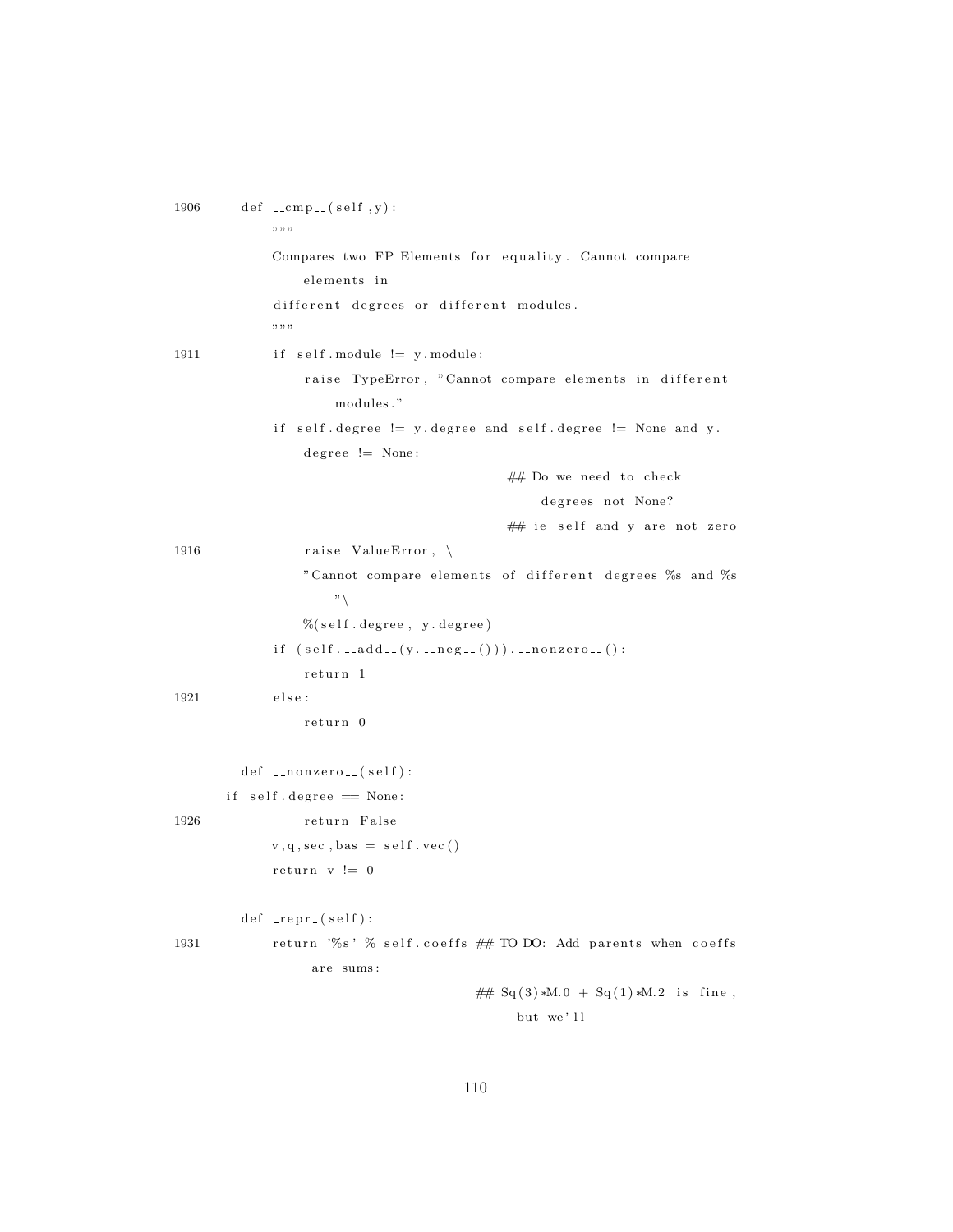```
1906    def __cmp__(self,y):
            """
            Compares two FP_Elements for equality. Cannot compare
                elements in
            different degrees or different modules.
            """
1911        if self.module != y.module:
                raise TypeError, "Cannot compare elements in different
                    modules."
            if self.degree != y.degree and self.degree != None and y.
                degree != None:
                                            ## Do we need to check
                                                degrees not None?
                                            ## ie self and y are not zero
1916            raise ValueError, \
                "Cannot compare elements of different degrees %s and %s
                    "\
                %(self.degree, y.degree)
            if (self.__add__(y.__neg__())).__nonzero__():
                return 1
1921        else:
                return 0

        def __nonzero__(self):
          if self.degree == None:
1926            return False
            v,q,sec,bas = self.vec()
            return v != 0

        def _repr_(self):
1931        return '%s' % self.coeffs ## TO DO: Add parents when coeffs
                 are sums:
                                        ## Sq(3)*M.0 + Sq(1)*M.2 is fine,
                                             but we'll
```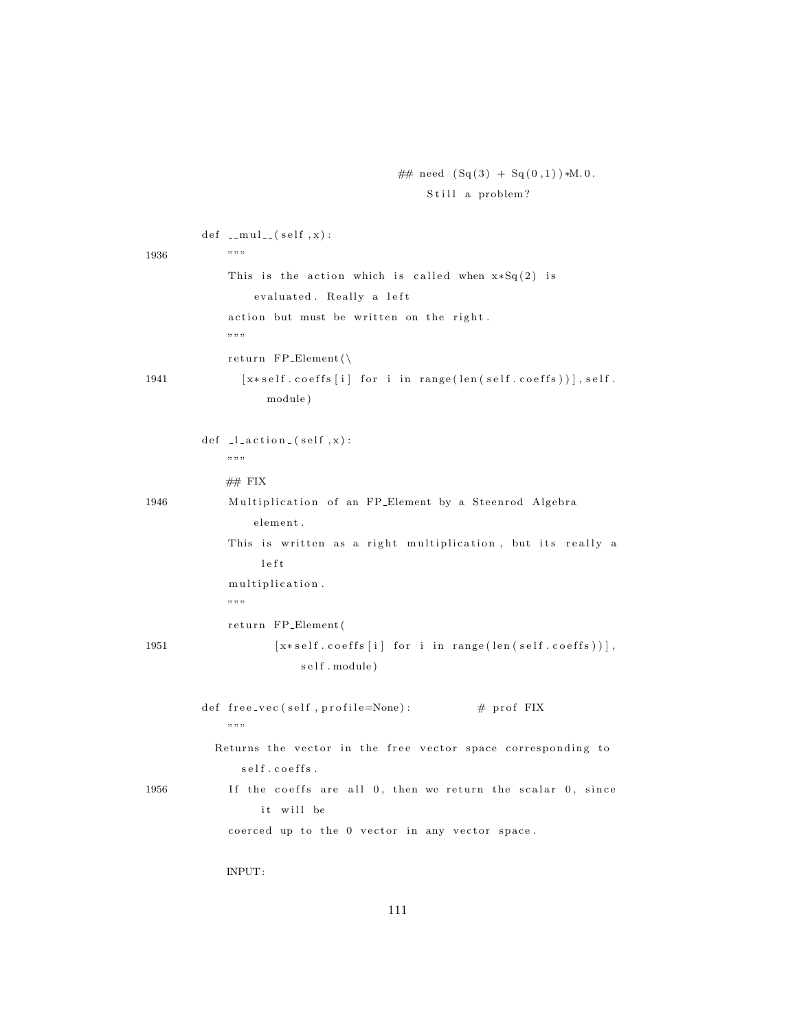```
                                    ## need (Sq(3) + Sq(0,1))*M.0.
                                        Still a problem?

    def __mul__(self,x):
1936        """
        This is the action which is called when x*Sq(2) is
            evaluated. Really a left
        action but must be written on the right.
        """
        return FP_Element(\
1941        [x*self.coeffs[i] for i in range(len(self.coeffs))],self.
                module)

    def _l_action_(self,x):
        """
        ## FIX
1946        Multiplication of an FP_Element by a Steenrod Algebra
            element.
        This is written as a right multiplication, but its really a
             left
        multiplication.
        """
        return FP_Element(
1951            [x*self.coeffs[i] for i in range(len(self.coeffs))],
                self.module)

    def free_vec(self,profile=None):          # prof FIX
        """
      Returns the vector in the free vector space corresponding to
          self.coeffs.
1956        If the coeffs are all 0, then we return the scalar 0, since
             it will be
        coerced up to the 0 vector in any vector space.

        INPUT:
```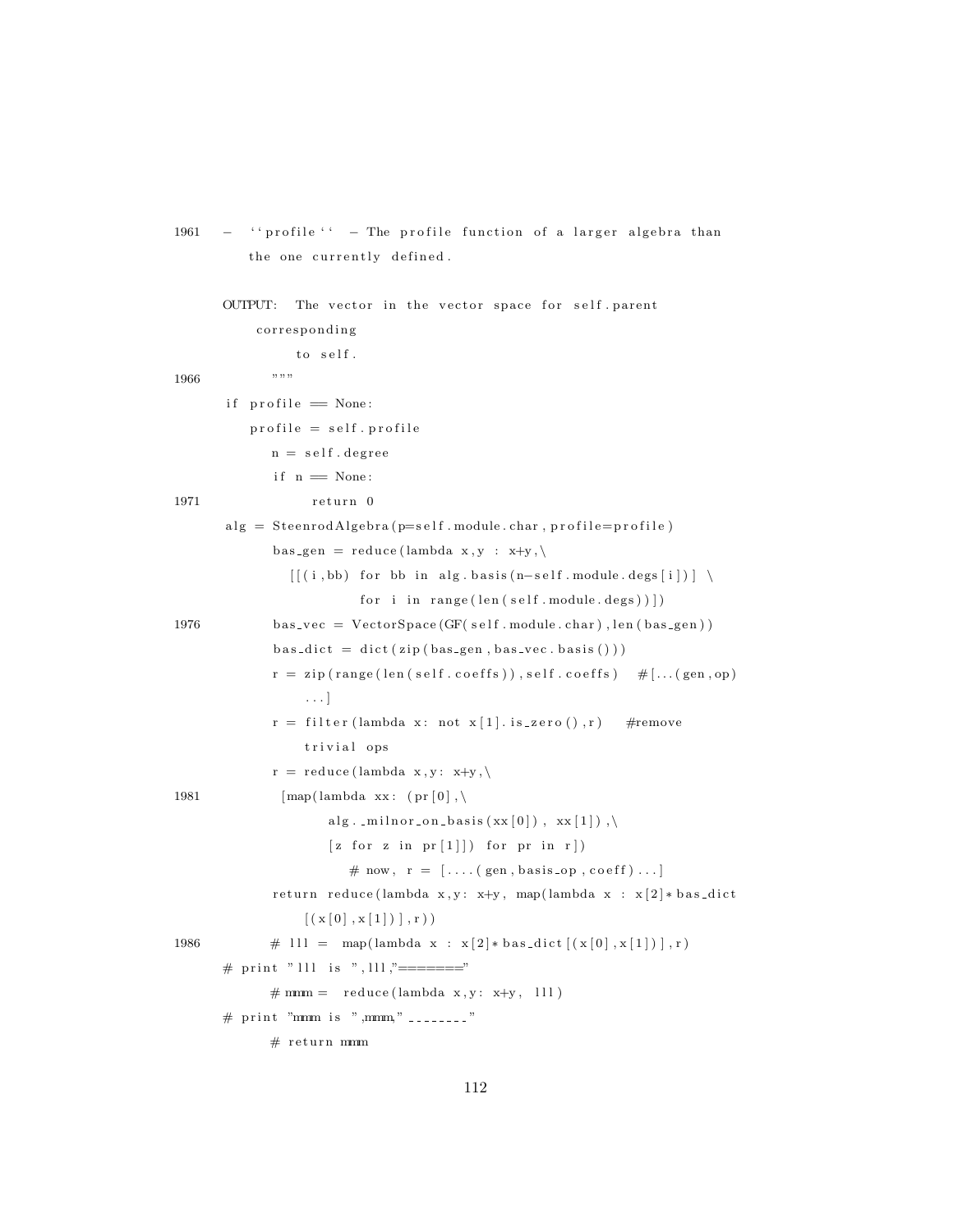```
1961    -   ``profile`` - The profile function of a larger algebra than
            the one currently defined.

        OUTPUT:  The vector in the vector space for self.parent
             corresponding
                  to self.
1966            """
        if profile == None:
            profile = self.profile
            n = self.degree
            if n == None:
1971                return 0
        alg = SteenrodAlgebra(p=self.module.char, profile=profile)
            bas_gen = reduce(lambda x,y : x+y,\
              [[(i,bb) for bb in alg.basis(n-self.module.degs[i])] \
                        for i in range(len(self.module.degs))])
1976        bas_vec = VectorSpace(GF(self.module.char),len(bas_gen))
            bas_dict = dict(zip(bas_gen,bas_vec.basis()))
            r = zip(range(len(self.coeffs)),self.coeffs)   #[...(gen,op)
                ...]
            r = filter(lambda x: not x[1].is_zero(),r)   #remove
                trivial ops
            r = reduce(lambda x,y: x+y,\
1981          [map(lambda xx: (pr[0],\
                  alg._milnor_on_basis(xx[0]), xx[1]),\
                  [z for z in pr[1]]) for pr in r])
                     # now, r = [....(gen,basis_op,coeff)...]
            return reduce(lambda x,y: x+y, map(lambda x : x[2]*bas_dict
                [(x[0],x[1])],r))
1986        # lll =  map(lambda x : x[2]*bas_dict[(x[0],x[1])],r)
        # print "lll is ",lll,"======="
            # mmm =  reduce(lambda x,y: x+y, lll)
        # print "mmm is ",mmm,"________"
            # return mmm
```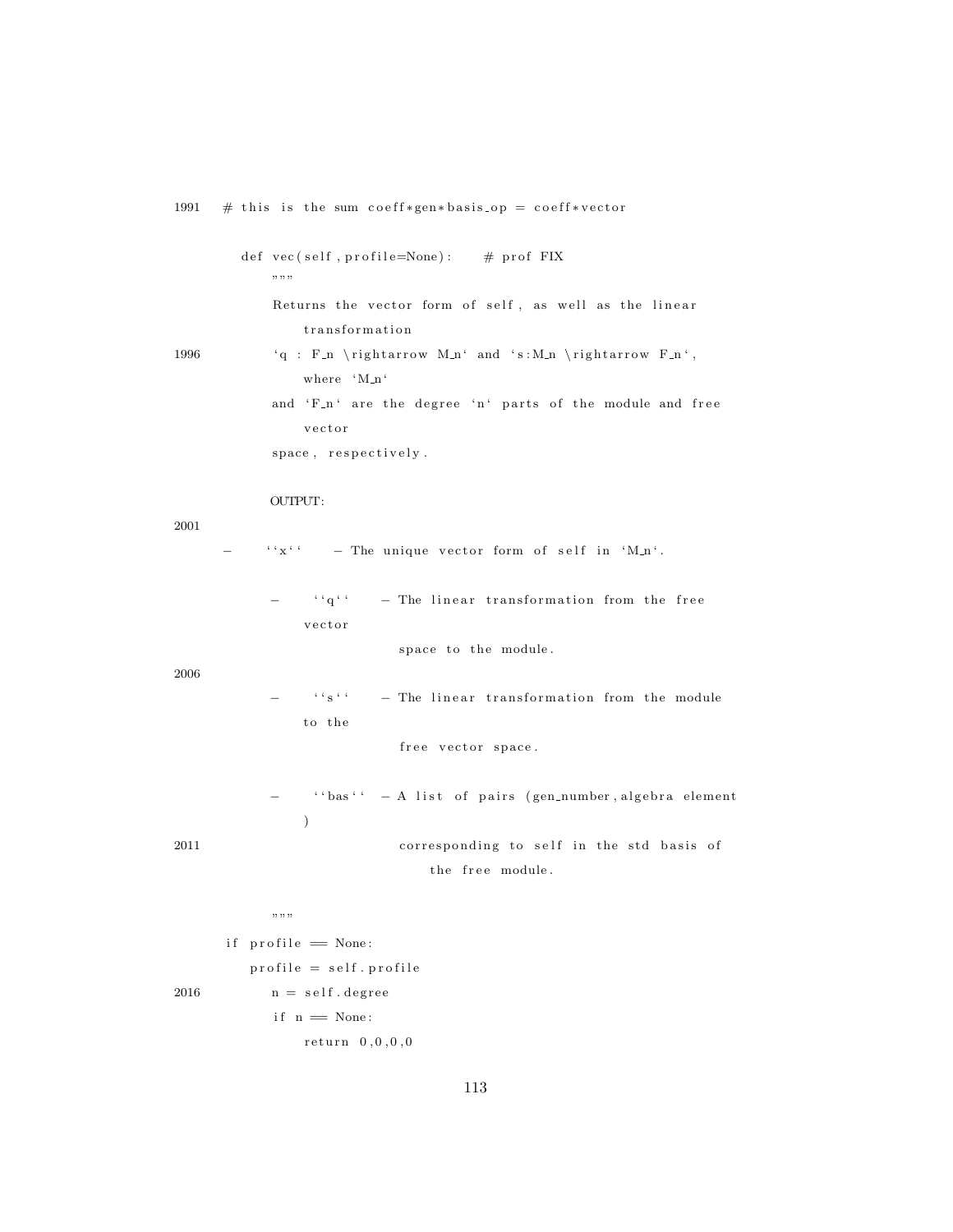```
1991  # this is the sum coeff*gen*basis_op = coeff*vector

        def vec(self, profile=None):    # prof FIX
            """
            Returns the vector form of self, as well as the linear
                transformation
1996        `q : F_n \rightarrow M_n` and `s:M_n \rightarrow F_n`,
                where `M_n`
            and `F_n` are the degree `n` parts of the module and free
                vector
            space, respectively.

            OUTPUT:
2001
    -    ``x``    - The unique vector form of self in `M_n`.

            -    ``q``    - The linear transformation from the free
                vector
                          space to the module.
2006
            -    ``s``    - The linear transformation from the module
                to the
                          free vector space.

            -    ``bas``  - A list of pairs (gen_number,algebra element
                )
2011                      corresponding to self in the std basis of
                              the free module.

            """
        if profile == None:
            profile = self.profile
2016        n = self.degree
            if n == None:
                return 0,0,0,0
```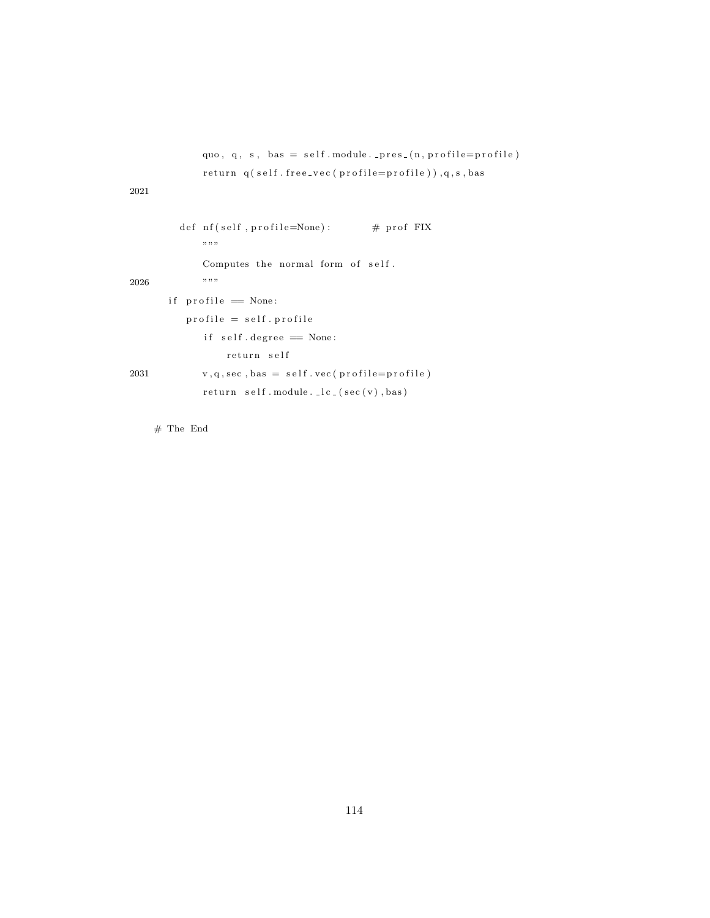```
        quo, q, s, bas = self.module._pres_(n,profile=profile)
        return q(self.free_vec(profile=profile)),q,s,bas
2021

    def nf(self,profile=None):          # prof FIX
        """
        Computes the normal form of self.
2026    """
  if profile == None:
     profile = self.profile
        if self.degree == None:
            return self
2031    v,q,sec,bas = self.vec(profile=profile)
        return self.module._lc_(sec(v),bas)

# The End
```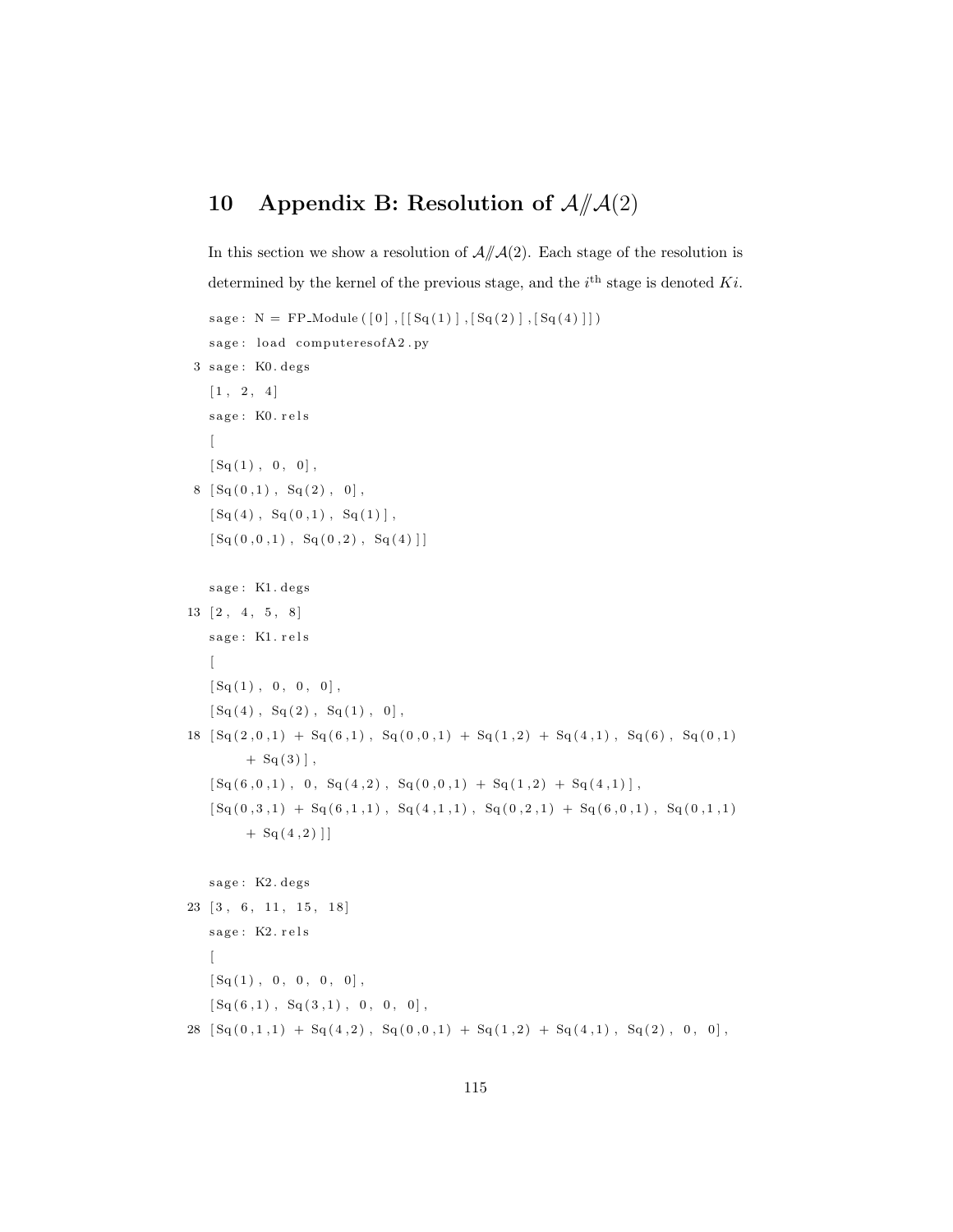# 10 Appendix B: Resolution of $\mathcal{A}/\!\!/\mathcal{A}(2)$

In this section we show a resolution of $\mathcal{A}/\!\!/\mathcal{A}(2)$. Each stage of the resolution is determined by the kernel of the previous stage, and the $i^{\text{th}}$ stage is denoted $Ki$.

```
sage: N = FP_Module([0],[[Sq(1)],[Sq(2)],[Sq(4)]])
sage: load computeresofA2.py
sage: K0.degs
[1, 2, 4]
sage: K0.rels
[
[Sq(1), 0, 0],
[Sq(0,1), Sq(2), 0],
[Sq(4), Sq(0,1), Sq(1)],
[Sq(0,0,1), Sq(0,2), Sq(4)]]

sage: K1.degs
[2, 4, 5, 8]
sage: K1.rels
[
[Sq(1), 0, 0, 0],
[Sq(4), Sq(2), Sq(1), 0],
[Sq(2,0,1) + Sq(6,1), Sq(0,0,1) + Sq(1,2) + Sq(4,1), Sq(6), Sq(0,1)
    + Sq(3)],
[Sq(6,0,1), 0, Sq(4,2), Sq(0,0,1) + Sq(1,2) + Sq(4,1)],
[Sq(0,3,1) + Sq(6,1,1), Sq(4,1,1), Sq(0,2,1) + Sq(6,0,1), Sq(0,1,1)
    + Sq(4,2)]]

sage: K2.degs
[3, 6, 11, 15, 18]
sage: K2.rels
[
[Sq(1), 0, 0, 0, 0],
[Sq(6,1), Sq(3,1), 0, 0, 0],
[Sq(0,1,1) + Sq(4,2), Sq(0,0,1) + Sq(1,2) + Sq(4,1), Sq(2), 0, 0],
```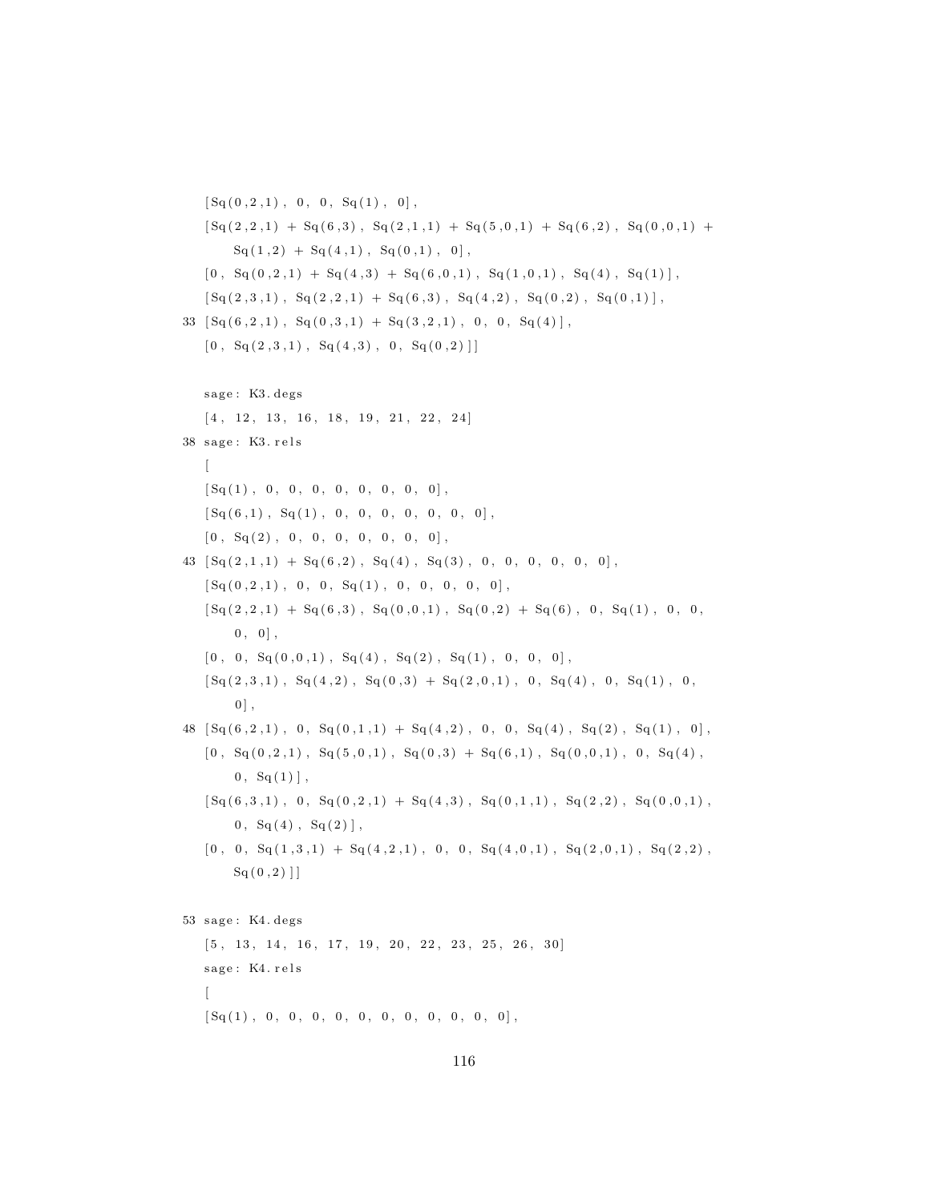```
[Sq(0,2,1), 0, 0, Sq(1), 0],
[Sq(2,2,1) + Sq(6,3), Sq(2,1,1) + Sq(5,0,1) + Sq(6,2), Sq(0,0,1) +
    Sq(1,2) + Sq(4,1), Sq(0,1), 0],
[0, Sq(0,2,1) + Sq(4,3) + Sq(6,0,1), Sq(1,0,1), Sq(4), Sq(1)],
[Sq(2,3,1), Sq(2,2,1) + Sq(6,3), Sq(4,2), Sq(0,2), Sq(0,1)],
33 [Sq(6,2,1), Sq(0,3,1) + Sq(3,2,1), 0, 0, Sq(4)],
[0, Sq(2,3,1), Sq(4,3), 0, Sq(0,2)]]

sage: K3.degs
[4, 12, 13, 16, 18, 19, 21, 22, 24]
38 sage: K3.rels
[
[Sq(1), 0, 0, 0, 0, 0, 0, 0, 0],
[Sq(6,1), Sq(1), 0, 0, 0, 0, 0, 0, 0],
[0, Sq(2), 0, 0, 0, 0, 0, 0, 0],
43 [Sq(2,1,1) + Sq(6,2), Sq(4), Sq(3), 0, 0, 0, 0, 0, 0],
[Sq(0,2,1), 0, 0, Sq(1), 0, 0, 0, 0, 0],
[Sq(2,2,1) + Sq(6,3), Sq(0,0,1), Sq(0,2) + Sq(6), 0, Sq(1), 0, 0,
    0, 0],
[0, 0, Sq(0,0,1), Sq(4), Sq(2), Sq(1), 0, 0, 0],
[Sq(2,3,1), Sq(4,2), Sq(0,3) + Sq(2,0,1), 0, Sq(4), 0, Sq(1), 0,
    0],
48 [Sq(6,2,1), 0, Sq(0,1,1) + Sq(4,2), 0, 0, Sq(4), Sq(2), Sq(1), 0],
[0, Sq(0,2,1), Sq(5,0,1), Sq(0,3) + Sq(6,1), Sq(0,0,1), 0, Sq(4),
    0, Sq(1)],
[Sq(6,3,1), 0, Sq(0,2,1) + Sq(4,3), Sq(0,1,1), Sq(2,2), Sq(0,0,1),
    0, Sq(4), Sq(2)],
[0, 0, Sq(1,3,1) + Sq(4,2,1), 0, 0, Sq(4,0,1), Sq(2,0,1), Sq(2,2),
    Sq(0,2)]]

53 sage: K4.degs
[5, 13, 14, 16, 17, 19, 20, 22, 23, 25, 26, 30]
sage: K4.rels
[
[Sq(1), 0, 0, 0, 0, 0, 0, 0, 0, 0, 0, 0],
```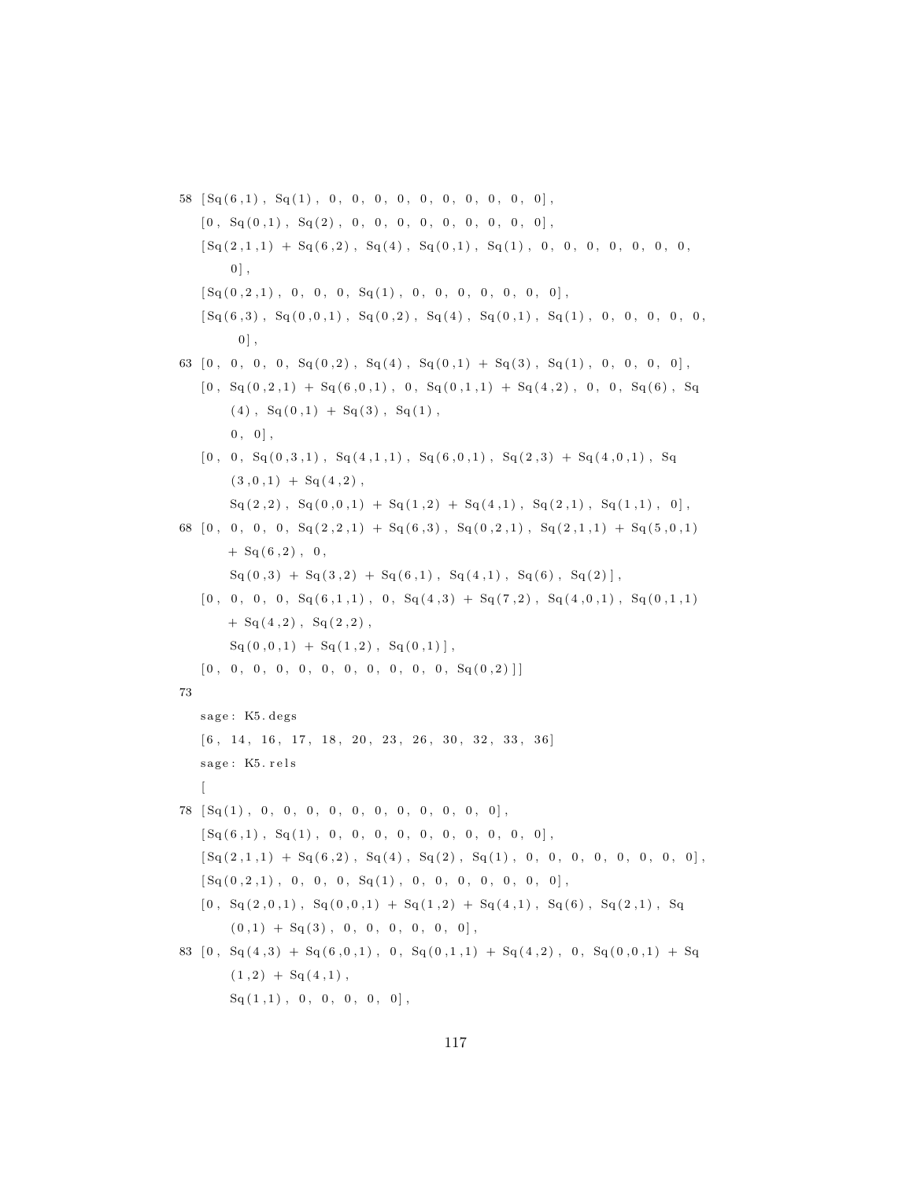```
58 [Sq(6,1), Sq(1), 0, 0, 0, 0, 0, 0, 0, 0, 0, 0],
   [0, Sq(0,1), Sq(2), 0, 0, 0, 0, 0, 0, 0, 0, 0],
   [Sq(2,1,1) + Sq(6,2), Sq(4), Sq(0,1), Sq(1), 0, 0, 0, 0, 0, 0, 0,
       0],
   [Sq(0,2,1), 0, 0, 0, Sq(1), 0, 0, 0, 0, 0, 0, 0],
   [Sq(6,3), Sq(0,0,1), Sq(0,2), Sq(4), Sq(0,1), Sq(1), 0, 0, 0, 0, 0,
        0],
63 [0, 0, 0, 0, Sq(0,2), Sq(4), Sq(0,1) + Sq(3), Sq(1), 0, 0, 0, 0],
   [0, Sq(0,2,1) + Sq(6,0,1), 0, Sq(0,1,1) + Sq(4,2), 0, 0, Sq(6), Sq
       (4), Sq(0,1) + Sq(3), Sq(1),
       0, 0],
   [0, 0, Sq(0,3,1), Sq(4,1,1), Sq(6,0,1), Sq(2,3) + Sq(4,0,1), Sq
       (3,0,1) + Sq(4,2),
       Sq(2,2), Sq(0,0,1) + Sq(1,2) + Sq(4,1), Sq(2,1), Sq(1,1), 0],
68 [0, 0, 0, 0, Sq(2,2,1) + Sq(6,3), Sq(0,2,1), Sq(2,1,1) + Sq(5,0,1)
       + Sq(6,2), 0,
       Sq(0,3) + Sq(3,2) + Sq(6,1), Sq(4,1), Sq(6), Sq(2)],
   [0, 0, 0, 0, Sq(6,1,1), 0, Sq(4,3) + Sq(7,2), Sq(4,0,1), Sq(0,1,1)
       + Sq(4,2), Sq(2,2),
       Sq(0,0,1) + Sq(1,2), Sq(0,1)],
   [0, 0, 0, 0, 0, 0, 0, 0, 0, 0, 0, Sq(0,2)]]
73
   sage: K5.degs
   [6, 14, 16, 17, 18, 20, 23, 26, 30, 32, 33, 36]
   sage: K5.rels
   [
78 [Sq(1), 0, 0, 0, 0, 0, 0, 0, 0, 0, 0, 0],
   [Sq(6,1), Sq(1), 0, 0, 0, 0, 0, 0, 0, 0, 0, 0],
   [Sq(2,1,1) + Sq(6,2), Sq(4), Sq(2), Sq(1), 0, 0, 0, 0, 0, 0, 0, 0],
   [Sq(0,2,1), 0, 0, 0, Sq(1), 0, 0, 0, 0, 0, 0, 0],
   [0, Sq(2,0,1), Sq(0,0,1) + Sq(1,2) + Sq(4,1), Sq(6), Sq(2,1), Sq
       (0,1) + Sq(3), 0, 0, 0, 0, 0, 0],
83 [0, Sq(4,3) + Sq(6,0,1), 0, Sq(0,1,1) + Sq(4,2), 0, Sq(0,0,1) + Sq
       (1,2) + Sq(4,1),
       Sq(1,1), 0, 0, 0, 0, 0],
```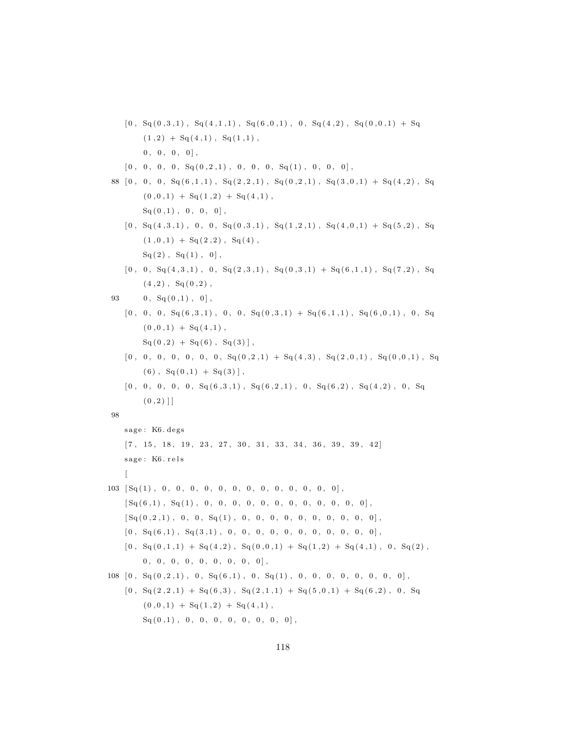```
[0, Sq(0,3,1), Sq(4,1,1), Sq(6,0,1), 0, Sq(4,2), Sq(0,0,1) + Sq
    (1,2) + Sq(4,1), Sq(1,1),
    0, 0, 0, 0],
[0, 0, 0, 0, Sq(0,2,1), 0, 0, 0, Sq(1), 0, 0, 0],
[0, 0, 0, Sq(6,1,1), Sq(2,2,1), Sq(0,2,1), Sq(3,0,1) + Sq(4,2), Sq
    (0,0,1) + Sq(1,2) + Sq(4,1),
    Sq(0,1), 0, 0, 0],
[0, Sq(4,3,1), 0, 0, Sq(0,3,1), Sq(1,2,1), Sq(4,0,1) + Sq(5,2), Sq
    (1,0,1) + Sq(2,2), Sq(4),
    Sq(2), Sq(1), 0],
[0, 0, Sq(4,3,1), 0, Sq(2,3,1), Sq(0,3,1) + Sq(6,1,1), Sq(7,2), Sq
    (4,2), Sq(0,2),
    0, Sq(0,1), 0],
[0, 0, 0, Sq(6,3,1), 0, 0, Sq(0,3,1) + Sq(6,1,1), Sq(6,0,1), 0, Sq
    (0,0,1) + Sq(4,1),
    Sq(0,2) + Sq(6), Sq(3)],
[0, 0, 0, 0, 0, 0, 0, Sq(0,2,1) + Sq(4,3), Sq(2,0,1), Sq(0,0,1), Sq
    (6), Sq(0,1) + Sq(3)],
[0, 0, 0, 0, 0, Sq(6,3,1), Sq(6,2,1), 0, Sq(6,2), Sq(4,2), 0, Sq
    (0,2)]]

sage: K6.degs
[7, 15, 18, 19, 23, 27, 30, 31, 33, 34, 36, 39, 39, 42]
sage: K6.rels
[
[Sq(1), 0, 0, 0, 0, 0, 0, 0, 0, 0, 0, 0, 0, 0],
[Sq(6,1), Sq(1), 0, 0, 0, 0, 0, 0, 0, 0, 0, 0, 0, 0],
[Sq(0,2,1), 0, 0, Sq(1), 0, 0, 0, 0, 0, 0, 0, 0, 0, 0],
[0, Sq(6,1), Sq(3,1), 0, 0, 0, 0, 0, 0, 0, 0, 0, 0, 0],
[0, Sq(0,1,1) + Sq(4,2), Sq(0,0,1) + Sq(1,2) + Sq(4,1), 0, Sq(2),
    0, 0, 0, 0, 0, 0, 0, 0, 0],
[0, Sq(0,2,1), 0, Sq(6,1), 0, Sq(1), 0, 0, 0, 0, 0, 0, 0, 0],
[0, Sq(2,2,1) + Sq(6,3), Sq(2,1,1) + Sq(5,0,1) + Sq(6,2), 0, Sq
    (0,0,1) + Sq(1,2) + Sq(4,1),
    Sq(0,1), 0, 0, 0, 0, 0, 0, 0, 0],
```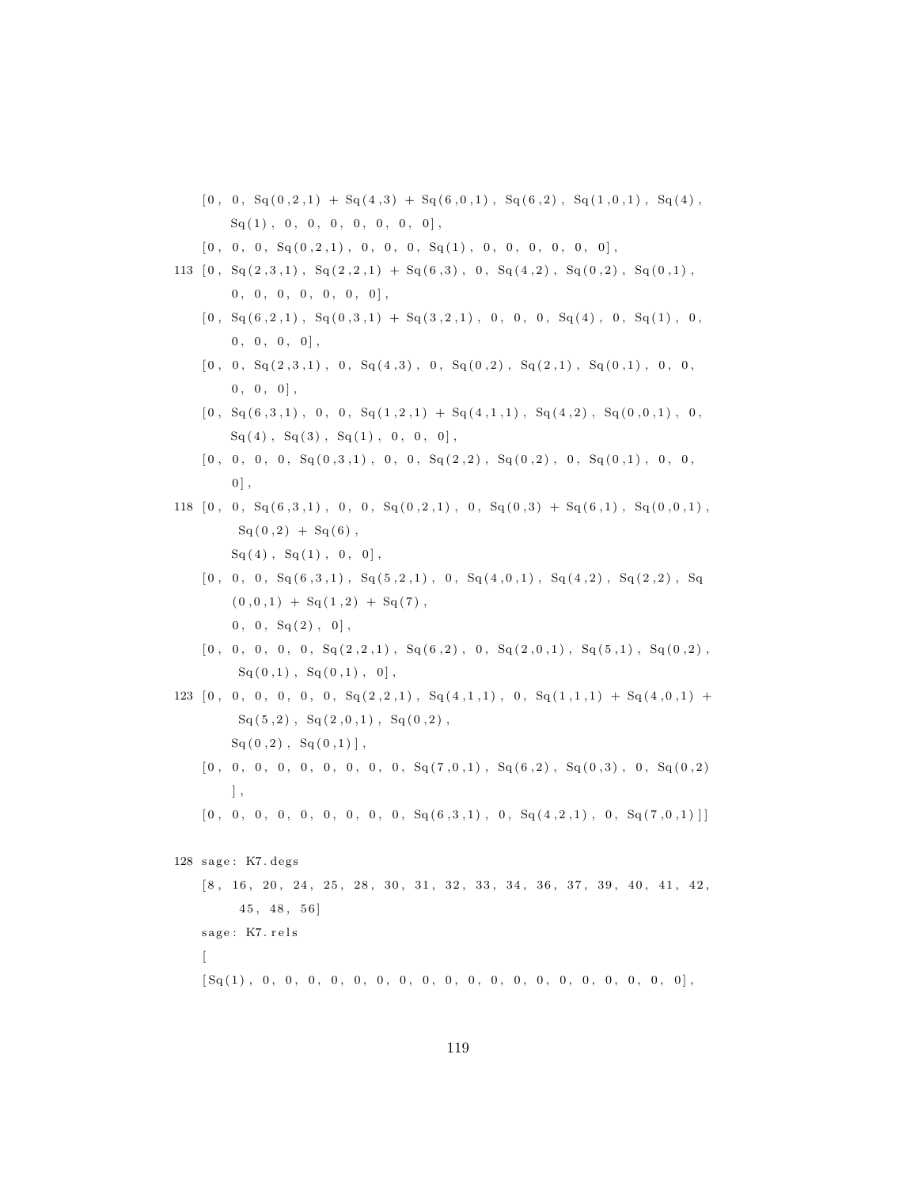```
    [0, 0, Sq(0,2,1) + Sq(4,3) + Sq(6,0,1), Sq(6,2), Sq(1,0,1), Sq(4),
        Sq(1), 0, 0, 0, 0, 0, 0, 0],
    [0, 0, 0, Sq(0,2,1), 0, 0, 0, Sq(1), 0, 0, 0, 0, 0, 0],
113 [0, Sq(2,3,1), Sq(2,2,1) + Sq(6,3), 0, Sq(4,2), Sq(0,2), Sq(0,1),
        0, 0, 0, 0, 0, 0, 0],
    [0, Sq(6,2,1), Sq(0,3,1) + Sq(3,2,1), 0, 0, 0, Sq(4), 0, Sq(1), 0,
        0, 0, 0, 0],
    [0, 0, Sq(2,3,1), 0, Sq(4,3), 0, Sq(0,2), Sq(2,1), Sq(0,1), 0, 0,
        0, 0, 0],
    [0, Sq(6,3,1), 0, 0, Sq(1,2,1) + Sq(4,1,1), Sq(4,2), Sq(0,0,1), 0,
        Sq(4), Sq(3), Sq(1), 0, 0, 0],
    [0, 0, 0, 0, Sq(0,3,1), 0, 0, Sq(2,2), Sq(0,2), 0, Sq(0,1), 0, 0,
        0],
118 [0, 0, Sq(6,3,1), 0, 0, Sq(0,2,1), 0, Sq(0,3) + Sq(6,1), Sq(0,0,1),
         Sq(0,2) + Sq(6),
        Sq(4), Sq(1), 0, 0],
    [0, 0, 0, Sq(6,3,1), Sq(5,2,1), 0, Sq(4,0,1), Sq(4,2), Sq(2,2), Sq
        (0,0,1) + Sq(1,2) + Sq(7),
        0, 0, Sq(2), 0],
    [0, 0, 0, 0, 0, Sq(2,2,1), Sq(6,2), 0, Sq(2,0,1), Sq(5,1), Sq(0,2),
         Sq(0,1), Sq(0,1), 0],
123 [0, 0, 0, 0, 0, 0, Sq(2,2,1), Sq(4,1,1), 0, Sq(1,1,1) + Sq(4,0,1) +
         Sq(5,2), Sq(2,0,1), Sq(0,2),
        Sq(0,2), Sq(0,1)],
    [0, 0, 0, 0, 0, 0, 0, 0, 0, Sq(7,0,1), Sq(6,2), Sq(0,3), 0, Sq(0,2)
        ],
    [0, 0, 0, 0, 0, 0, 0, 0, 0, Sq(6,3,1), 0, Sq(4,2,1), 0, Sq(7,0,1)]]

128 sage: K7.degs
    [8, 16, 20, 24, 25, 28, 30, 31, 32, 33, 34, 36, 37, 39, 40, 41, 42,
         45, 48, 56]
    sage: K7.rels
    [
    [Sq(1), 0, 0, 0, 0, 0, 0, 0, 0, 0, 0, 0, 0, 0, 0, 0, 0, 0, 0, 0],
```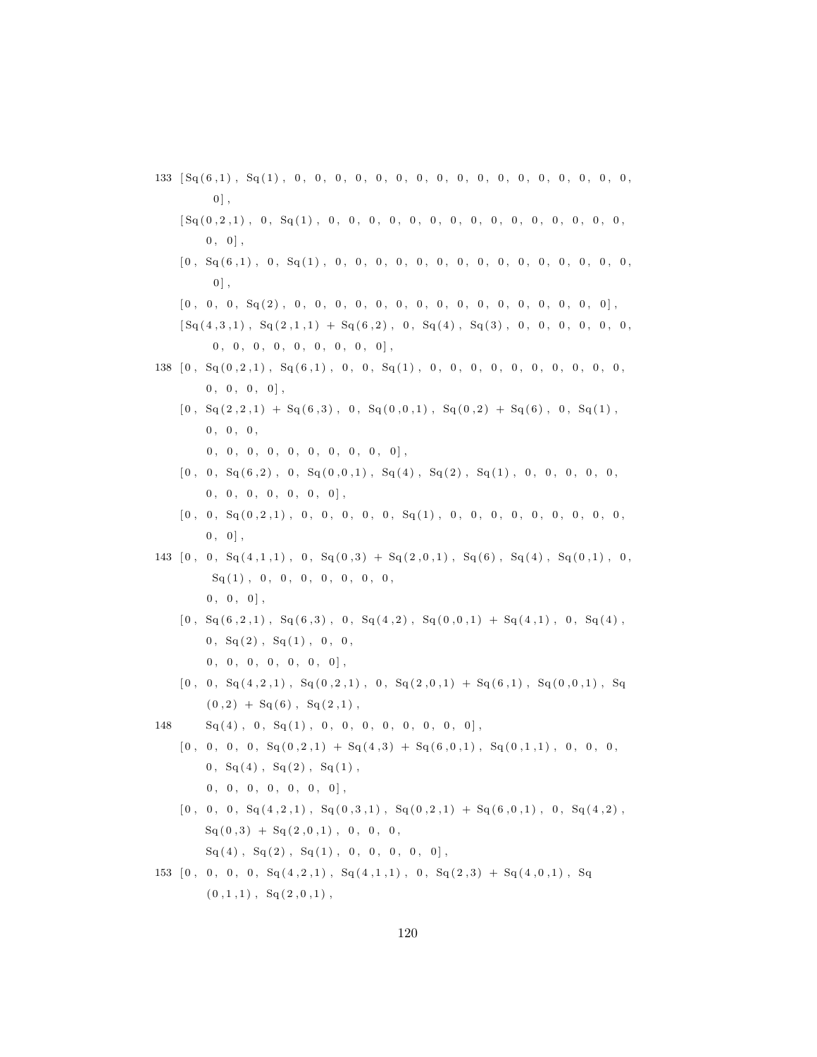```
133 [Sq(6,1), Sq(1), 0, 0, 0, 0, 0, 0, 0, 0, 0, 0, 0, 0, 0, 0, 0, 0, 0,
        0],
    [Sq(0,2,1), 0, Sq(1), 0, 0, 0, 0, 0, 0, 0, 0, 0, 0, 0, 0, 0, 0, 0,
        0, 0],
    [0, Sq(6,1), 0, Sq(1), 0, 0, 0, 0, 0, 0, 0, 0, 0, 0, 0, 0, 0, 0,
        0],
    [0, 0, 0, Sq(2), 0, 0, 0, 0, 0, 0, 0, 0, 0, 0, 0, 0, 0, 0, 0, 0],
    [Sq(4,3,1), Sq(2,1,1) + Sq(6,2), 0, Sq(4), Sq(3), 0, 0, 0, 0, 0, 0,
        0, 0, 0, 0, 0, 0, 0, 0, 0],
138 [0, Sq(0,2,1), Sq(6,1), 0, 0, Sq(1), 0, 0, 0, 0, 0, 0, 0, 0, 0, 0,
        0, 0, 0, 0],
    [0, Sq(2,2,1) + Sq(6,3), 0, Sq(0,0,1), Sq(0,2) + Sq(6), 0, Sq(1),
        0, 0, 0,
        0, 0, 0, 0, 0, 0, 0, 0, 0, 0],
    [0, 0, Sq(6,2), 0, Sq(0,0,1), Sq(4), Sq(2), Sq(1), 0, 0, 0, 0, 0,
        0, 0, 0, 0, 0, 0, 0],
    [0, 0, Sq(0,2,1), 0, 0, 0, 0, 0, Sq(1), 0, 0, 0, 0, 0, 0, 0, 0, 0,
        0, 0],
143 [0, 0, Sq(4,1,1), 0, Sq(0,3) + Sq(2,0,1), Sq(6), Sq(4), Sq(0,1), 0,
        Sq(1), 0, 0, 0, 0, 0, 0, 0,
        0, 0, 0],
    [0, Sq(6,2,1), Sq(6,3), 0, Sq(4,2), Sq(0,0,1) + Sq(4,1), 0, Sq(4),
        0, Sq(2), Sq(1), 0, 0,
        0, 0, 0, 0, 0, 0, 0],
    [0, 0, Sq(4,2,1), Sq(0,2,1), 0, Sq(2,0,1) + Sq(6,1), Sq(0,0,1), Sq
        (0,2) + Sq(6), Sq(2,1),
148     Sq(4), 0, Sq(1), 0, 0, 0, 0, 0, 0, 0, 0],
    [0, 0, 0, 0, Sq(0,2,1) + Sq(4,3) + Sq(6,0,1), Sq(0,1,1), 0, 0, 0,
        0, Sq(4), Sq(2), Sq(1),
        0, 0, 0, 0, 0, 0, 0],
    [0, 0, 0, Sq(4,2,1), Sq(0,3,1), Sq(0,2,1) + Sq(6,0,1), 0, Sq(4,2),
        Sq(0,3) + Sq(2,0,1), 0, 0, 0,
        Sq(4), Sq(2), Sq(1), 0, 0, 0, 0, 0],
153 [0, 0, 0, 0, Sq(4,2,1), Sq(4,1,1), 0, Sq(2,3) + Sq(4,0,1), Sq
        (0,1,1), Sq(2,0,1),
```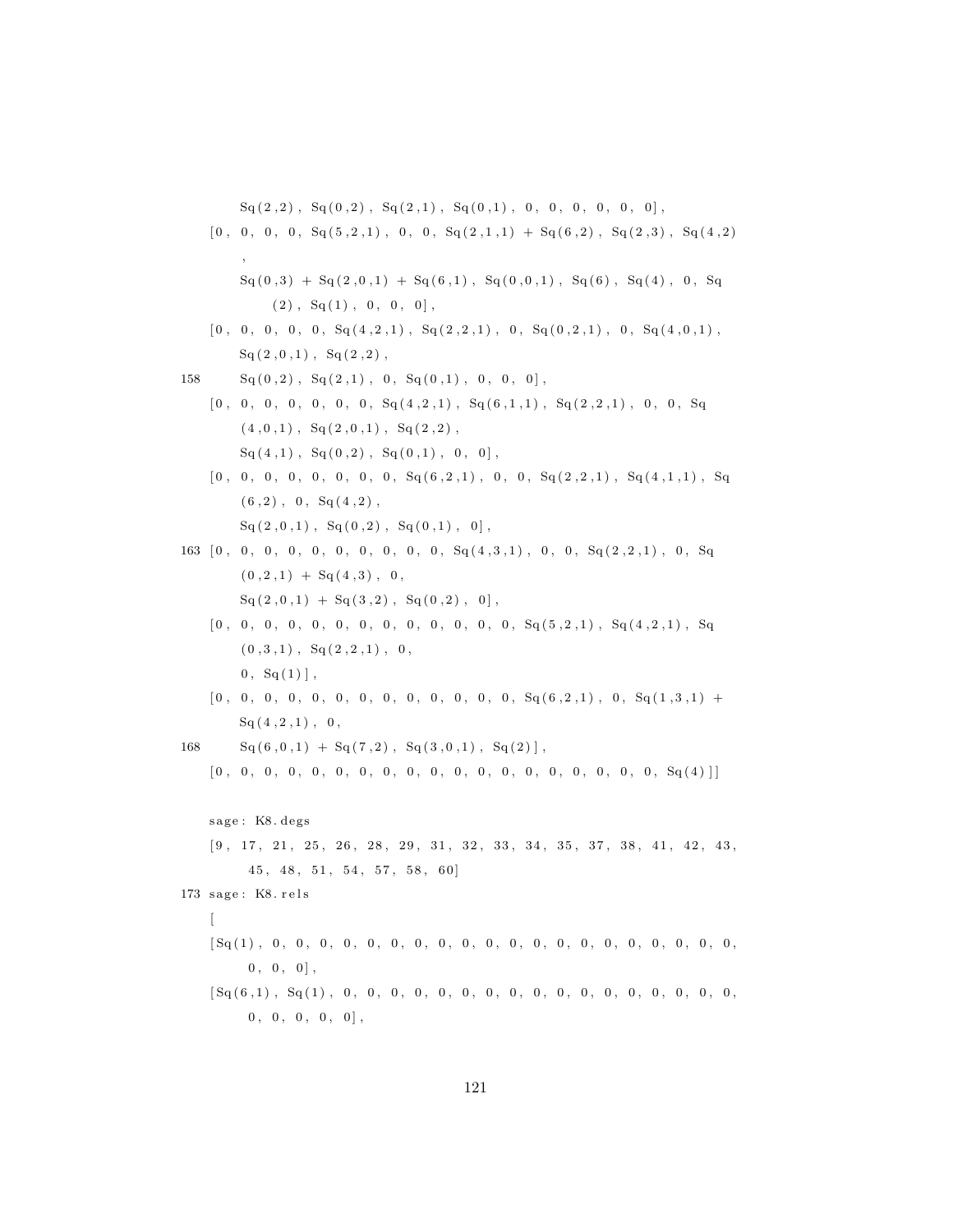```
        Sq(2,2), Sq(0,2), Sq(2,1), Sq(0,1), 0, 0, 0, 0, 0, 0],
    [0, 0, 0, 0, Sq(5,2,1), 0, 0, Sq(2,1,1) + Sq(6,2), Sq(2,3), Sq(4,2)
        ,
        Sq(0,3) + Sq(2,0,1) + Sq(6,1), Sq(0,0,1), Sq(6), Sq(4), 0, Sq
            (2), Sq(1), 0, 0, 0],
    [0, 0, 0, 0, 0, Sq(4,2,1), Sq(2,2,1), 0, Sq(0,2,1), 0, Sq(4,0,1),
        Sq(2,0,1), Sq(2,2),
158     Sq(0,2), Sq(2,1), 0, Sq(0,1), 0, 0, 0],
    [0, 0, 0, 0, 0, 0, 0, Sq(4,2,1), Sq(6,1,1), Sq(2,2,1), 0, 0, Sq
        (4,0,1), Sq(2,0,1), Sq(2,2),
        Sq(4,1), Sq(0,2), Sq(0,1), 0, 0],
    [0, 0, 0, 0, 0, 0, 0, 0, Sq(6,2,1), 0, 0, Sq(2,2,1), Sq(4,1,1), Sq
        (6,2), 0, Sq(4,2),
        Sq(2,0,1), Sq(0,2), Sq(0,1), 0],
163 [0, 0, 0, 0, 0, 0, 0, 0, 0, 0, Sq(4,3,1), 0, 0, Sq(2,2,1), 0, Sq
        (0,2,1) + Sq(4,3), 0,
        Sq(2,0,1) + Sq(3,2), Sq(0,2), 0],
    [0, 0, 0, 0, 0, 0, 0, 0, 0, 0, 0, 0, 0, Sq(5,2,1), Sq(4,2,1), Sq
        (0,3,1), Sq(2,2,1), 0,
        0, Sq(1)],
    [0, 0, 0, 0, 0, 0, 0, 0, 0, 0, 0, 0, 0, Sq(6,2,1), 0, Sq(1,3,1) +
        Sq(4,2,1), 0,
168     Sq(6,0,1) + Sq(7,2), Sq(3,0,1), Sq(2)],
    [0, 0, 0, 0, 0, 0, 0, 0, 0, 0, 0, 0, 0, 0, 0, 0, 0, 0, 0, Sq(4)]]

    sage: K8.degs
    [9, 17, 21, 25, 26, 28, 29, 31, 32, 33, 34, 35, 37, 38, 41, 42, 43,
        45, 48, 51, 54, 57, 58, 60]
173 sage: K8.rels
    [
    [Sq(1), 0, 0, 0, 0, 0, 0, 0, 0, 0, 0, 0, 0, 0, 0, 0, 0, 0, 0, 0, 0,
        0, 0, 0],
    [Sq(6,1), Sq(1), 0, 0, 0, 0, 0, 0, 0, 0, 0, 0, 0, 0, 0, 0, 0, 0, 0,
        0, 0, 0, 0, 0],
```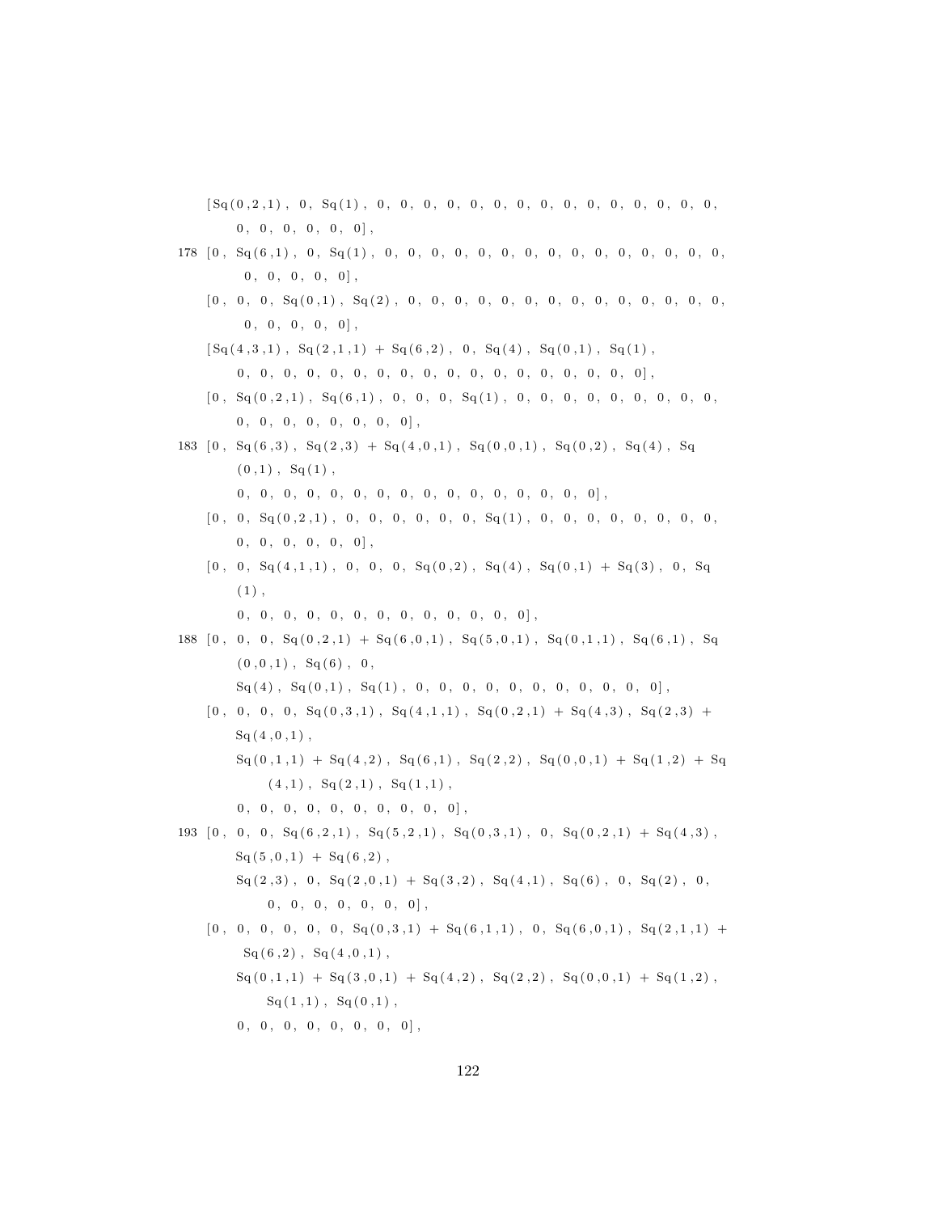```
    [Sq(0,2,1), 0, Sq(1), 0, 0, 0, 0, 0, 0, 0, 0, 0, 0, 0, 0, 0, 0, 0,
        0, 0, 0, 0, 0, 0],
178 [0, Sq(6,1), 0, Sq(1), 0, 0, 0, 0, 0, 0, 0, 0, 0, 0, 0, 0, 0, 0, 0,
        0, 0, 0, 0, 0],
    [0, 0, 0, Sq(0,1), Sq(2), 0, 0, 0, 0, 0, 0, 0, 0, 0, 0, 0, 0, 0, 0,
        0, 0, 0, 0, 0],
    [Sq(4,3,1), Sq(2,1,1) + Sq(6,2), 0, Sq(4), Sq(0,1), Sq(1),
        0, 0, 0, 0, 0, 0, 0, 0, 0, 0, 0, 0, 0, 0, 0, 0, 0, 0],
    [0, Sq(0,2,1), Sq(6,1), 0, 0, 0, Sq(1), 0, 0, 0, 0, 0, 0, 0, 0, 0,
        0, 0, 0, 0, 0, 0, 0, 0],
183 [0, Sq(6,3), Sq(2,3) + Sq(4,0,1), Sq(0,0,1), Sq(0,2), Sq(4), Sq
        (0,1), Sq(1),
        0, 0, 0, 0, 0, 0, 0, 0, 0, 0, 0, 0, 0, 0, 0, 0],
    [0, 0, Sq(0,2,1), 0, 0, 0, 0, 0, 0, Sq(1), 0, 0, 0, 0, 0, 0, 0, 0,
        0, 0, 0, 0, 0, 0],
    [0, 0, Sq(4,1,1), 0, 0, 0, Sq(0,2), Sq(4), Sq(0,1) + Sq(3), 0, Sq
        (1),
        0, 0, 0, 0, 0, 0, 0, 0, 0, 0, 0, 0, 0],
188 [0, 0, 0, Sq(0,2,1) + Sq(6,0,1), Sq(5,0,1), Sq(0,1,1), Sq(6,1), Sq
        (0,0,1), Sq(6), 0,
        Sq(4), Sq(0,1), Sq(1), 0, 0, 0, 0, 0, 0, 0, 0, 0, 0, 0],
    [0, 0, 0, 0, Sq(0,3,1), Sq(4,1,1), Sq(0,2,1) + Sq(4,3), Sq(2,3) +
        Sq(4,0,1),
        Sq(0,1,1) + Sq(4,2), Sq(6,1), Sq(2,2), Sq(0,0,1) + Sq(1,2) + Sq
            (4,1), Sq(2,1), Sq(1,1),
        0, 0, 0, 0, 0, 0, 0, 0, 0, 0],
193 [0, 0, 0, Sq(6,2,1), Sq(5,2,1), Sq(0,3,1), 0, Sq(0,2,1) + Sq(4,3),
        Sq(5,0,1) + Sq(6,2),
        Sq(2,3), 0, Sq(2,0,1) + Sq(3,2), Sq(4,1), Sq(6), 0, Sq(2), 0,
            0, 0, 0, 0, 0, 0, 0],
    [0, 0, 0, 0, 0, 0, Sq(0,3,1) + Sq(6,1,1), 0, Sq(6,0,1), Sq(2,1,1) +
        Sq(6,2), Sq(4,0,1),
        Sq(0,1,1) + Sq(3,0,1) + Sq(4,2), Sq(2,2), Sq(0,0,1) + Sq(1,2),
            Sq(1,1), Sq(0,1),
        0, 0, 0, 0, 0, 0, 0, 0],
```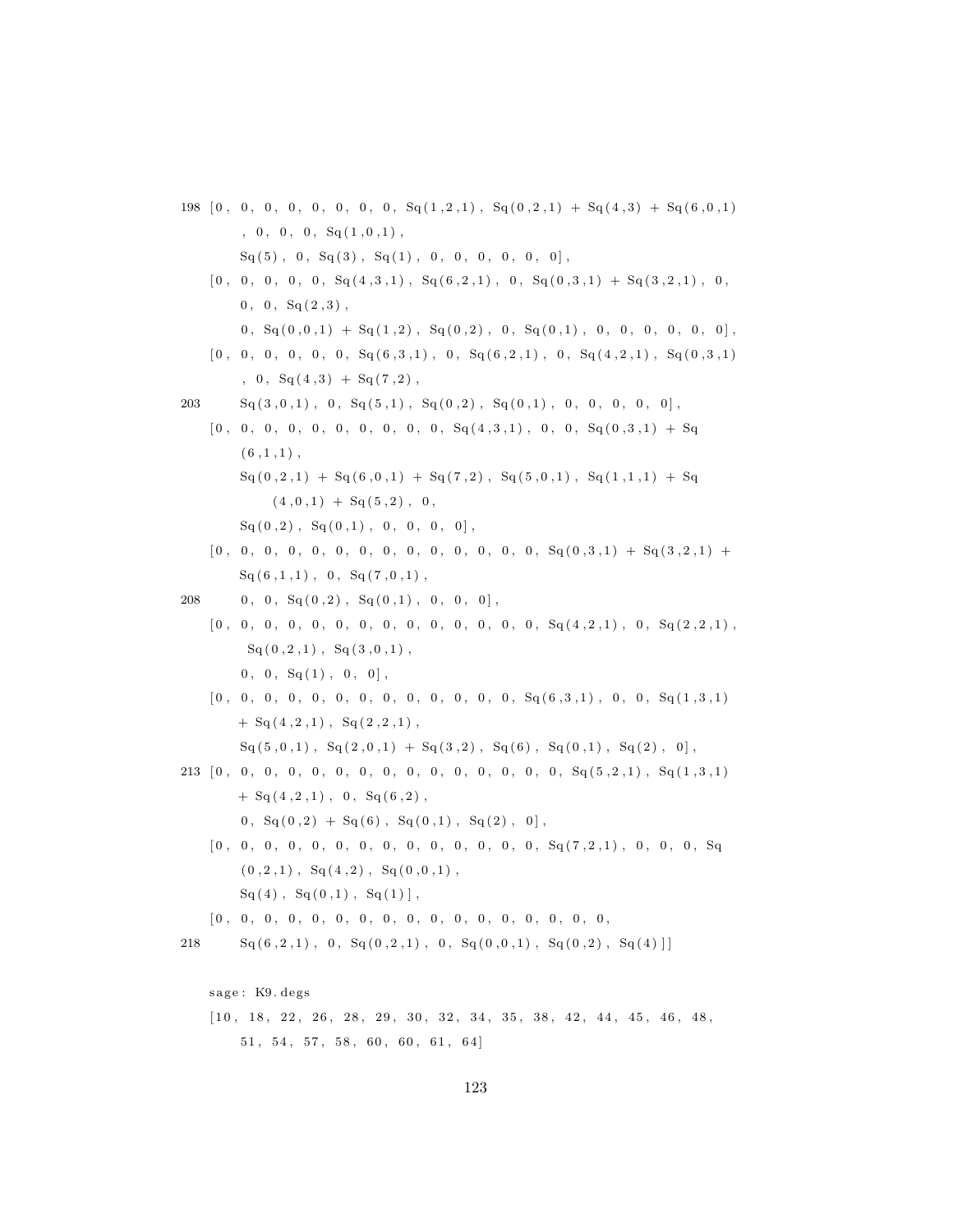```
198 [0, 0, 0, 0, 0, 0, 0, 0, Sq(1,2,1), Sq(0,2,1) + Sq(4,3) + Sq(6,0,1)
        , 0, 0, 0, Sq(1,0,1),
        Sq(5), 0, Sq(3), Sq(1), 0, 0, 0, 0, 0, 0],
    [0, 0, 0, 0, 0, Sq(4,3,1), Sq(6,2,1), 0, Sq(0,3,1) + Sq(3,2,1), 0,
        0, 0, Sq(2,3),
        0, Sq(0,0,1) + Sq(1,2), Sq(0,2), 0, Sq(0,1), 0, 0, 0, 0, 0, 0],
    [0, 0, 0, 0, 0, 0, Sq(6,3,1), 0, Sq(6,2,1), 0, Sq(4,2,1), Sq(0,3,1)
        , 0, Sq(4,3) + Sq(7,2),
203     Sq(3,0,1), 0, Sq(5,1), Sq(0,2), Sq(0,1), 0, 0, 0, 0, 0],
    [0, 0, 0, 0, 0, 0, 0, 0, 0, 0, Sq(4,3,1), 0, 0, Sq(0,3,1) + Sq
        (6,1,1),
        Sq(0,2,1) + Sq(6,0,1) + Sq(7,2), Sq(5,0,1), Sq(1,1,1) + Sq
            (4,0,1) + Sq(5,2), 0,
        Sq(0,2), Sq(0,1), 0, 0, 0, 0],
    [0, 0, 0, 0, 0, 0, 0, 0, 0, 0, 0, 0, 0, 0, Sq(0,3,1) + Sq(3,2,1) +
        Sq(6,1,1), 0, Sq(7,0,1),
208     0, 0, Sq(0,2), Sq(0,1), 0, 0, 0],
    [0, 0, 0, 0, 0, 0, 0, 0, 0, 0, 0, 0, 0, 0, Sq(4,2,1), 0, Sq(2,2,1),
         Sq(0,2,1), Sq(3,0,1),
        0, 0, Sq(1), 0, 0],
    [0, 0, 0, 0, 0, 0, 0, 0, 0, 0, 0, 0, 0, Sq(6,3,1), 0, 0, Sq(1,3,1)
        + Sq(4,2,1), Sq(2,2,1),
        Sq(5,0,1), Sq(2,0,1) + Sq(3,2), Sq(6), Sq(0,1), Sq(2), 0],
213 [0, 0, 0, 0, 0, 0, 0, 0, 0, 0, 0, 0, 0, 0, 0, 0, Sq(5,2,1), Sq(1,3,1)
        + Sq(4,2,1), 0, Sq(6,2),
        0, Sq(0,2) + Sq(6), Sq(0,1), Sq(2), 0],
    [0, 0, 0, 0, 0, 0, 0, 0, 0, 0, 0, 0, 0, 0, Sq(7,2,1), 0, 0, 0, Sq
        (0,2,1), Sq(4,2), Sq(0,0,1),
        Sq(4), Sq(0,1), Sq(1)],
    [0, 0, 0, 0, 0, 0, 0, 0, 0, 0, 0, 0, 0, 0, 0, 0, 0, 0,
218     Sq(6,2,1), 0, Sq(0,2,1), 0, Sq(0,0,1), Sq(0,2), Sq(4)]]

    sage: K9.degs
    [10, 18, 22, 26, 28, 29, 30, 32, 34, 35, 38, 42, 44, 45, 46, 48,
        51, 54, 57, 58, 60, 60, 61, 64]
```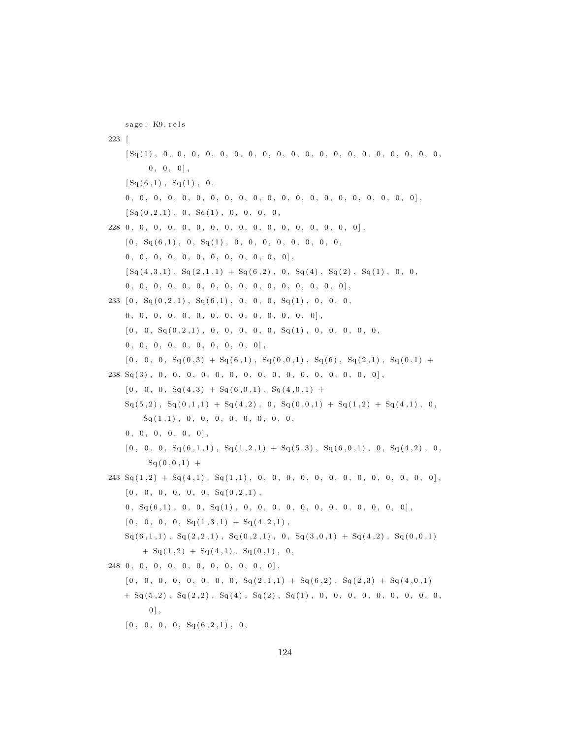```
sage: K9.rels
223 [
    [Sq(1), 0, 0, 0, 0, 0, 0, 0, 0, 0, 0, 0, 0, 0, 0, 0, 0, 0, 0, 0, 0, 0,
         0, 0, 0],
    [Sq(6,1), Sq(1), 0,
    0, 0, 0, 0, 0, 0, 0, 0, 0, 0, 0, 0, 0, 0, 0, 0, 0, 0, 0, 0],
    [Sq(0,2,1), 0, Sq(1), 0, 0, 0, 0,
228 0, 0, 0, 0, 0, 0, 0, 0, 0, 0, 0, 0, 0, 0, 0, 0, 0, 0],
    [0, Sq(6,1), 0, Sq(1), 0, 0, 0, 0, 0, 0, 0, 0,
    0, 0, 0, 0, 0, 0, 0, 0, 0, 0, 0, 0, 0],
    [Sq(4,3,1), Sq(2,1,1) + Sq(6,2), 0, Sq(4), Sq(2), Sq(1), 0, 0,
    0, 0, 0, 0, 0, 0, 0, 0, 0, 0, 0, 0, 0, 0, 0, 0, 0],
233 [0, Sq(0,2,1), Sq(6,1), 0, 0, 0, Sq(1), 0, 0, 0,
    0, 0, 0, 0, 0, 0, 0, 0, 0, 0, 0, 0, 0, 0, 0],
    [0, 0, Sq(0,2,1), 0, 0, 0, 0, 0, Sq(1), 0, 0, 0, 0, 0,
    0, 0, 0, 0, 0, 0, 0, 0, 0, 0, 0],
    [0, 0, 0, Sq(0,3) + Sq(6,1), Sq(0,0,1), Sq(6), Sq(2,1), Sq(0,1) +
238 Sq(3), 0, 0, 0, 0, 0, 0, 0, 0, 0, 0, 0, 0, 0, 0, 0, 0, 0],
    [0, 0, 0, Sq(4,3) + Sq(6,0,1), Sq(4,0,1) +
    Sq(5,2), Sq(0,1,1) + Sq(4,2), 0, Sq(0,0,1) + Sq(1,2) + Sq(4,1), 0,
        Sq(1,1), 0, 0, 0, 0, 0, 0, 0, 0, 0,
    0, 0, 0, 0, 0, 0],
    [0, 0, 0, Sq(6,1,1), Sq(1,2,1) + Sq(5,3), Sq(6,0,1), 0, Sq(4,2), 0,
         Sq(0,0,1) +
243 Sq(1,2) + Sq(4,1), Sq(1,1), 0, 0, 0, 0, 0, 0, 0, 0, 0, 0, 0, 0, 0],
    [0, 0, 0, 0, 0, 0, Sq(0,2,1),
    0, Sq(6,1), 0, 0, Sq(1), 0, 0, 0, 0, 0, 0, 0, 0, 0, 0, 0, 0, 0],
    [0, 0, 0, 0, Sq(1,3,1) + Sq(4,2,1),
    Sq(6,1,1), Sq(2,2,1), Sq(0,2,1), 0, Sq(3,0,1) + Sq(4,2), Sq(0,0,1)
        + Sq(1,2) + Sq(4,1), Sq(0,1), 0,
248 0, 0, 0, 0, 0, 0, 0, 0, 0, 0, 0, 0],
    [0, 0, 0, 0, 0, 0, 0, 0, Sq(2,1,1) + Sq(6,2), Sq(2,3) + Sq(4,0,1)
    + Sq(5,2), Sq(2,2), Sq(4), Sq(2), Sq(1), 0, 0, 0, 0, 0, 0, 0, 0, 0,
         0],
    [0, 0, 0, 0, Sq(6,2,1), 0,
```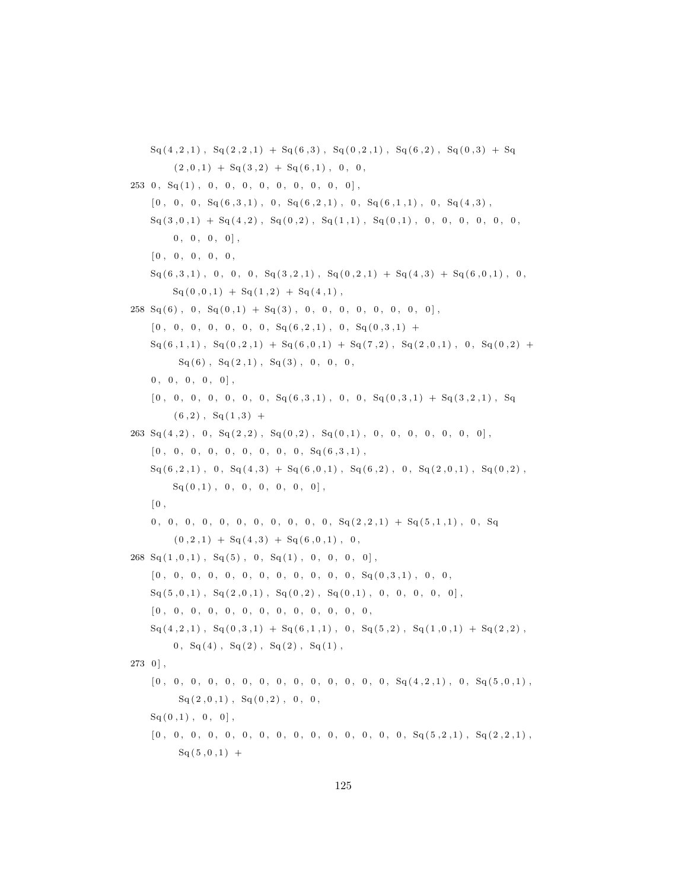```
    Sq(4,2,1), Sq(2,2,1) + Sq(6,3), Sq(0,2,1), Sq(6,2), Sq(0,3) + Sq
        (2,0,1) + Sq(3,2) + Sq(6,1), 0, 0,
253 0, Sq(1), 0, 0, 0, 0, 0, 0, 0, 0, 0],
    [0, 0, 0, Sq(6,3,1), 0, Sq(6,2,1), 0, Sq(6,1,1), 0, Sq(4,3),
    Sq(3,0,1) + Sq(4,2), Sq(0,2), Sq(1,1), Sq(0,1), 0, 0, 0, 0, 0, 0,
        0, 0, 0, 0],
    [0, 0, 0, 0, 0,
    Sq(6,3,1), 0, 0, 0, Sq(3,2,1), Sq(0,2,1) + Sq(4,3) + Sq(6,0,1), 0,
        Sq(0,0,1) + Sq(1,2) + Sq(4,1),
258 Sq(6), 0, Sq(0,1) + Sq(3), 0, 0, 0, 0, 0, 0, 0, 0],
    [0, 0, 0, 0, 0, 0, 0, 0, Sq(6,2,1), 0, Sq(0,3,1) +
    Sq(6,1,1), Sq(0,2,1) + Sq(6,0,1) + Sq(7,2), Sq(2,0,1), 0, Sq(0,2) +
         Sq(6), Sq(2,1), Sq(3), 0, 0, 0,
    0, 0, 0, 0, 0],
    [0, 0, 0, 0, 0, 0, 0, 0, Sq(6,3,1), 0, 0, Sq(0,3,1) + Sq(3,2,1), Sq
        (6,2), Sq(1,3) +
263 Sq(4,2), 0, Sq(2,2), Sq(0,2), Sq(0,1), 0, 0, 0, 0, 0, 0, 0],
    [0, 0, 0, 0, 0, 0, 0, 0, 0, 0, Sq(6,3,1),
    Sq(6,2,1), 0, Sq(4,3) + Sq(6,0,1), Sq(6,2), 0, Sq(2,0,1), Sq(0,2),
        Sq(0,1), 0, 0, 0, 0, 0, 0],
    [0,
    0, 0, 0, 0, 0, 0, 0, 0, 0, 0, 0, Sq(2,2,1) + Sq(5,1,1), 0, Sq
        (0,2,1) + Sq(4,3) + Sq(6,0,1), 0,
268 Sq(1,0,1), Sq(5), 0, Sq(1), 0, 0, 0, 0],
    [0, 0, 0, 0, 0, 0, 0, 0, 0, 0, 0, 0, 0, Sq(0,3,1), 0, 0,
    Sq(5,0,1), Sq(2,0,1), Sq(0,2), Sq(0,1), 0, 0, 0, 0, 0],
    [0, 0, 0, 0, 0, 0, 0, 0, 0, 0, 0, 0, 0, 0,
    Sq(4,2,1), Sq(0,3,1) + Sq(6,1,1), 0, Sq(5,2), Sq(1,0,1) + Sq(2,2),
        0, Sq(4), Sq(2), Sq(2), Sq(1),
273 0],
    [0, 0, 0, 0, 0, 0, 0, 0, 0, 0, 0, 0, 0, 0, 0, Sq(4,2,1), 0, Sq(5,0,1),
         Sq(2,0,1), Sq(0,2), 0, 0,
    Sq(0,1), 0, 0],
    [0, 0, 0, 0, 0, 0, 0, 0, 0, 0, 0, 0, 0, 0, 0, 0, Sq(5,2,1), Sq(2,2,1),
         Sq(5,0,1) +
```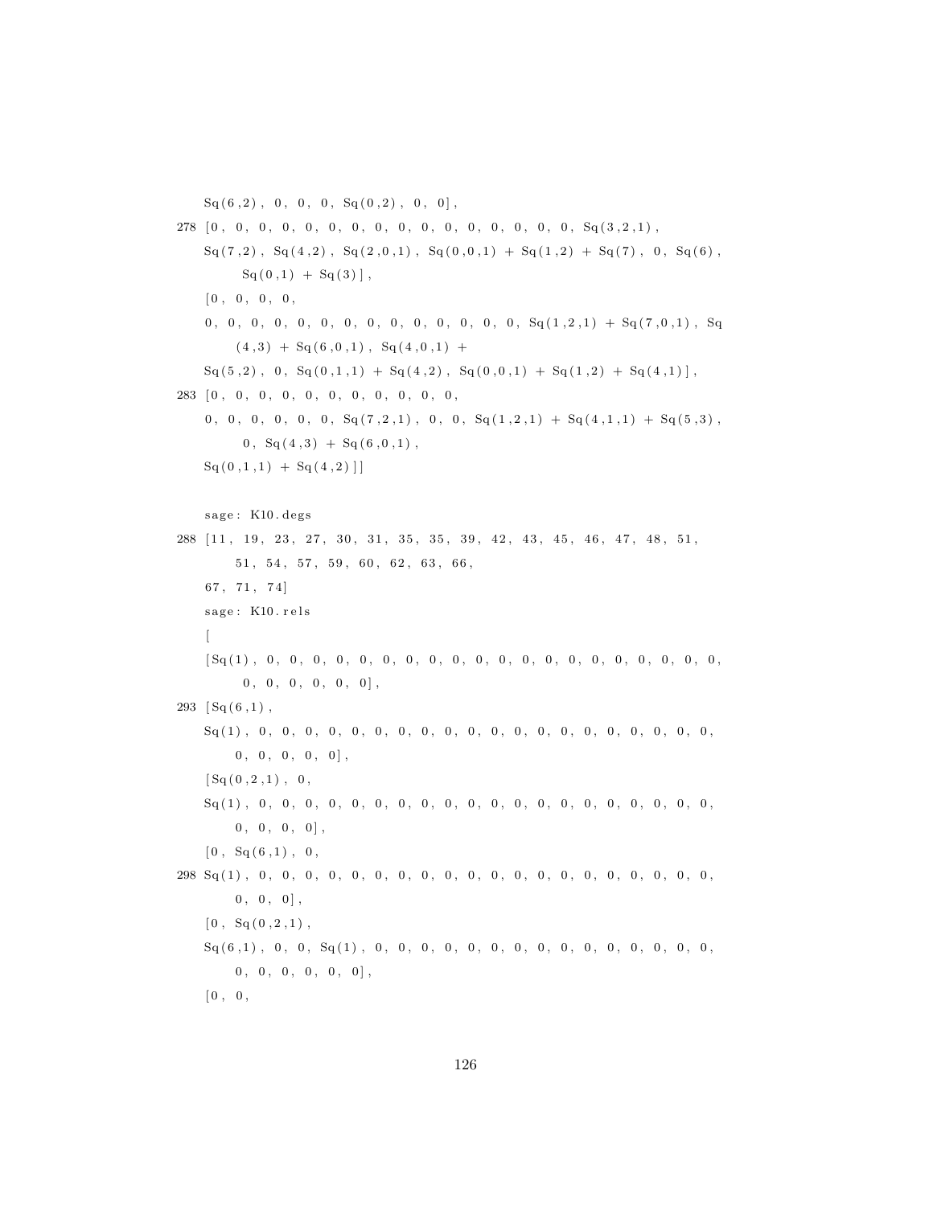```
    Sq(6,2), 0, 0, 0, Sq(0,2), 0, 0],
278 [0, 0, 0, 0, 0, 0, 0, 0, 0, 0, 0, 0, 0, 0, 0, 0, Sq(3,2,1),
    Sq(7,2), Sq(4,2), Sq(2,0,1), Sq(0,0,1) + Sq(1,2) + Sq(7), 0, Sq(6),
        Sq(0,1) + Sq(3)],
    [0, 0, 0, 0,
    0, 0, 0, 0, 0, 0, 0, 0, 0, 0, 0, 0, 0, 0, Sq(1,2,1) + Sq(7,0,1), Sq
        (4,3) + Sq(6,0,1), Sq(4,0,1) +
    Sq(5,2), 0, Sq(0,1,1) + Sq(4,2), Sq(0,0,1) + Sq(1,2) + Sq(4,1)],
283 [0, 0, 0, 0, 0, 0, 0, 0, 0, 0, 0, 0, 0,
    0, 0, 0, 0, 0, 0, Sq(7,2,1), 0, 0, Sq(1,2,1) + Sq(4,1,1) + Sq(5,3),
        0, Sq(4,3) + Sq(6,0,1),
    Sq(0,1,1) + Sq(4,2)]]


    sage: K10.degs
288 [11, 19, 23, 27, 30, 31, 35, 35, 39, 42, 43, 45, 46, 47, 48, 51,
        51, 54, 57, 59, 60, 62, 63, 66,
    67, 71, 74]
    sage: K10.rels
    [
    [Sq(1), 0, 0, 0, 0, 0, 0, 0, 0, 0, 0, 0, 0, 0, 0, 0, 0, 0, 0, 0, 0,
        0, 0, 0, 0, 0, 0],
293 [Sq(6,1),
    Sq(1), 0, 0, 0, 0, 0, 0, 0, 0, 0, 0, 0, 0, 0, 0, 0, 0, 0, 0, 0, 0,
        0, 0, 0, 0, 0],
    [Sq(0,2,1), 0,
    Sq(1), 0, 0, 0, 0, 0, 0, 0, 0, 0, 0, 0, 0, 0, 0, 0, 0, 0, 0, 0, 0,
        0, 0, 0, 0],
    [0, Sq(6,1), 0,
298 Sq(1), 0, 0, 0, 0, 0, 0, 0, 0, 0, 0, 0, 0, 0, 0, 0, 0, 0, 0, 0, 0,
        0, 0, 0],
    [0, Sq(0,2,1),
    Sq(6,1), 0, 0, Sq(1), 0, 0, 0, 0, 0, 0, 0, 0, 0, 0, 0, 0, 0, 0, 0,
        0, 0, 0, 0, 0, 0],
    [0, 0,
```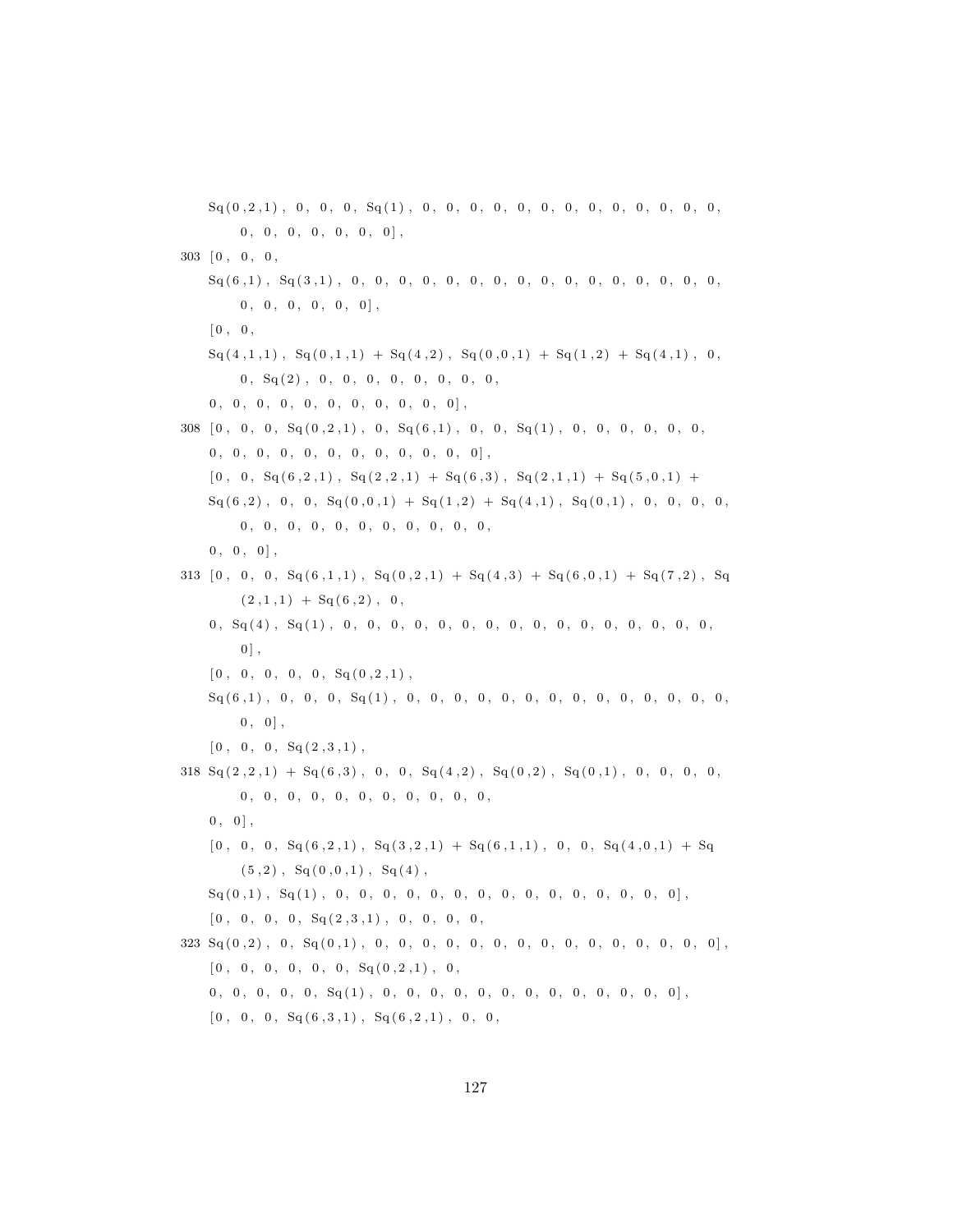```
    Sq(0,2,1), 0, 0, 0, Sq(1), 0, 0, 0, 0, 0, 0, 0, 0, 0, 0, 0, 0, 0,
         0, 0, 0, 0, 0, 0, 0],
303 [0, 0, 0,
    Sq(6,1), Sq(3,1), 0, 0, 0, 0, 0, 0, 0, 0, 0, 0, 0, 0, 0, 0, 0, 0,
         0, 0, 0, 0, 0, 0],
    [0, 0,
    Sq(4,1,1), Sq(0,1,1) + Sq(4,2), Sq(0,0,1) + Sq(1,2) + Sq(4,1), 0,
         0, Sq(2), 0, 0, 0, 0, 0, 0, 0, 0,
    0, 0, 0, 0, 0, 0, 0, 0, 0, 0, 0],
308 [0, 0, 0, Sq(0,2,1), 0, Sq(6,1), 0, 0, Sq(1), 0, 0, 0, 0, 0, 0,
    0, 0, 0, 0, 0, 0, 0, 0, 0, 0, 0, 0],
    [0, 0, Sq(6,2,1), Sq(2,2,1) + Sq(6,3), Sq(2,1,1) + Sq(5,0,1) +
    Sq(6,2), 0, 0, Sq(0,0,1) + Sq(1,2) + Sq(4,1), Sq(0,1), 0, 0, 0, 0,
         0, 0, 0, 0, 0, 0, 0, 0, 0, 0, 0,
    0, 0, 0],
313 [0, 0, 0, Sq(6,1,1), Sq(0,2,1) + Sq(4,3) + Sq(6,0,1) + Sq(7,2), Sq
         (2,1,1) + Sq(6,2), 0,
    0, Sq(4), Sq(1), 0, 0, 0, 0, 0, 0, 0, 0, 0, 0, 0, 0, 0, 0, 0, 0,
         0],
    [0, 0, 0, 0, 0, Sq(0,2,1),
    Sq(6,1), 0, 0, 0, Sq(1), 0, 0, 0, 0, 0, 0, 0, 0, 0, 0, 0, 0, 0,
         0, 0],
    [0, 0, 0, Sq(2,3,1),
318 Sq(2,2,1) + Sq(6,3), 0, 0, Sq(4,2), Sq(0,2), Sq(0,1), 0, 0, 0, 0,
         0, 0, 0, 0, 0, 0, 0, 0, 0, 0, 0, 0,
    0, 0],
    [0, 0, 0, Sq(6,2,1), Sq(3,2,1) + Sq(6,1,1), 0, 0, Sq(4,0,1) + Sq
         (5,2), Sq(0,0,1), Sq(4),
    Sq(0,1), Sq(1), 0, 0, 0, 0, 0, 0, 0, 0, 0, 0, 0, 0, 0, 0],
    [0, 0, 0, 0, Sq(2,3,1), 0, 0, 0, 0,
323 Sq(0,2), 0, Sq(0,1), 0, 0, 0, 0, 0, 0, 0, 0, 0, 0, 0, 0, 0, 0, 0],
    [0, 0, 0, 0, 0, 0, Sq(0,2,1), 0,
    0, 0, 0, 0, 0, Sq(1), 0, 0, 0, 0, 0, 0, 0, 0, 0, 0, 0, 0, 0],
    [0, 0, 0, Sq(6,3,1), Sq(6,2,1), 0, 0,
```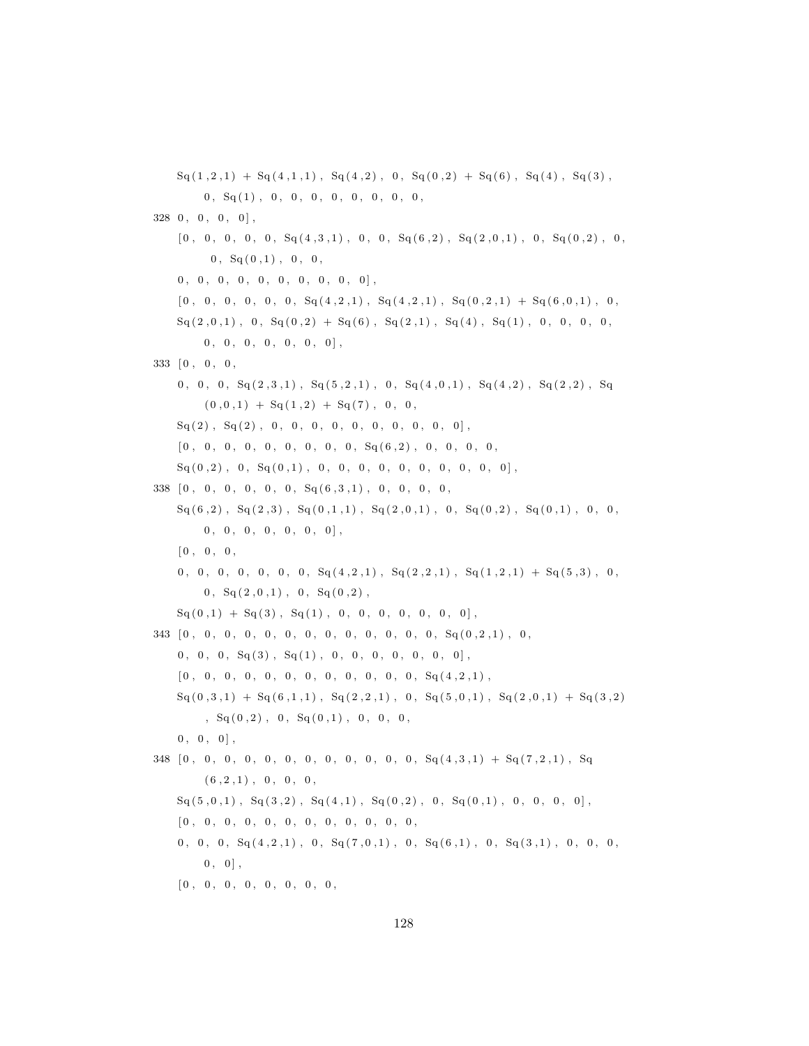```
    Sq(1,2,1) + Sq(4,1,1), Sq(4,2), 0, Sq(0,2) + Sq(6), Sq(4), Sq(3),
        0, Sq(1), 0, 0, 0, 0, 0, 0, 0, 0,
328 0, 0, 0, 0],
    [0, 0, 0, 0, 0, Sq(4,3,1), 0, 0, Sq(6,2), Sq(2,0,1), 0, Sq(0,2), 0,
         0, Sq(0,1), 0, 0,
    0, 0, 0, 0, 0, 0, 0, 0, 0, 0],
    [0, 0, 0, 0, 0, 0, Sq(4,2,1), Sq(4,2,1), Sq(0,2,1) + Sq(6,0,1), 0,
    Sq(2,0,1), 0, Sq(0,2) + Sq(6), Sq(2,1), Sq(4), Sq(1), 0, 0, 0, 0,
        0, 0, 0, 0, 0, 0, 0, 0],
333 [0, 0, 0,
    0, 0, 0, Sq(2,3,1), Sq(5,2,1), 0, Sq(4,0,1), Sq(4,2), Sq(2,2), Sq
        (0,0,1) + Sq(1,2) + Sq(7), 0, 0,
    Sq(2), Sq(2), 0, 0, 0, 0, 0, 0, 0, 0, 0, 0],
    [0, 0, 0, 0, 0, 0, 0, 0, 0, 0, Sq(6,2), 0, 0, 0, 0,
    Sq(0,2), 0, Sq(0,1), 0, 0, 0, 0, 0, 0, 0, 0, 0, 0],
338 [0, 0, 0, 0, 0, 0, Sq(6,3,1), 0, 0, 0, 0,
    Sq(6,2), Sq(2,3), Sq(0,1,1), Sq(2,0,1), 0, Sq(0,2), Sq(0,1), 0, 0,
        0, 0, 0, 0, 0, 0, 0, 0],
    [0, 0, 0,
    0, 0, 0, 0, 0, 0, 0, Sq(4,2,1), Sq(2,2,1), Sq(1,2,1) + Sq(5,3), 0,
        0, Sq(2,0,1), 0, Sq(0,2),
    Sq(0,1) + Sq(3), Sq(1), 0, 0, 0, 0, 0, 0, 0, 0],
343 [0, 0, 0, 0, 0, 0, 0, 0, 0, 0, 0, 0, 0, 0, Sq(0,2,1), 0,
    0, 0, 0, Sq(3), Sq(1), 0, 0, 0, 0, 0, 0, 0, 0],
    [0, 0, 0, 0, 0, 0, 0, 0, 0, 0, 0, 0, 0, Sq(4,2,1),
    Sq(0,3,1) + Sq(6,1,1), Sq(2,2,1), 0, Sq(5,0,1), Sq(2,0,1) + Sq(3,2)
        , Sq(0,2), 0, Sq(0,1), 0, 0, 0,
    0, 0, 0],
348 [0, 0, 0, 0, 0, 0, 0, 0, 0, 0, 0, 0, 0, Sq(4,3,1) + Sq(7,2,1), Sq
        (6,2,1), 0, 0, 0,
    Sq(5,0,1), Sq(3,2), Sq(4,1), Sq(0,2), 0, Sq(0,1), 0, 0, 0, 0],
    [0, 0, 0, 0, 0, 0, 0, 0, 0, 0, 0, 0, 0,
    0, 0, 0, Sq(4,2,1), 0, Sq(7,0,1), 0, Sq(6,1), 0, Sq(3,1), 0, 0, 0,
        0, 0],
    [0, 0, 0, 0, 0, 0, 0, 0,
```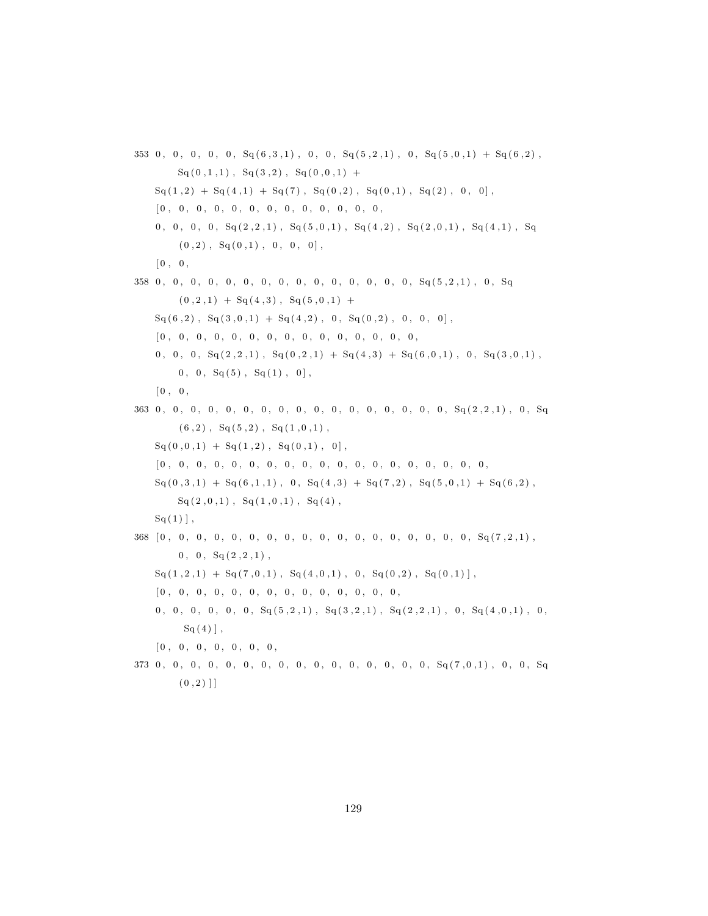```
353 0, 0, 0, 0, 0, Sq(6,3,1), 0, 0, Sq(5,2,1), 0, Sq(5,0,1) + Sq(6,2),
        Sq(0,1,1), Sq(3,2), Sq(0,0,1) +
    Sq(1,2) + Sq(4,1) + Sq(7), Sq(0,2), Sq(0,1), Sq(2), 0, 0],
    [0, 0, 0, 0, 0, 0, 0, 0, 0, 0, 0, 0, 0,
    0, 0, 0, 0, Sq(2,2,1), Sq(5,0,1), Sq(4,2), Sq(2,0,1), Sq(4,1), Sq
        (0,2), Sq(0,1), 0, 0, 0],
    [0, 0,
358 0, 0, 0, 0, 0, 0, 0, 0, 0, 0, 0, 0, 0, 0, 0, Sq(5,2,1), 0, Sq
        (0,2,1) + Sq(4,3), Sq(5,0,1) +
    Sq(6,2), Sq(3,0,1) + Sq(4,2), 0, Sq(0,2), 0, 0, 0],
    [0, 0, 0, 0, 0, 0, 0, 0, 0, 0, 0, 0, 0, 0, 0, 0, 0,
    0, 0, 0, Sq(2,2,1), Sq(0,2,1) + Sq(4,3) + Sq(6,0,1), 0, Sq(3,0,1),
        0, 0, Sq(5), Sq(1), 0],
    [0, 0,
363 0, 0, 0, 0, 0, 0, 0, 0, 0, 0, 0, 0, 0, 0, 0, 0, 0, Sq(2,2,1), 0, Sq
        (6,2), Sq(5,2), Sq(1,0,1),
    Sq(0,0,1) + Sq(1,2), Sq(0,1), 0],
    [0, 0, 0, 0, 0, 0, 0, 0, 0, 0, 0, 0, 0, 0, 0, 0, 0, 0, 0, 0,
    Sq(0,3,1) + Sq(6,1,1), 0, Sq(4,3) + Sq(7,2), Sq(5,0,1) + Sq(6,2),
        Sq(2,0,1), Sq(1,0,1), Sq(4),
    Sq(1)],
368 [0, 0, 0, 0, 0, 0, 0, 0, 0, 0, 0, 0, 0, 0, 0, 0, 0, 0, 0, Sq(7,2,1),
        0, 0, Sq(2,2,1),
    Sq(1,2,1) + Sq(7,0,1), Sq(4,0,1), 0, Sq(0,2), Sq(0,1)],
    [0, 0, 0, 0, 0, 0, 0, 0, 0, 0, 0, 0, 0, 0, 0,
    0, 0, 0, 0, 0, 0, Sq(5,2,1), Sq(3,2,1), Sq(2,2,1), 0, Sq(4,0,1), 0,
         Sq(4)],
    [0, 0, 0, 0, 0, 0, 0, 0,
373 0, 0, 0, 0, 0, 0, 0, 0, 0, 0, 0, 0, 0, 0, 0, 0, Sq(7,0,1), 0, 0, Sq
        (0,2)]]
```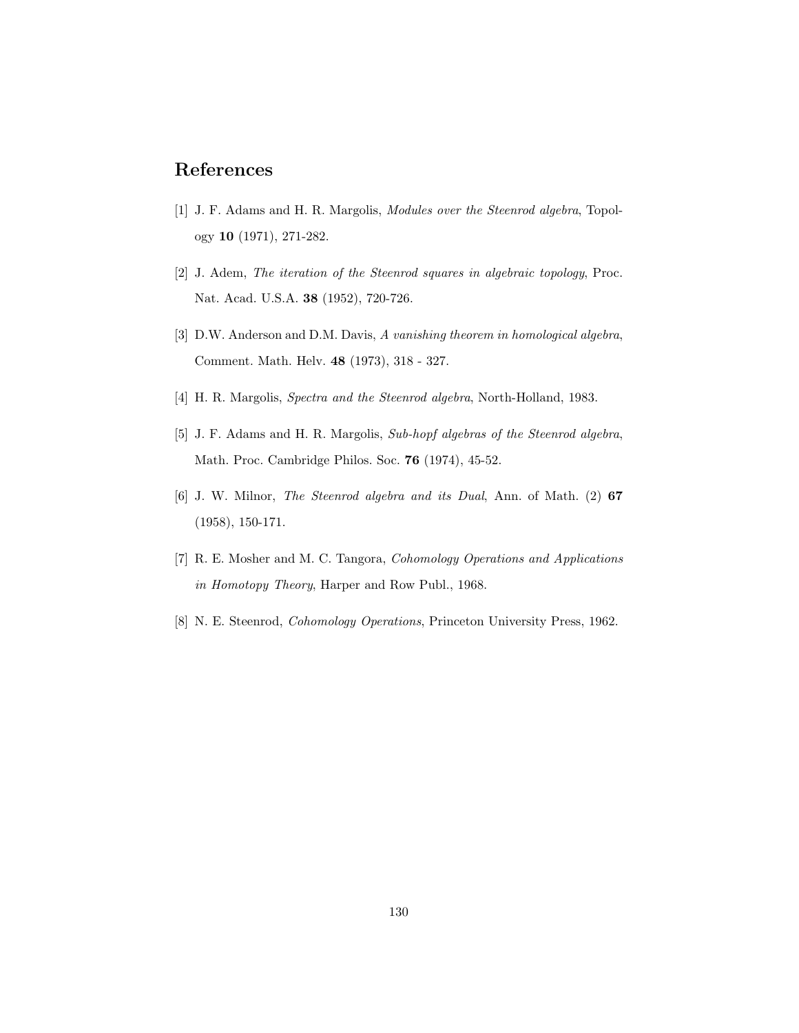## References

[1] J. F. Adams and H. R. Margolis, *Modules over the Steenrod algebra*, Topology **10** (1971), 271-282.

[2] J. Adem, *The iteration of the Steenrod squares in algebraic topology*, Proc. Nat. Acad. U.S.A. **38** (1952), 720-726.

[3] D.W. Anderson and D.M. Davis, *A vanishing theorem in homological algebra*, Comment. Math. Helv. **48** (1973), 318 - 327.

[4] H. R. Margolis, *Spectra and the Steenrod algebra*, North-Holland, 1983.

[5] J. F. Adams and H. R. Margolis, *Sub-hopf algebras of the Steenrod algebra*, Math. Proc. Cambridge Philos. Soc. **76** (1974), 45-52.

[6] J. W. Milnor, *The Steenrod algebra and its Dual*, Ann. of Math. (2) **67** (1958), 150-171.

[7] R. E. Mosher and M. C. Tangora, *Cohomology Operations and Applications in Homotopy Theory*, Harper and Row Publ., 1968.

[8] N. E. Steenrod, *Cohomology Operations*, Princeton University Press, 1962.